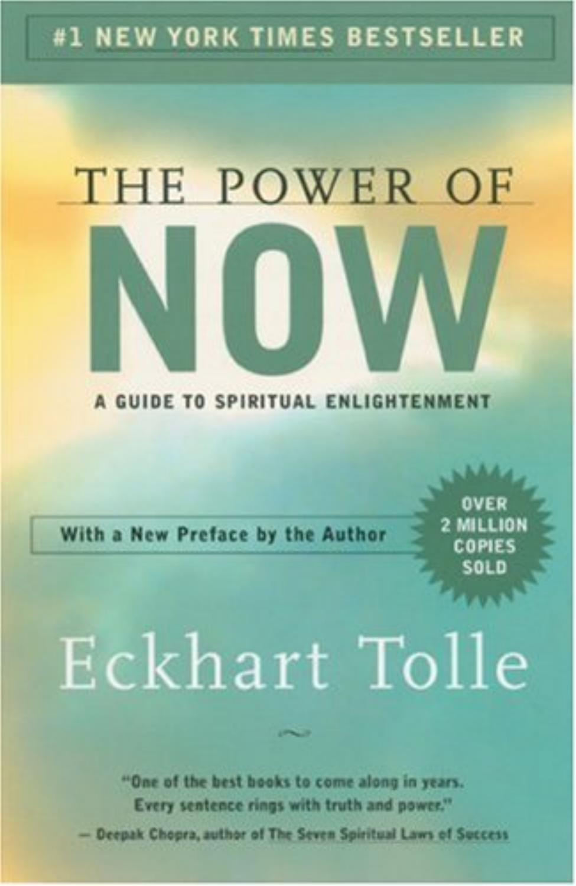#1 NEW YORK TIMES BESTSELLER

# THE POWER OF NOW

**A GUIDE TO SPIRITUAL ENLIGHTENMENT**

**With a New Preface by the Author**

**OVER 2 MILLION COPIES SOLD**

## Eckhart Tolle

"One of the best books to come along in years. Every sentence rings with truth and power."
— Deepak Chopra, author of The Seven Spiritual Laws of Success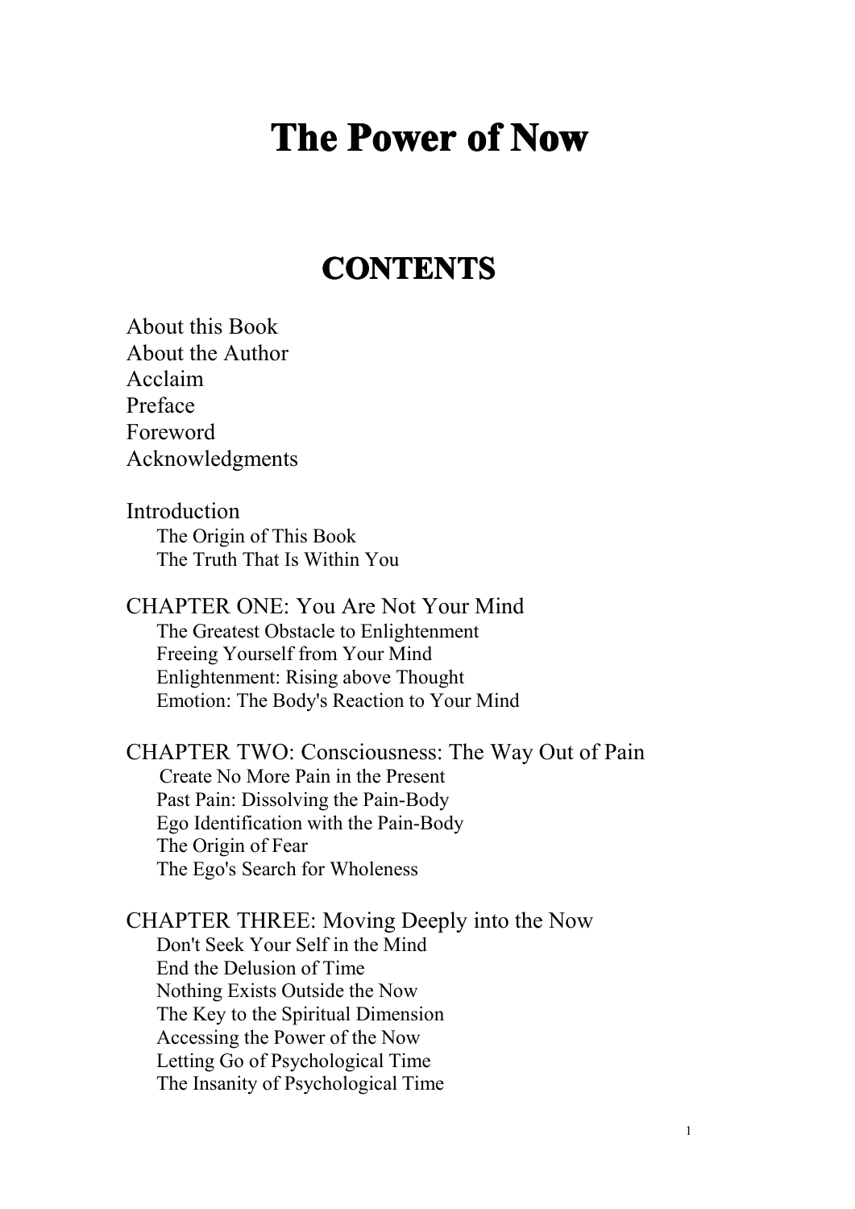# The Power of Now

## CONTENTS

About this Book
About the Author
Acclaim
Preface
Foreword
Acknowledgments

Introduction
- The Origin of This Book
- The Truth That Is Within You

CHAPTER ONE: You Are Not Your Mind
- The Greatest Obstacle to Enlightenment
- Freeing Yourself from Your Mind
- Enlightenment: Rising above Thought
- Emotion: The Body's Reaction to Your Mind

CHAPTER TWO: Consciousness: The Way Out of Pain
- Create No More Pain in the Present
- Past Pain: Dissolving the Pain-Body
- Ego Identification with the Pain-Body
- The Origin of Fear
- The Ego's Search for Wholeness

CHAPTER THREE: Moving Deeply into the Now
- Don't Seek Your Self in the Mind
- End the Delusion of Time
- Nothing Exists Outside the Now
- The Key to the Spiritual Dimension
- Accessing the Power of the Now
- Letting Go of Psychological Time
- The Insanity of Psychological Time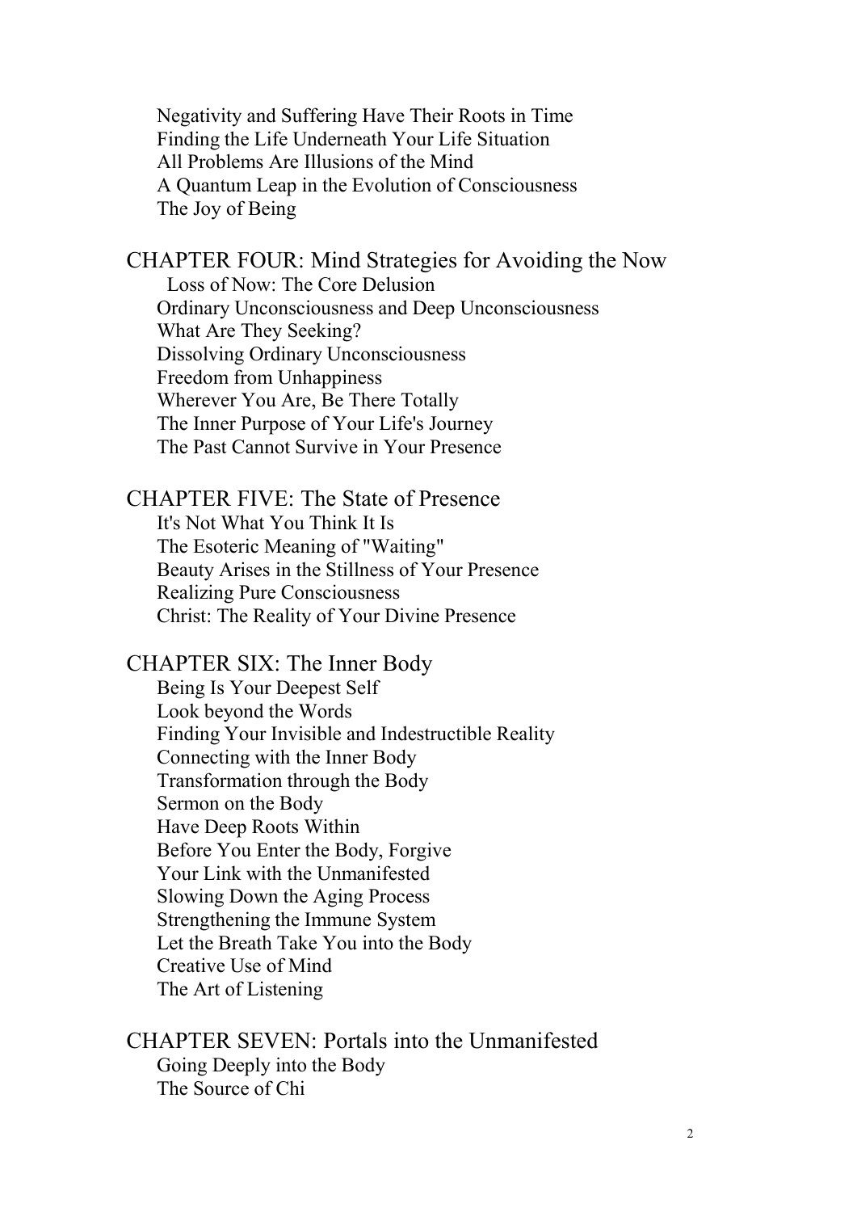Negativity and Suffering Have Their Roots in Time
Finding the Life Underneath Your Life Situation
All Problems Are Illusions of the Mind
A Quantum Leap in the Evolution of Consciousness
The Joy of Being

## CHAPTER FOUR: Mind Strategies for Avoiding the Now

Loss of Now: The Core Delusion
Ordinary Unconsciousness and Deep Unconsciousness
What Are They Seeking?
Dissolving Ordinary Unconsciousness
Freedom from Unhappiness
Wherever You Are, Be There Totally
The Inner Purpose of Your Life's Journey
The Past Cannot Survive in Your Presence

## CHAPTER FIVE: The State of Presence

It's Not What You Think It Is
The Esoteric Meaning of "Waiting"
Beauty Arises in the Stillness of Your Presence
Realizing Pure Consciousness
Christ: The Reality of Your Divine Presence

## CHAPTER SIX: The Inner Body

Being Is Your Deepest Self
Look beyond the Words
Finding Your Invisible and Indestructible Reality
Connecting with the Inner Body
Transformation through the Body
Sermon on the Body
Have Deep Roots Within
Before You Enter the Body, Forgive
Your Link with the Unmanifested
Slowing Down the Aging Process
Strengthening the Immune System
Let the Breath Take You into the Body
Creative Use of Mind
The Art of Listening

## CHAPTER SEVEN: Portals into the Unmanifested

Going Deeply into the Body
The Source of Chi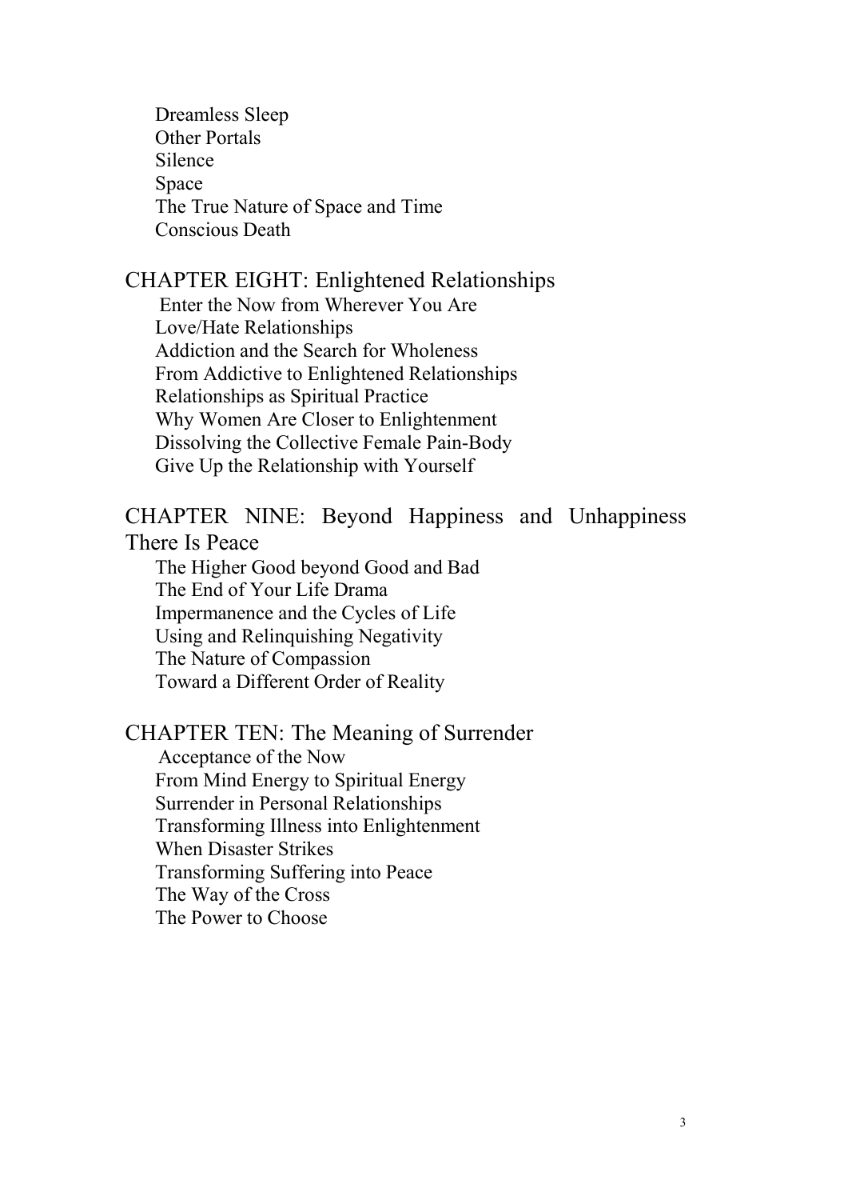Dreamless Sleep
Other Portals
Silence
Space
The True Nature of Space and Time
Conscious Death

## CHAPTER EIGHT: Enlightened Relationships

Enter the Now from Wherever You Are
Love/Hate Relationships
Addiction and the Search for Wholeness
From Addictive to Enlightened Relationships
Relationships as Spiritual Practice
Why Women Are Closer to Enlightenment
Dissolving the Collective Female Pain-Body
Give Up the Relationship with Yourself

## CHAPTER NINE: Beyond Happiness and Unhappiness There Is Peace

The Higher Good beyond Good and Bad
The End of Your Life Drama
Impermanence and the Cycles of Life
Using and Relinquishing Negativity
The Nature of Compassion
Toward a Different Order of Reality

## CHAPTER TEN: The Meaning of Surrender

Acceptance of the Now
From Mind Energy to Spiritual Energy
Surrender in Personal Relationships
Transforming Illness into Enlightenment
When Disaster Strikes
Transforming Suffering into Peace
The Way of the Cross
The Power to Choose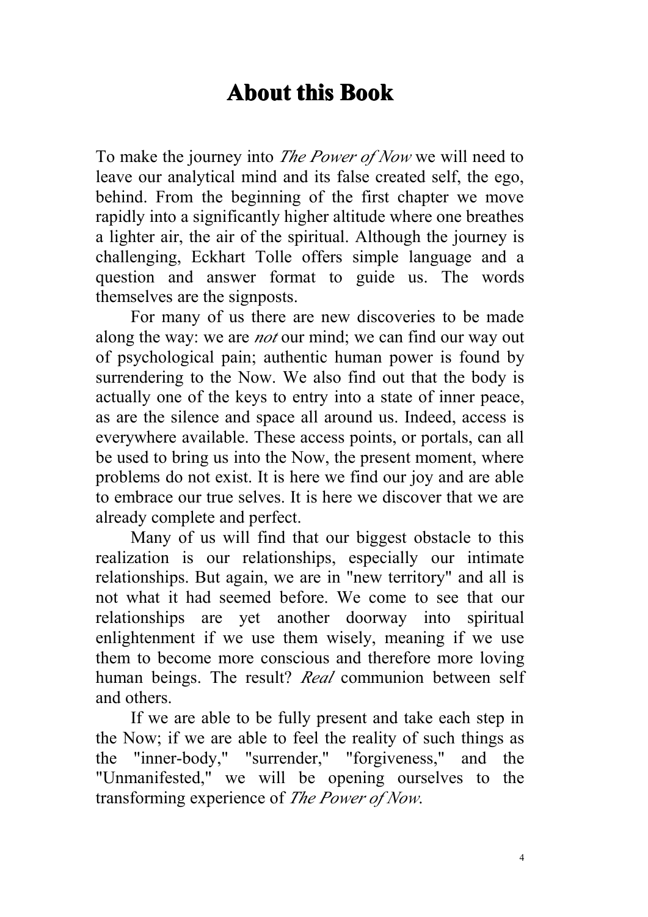# About this Book

To make the journey into *The Power of Now* we will need to leave our analytical mind and its false created self, the ego, behind. From the beginning of the first chapter we move rapidly into a significantly higher altitude where one breathes a lighter air, the air of the spiritual. Although the journey is challenging, Eckhart Tolle offers simple language and a question and answer format to guide us. The words themselves are the signposts.

For many of us there are new discoveries to be made along the way: we are *not* our mind; we can find our way out of psychological pain; authentic human power is found by surrendering to the Now. We also find out that the body is actually one of the keys to entry into a state of inner peace, as are the silence and space all around us. Indeed, access is everywhere available. These access points, or portals, can all be used to bring us into the Now, the present moment, where problems do not exist. It is here we find our joy and are able to embrace our true selves. It is here we discover that we are already complete and perfect.

Many of us will find that our biggest obstacle to this realization is our relationships, especially our intimate relationships. But again, we are in "new territory" and all is not what it had seemed before. We come to see that our relationships are yet another doorway into spiritual enlightenment if we use them wisely, meaning if we use them to become more conscious and therefore more loving human beings. The result? *Real* communion between self and others.

If we are able to be fully present and take each step in the Now; if we are able to feel the reality of such things as the "inner-body," "surrender," "forgiveness," and the "Unmanifested," we will be opening ourselves to the transforming experience of *The Power of Now*.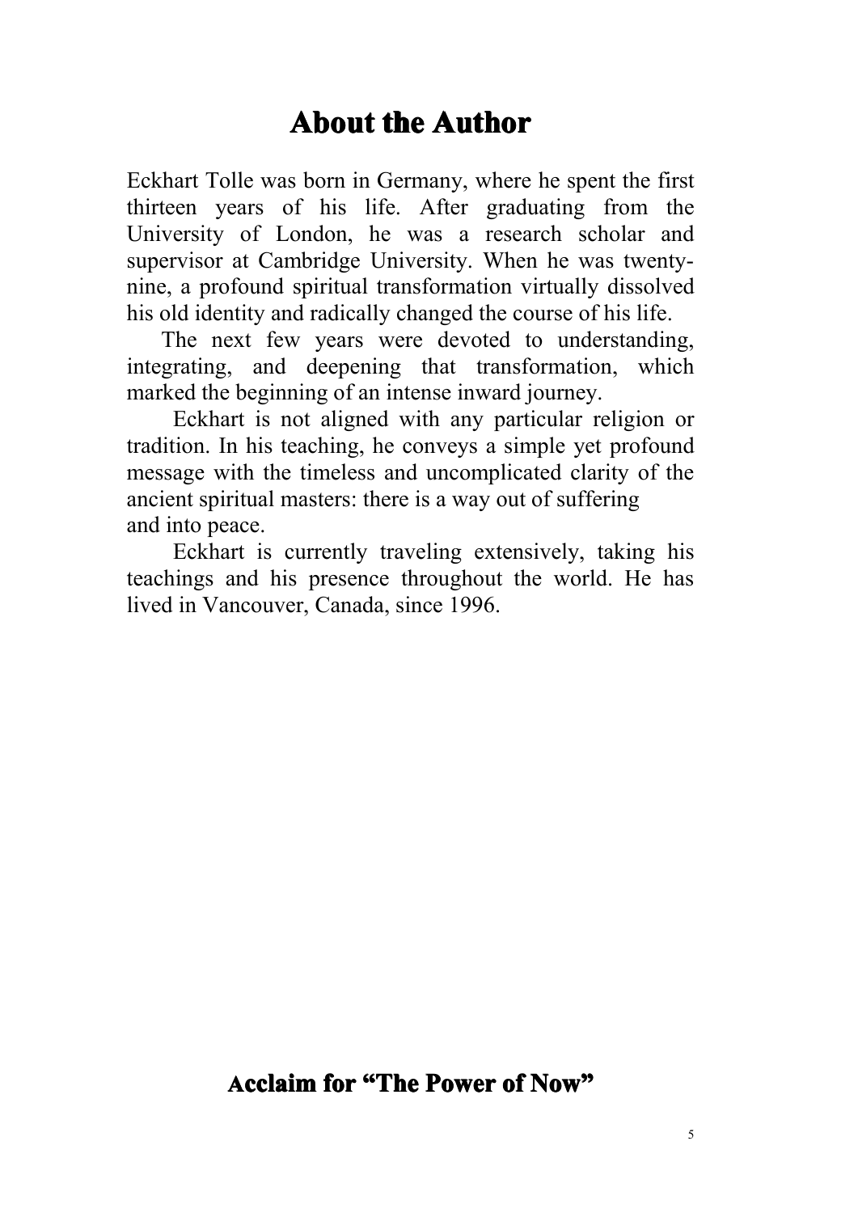# About the Author

Eckhart Tolle was born in Germany, where he spent the first thirteen years of his life. After graduating from the University of London, he was a research scholar and supervisor at Cambridge University. When he was twenty-nine, a profound spiritual transformation virtually dissolved his old identity and radically changed the course of his life.

The next few years were devoted to understanding, integrating, and deepening that transformation, which marked the beginning of an intense inward journey.

Eckhart is not aligned with any particular religion or tradition. In his teaching, he conveys a simple yet profound message with the timeless and uncomplicated clarity of the ancient spiritual masters: there is a way out of suffering and into peace.

Eckhart is currently traveling extensively, taking his teachings and his presence throughout the world. He has lived in Vancouver, Canada, since 1996.

## Acclaim for "The Power of Now"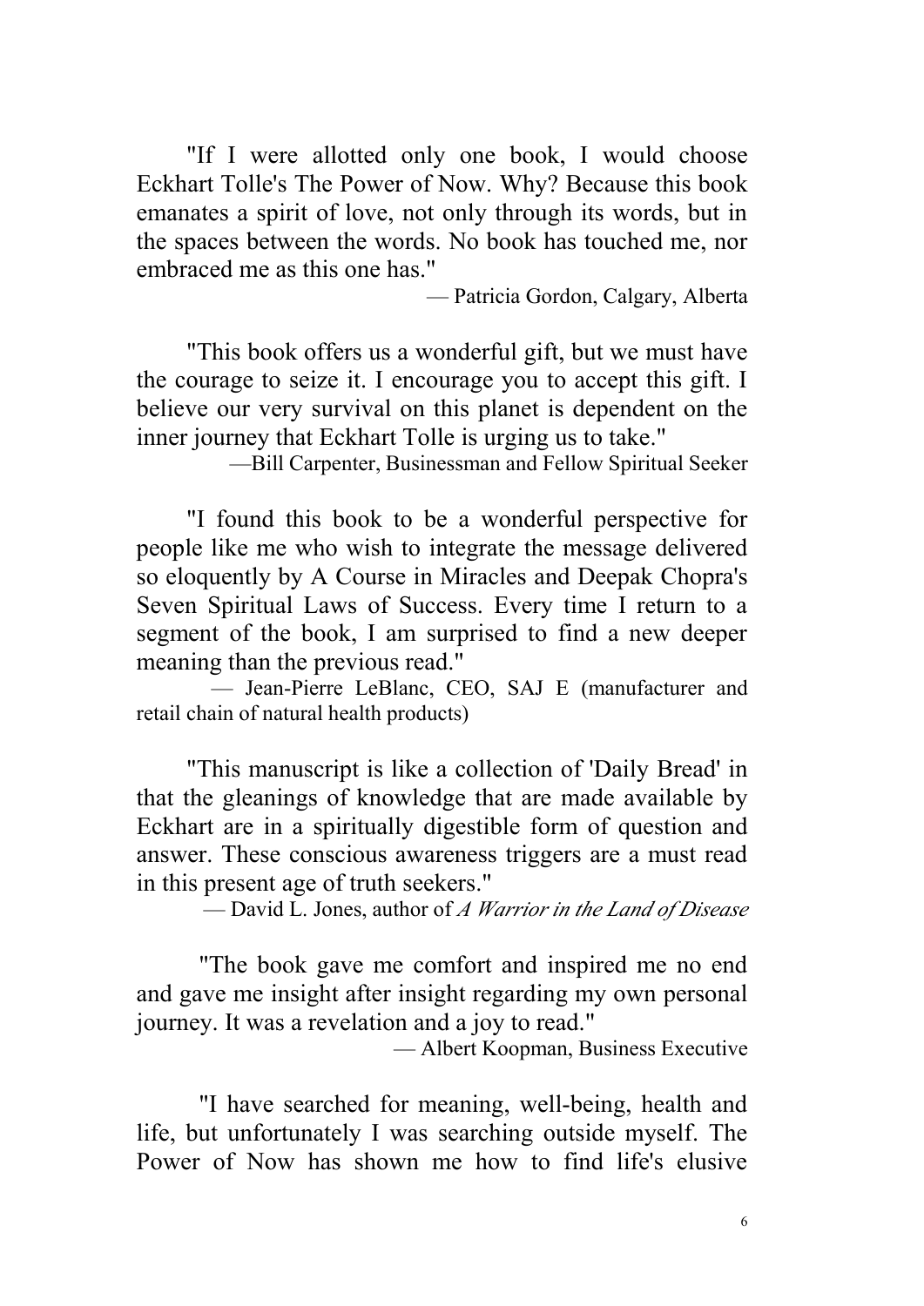"If I were allotted only one book, I would choose Eckhart Tolle's The Power of Now. Why? Because this book emanates a spirit of love, not only through its words, but in the spaces between the words. No book has touched me, nor embraced me as this one has."

— Patricia Gordon, Calgary, Alberta

"This book offers us a wonderful gift, but we must have the courage to seize it. I encourage you to accept this gift. I believe our very survival on this planet is dependent on the inner journey that Eckhart Tolle is urging us to take."

—Bill Carpenter, Businessman and Fellow Spiritual Seeker

"I found this book to be a wonderful perspective for people like me who wish to integrate the message delivered so eloquently by A Course in Miracles and Deepak Chopra's Seven Spiritual Laws of Success. Every time I return to a segment of the book, I am surprised to find a new deeper meaning than the previous read."

— Jean-Pierre LeBlanc, CEO, SAJ E (manufacturer and retail chain of natural health products)

"This manuscript is like a collection of 'Daily Bread' in that the gleanings of knowledge that are made available by Eckhart are in a spiritually digestible form of question and answer. These conscious awareness triggers are a must read in this present age of truth seekers."

— David L. Jones, author of *A Warrior in the Land of Disease*

"The book gave me comfort and inspired me no end and gave me insight after insight regarding my own personal journey. It was a revelation and a joy to read."

— Albert Koopman, Business Executive

"I have searched for meaning, well-being, health and life, but unfortunately I was searching outside myself. The Power of Now has shown me how to find life's elusive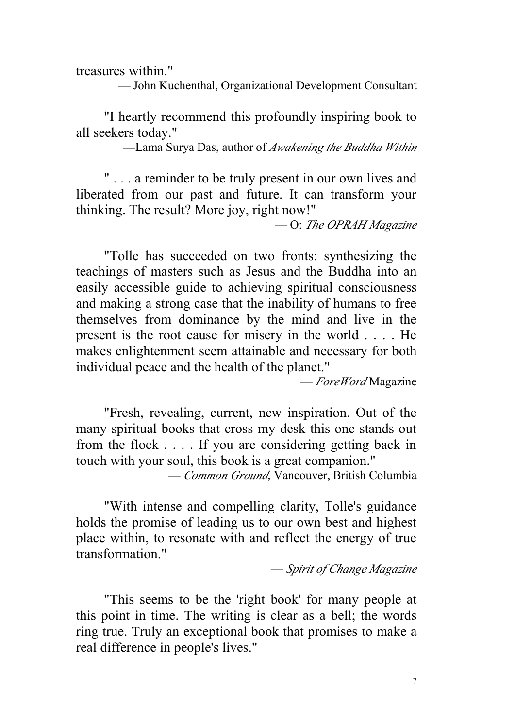treasures within."

— John Kuchenthal, Organizational Development Consultant

"I heartly recommend this profoundly inspiring book to all seekers today."

—Lama Surya Das, author of *Awakening the Buddha Within*

" . . . a reminder to be truly present in our own lives and liberated from our past and future. It can transform your thinking. The result? More joy, right now!"

— O: *The OPRAH Magazine*

"Tolle has succeeded on two fronts: synthesizing the teachings of masters such as Jesus and the Buddha into an easily accessible guide to achieving spiritual consciousness and making a strong case that the inability of humans to free themselves from dominance by the mind and live in the present is the root cause for misery in the world . . . . He makes enlightenment seem attainable and necessary for both individual peace and the health of the planet."

— *ForeWord* Magazine

"Fresh, revealing, current, new inspiration. Out of the many spiritual books that cross my desk this one stands out from the flock . . . . If you are considering getting back in touch with your soul, this book is a great companion."

— *Common Ground*, Vancouver, British Columbia

"With intense and compelling clarity, Tolle's guidance holds the promise of leading us to our own best and highest place within, to resonate with and reflect the energy of true transformation."

— *Spirit of Change Magazine*

"This seems to be the 'right book' for many people at this point in time. The writing is clear as a bell; the words ring true. Truly an exceptional book that promises to make a real difference in people's lives."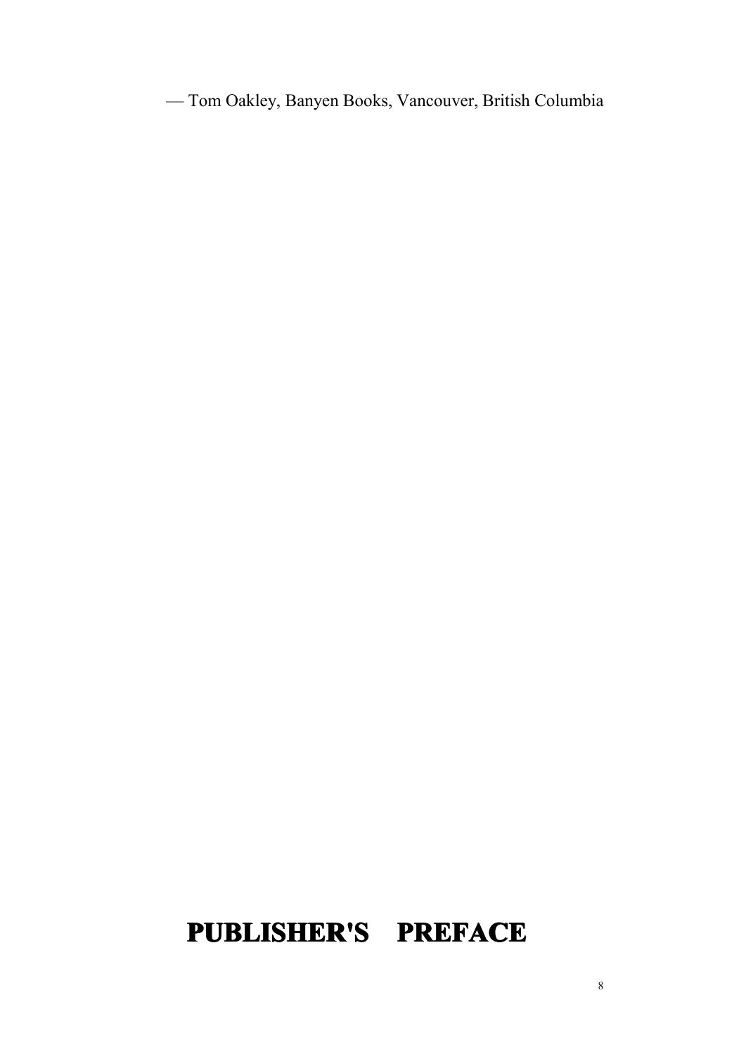— Tom Oakley, Banyen Books, Vancouver, British Columbia

# PUBLISHER'S PREFACE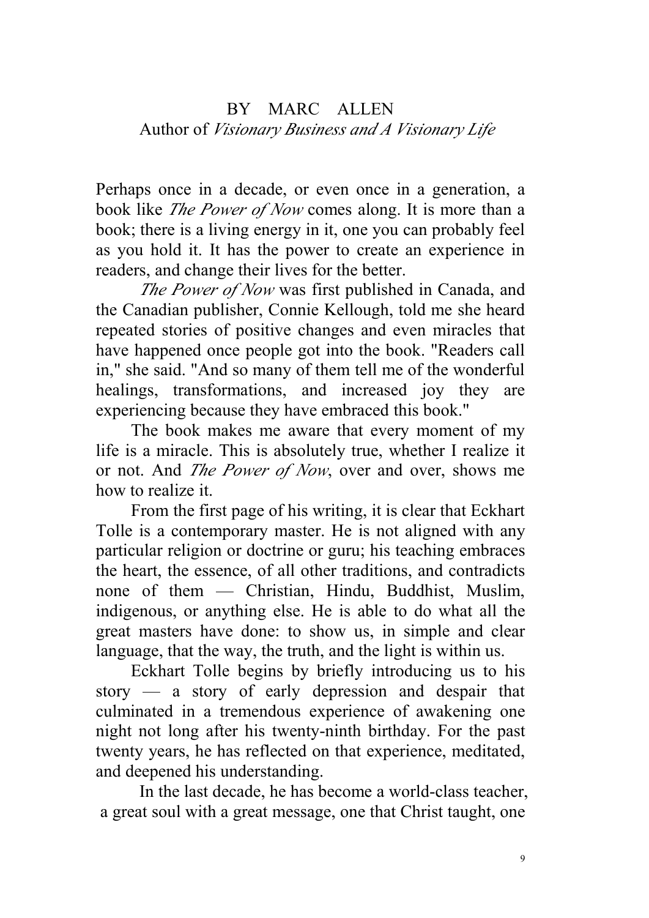BY MARC ALLEN

Author of *Visionary Business and A Visionary Life*

Perhaps once in a decade, or even once in a generation, a book like *The Power of Now* comes along. It is more than a book; there is a living energy in it, one you can probably feel as you hold it. It has the power to create an experience in readers, and change their lives for the better.

*The Power of Now* was first published in Canada, and the Canadian publisher, Connie Kellough, told me she heard repeated stories of positive changes and even miracles that have happened once people got into the book. "Readers call in," she said. "And so many of them tell me of the wonderful healings, transformations, and increased joy they are experiencing because they have embraced this book."

The book makes me aware that every moment of my life is a miracle. This is absolutely true, whether I realize it or not. And *The Power of Now*, over and over, shows me how to realize it.

From the first page of his writing, it is clear that Eckhart Tolle is a contemporary master. He is not aligned with any particular religion or doctrine or guru; his teaching embraces the heart, the essence, of all other traditions, and contradicts none of them — Christian, Hindu, Buddhist, Muslim, indigenous, or anything else. He is able to do what all the great masters have done: to show us, in simple and clear language, that the way, the truth, and the light is within us.

Eckhart Tolle begins by briefly introducing us to his story — a story of early depression and despair that culminated in a tremendous experience of awakening one night not long after his twenty-ninth birthday. For the past twenty years, he has reflected on that experience, meditated, and deepened his understanding.

In the last decade, he has become a world-class teacher, a great soul with a great message, one that Christ taught, one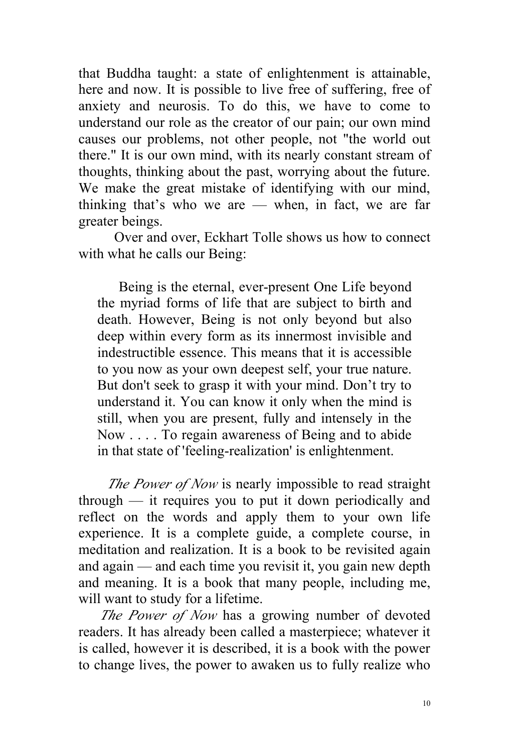that Buddha taught: a state of enlightenment is attainable, here and now. It is possible to live free of suffering, free of anxiety and neurosis. To do this, we have to come to understand our role as the creator of our pain; our own mind causes our problems, not other people, not "the world out there." It is our own mind, with its nearly constant stream of thoughts, thinking about the past, worrying about the future. We make the great mistake of identifying with our mind, thinking that's who we are — when, in fact, we are far greater beings.

Over and over, Eckhart Tolle shows us how to connect with what he calls our Being:

> Being is the eternal, ever-present One Life beyond the myriad forms of life that are subject to birth and death. However, Being is not only beyond but also deep within every form as its innermost invisible and indestructible essence. This means that it is accessible to you now as your own deepest self, your true nature. But don't seek to grasp it with your mind. Don't try to understand it. You can know it only when the mind is still, when you are present, fully and intensely in the Now . . . . To regain awareness of Being and to abide in that state of 'feeling-realization' is enlightenment.

*The Power of Now* is nearly impossible to read straight through — it requires you to put it down periodically and reflect on the words and apply them to your own life experience. It is a complete guide, a complete course, in meditation and realization. It is a book to be revisited again and again — and each time you revisit it, you gain new depth and meaning. It is a book that many people, including me, will want to study for a lifetime.

*The Power of Now* has a growing number of devoted readers. It has already been called a masterpiece; whatever it is called, however it is described, it is a book with the power to change lives, the power to awaken us to fully realize who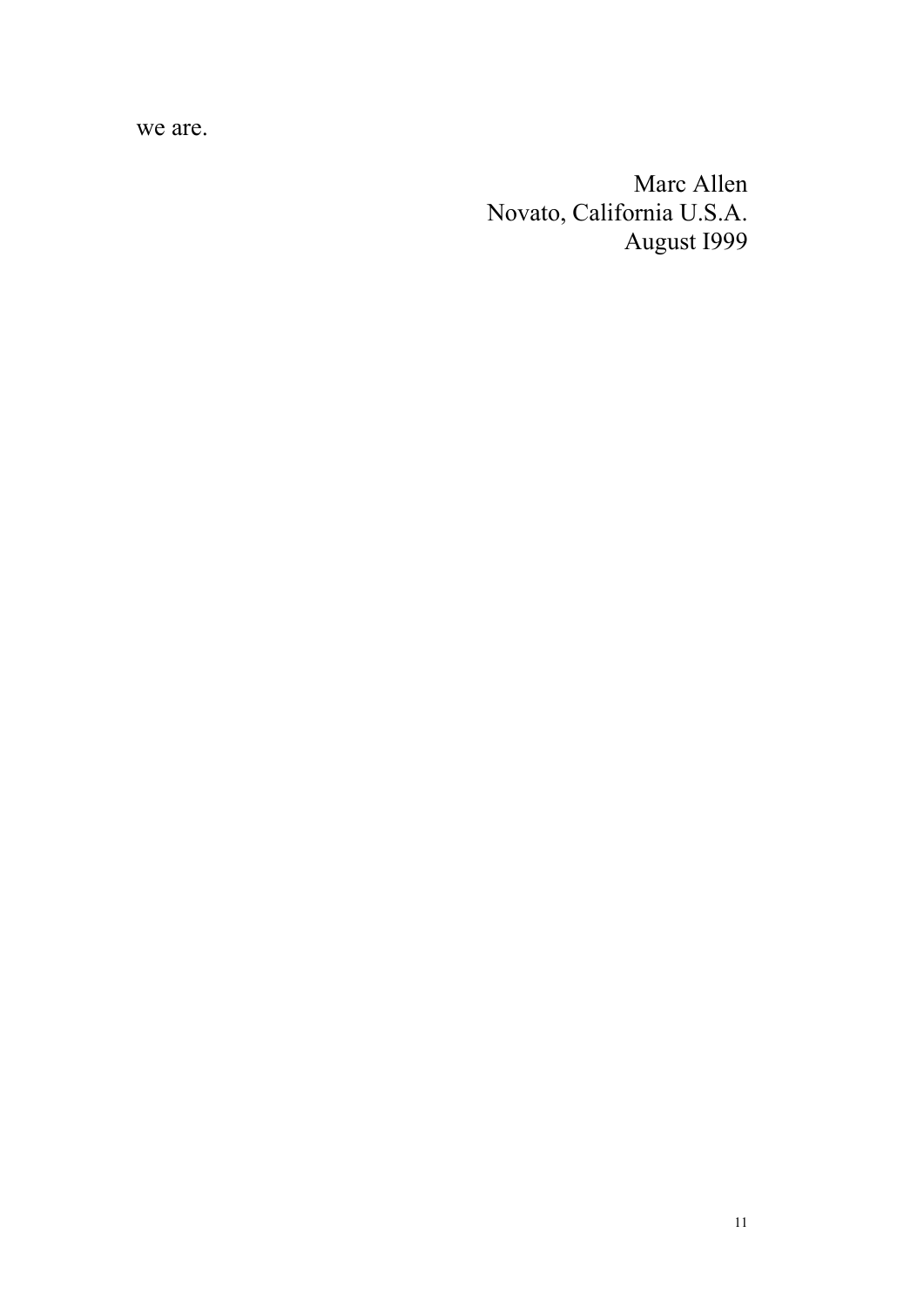we are.

Marc Allen
Novato, California U.S.A.
August I999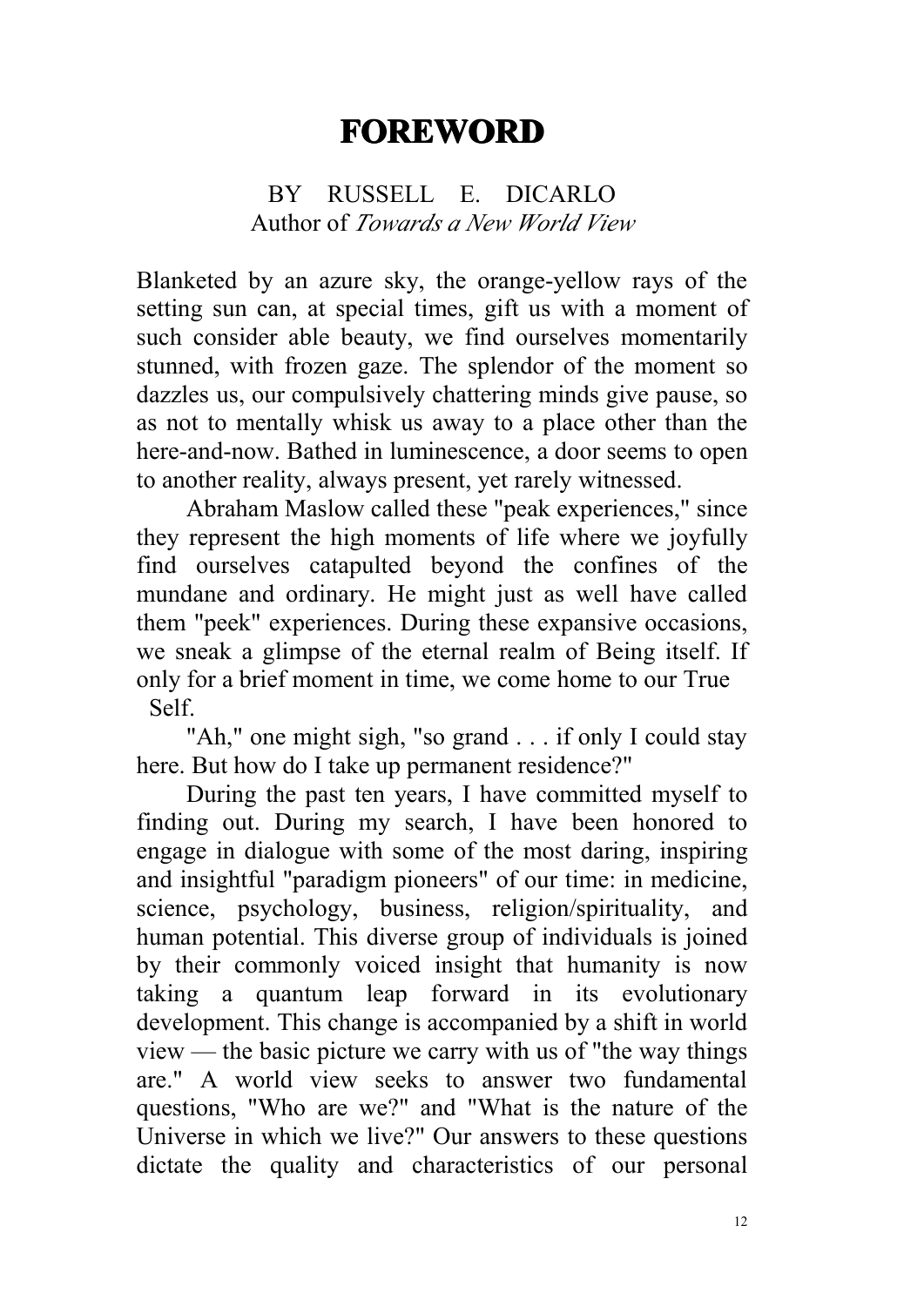# FOREWORD

BY RUSSELL E. DICARLO
Author of *Towards a New World View*

Blanketed by an azure sky, the orange-yellow rays of the setting sun can, at special times, gift us with a moment of such consider able beauty, we find ourselves momentarily stunned, with frozen gaze. The splendor of the moment so dazzles us, our compulsively chattering minds give pause, so as not to mentally whisk us away to a place other than the here-and-now. Bathed in luminescence, a door seems to open to another reality, always present, yet rarely witnessed.

Abraham Maslow called these "peak experiences," since they represent the high moments of life where we joyfully find ourselves catapulted beyond the confines of the mundane and ordinary. He might just as well have called them "peek" experiences. During these expansive occasions, we sneak a glimpse of the eternal realm of Being itself. If only for a brief moment in time, we come home to our True Self.

"Ah," one might sigh, "so grand . . . if only I could stay here. But how do I take up permanent residence?"

During the past ten years, I have committed myself to finding out. During my search, I have been honored to engage in dialogue with some of the most daring, inspiring and insightful "paradigm pioneers" of our time: in medicine, science, psychology, business, religion/spirituality, and human potential. This diverse group of individuals is joined by their commonly voiced insight that humanity is now taking a quantum leap forward in its evolutionary development. This change is accompanied by a shift in world view — the basic picture we carry with us of "the way things are." A world view seeks to answer two fundamental questions, "Who are we?" and "What is the nature of the Universe in which we live?" Our answers to these questions dictate the quality and characteristics of our personal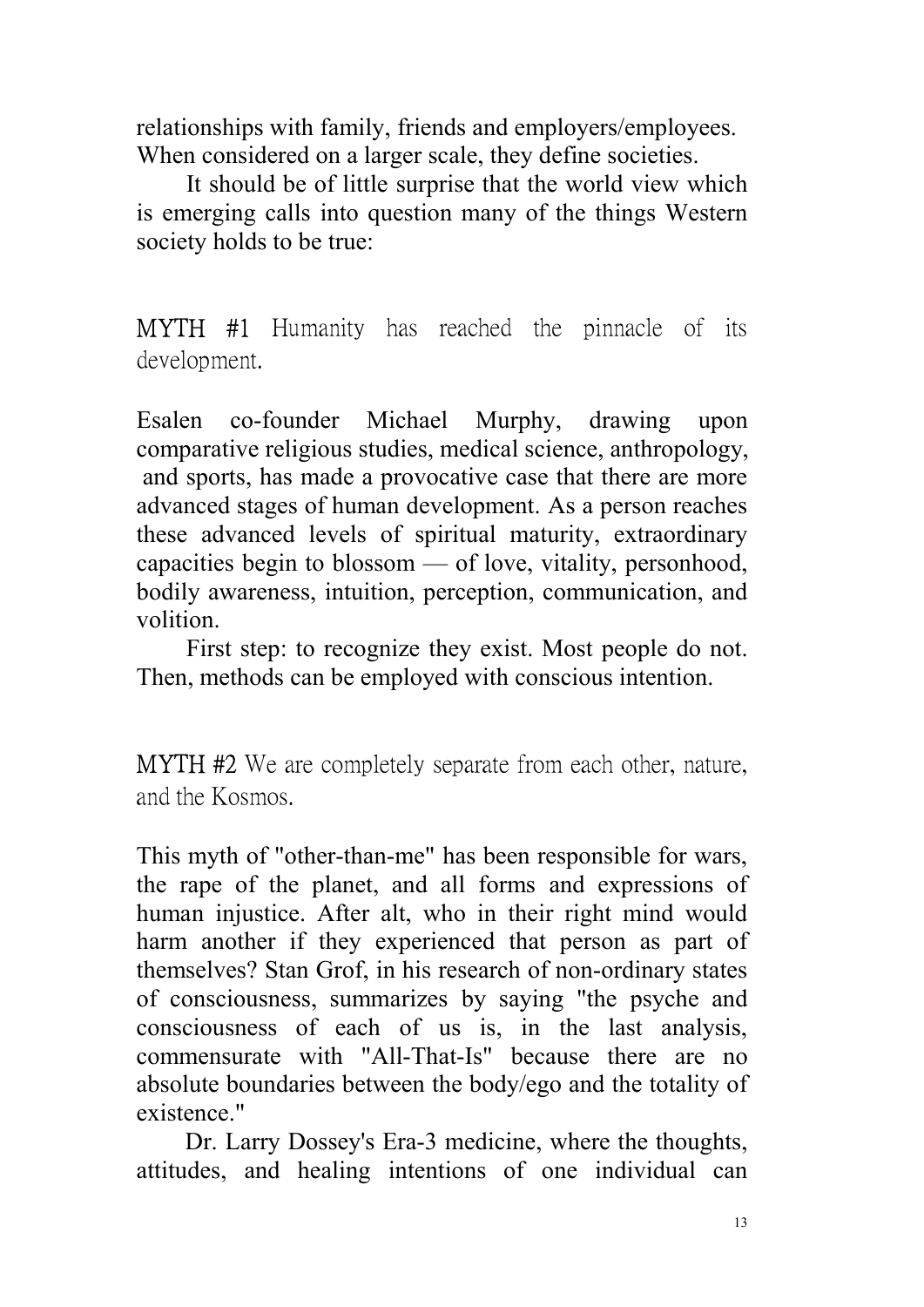relationships with family, friends and employers/employees. When considered on a larger scale, they define societies.

It should be of little surprise that the world view which is emerging calls into question many of the things Western society holds to be true:

MYTH #1 Humanity has reached the pinnacle of its development.

Esalen co-founder Michael Murphy, drawing upon comparative religious studies, medical science, anthropology, and sports, has made a provocative case that there are more advanced stages of human development. As a person reaches these advanced levels of spiritual maturity, extraordinary capacities begin to blossom — of love, vitality, personhood, bodily awareness, intuition, perception, communication, and volition.

First step: to recognize they exist. Most people do not. Then, methods can be employed with conscious intention.

MYTH #2 We are completely separate from each other, nature, and the Kosmos.

This myth of "other-than-me" has been responsible for wars, the rape of the planet, and all forms and expressions of human injustice. After alt, who in their right mind would harm another if they experienced that person as part of themselves? Stan Grof, in his research of non-ordinary states of consciousness, summarizes by saying "the psyche and consciousness of each of us is, in the last analysis, commensurate with "All-That-Is" because there are no absolute boundaries between the body/ego and the totality of existence."

Dr. Larry Dossey's Era-3 medicine, where the thoughts, attitudes, and healing intentions of one individual can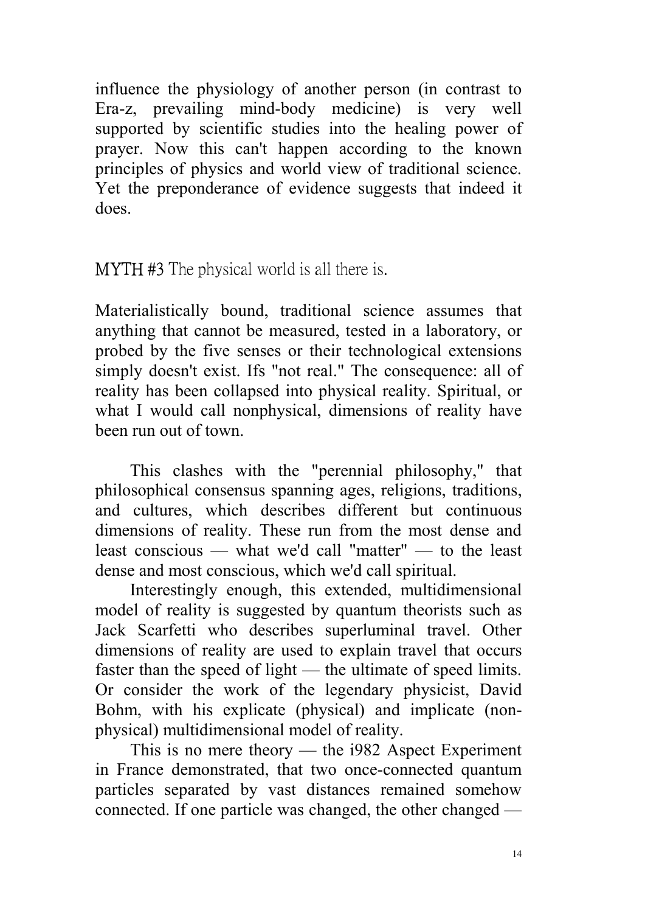influence the physiology of another person (in contrast to Era-z, prevailing mind-body medicine) is very well supported by scientific studies into the healing power of prayer. Now this can't happen according to the known principles of physics and world view of traditional science. Yet the preponderance of evidence suggests that indeed it does.

## MYTH #3 The physical world is all there is.

Materialistically bound, traditional science assumes that anything that cannot be measured, tested in a laboratory, or probed by the five senses or their technological extensions simply doesn't exist. Ifs "not real." The consequence: all of reality has been collapsed into physical reality. Spiritual, or what I would call nonphysical, dimensions of reality have been run out of town.

This clashes with the "perennial philosophy," that philosophical consensus spanning ages, religions, traditions, and cultures, which describes different but continuous dimensions of reality. These run from the most dense and least conscious — what we'd call "matter" — to the least dense and most conscious, which we'd call spiritual.

Interestingly enough, this extended, multidimensional model of reality is suggested by quantum theorists such as Jack Scarfetti who describes superluminal travel. Other dimensions of reality are used to explain travel that occurs faster than the speed of light — the ultimate of speed limits. Or consider the work of the legendary physicist, David Bohm, with his explicate (physical) and implicate (non-physical) multidimensional model of reality.

This is no mere theory — the i982 Aspect Experiment in France demonstrated, that two once-connected quantum particles separated by vast distances remained somehow connected. If one particle was changed, the other changed —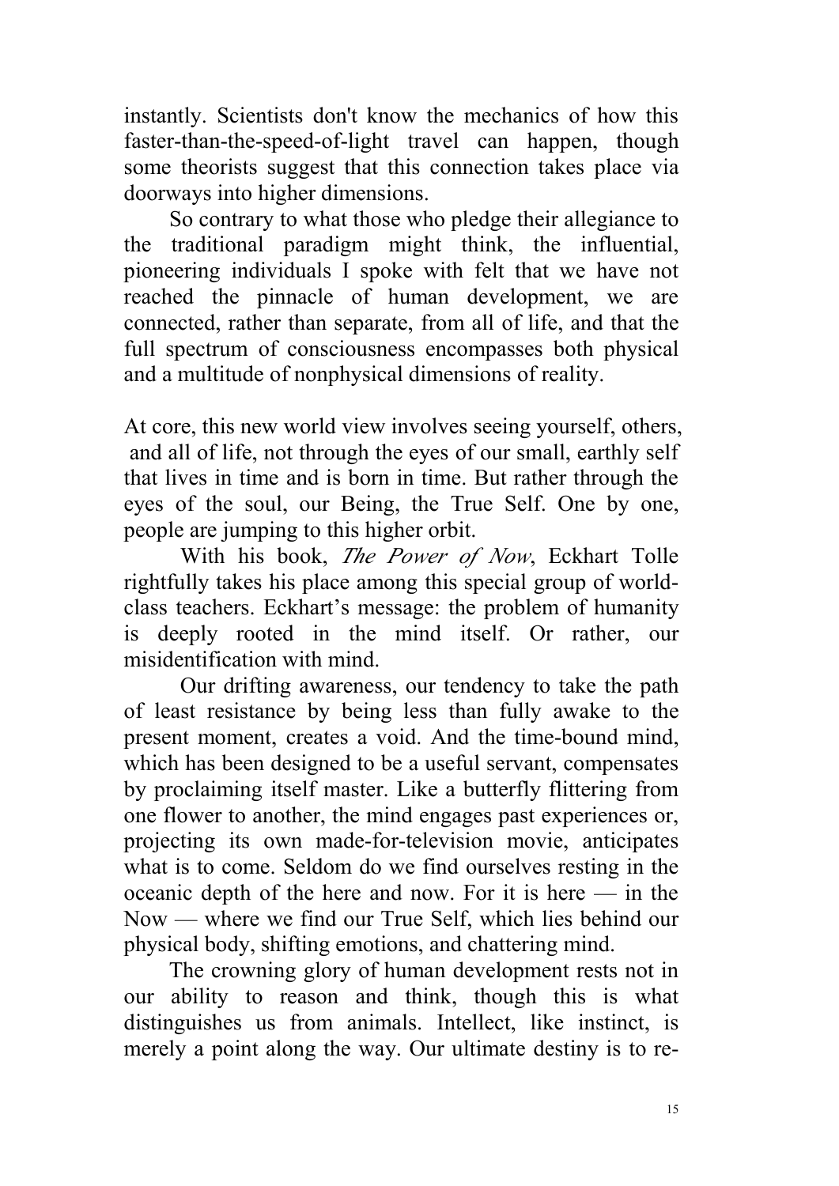instantly. Scientists don't know the mechanics of how this faster-than-the-speed-of-light travel can happen, though some theorists suggest that this connection takes place via doorways into higher dimensions.

So contrary to what those who pledge their allegiance to the traditional paradigm might think, the influential, pioneering individuals I spoke with felt that we have not reached the pinnacle of human development, we are connected, rather than separate, from all of life, and that the full spectrum of consciousness encompasses both physical and a multitude of nonphysical dimensions of reality.

At core, this new world view involves seeing yourself, others, and all of life, not through the eyes of our small, earthly self that lives in time and is born in time. But rather through the eyes of the soul, our Being, the True Self. One by one, people are jumping to this higher orbit.

With his book, *The Power of Now*, Eckhart Tolle rightfully takes his place among this special group of world-class teachers. Eckhart's message: the problem of humanity is deeply rooted in the mind itself. Or rather, our misidentification with mind.

Our drifting awareness, our tendency to take the path of least resistance by being less than fully awake to the present moment, creates a void. And the time-bound mind, which has been designed to be a useful servant, compensates by proclaiming itself master. Like a butterfly flittering from one flower to another, the mind engages past experiences or, projecting its own made-for-television movie, anticipates what is to come. Seldom do we find ourselves resting in the oceanic depth of the here and now. For it is here — in the Now — where we find our True Self, which lies behind our physical body, shifting emotions, and chattering mind.

The crowning glory of human development rests not in our ability to reason and think, though this is what distinguishes us from animals. Intellect, like instinct, is merely a point along the way. Our ultimate destiny is to re-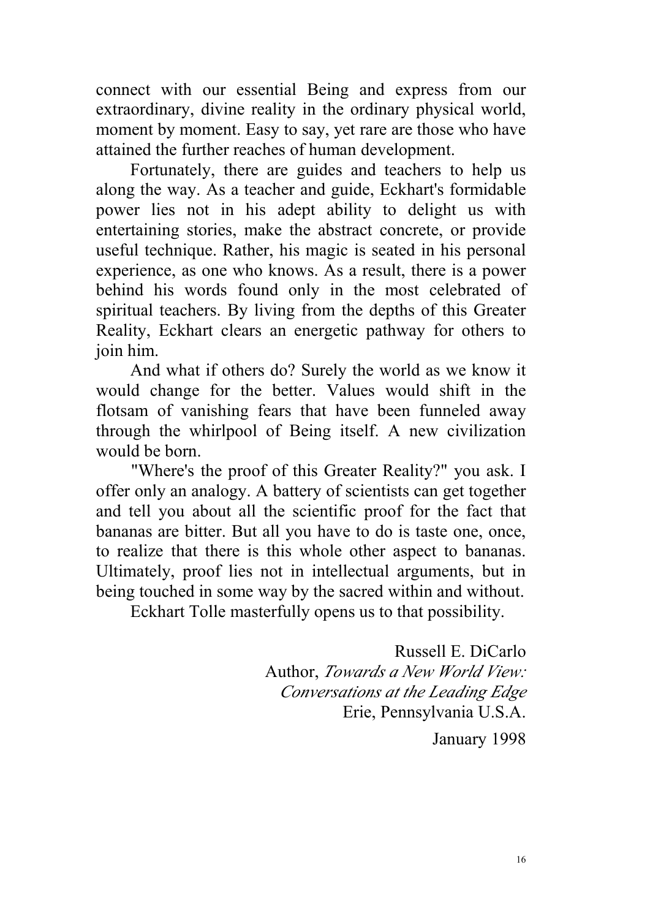connect with our essential Being and express from our extraordinary, divine reality in the ordinary physical world, moment by moment. Easy to say, yet rare are those who have attained the further reaches of human development.

Fortunately, there are guides and teachers to help us along the way. As a teacher and guide, Eckhart's formidable power lies not in his adept ability to delight us with entertaining stories, make the abstract concrete, or provide useful technique. Rather, his magic is seated in his personal experience, as one who knows. As a result, there is a power behind his words found only in the most celebrated of spiritual teachers. By living from the depths of this Greater Reality, Eckhart clears an energetic pathway for others to join him.

And what if others do? Surely the world as we know it would change for the better. Values would shift in the flotsam of vanishing fears that have been funneled away through the whirlpool of Being itself. A new civilization would be born.

"Where's the proof of this Greater Reality?" you ask. I offer only an analogy. A battery of scientists can get together and tell you about all the scientific proof for the fact that bananas are bitter. But all you have to do is taste one, once, to realize that there is this whole other aspect to bananas. Ultimately, proof lies not in intellectual arguments, but in being touched in some way by the sacred within and without.

Eckhart Tolle masterfully opens us to that possibility.

Russell E. DiCarlo
Author, *Towards a New World View: Conversations at the Leading Edge*
Erie, Pennsylvania U.S.A.

January 1998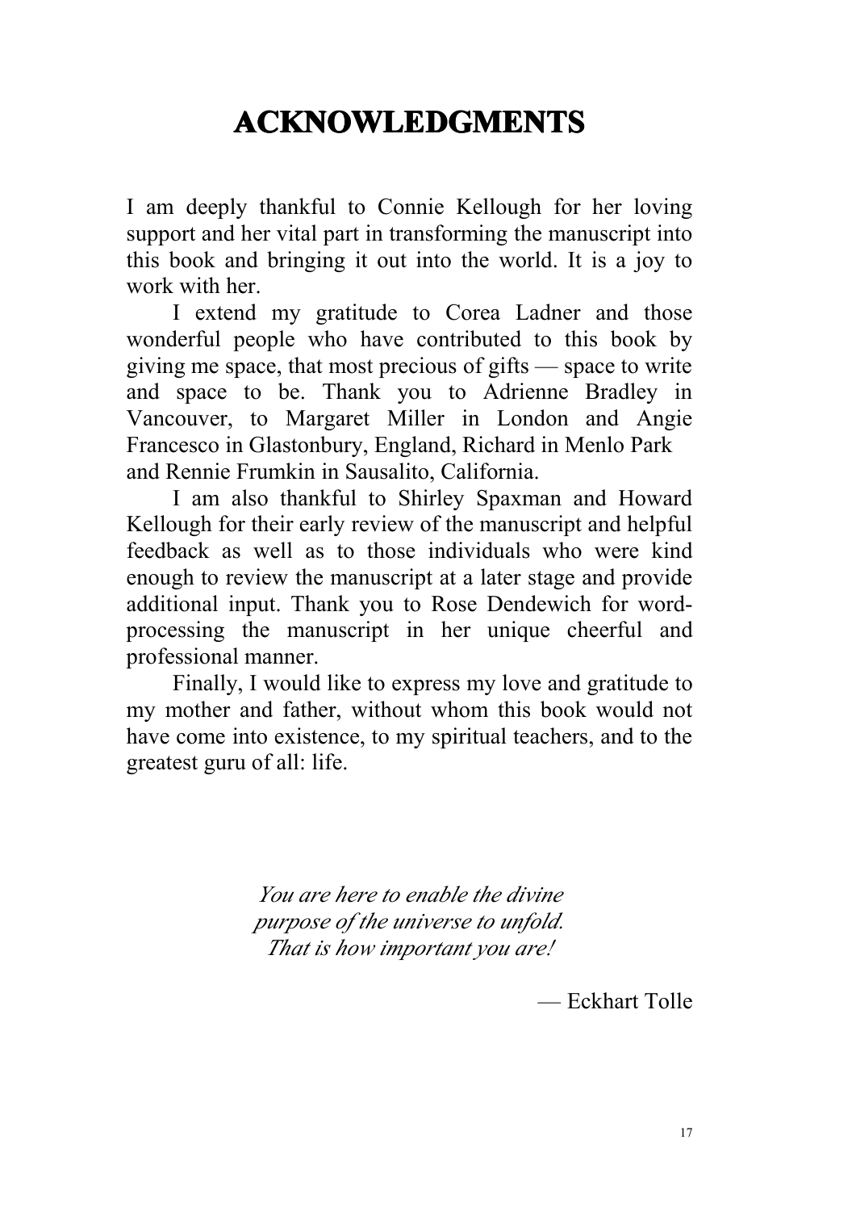# ACKNOWLEDGMENTS

I am deeply thankful to Connie Kellough for her loving support and her vital part in transforming the manuscript into this book and bringing it out into the world. It is a joy to work with her.

I extend my gratitude to Corea Ladner and those wonderful people who have contributed to this book by giving me space, that most precious of gifts — space to write and space to be. Thank you to Adrienne Bradley in Vancouver, to Margaret Miller in London and Angie Francesco in Glastonbury, England, Richard in Menlo Park and Rennie Frumkin in Sausalito, California.

I am also thankful to Shirley Spaxman and Howard Kellough for their early review of the manuscript and helpful feedback as well as to those individuals who were kind enough to review the manuscript at a later stage and provide additional input. Thank you to Rose Dendewich for word-processing the manuscript in her unique cheerful and professional manner.

Finally, I would like to express my love and gratitude to my mother and father, without whom this book would not have come into existence, to my spiritual teachers, and to the greatest guru of all: life.

*You are here to enable the divine*
*purpose of the universe to unfold.*
*That is how important you are!*

— Eckhart Tolle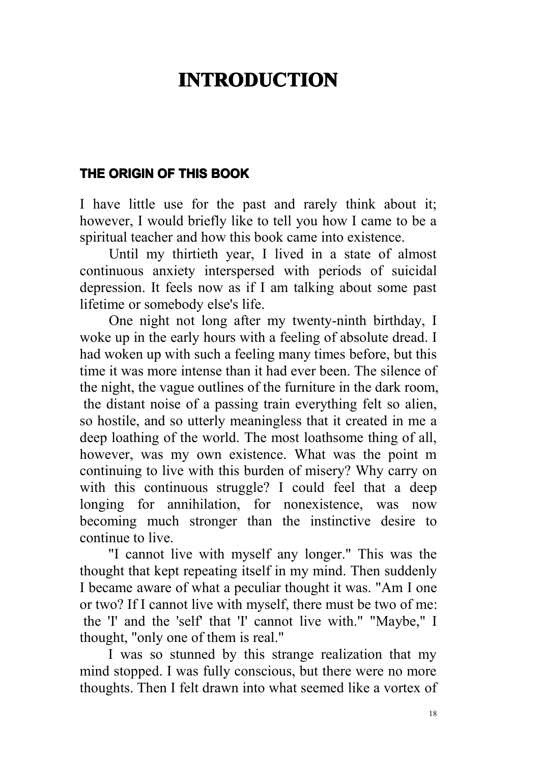# INTRODUCTION

## THE ORIGIN OF THIS BOOK

I have little use for the past and rarely think about it; however, I would briefly like to tell you how I came to be a spiritual teacher and how this book came into existence.

Until my thirtieth year, I lived in a state of almost continuous anxiety interspersed with periods of suicidal depression. It feels now as if I am talking about some past lifetime or somebody else's life.

One night not long after my twenty-ninth birthday, I woke up in the early hours with a feeling of absolute dread. I had woken up with such a feeling many times before, but this time it was more intense than it had ever been. The silence of the night, the vague outlines of the furniture in the dark room, the distant noise of a passing train everything felt so alien, so hostile, and so utterly meaningless that it created in me a deep loathing of the world. The most loathsome thing of all, however, was my own existence. What was the point m continuing to live with this burden of misery? Why carry on with this continuous struggle? I could feel that a deep longing for annihilation, for nonexistence, was now becoming much stronger than the instinctive desire to continue to live.

"I cannot live with myself any longer." This was the thought that kept repeating itself in my mind. Then suddenly I became aware of what a peculiar thought it was. "Am I one or two? If I cannot live with myself, there must be two of me: the 'I' and the 'self' that 'I' cannot live with." "Maybe," I thought, "only one of them is real."

I was so stunned by this strange realization that my mind stopped. I was fully conscious, but there were no more thoughts. Then I felt drawn into what seemed like a vortex of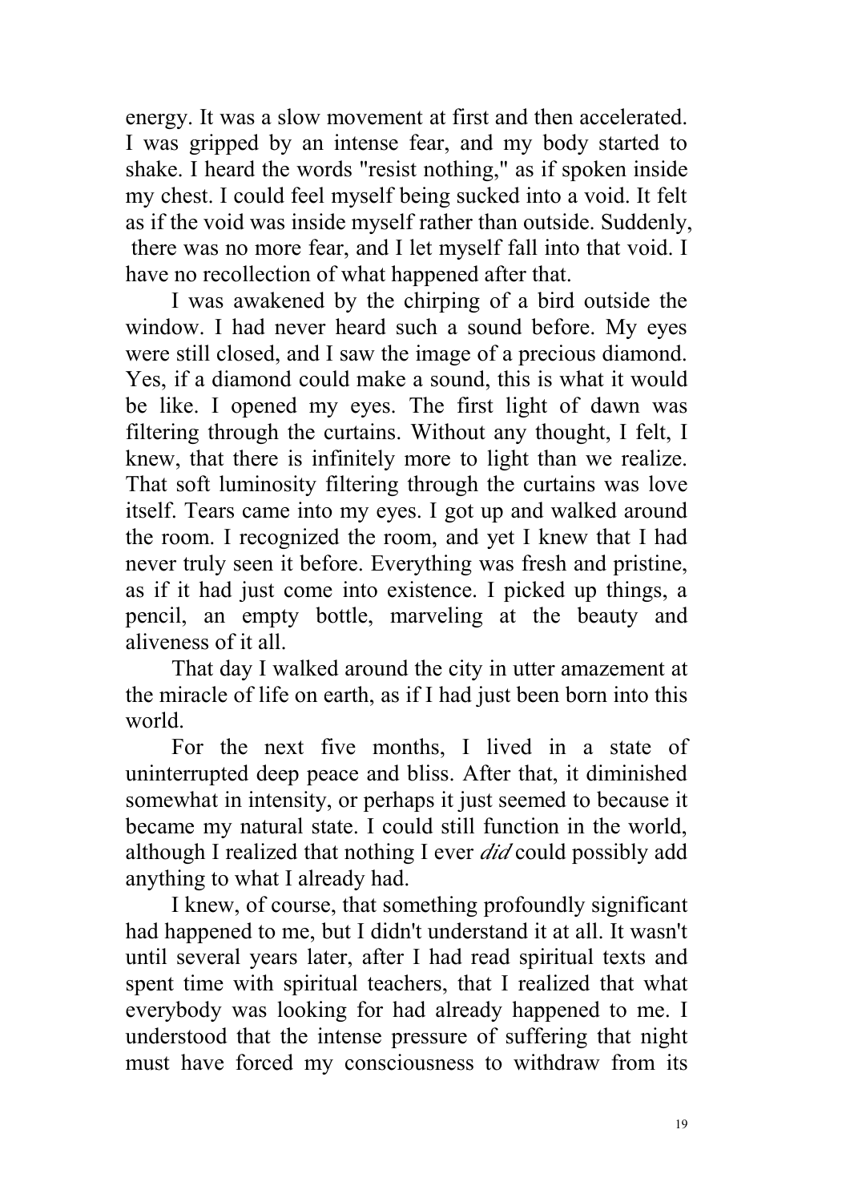energy. It was a slow movement at first and then accelerated. I was gripped by an intense fear, and my body started to shake. I heard the words "resist nothing," as if spoken inside my chest. I could feel myself being sucked into a void. It felt as if the void was inside myself rather than outside. Suddenly, there was no more fear, and I let myself fall into that void. I have no recollection of what happened after that.

I was awakened by the chirping of a bird outside the window. I had never heard such a sound before. My eyes were still closed, and I saw the image of a precious diamond. Yes, if a diamond could make a sound, this is what it would be like. I opened my eyes. The first light of dawn was filtering through the curtains. Without any thought, I felt, I knew, that there is infinitely more to light than we realize. That soft luminosity filtering through the curtains was love itself. Tears came into my eyes. I got up and walked around the room. I recognized the room, and yet I knew that I had never truly seen it before. Everything was fresh and pristine, as if it had just come into existence. I picked up things, a pencil, an empty bottle, marveling at the beauty and aliveness of it all.

That day I walked around the city in utter amazement at the miracle of life on earth, as if I had just been born into this world.

For the next five months, I lived in a state of uninterrupted deep peace and bliss. After that, it diminished somewhat in intensity, or perhaps it just seemed to because it became my natural state. I could still function in the world, although I realized that nothing I ever *did* could possibly add anything to what I already had.

I knew, of course, that something profoundly significant had happened to me, but I didn't understand it at all. It wasn't until several years later, after I had read spiritual texts and spent time with spiritual teachers, that I realized that what everybody was looking for had already happened to me. I understood that the intense pressure of suffering that night must have forced my consciousness to withdraw from its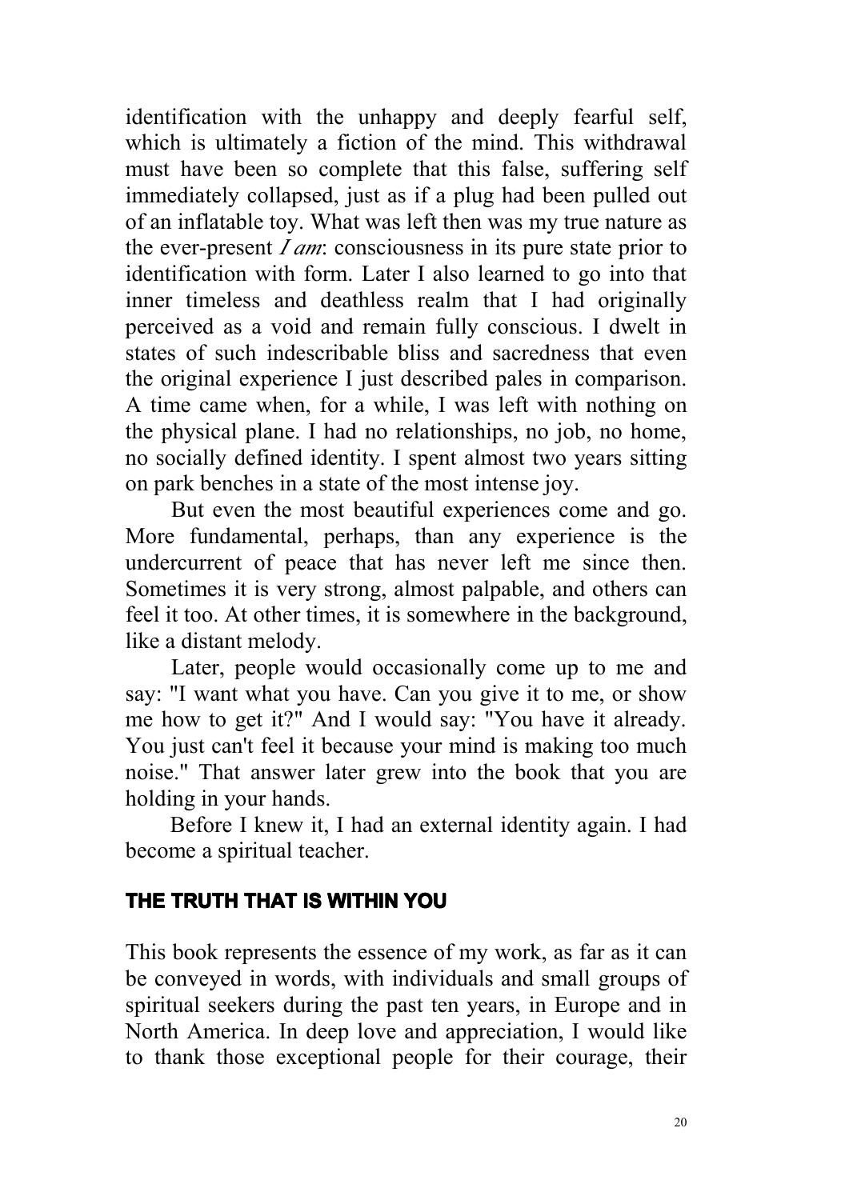identification with the unhappy and deeply fearful self, which is ultimately a fiction of the mind. This withdrawal must have been so complete that this false, suffering self immediately collapsed, just as if a plug had been pulled out of an inflatable toy. What was left then was my true nature as the ever-present *I am*: consciousness in its pure state prior to identification with form. Later I also learned to go into that inner timeless and deathless realm that I had originally perceived as a void and remain fully conscious. I dwelt in states of such indescribable bliss and sacredness that even the original experience I just described pales in comparison. A time came when, for a while, I was left with nothing on the physical plane. I had no relationships, no job, no home, no socially defined identity. I spent almost two years sitting on park benches in a state of the most intense joy.

But even the most beautiful experiences come and go. More fundamental, perhaps, than any experience is the undercurrent of peace that has never left me since then. Sometimes it is very strong, almost palpable, and others can feel it too. At other times, it is somewhere in the background, like a distant melody.

Later, people would occasionally come up to me and say: "I want what you have. Can you give it to me, or show me how to get it?" And I would say: "You have it already. You just can't feel it because your mind is making too much noise." That answer later grew into the book that you are holding in your hands.

Before I knew it, I had an external identity again. I had become a spiritual teacher.

## THE TRUTH THAT IS WITHIN YOU

This book represents the essence of my work, as far as it can be conveyed in words, with individuals and small groups of spiritual seekers during the past ten years, in Europe and in North America. In deep love and appreciation, I would like to thank those exceptional people for their courage, their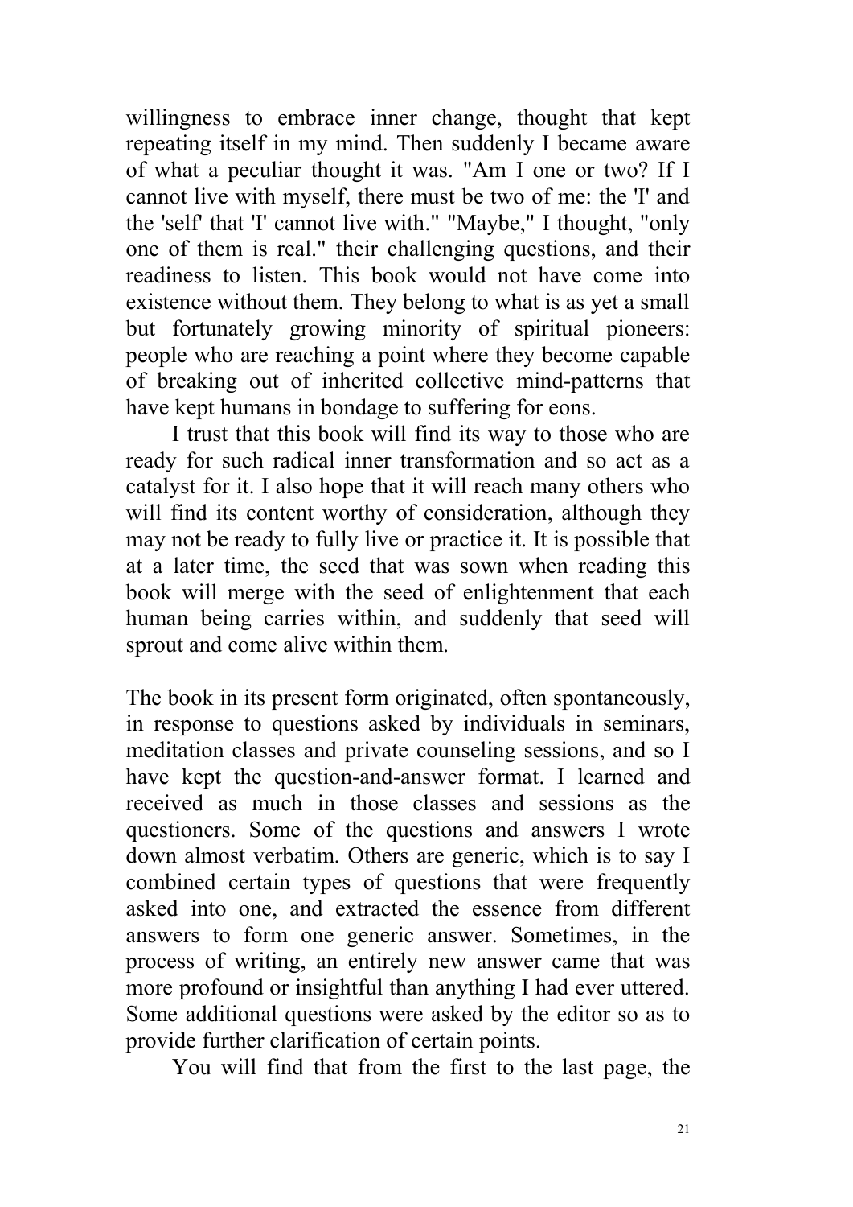willingness to embrace inner change, thought that kept repeating itself in my mind. Then suddenly I became aware of what a peculiar thought it was. "Am I one or two? If I cannot live with myself, there must be two of me: the 'I' and the 'self' that 'I' cannot live with." "Maybe," I thought, "only one of them is real." their challenging questions, and their readiness to listen. This book would not have come into existence without them. They belong to what is as yet a small but fortunately growing minority of spiritual pioneers: people who are reaching a point where they become capable of breaking out of inherited collective mind-patterns that have kept humans in bondage to suffering for eons.

I trust that this book will find its way to those who are ready for such radical inner transformation and so act as a catalyst for it. I also hope that it will reach many others who will find its content worthy of consideration, although they may not be ready to fully live or practice it. It is possible that at a later time, the seed that was sown when reading this book will merge with the seed of enlightenment that each human being carries within, and suddenly that seed will sprout and come alive within them.

The book in its present form originated, often spontaneously, in response to questions asked by individuals in seminars, meditation classes and private counseling sessions, and so I have kept the question-and-answer format. I learned and received as much in those classes and sessions as the questioners. Some of the questions and answers I wrote down almost verbatim. Others are generic, which is to say I combined certain types of questions that were frequently asked into one, and extracted the essence from different answers to form one generic answer. Sometimes, in the process of writing, an entirely new answer came that was more profound or insightful than anything I had ever uttered. Some additional questions were asked by the editor so as to provide further clarification of certain points.

You will find that from the first to the last page, the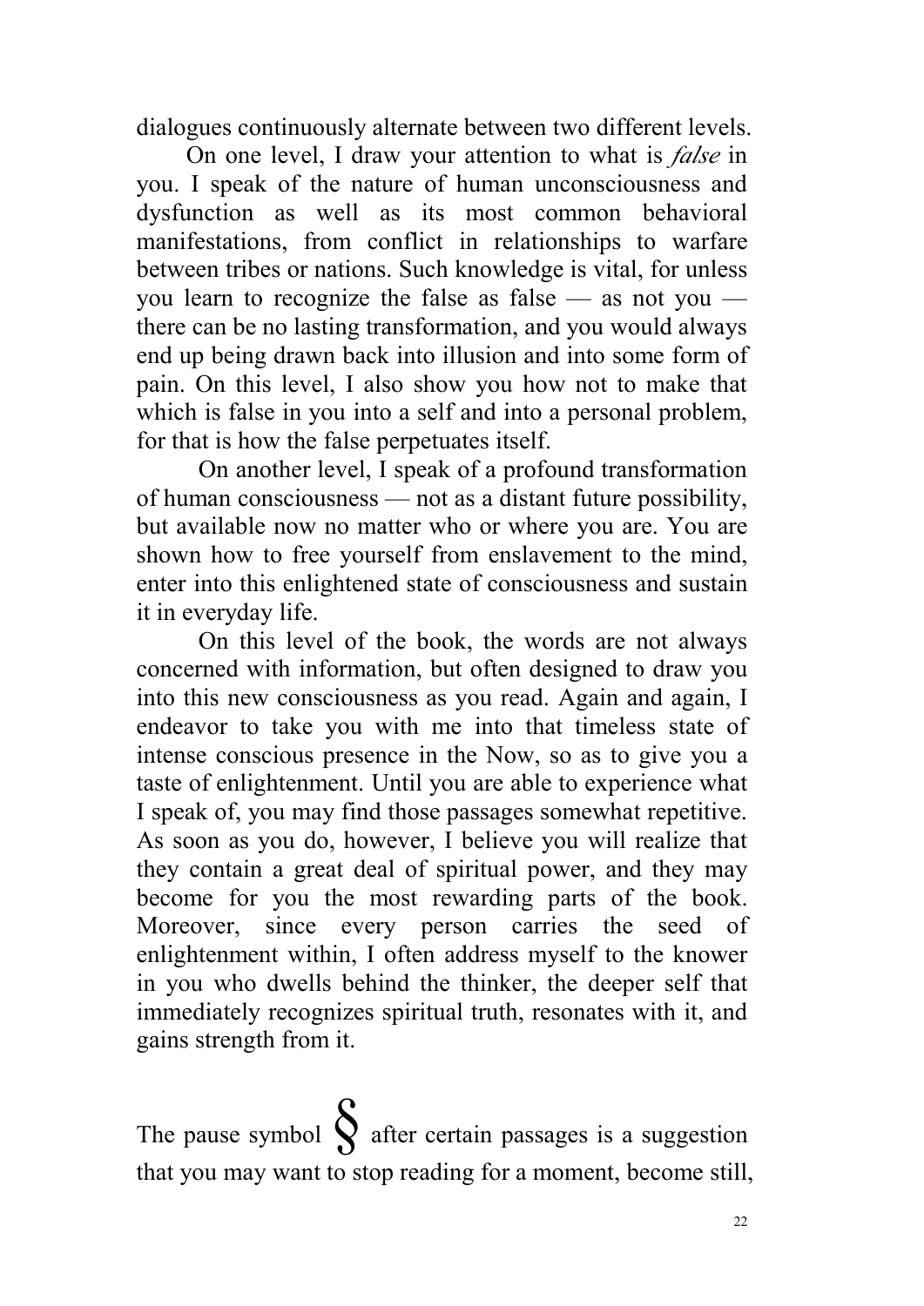dialogues continuously alternate between two different levels.

On one level, I draw your attention to what is *false* in you. I speak of the nature of human unconsciousness and dysfunction as well as its most common behavioral manifestations, from conflict in relationships to warfare between tribes or nations. Such knowledge is vital, for unless you learn to recognize the false as false — as not you — there can be no lasting transformation, and you would always end up being drawn back into illusion and into some form of pain. On this level, I also show you how not to make that which is false in you into a self and into a personal problem, for that is how the false perpetuates itself.

On another level, I speak of a profound transformation of human consciousness — not as a distant future possibility, but available now no matter who or where you are. You are shown how to free yourself from enslavement to the mind, enter into this enlightened state of consciousness and sustain it in everyday life.

On this level of the book, the words are not always concerned with information, but often designed to draw you into this new consciousness as you read. Again and again, I endeavor to take you with me into that timeless state of intense conscious presence in the Now, so as to give you a taste of enlightenment. Until you are able to experience what I speak of, you may find those passages somewhat repetitive. As soon as you do, however, I believe you will realize that they contain a great deal of spiritual power, and they may become for you the most rewarding parts of the book. Moreover, since every person carries the seed of enlightenment within, I often address myself to the knower in you who dwells behind the thinker, the deeper self that immediately recognizes spiritual truth, resonates with it, and gains strength from it.

The pause symbol § after certain passages is a suggestion that you may want to stop reading for a moment, become still,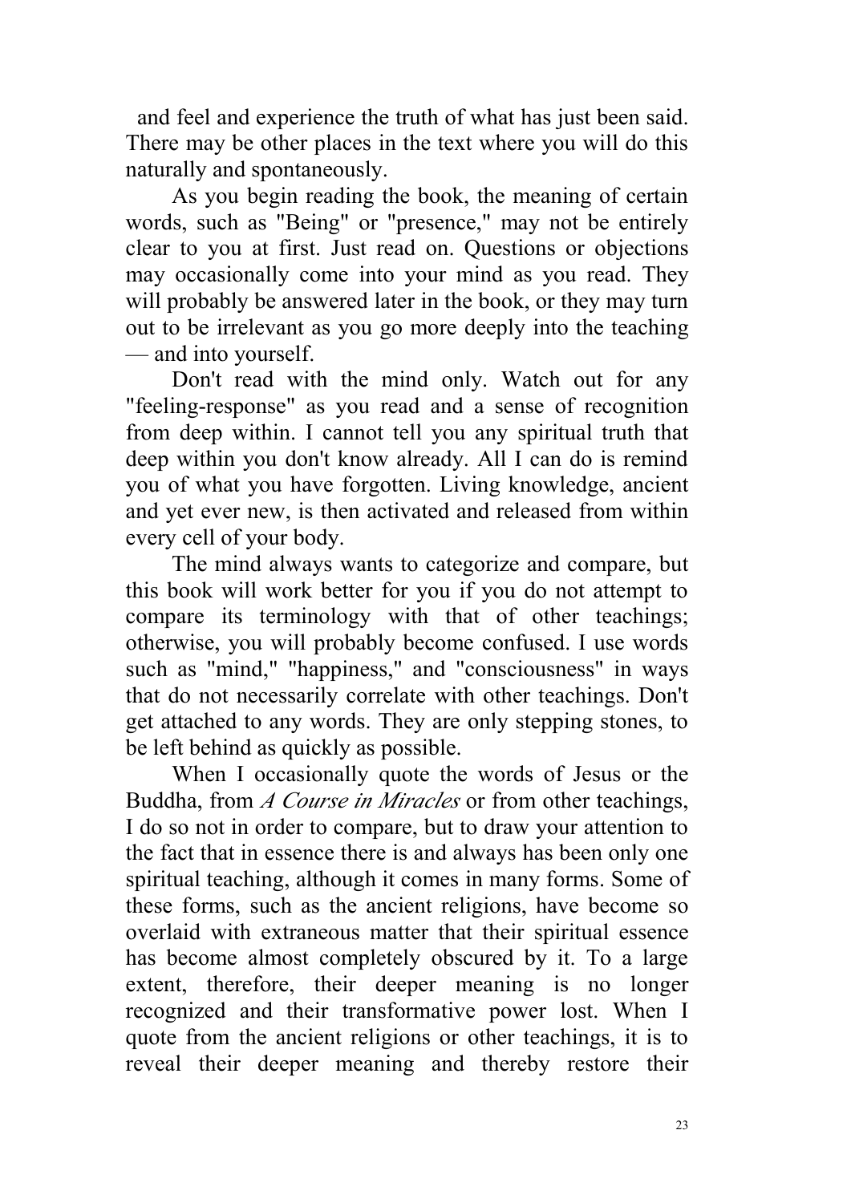and feel and experience the truth of what has just been said. There may be other places in the text where you will do this naturally and spontaneously.

As you begin reading the book, the meaning of certain words, such as "Being" or "presence," may not be entirely clear to you at first. Just read on. Questions or objections may occasionally come into your mind as you read. They will probably be answered later in the book, or they may turn out to be irrelevant as you go more deeply into the teaching — and into yourself.

Don't read with the mind only. Watch out for any "feeling-response" as you read and a sense of recognition from deep within. I cannot tell you any spiritual truth that deep within you don't know already. All I can do is remind you of what you have forgotten. Living knowledge, ancient and yet ever new, is then activated and released from within every cell of your body.

The mind always wants to categorize and compare, but this book will work better for you if you do not attempt to compare its terminology with that of other teachings; otherwise, you will probably become confused. I use words such as "mind," "happiness," and "consciousness" in ways that do not necessarily correlate with other teachings. Don't get attached to any words. They are only stepping stones, to be left behind as quickly as possible.

When I occasionally quote the words of Jesus or the Buddha, from *A Course in Miracles* or from other teachings, I do so not in order to compare, but to draw your attention to the fact that in essence there is and always has been only one spiritual teaching, although it comes in many forms. Some of these forms, such as the ancient religions, have become so overlaid with extraneous matter that their spiritual essence has become almost completely obscured by it. To a large extent, therefore, their deeper meaning is no longer recognized and their transformative power lost. When I quote from the ancient religions or other teachings, it is to reveal their deeper meaning and thereby restore their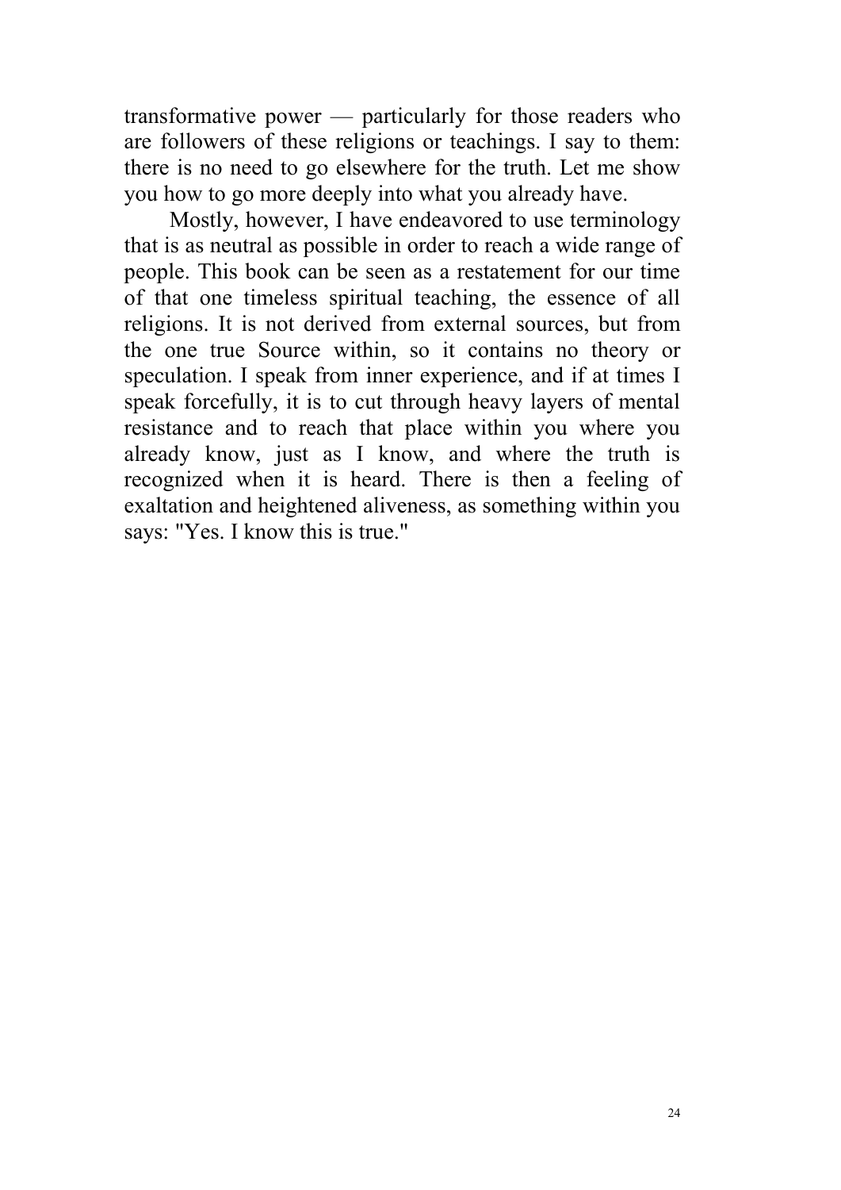transformative power — particularly for those readers who are followers of these religions or teachings. I say to them: there is no need to go elsewhere for the truth. Let me show you how to go more deeply into what you already have.

Mostly, however, I have endeavored to use terminology that is as neutral as possible in order to reach a wide range of people. This book can be seen as a restatement for our time of that one timeless spiritual teaching, the essence of all religions. It is not derived from external sources, but from the one true Source within, so it contains no theory or speculation. I speak from inner experience, and if at times I speak forcefully, it is to cut through heavy layers of mental resistance and to reach that place within you where you already know, just as I know, and where the truth is recognized when it is heard. There is then a feeling of exaltation and heightened aliveness, as something within you says: "Yes. I know this is true."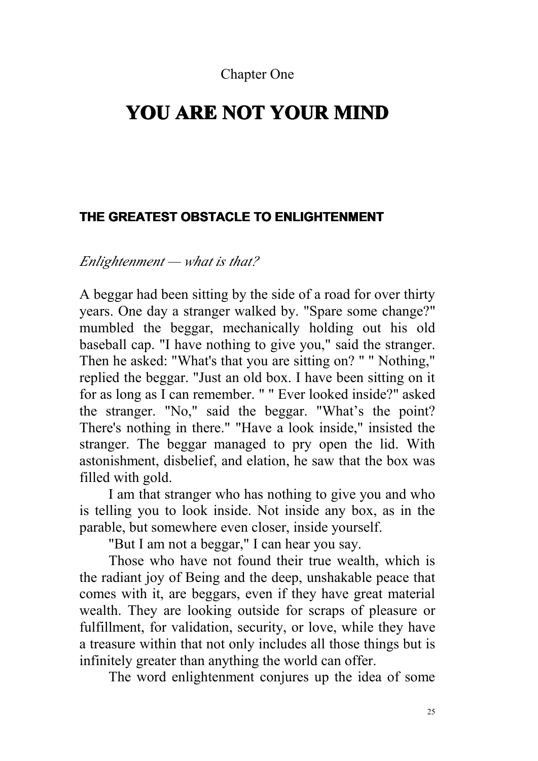Chapter One

# YOU ARE NOT YOUR MIND

## THE GREATEST OBSTACLE TO ENLIGHTENMENT

*Enlightenment — what is that?*

A beggar had been sitting by the side of a road for over thirty years. One day a stranger walked by. "Spare some change?" mumbled the beggar, mechanically holding out his old baseball cap. "I have nothing to give you," said the stranger. Then he asked: "What's that you are sitting on? " " Nothing," replied the beggar. "Just an old box. I have been sitting on it for as long as I can remember. " " Ever looked inside?" asked the stranger. "No," said the beggar. "What's the point? There's nothing in there." "Have a look inside," insisted the stranger. The beggar managed to pry open the lid. With astonishment, disbelief, and elation, he saw that the box was filled with gold.

I am that stranger who has nothing to give you and who is telling you to look inside. Not inside any box, as in the parable, but somewhere even closer, inside yourself.

"But I am not a beggar," I can hear you say.

Those who have not found their true wealth, which is the radiant joy of Being and the deep, unshakable peace that comes with it, are beggars, even if they have great material wealth. They are looking outside for scraps of pleasure or fulfillment, for validation, security, or love, while they have a treasure within that not only includes all those things but is infinitely greater than anything the world can offer.

The word enlightenment conjures up the idea of some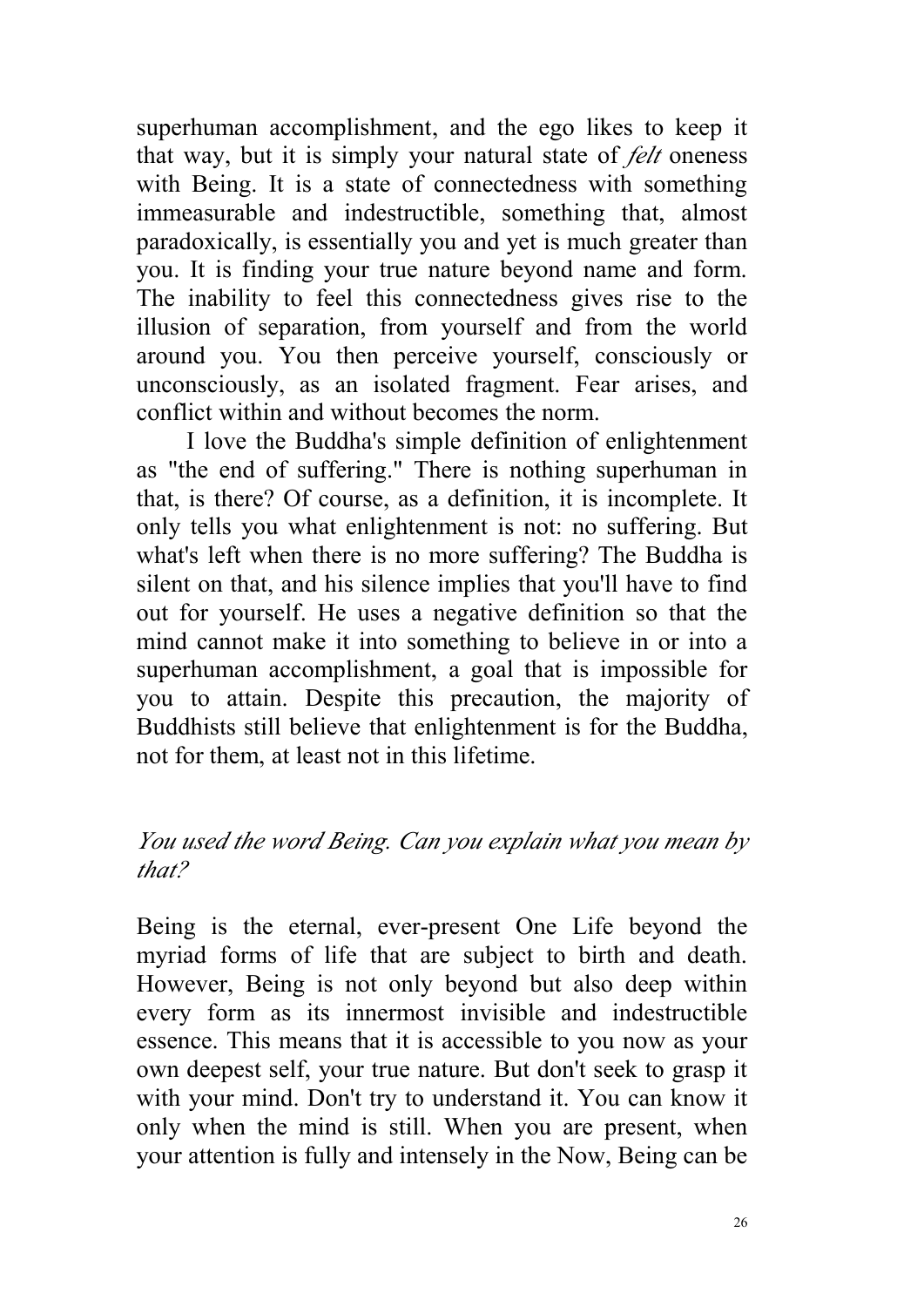superhuman accomplishment, and the ego likes to keep it that way, but it is simply your natural state of *felt* oneness with Being. It is a state of connectedness with something immeasurable and indestructible, something that, almost paradoxically, is essentially you and yet is much greater than you. It is finding your true nature beyond name and form. The inability to feel this connectedness gives rise to the illusion of separation, from yourself and from the world around you. You then perceive yourself, consciously or unconsciously, as an isolated fragment. Fear arises, and conflict within and without becomes the norm.

I love the Buddha's simple definition of enlightenment as "the end of suffering." There is nothing superhuman in that, is there? Of course, as a definition, it is incomplete. It only tells you what enlightenment is not: no suffering. But what's left when there is no more suffering? The Buddha is silent on that, and his silence implies that you'll have to find out for yourself. He uses a negative definition so that the mind cannot make it into something to believe in or into a superhuman accomplishment, a goal that is impossible for you to attain. Despite this precaution, the majority of Buddhists still believe that enlightenment is for the Buddha, not for them, at least not in this lifetime.

*You used the word Being. Can you explain what you mean by that?*

Being is the eternal, ever-present One Life beyond the myriad forms of life that are subject to birth and death. However, Being is not only beyond but also deep within every form as its innermost invisible and indestructible essence. This means that it is accessible to you now as your own deepest self, your true nature. But don't seek to grasp it with your mind. Don't try to understand it. You can know it only when the mind is still. When you are present, when your attention is fully and intensely in the Now, Being can be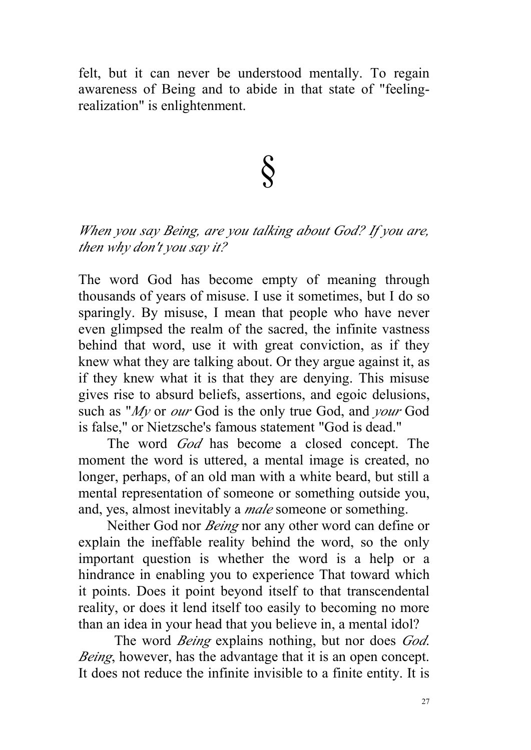felt, but it can never be understood mentally. To regain awareness of Being and to abide in that state of "feeling-realization" is enlightenment.

§

*When you say Being, are you talking about God? If you are, then why don't you say it?*

The word God has become empty of meaning through thousands of years of misuse. I use it sometimes, but I do so sparingly. By misuse, I mean that people who have never even glimpsed the realm of the sacred, the infinite vastness behind that word, use it with great conviction, as if they knew what they are talking about. Or they argue against it, as if they knew what it is that they are denying. This misuse gives rise to absurd beliefs, assertions, and egoic delusions, such as "*My* or *our* God is the only true God, and *your* God is false," or Nietzsche's famous statement "God is dead."

The word *God* has become a closed concept. The moment the word is uttered, a mental image is created, no longer, perhaps, of an old man with a white beard, but still a mental representation of someone or something outside you, and, yes, almost inevitably a *male* someone or something.

Neither God nor *Being* nor any other word can define or explain the ineffable reality behind the word, so the only important question is whether the word is a help or a hindrance in enabling you to experience That toward which it points. Does it point beyond itself to that transcendental reality, or does it lend itself too easily to becoming no more than an idea in your head that you believe in, a mental idol?

The word *Being* explains nothing, but nor does *God*. *Being*, however, has the advantage that it is an open concept. It does not reduce the infinite invisible to a finite entity. It is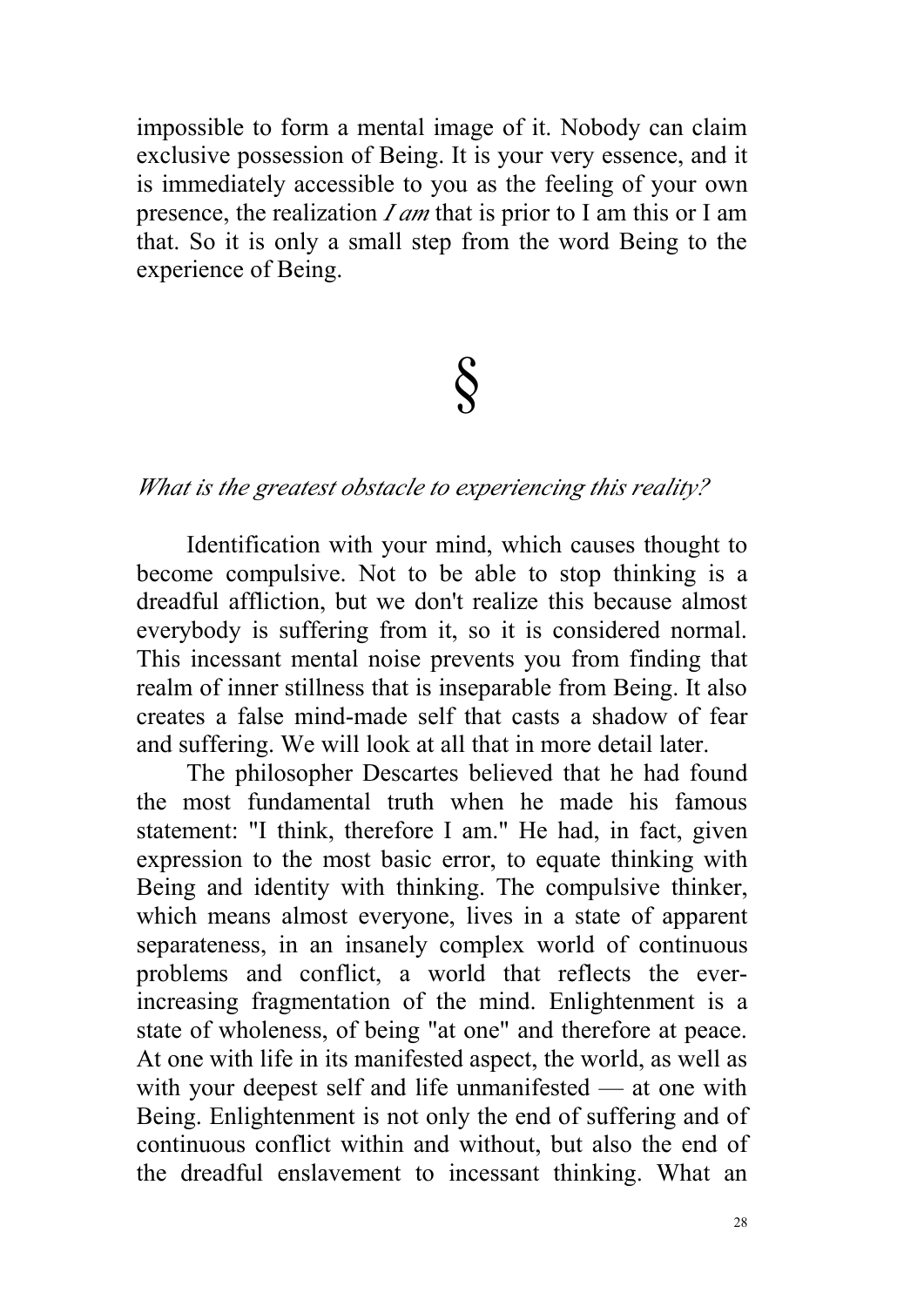impossible to form a mental image of it. Nobody can claim exclusive possession of Being. It is your very essence, and it is immediately accessible to you as the feeling of your own presence, the realization *I am* that is prior to I am this or I am that. So it is only a small step from the word Being to the experience of Being.

§

*What is the greatest obstacle to experiencing this reality?*

Identification with your mind, which causes thought to become compulsive. Not to be able to stop thinking is a dreadful affliction, but we don't realize this because almost everybody is suffering from it, so it is considered normal. This incessant mental noise prevents you from finding that realm of inner stillness that is inseparable from Being. It also creates a false mind-made self that casts a shadow of fear and suffering. We will look at all that in more detail later.

The philosopher Descartes believed that he had found the most fundamental truth when he made his famous statement: "I think, therefore I am." He had, in fact, given expression to the most basic error, to equate thinking with Being and identity with thinking. The compulsive thinker, which means almost everyone, lives in a state of apparent separateness, in an insanely complex world of continuous problems and conflict, a world that reflects the ever-increasing fragmentation of the mind. Enlightenment is a state of wholeness, of being "at one" and therefore at peace. At one with life in its manifested aspect, the world, as well as with your deepest self and life unmanifested — at one with Being. Enlightenment is not only the end of suffering and of continuous conflict within and without, but also the end of the dreadful enslavement to incessant thinking. What an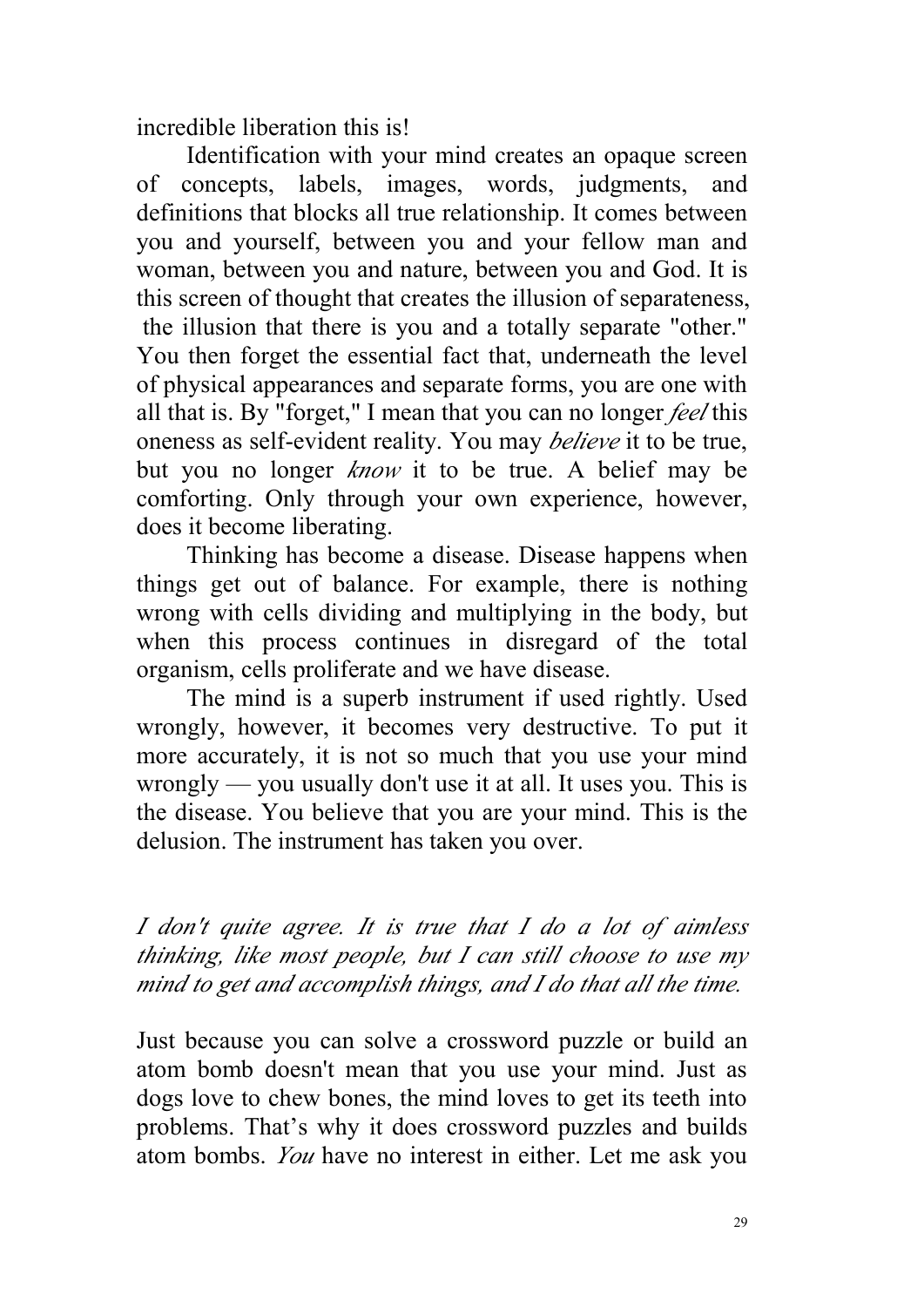incredible liberation this is!

Identification with your mind creates an opaque screen of concepts, labels, images, words, judgments, and definitions that blocks all true relationship. It comes between you and yourself, between you and your fellow man and woman, between you and nature, between you and God. It is this screen of thought that creates the illusion of separateness, the illusion that there is you and a totally separate "other." You then forget the essential fact that, underneath the level of physical appearances and separate forms, you are one with all that is. By "forget," I mean that you can no longer *feel* this oneness as self-evident reality. You may *believe* it to be true, but you no longer *know* it to be true. A belief may be comforting. Only through your own experience, however, does it become liberating.

Thinking has become a disease. Disease happens when things get out of balance. For example, there is nothing wrong with cells dividing and multiplying in the body, but when this process continues in disregard of the total organism, cells proliferate and we have disease.

The mind is a superb instrument if used rightly. Used wrongly, however, it becomes very destructive. To put it more accurately, it is not so much that you use your mind wrongly — you usually don't use it at all. It uses you. This is the disease. You believe that you are your mind. This is the delusion. The instrument has taken you over.

*I don't quite agree. It is true that I do a lot of aimless thinking, like most people, but I can still choose to use my mind to get and accomplish things, and I do that all the time.*

Just because you can solve a crossword puzzle or build an atom bomb doesn't mean that you use your mind. Just as dogs love to chew bones, the mind loves to get its teeth into problems. That's why it does crossword puzzles and builds atom bombs. *You* have no interest in either. Let me ask you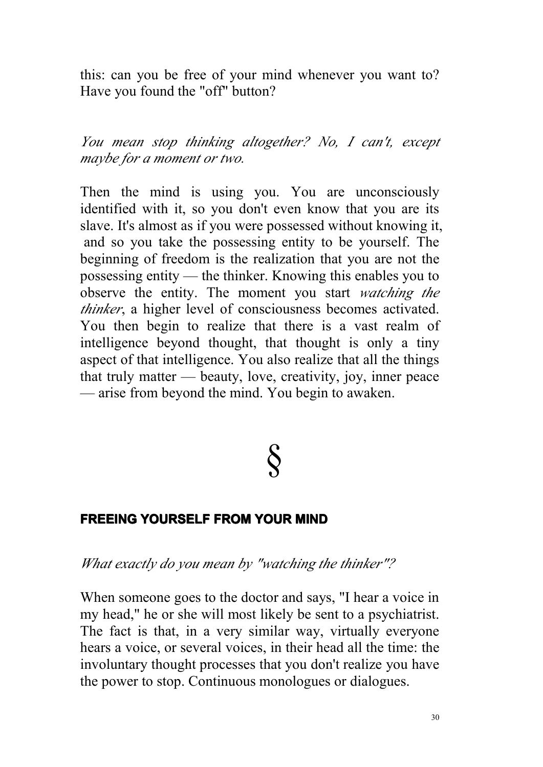this: can you be free of your mind whenever you want to? Have you found the "off" button?

*You mean stop thinking altogether? No, I can't, except maybe for a moment or two.*

Then the mind is using you. You are unconsciously identified with it, so you don't even know that you are its slave. It's almost as if you were possessed without knowing it, and so you take the possessing entity to be yourself. The beginning of freedom is the realization that you are not the possessing entity — the thinker. Knowing this enables you to observe the entity. The moment you start *watching the thinker*, a higher level of consciousness becomes activated. You then begin to realize that there is a vast realm of intelligence beyond thought, that thought is only a tiny aspect of that intelligence. You also realize that all the things that truly matter — beauty, love, creativity, joy, inner peace — arise from beyond the mind. You begin to awaken.

§

## FREEING YOURSELF FROM YOUR MIND

*What exactly do you mean by "watching the thinker"?*

When someone goes to the doctor and says, "I hear a voice in my head," he or she will most likely be sent to a psychiatrist. The fact is that, in a very similar way, virtually everyone hears a voice, or several voices, in their head all the time: the involuntary thought processes that you don't realize you have the power to stop. Continuous monologues or dialogues.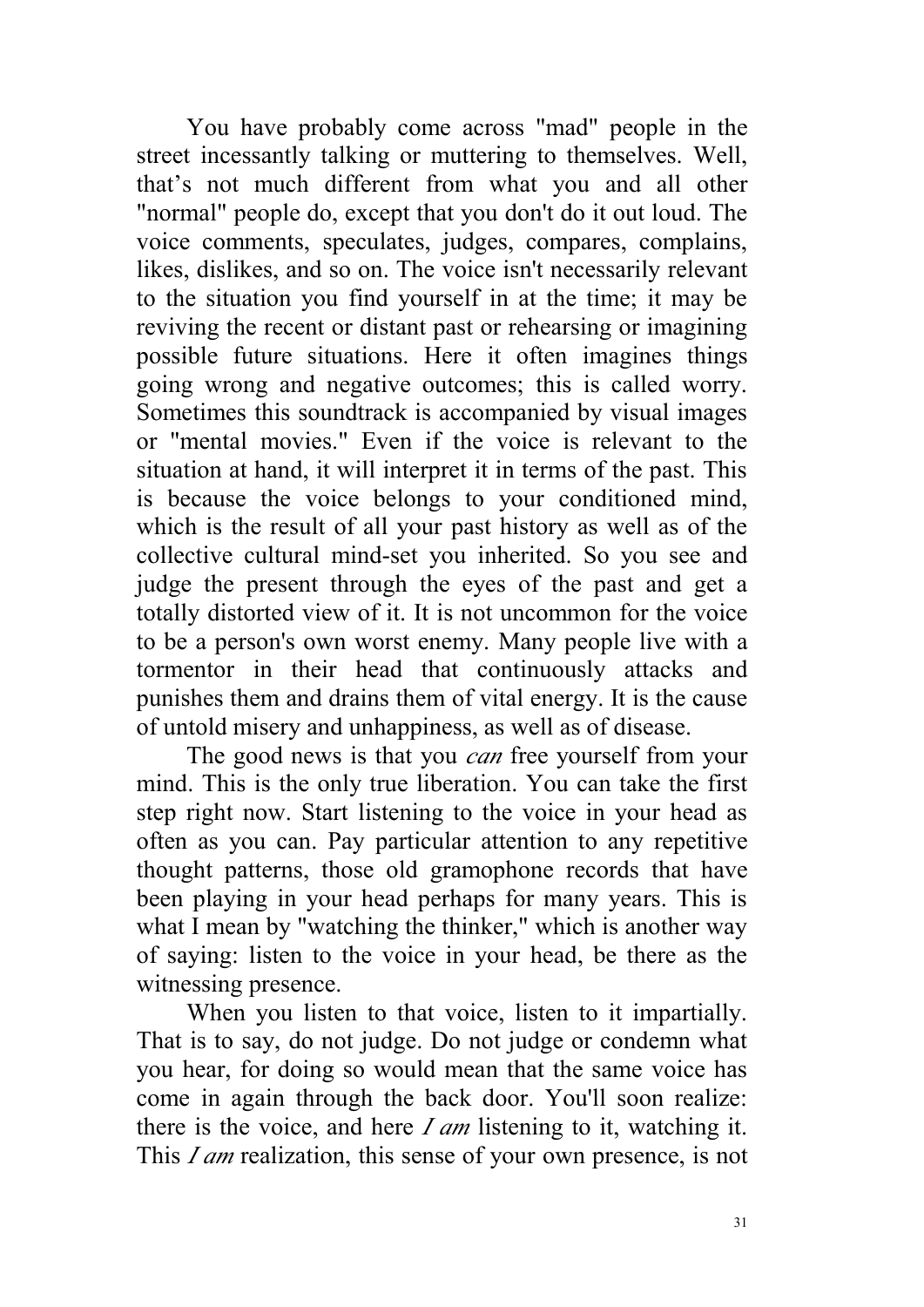You have probably come across "mad" people in the street incessantly talking or muttering to themselves. Well, that's not much different from what you and all other "normal" people do, except that you don't do it out loud. The voice comments, speculates, judges, compares, complains, likes, dislikes, and so on. The voice isn't necessarily relevant to the situation you find yourself in at the time; it may be reviving the recent or distant past or rehearsing or imagining possible future situations. Here it often imagines things going wrong and negative outcomes; this is called worry. Sometimes this soundtrack is accompanied by visual images or "mental movies." Even if the voice is relevant to the situation at hand, it will interpret it in terms of the past. This is because the voice belongs to your conditioned mind, which is the result of all your past history as well as of the collective cultural mind-set you inherited. So you see and judge the present through the eyes of the past and get a totally distorted view of it. It is not uncommon for the voice to be a person's own worst enemy. Many people live with a tormentor in their head that continuously attacks and punishes them and drains them of vital energy. It is the cause of untold misery and unhappiness, as well as of disease.

The good news is that you *can* free yourself from your mind. This is the only true liberation. You can take the first step right now. Start listening to the voice in your head as often as you can. Pay particular attention to any repetitive thought patterns, those old gramophone records that have been playing in your head perhaps for many years. This is what I mean by "watching the thinker," which is another way of saying: listen to the voice in your head, be there as the witnessing presence.

When you listen to that voice, listen to it impartially. That is to say, do not judge. Do not judge or condemn what you hear, for doing so would mean that the same voice has come in again through the back door. You'll soon realize: there is the voice, and here *I am* listening to it, watching it. This *I am* realization, this sense of your own presence, is not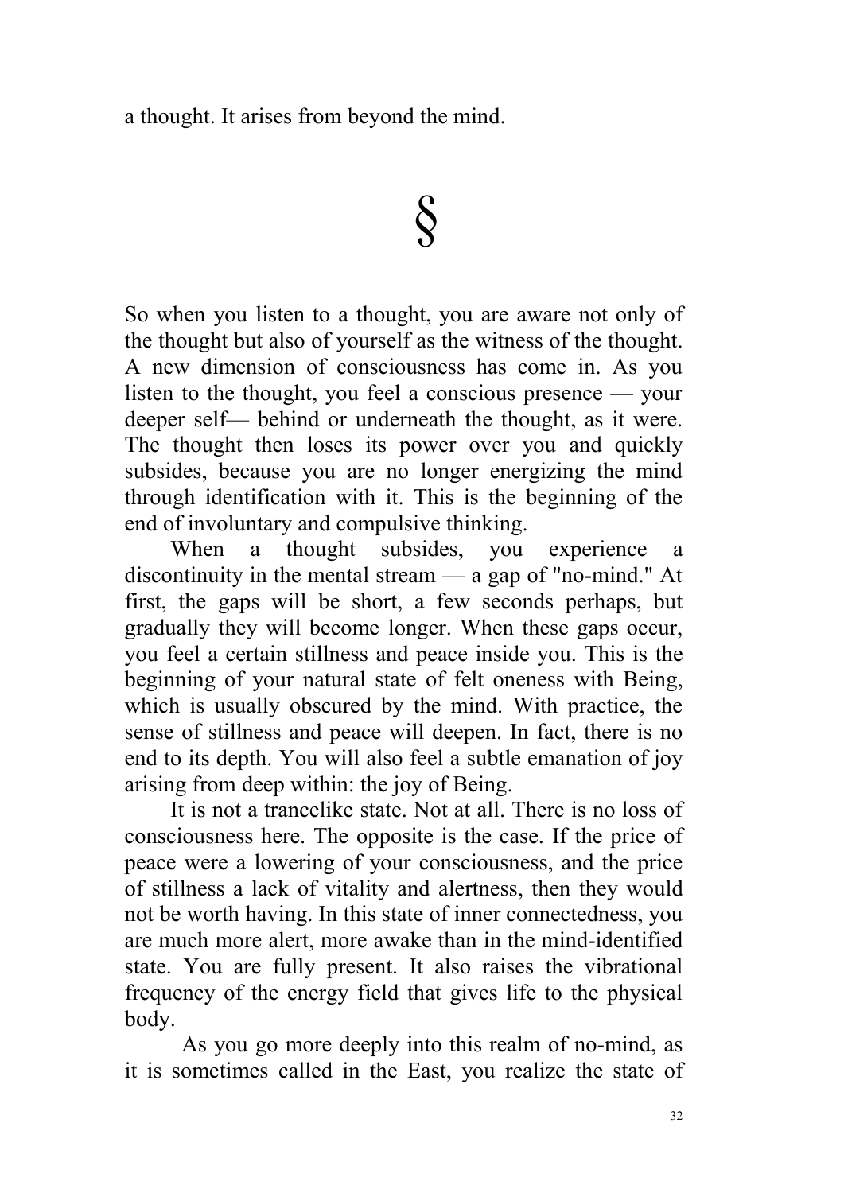a thought. It arises from beyond the mind.

§

So when you listen to a thought, you are aware not only of the thought but also of yourself as the witness of the thought. A new dimension of consciousness has come in. As you listen to the thought, you feel a conscious presence — your deeper self— behind or underneath the thought, as it were. The thought then loses its power over you and quickly subsides, because you are no longer energizing the mind through identification with it. This is the beginning of the end of involuntary and compulsive thinking.

When a thought subsides, you experience a discontinuity in the mental stream — a gap of "no-mind." At first, the gaps will be short, a few seconds perhaps, but gradually they will become longer. When these gaps occur, you feel a certain stillness and peace inside you. This is the beginning of your natural state of felt oneness with Being, which is usually obscured by the mind. With practice, the sense of stillness and peace will deepen. In fact, there is no end to its depth. You will also feel a subtle emanation of joy arising from deep within: the joy of Being.

It is not a trancelike state. Not at all. There is no loss of consciousness here. The opposite is the case. If the price of peace were a lowering of your consciousness, and the price of stillness a lack of vitality and alertness, then they would not be worth having. In this state of inner connectedness, you are much more alert, more awake than in the mind-identified state. You are fully present. It also raises the vibrational frequency of the energy field that gives life to the physical body.

As you go more deeply into this realm of no-mind, as it is sometimes called in the East, you realize the state of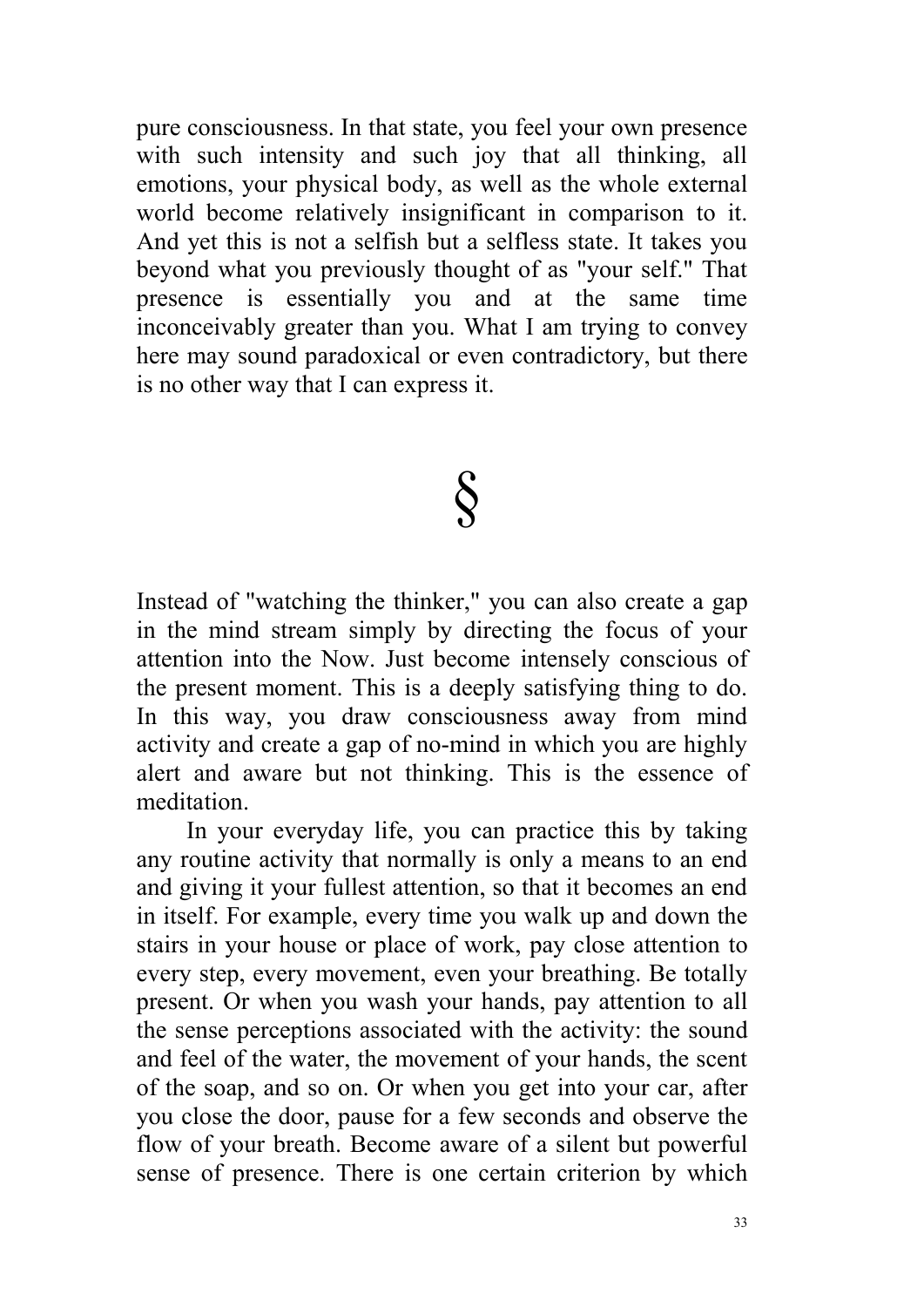pure consciousness. In that state, you feel your own presence with such intensity and such joy that all thinking, all emotions, your physical body, as well as the whole external world become relatively insignificant in comparison to it. And yet this is not a selfish but a selfless state. It takes you beyond what you previously thought of as "your self." That presence is essentially you and at the same time inconceivably greater than you. What I am trying to convey here may sound paradoxical or even contradictory, but there is no other way that I can express it.

§

Instead of "watching the thinker," you can also create a gap in the mind stream simply by directing the focus of your attention into the Now. Just become intensely conscious of the present moment. This is a deeply satisfying thing to do. In this way, you draw consciousness away from mind activity and create a gap of no-mind in which you are highly alert and aware but not thinking. This is the essence of meditation.

In your everyday life, you can practice this by taking any routine activity that normally is only a means to an end and giving it your fullest attention, so that it becomes an end in itself. For example, every time you walk up and down the stairs in your house or place of work, pay close attention to every step, every movement, even your breathing. Be totally present. Or when you wash your hands, pay attention to all the sense perceptions associated with the activity: the sound and feel of the water, the movement of your hands, the scent of the soap, and so on. Or when you get into your car, after you close the door, pause for a few seconds and observe the flow of your breath. Become aware of a silent but powerful sense of presence. There is one certain criterion by which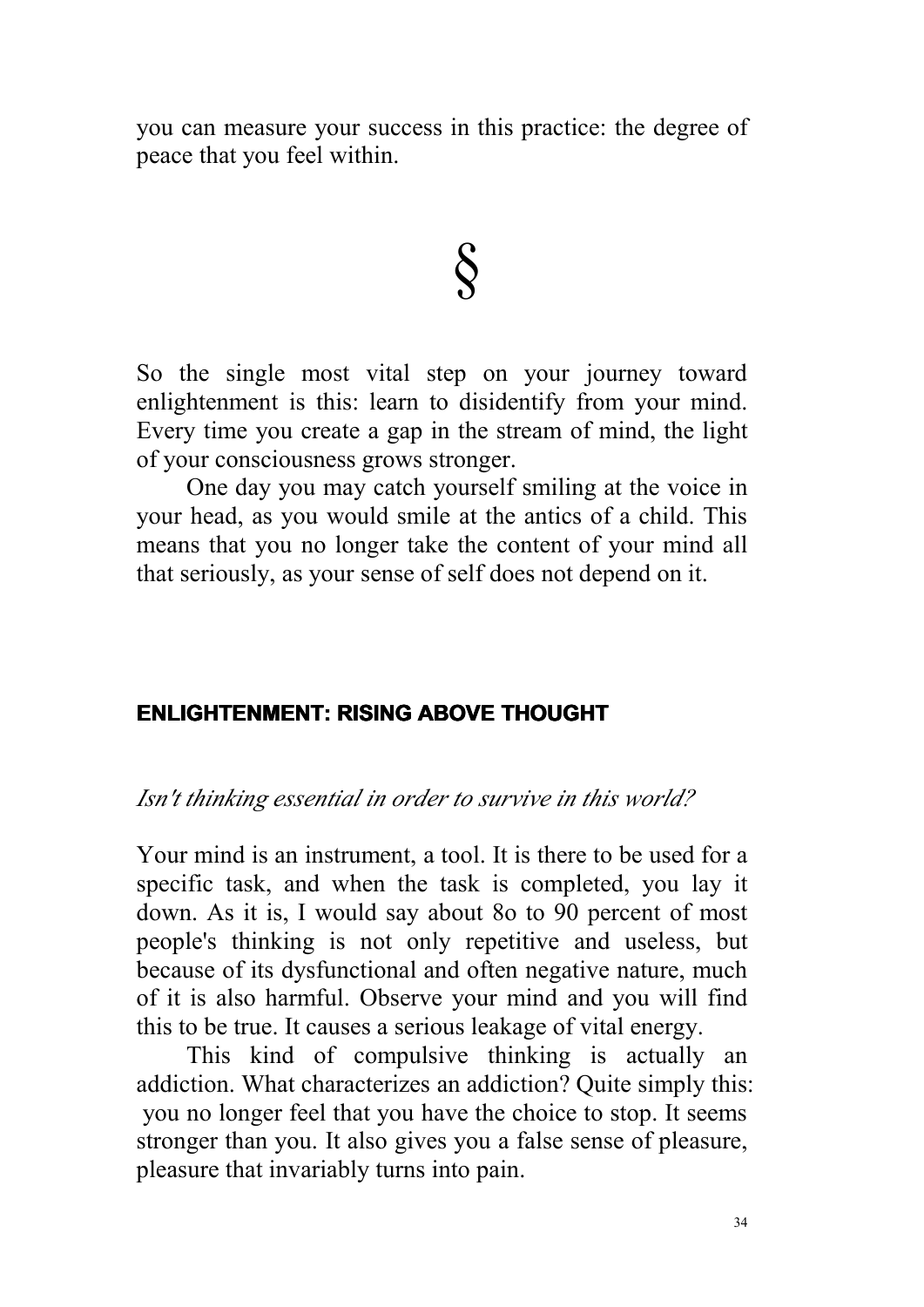you can measure your success in this practice: the degree of peace that you feel within.

§

So the single most vital step on your journey toward enlightenment is this: learn to disidentify from your mind. Every time you create a gap in the stream of mind, the light of your consciousness grows stronger.

One day you may catch yourself smiling at the voice in your head, as you would smile at the antics of a child. This means that you no longer take the content of your mind all that seriously, as your sense of self does not depend on it.

## ENLIGHTENMENT: RISING ABOVE THOUGHT

*Isn't thinking essential in order to survive in this world?*

Your mind is an instrument, a tool. It is there to be used for a specific task, and when the task is completed, you lay it down. As it is, I would say about 8o to 90 percent of most people's thinking is not only repetitive and useless, but because of its dysfunctional and often negative nature, much of it is also harmful. Observe your mind and you will find this to be true. It causes a serious leakage of vital energy.

This kind of compulsive thinking is actually an addiction. What characterizes an addiction? Quite simply this: you no longer feel that you have the choice to stop. It seems stronger than you. It also gives you a false sense of pleasure, pleasure that invariably turns into pain.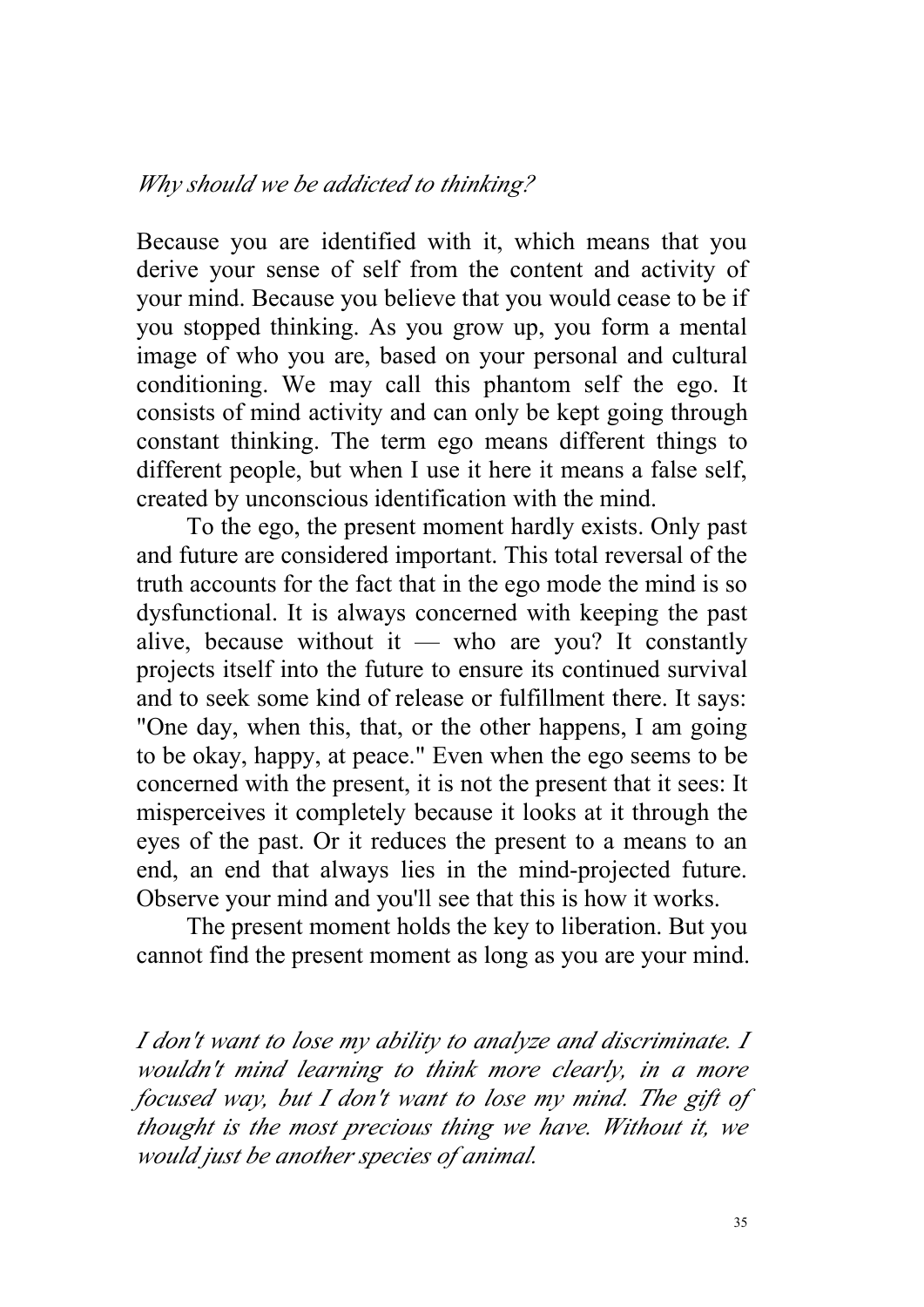*Why should we be addicted to thinking?*

Because you are identified with it, which means that you derive your sense of self from the content and activity of your mind. Because you believe that you would cease to be if you stopped thinking. As you grow up, you form a mental image of who you are, based on your personal and cultural conditioning. We may call this phantom self the ego. It consists of mind activity and can only be kept going through constant thinking. The term ego means different things to different people, but when I use it here it means a false self, created by unconscious identification with the mind.

To the ego, the present moment hardly exists. Only past and future are considered important. This total reversal of the truth accounts for the fact that in the ego mode the mind is so dysfunctional. It is always concerned with keeping the past alive, because without it — who are you? It constantly projects itself into the future to ensure its continued survival and to seek some kind of release or fulfillment there. It says: "One day, when this, that, or the other happens, I am going to be okay, happy, at peace." Even when the ego seems to be concerned with the present, it is not the present that it sees: It misperceives it completely because it looks at it through the eyes of the past. Or it reduces the present to a means to an end, an end that always lies in the mind-projected future. Observe your mind and you'll see that this is how it works.

The present moment holds the key to liberation. But you cannot find the present moment as long as you are your mind.

*I don't want to lose my ability to analyze and discriminate. I wouldn't mind learning to think more clearly, in a more focused way, but I don't want to lose my mind. The gift of thought is the most precious thing we have. Without it, we would just be another species of animal.*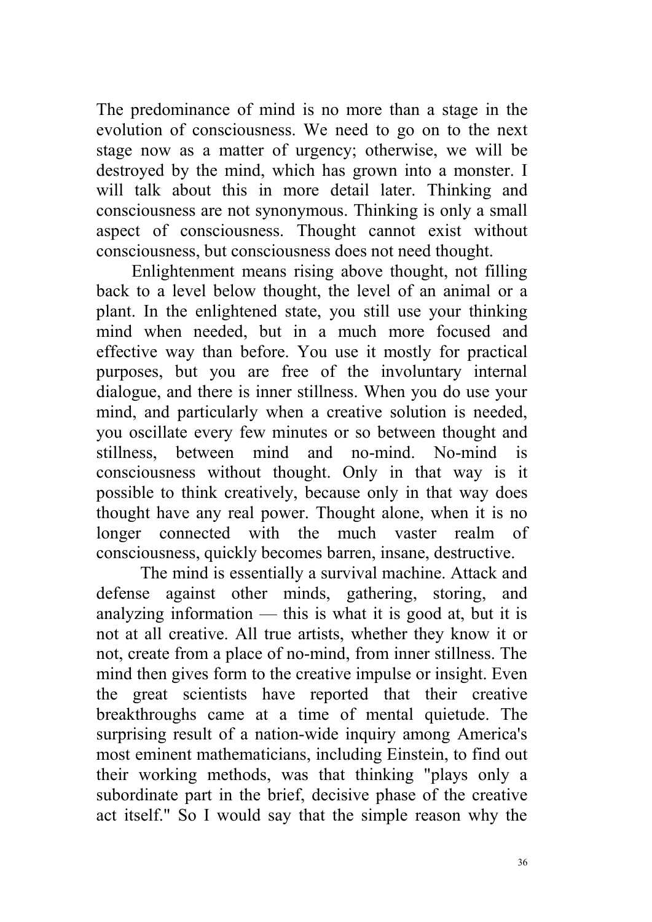The predominance of mind is no more than a stage in the evolution of consciousness. We need to go on to the next stage now as a matter of urgency; otherwise, we will be destroyed by the mind, which has grown into a monster. I will talk about this in more detail later. Thinking and consciousness are not synonymous. Thinking is only a small aspect of consciousness. Thought cannot exist without consciousness, but consciousness does not need thought.

Enlightenment means rising above thought, not filling back to a level below thought, the level of an animal or a plant. In the enlightened state, you still use your thinking mind when needed, but in a much more focused and effective way than before. You use it mostly for practical purposes, but you are free of the involuntary internal dialogue, and there is inner stillness. When you do use your mind, and particularly when a creative solution is needed, you oscillate every few minutes or so between thought and stillness, between mind and no-mind. No-mind is consciousness without thought. Only in that way is it possible to think creatively, because only in that way does thought have any real power. Thought alone, when it is no longer connected with the much vaster realm of consciousness, quickly becomes barren, insane, destructive.

The mind is essentially a survival machine. Attack and defense against other minds, gathering, storing, and analyzing information — this is what it is good at, but it is not at all creative. All true artists, whether they know it or not, create from a place of no-mind, from inner stillness. The mind then gives form to the creative impulse or insight. Even the great scientists have reported that their creative breakthroughs came at a time of mental quietude. The surprising result of a nation-wide inquiry among America's most eminent mathematicians, including Einstein, to find out their working methods, was that thinking "plays only a subordinate part in the brief, decisive phase of the creative act itself." So I would say that the simple reason why the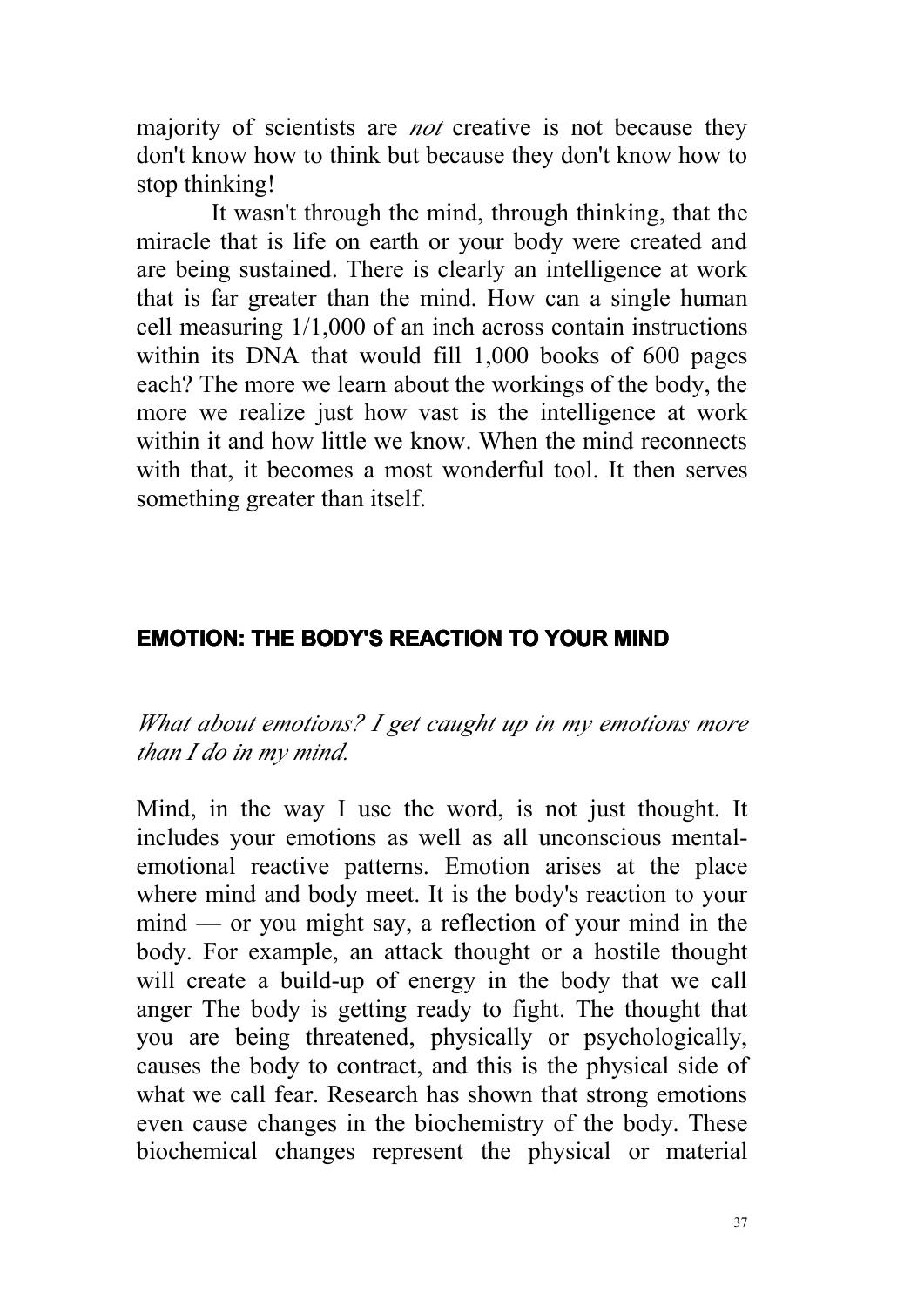majority of scientists are *not* creative is not because they don't know how to think but because they don't know how to stop thinking!

It wasn't through the mind, through thinking, that the miracle that is life on earth or your body were created and are being sustained. There is clearly an intelligence at work that is far greater than the mind. How can a single human cell measuring 1/1,000 of an inch across contain instructions within its DNA that would fill 1,000 books of 600 pages each? The more we learn about the workings of the body, the more we realize just how vast is the intelligence at work within it and how little we know. When the mind reconnects with that, it becomes a most wonderful tool. It then serves something greater than itself.

## EMOTION: THE BODY'S REACTION TO YOUR MIND

*What about emotions? I get caught up in my emotions more than I do in my mind.*

Mind, in the way I use the word, is not just thought. It includes your emotions as well as all unconscious mental-emotional reactive patterns. Emotion arises at the place where mind and body meet. It is the body's reaction to your mind — or you might say, a reflection of your mind in the body. For example, an attack thought or a hostile thought will create a build-up of energy in the body that we call anger The body is getting ready to fight. The thought that you are being threatened, physically or psychologically, causes the body to contract, and this is the physical side of what we call fear. Research has shown that strong emotions even cause changes in the biochemistry of the body. These biochemical changes represent the physical or material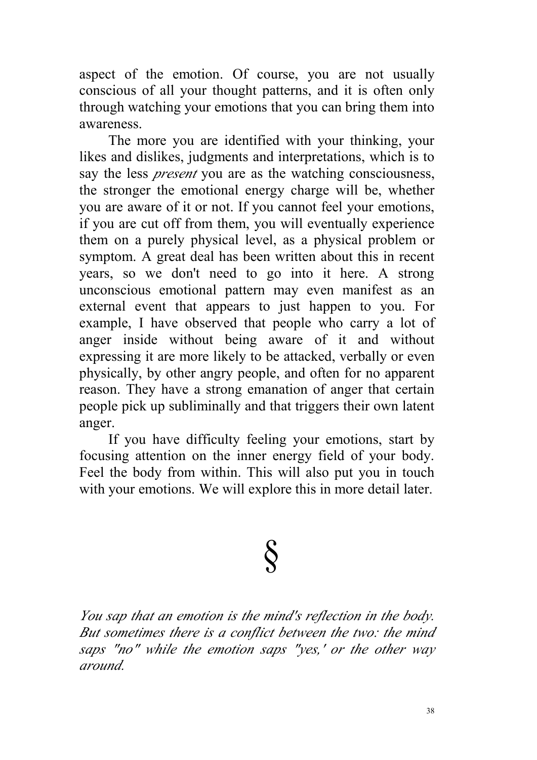aspect of the emotion. Of course, you are not usually conscious of all your thought patterns, and it is often only through watching your emotions that you can bring them into awareness.

The more you are identified with your thinking, your likes and dislikes, judgments and interpretations, which is to say the less *present* you are as the watching consciousness, the stronger the emotional energy charge will be, whether you are aware of it or not. If you cannot feel your emotions, if you are cut off from them, you will eventually experience them on a purely physical level, as a physical problem or symptom. A great deal has been written about this in recent years, so we don't need to go into it here. A strong unconscious emotional pattern may even manifest as an external event that appears to just happen to you. For example, I have observed that people who carry a lot of anger inside without being aware of it and without expressing it are more likely to be attacked, verbally or even physically, by other angry people, and often for no apparent reason. They have a strong emanation of anger that certain people pick up subliminally and that triggers their own latent anger.

If you have difficulty feeling your emotions, start by focusing attention on the inner energy field of your body. Feel the body from within. This will also put you in touch with your emotions. We will explore this in more detail later.

§

*You sap that an emotion is the mind's reflection in the body. But sometimes there is a conflict between the two: the mind saps "no" while the emotion saps "yes,' or the other way around.*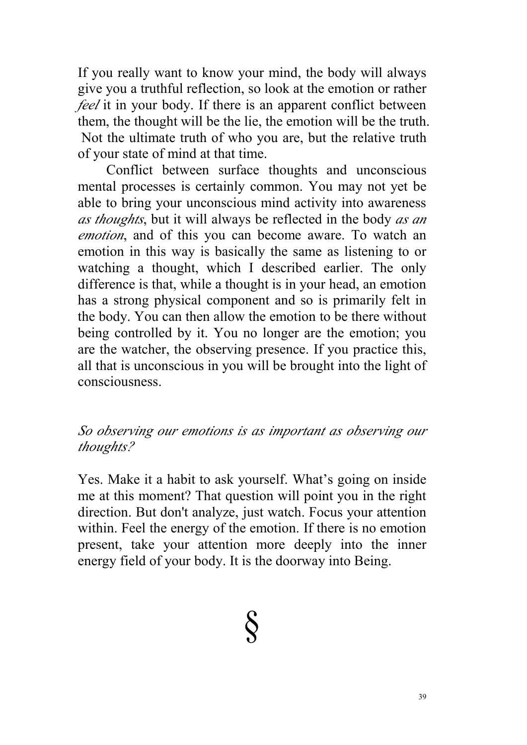If you really want to know your mind, the body will always give you a truthful reflection, so look at the emotion or rather *feel* it in your body. If there is an apparent conflict between them, the thought will be the lie, the emotion will be the truth. Not the ultimate truth of who you are, but the relative truth of your state of mind at that time.

Conflict between surface thoughts and unconscious mental processes is certainly common. You may not yet be able to bring your unconscious mind activity into awareness *as thoughts*, but it will always be reflected in the body *as an emotion*, and of this you can become aware. To watch an emotion in this way is basically the same as listening to or watching a thought, which I described earlier. The only difference is that, while a thought is in your head, an emotion has a strong physical component and so is primarily felt in the body. You can then allow the emotion to be there without being controlled by it. You no longer are the emotion; you are the watcher, the observing presence. If you practice this, all that is unconscious in you will be brought into the light of consciousness.

*So observing our emotions is as important as observing our thoughts?*

Yes. Make it a habit to ask yourself. What's going on inside me at this moment? That question will point you in the right direction. But don't analyze, just watch. Focus your attention within. Feel the energy of the emotion. If there is no emotion present, take your attention more deeply into the inner energy field of your body. It is the doorway into Being.

§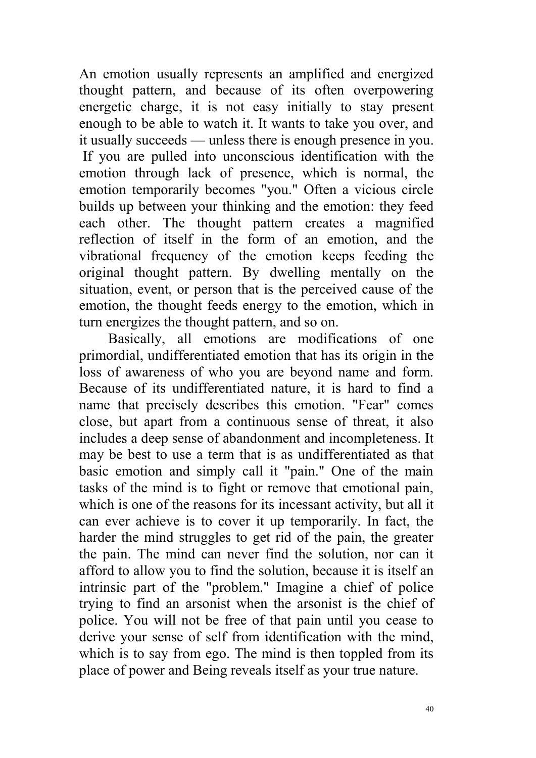An emotion usually represents an amplified and energized thought pattern, and because of its often overpowering energetic charge, it is not easy initially to stay present enough to be able to watch it. It wants to take you over, and it usually succeeds — unless there is enough presence in you. If you are pulled into unconscious identification with the emotion through lack of presence, which is normal, the emotion temporarily becomes "you." Often a vicious circle builds up between your thinking and the emotion: they feed each other. The thought pattern creates a magnified reflection of itself in the form of an emotion, and the vibrational frequency of the emotion keeps feeding the original thought pattern. By dwelling mentally on the situation, event, or person that is the perceived cause of the emotion, the thought feeds energy to the emotion, which in turn energizes the thought pattern, and so on.

Basically, all emotions are modifications of one primordial, undifferentiated emotion that has its origin in the loss of awareness of who you are beyond name and form. Because of its undifferentiated nature, it is hard to find a name that precisely describes this emotion. "Fear" comes close, but apart from a continuous sense of threat, it also includes a deep sense of abandonment and incompleteness. It may be best to use a term that is as undifferentiated as that basic emotion and simply call it "pain." One of the main tasks of the mind is to fight or remove that emotional pain, which is one of the reasons for its incessant activity, but all it can ever achieve is to cover it up temporarily. In fact, the harder the mind struggles to get rid of the pain, the greater the pain. The mind can never find the solution, nor can it afford to allow you to find the solution, because it is itself an intrinsic part of the "problem." Imagine a chief of police trying to find an arsonist when the arsonist is the chief of police. You will not be free of that pain until you cease to derive your sense of self from identification with the mind, which is to say from ego. The mind is then toppled from its place of power and Being reveals itself as your true nature.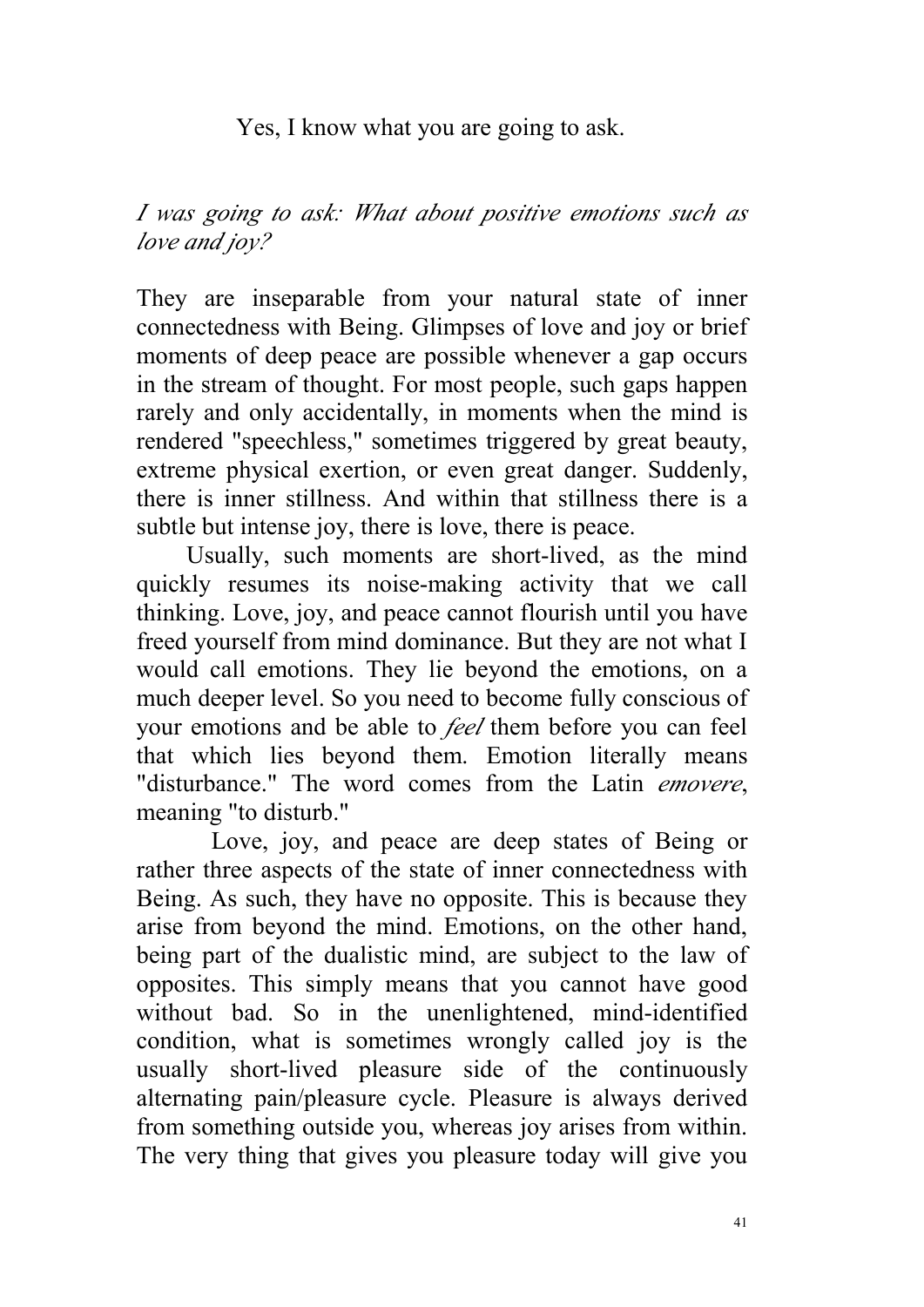Yes, I know what you are going to ask.

*I was going to ask: What about positive emotions such as love and joy?*

They are inseparable from your natural state of inner connectedness with Being. Glimpses of love and joy or brief moments of deep peace are possible whenever a gap occurs in the stream of thought. For most people, such gaps happen rarely and only accidentally, in moments when the mind is rendered "speechless," sometimes triggered by great beauty, extreme physical exertion, or even great danger. Suddenly, there is inner stillness. And within that stillness there is a subtle but intense joy, there is love, there is peace.

Usually, such moments are short-lived, as the mind quickly resumes its noise-making activity that we call thinking. Love, joy, and peace cannot flourish until you have freed yourself from mind dominance. But they are not what I would call emotions. They lie beyond the emotions, on a much deeper level. So you need to become fully conscious of your emotions and be able to *feel* them before you can feel that which lies beyond them. Emotion literally means "disturbance." The word comes from the Latin *emovere*, meaning "to disturb."

Love, joy, and peace are deep states of Being or rather three aspects of the state of inner connectedness with Being. As such, they have no opposite. This is because they arise from beyond the mind. Emotions, on the other hand, being part of the dualistic mind, are subject to the law of opposites. This simply means that you cannot have good without bad. So in the unenlightened, mind-identified condition, what is sometimes wrongly called joy is the usually short-lived pleasure side of the continuously alternating pain/pleasure cycle. Pleasure is always derived from something outside you, whereas joy arises from within. The very thing that gives you pleasure today will give you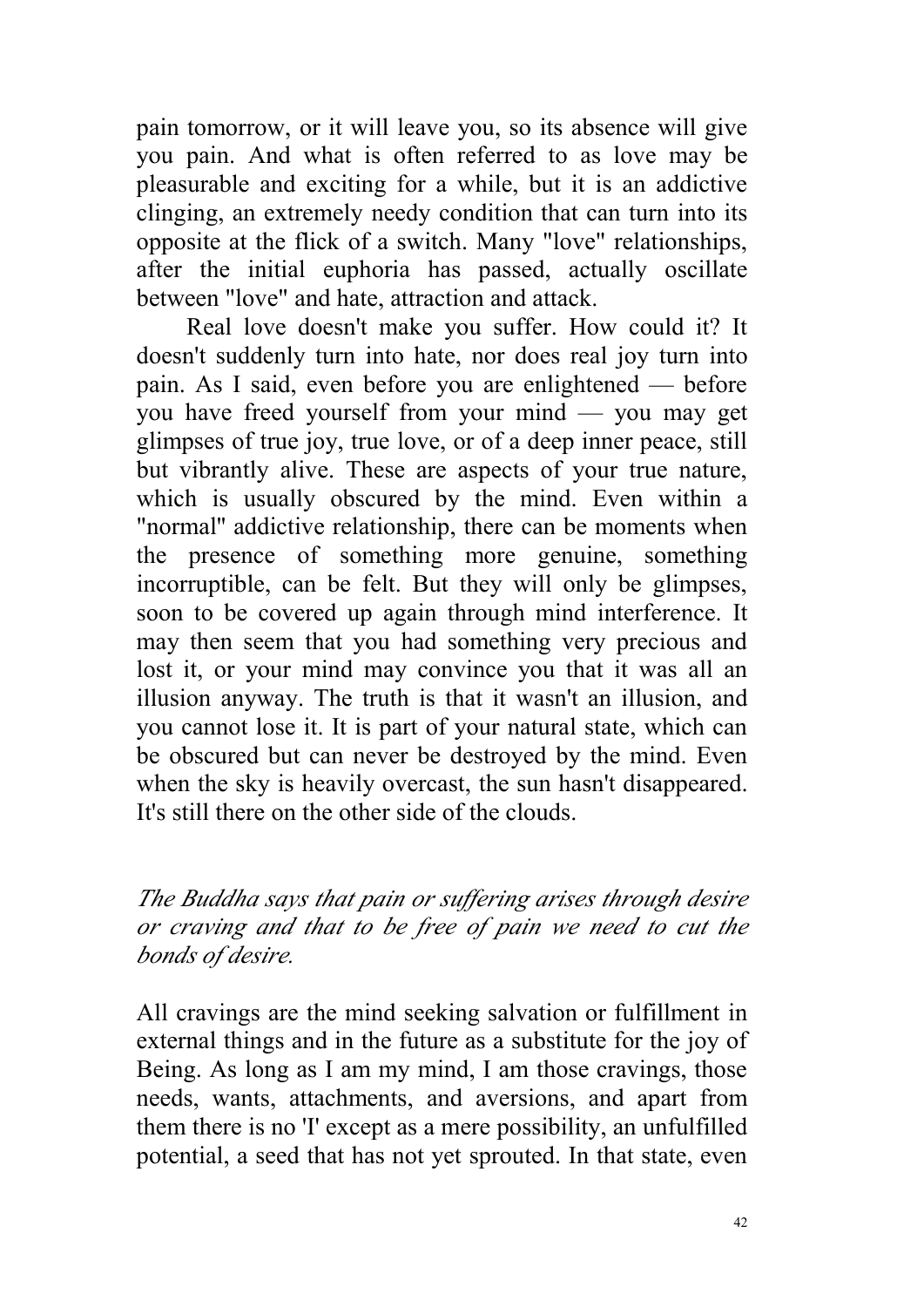pain tomorrow, or it will leave you, so its absence will give you pain. And what is often referred to as love may be pleasurable and exciting for a while, but it is an addictive clinging, an extremely needy condition that can turn into its opposite at the flick of a switch. Many "love" relationships, after the initial euphoria has passed, actually oscillate between "love" and hate, attraction and attack.

Real love doesn't make you suffer. How could it? It doesn't suddenly turn into hate, nor does real joy turn into pain. As I said, even before you are enlightened — before you have freed yourself from your mind — you may get glimpses of true joy, true love, or of a deep inner peace, still but vibrantly alive. These are aspects of your true nature, which is usually obscured by the mind. Even within a "normal" addictive relationship, there can be moments when the presence of something more genuine, something incorruptible, can be felt. But they will only be glimpses, soon to be covered up again through mind interference. It may then seem that you had something very precious and lost it, or your mind may convince you that it was all an illusion anyway. The truth is that it wasn't an illusion, and you cannot lose it. It is part of your natural state, which can be obscured but can never be destroyed by the mind. Even when the sky is heavily overcast, the sun hasn't disappeared. It's still there on the other side of the clouds.

*The Buddha says that pain or suffering arises through desire or craving and that to be free of pain we need to cut the bonds of desire.*

All cravings are the mind seeking salvation or fulfillment in external things and in the future as a substitute for the joy of Being. As long as I am my mind, I am those cravings, those needs, wants, attachments, and aversions, and apart from them there is no 'I' except as a mere possibility, an unfulfilled potential, a seed that has not yet sprouted. In that state, even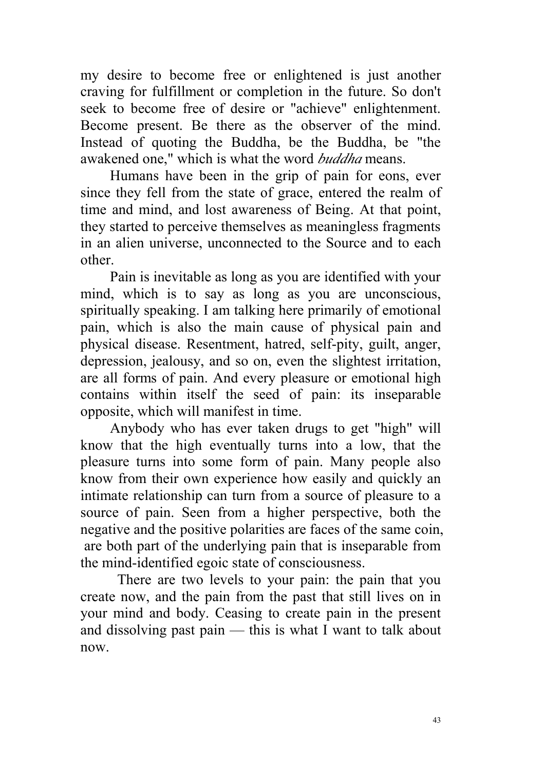my desire to become free or enlightened is just another craving for fulfillment or completion in the future. So don't seek to become free of desire or "achieve" enlightenment. Become present. Be there as the observer of the mind. Instead of quoting the Buddha, be the Buddha, be "the awakened one," which is what the word *buddha* means.

Humans have been in the grip of pain for eons, ever since they fell from the state of grace, entered the realm of time and mind, and lost awareness of Being. At that point, they started to perceive themselves as meaningless fragments in an alien universe, unconnected to the Source and to each other.

Pain is inevitable as long as you are identified with your mind, which is to say as long as you are unconscious, spiritually speaking. I am talking here primarily of emotional pain, which is also the main cause of physical pain and physical disease. Resentment, hatred, self-pity, guilt, anger, depression, jealousy, and so on, even the slightest irritation, are all forms of pain. And every pleasure or emotional high contains within itself the seed of pain: its inseparable opposite, which will manifest in time.

Anybody who has ever taken drugs to get "high" will know that the high eventually turns into a low, that the pleasure turns into some form of pain. Many people also know from their own experience how easily and quickly an intimate relationship can turn from a source of pleasure to a source of pain. Seen from a higher perspective, both the negative and the positive polarities are faces of the same coin, are both part of the underlying pain that is inseparable from the mind-identified egoic state of consciousness.

There are two levels to your pain: the pain that you create now, and the pain from the past that still lives on in your mind and body. Ceasing to create pain in the present and dissolving past pain — this is what I want to talk about now.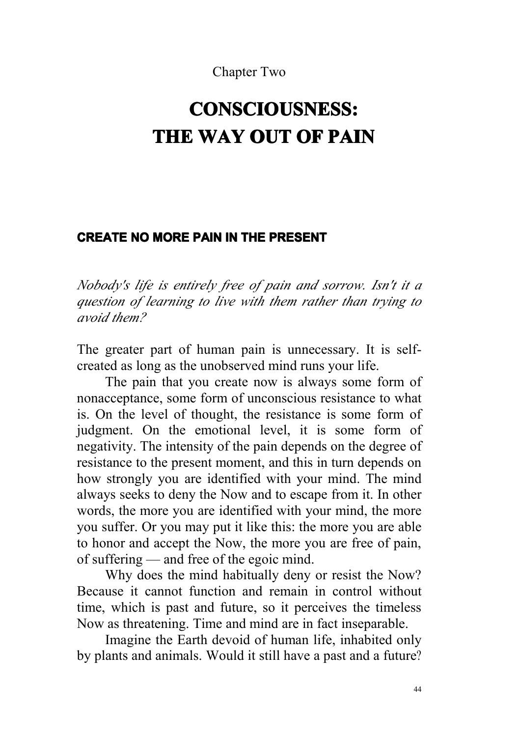Chapter Two

# CONSCIOUSNESS: THE WAY OUT OF PAIN

## CREATE NO MORE PAIN IN THE PRESENT

*Nobody's life is entirely free of pain and sorrow. Isn't it a question of learning to live with them rather than trying to avoid them?*

The greater part of human pain is unnecessary. It is self-created as long as the unobserved mind runs your life.

The pain that you create now is always some form of nonacceptance, some form of unconscious resistance to what is. On the level of thought, the resistance is some form of judgment. On the emotional level, it is some form of negativity. The intensity of the pain depends on the degree of resistance to the present moment, and this in turn depends on how strongly you are identified with your mind. The mind always seeks to deny the Now and to escape from it. In other words, the more you are identified with your mind, the more you suffer. Or you may put it like this: the more you are able to honor and accept the Now, the more you are free of pain, of suffering — and free of the egoic mind.

Why does the mind habitually deny or resist the Now? Because it cannot function and remain in control without time, which is past and future, so it perceives the timeless Now as threatening. Time and mind are in fact inseparable.

Imagine the Earth devoid of human life, inhabited only by plants and animals. Would it still have a past and a future?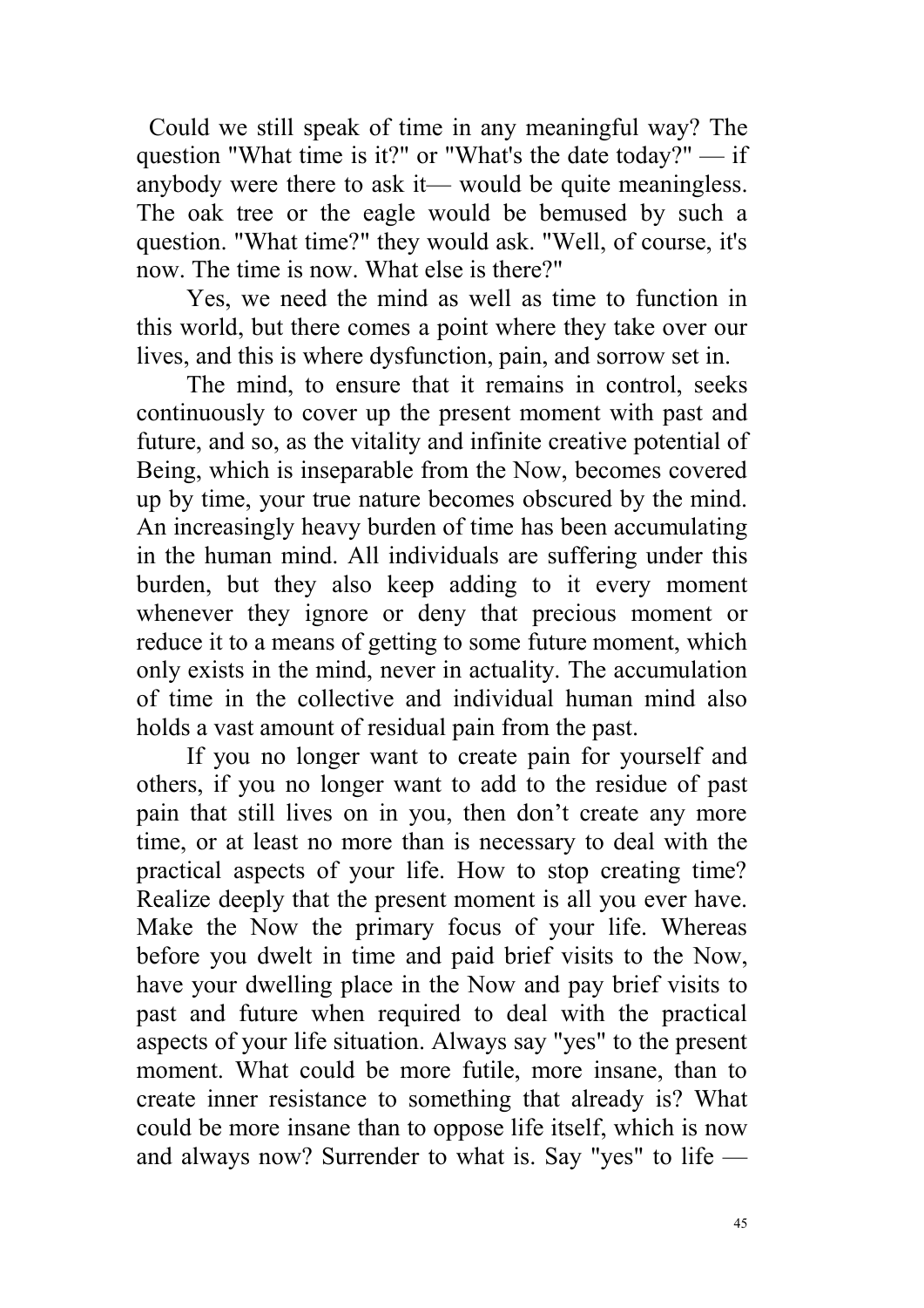Could we still speak of time in any meaningful way? The question "What time is it?" or "What's the date today?" — if anybody were there to ask it— would be quite meaningless. The oak tree or the eagle would be bemused by such a question. "What time?" they would ask. "Well, of course, it's now. The time is now. What else is there?"

Yes, we need the mind as well as time to function in this world, but there comes a point where they take over our lives, and this is where dysfunction, pain, and sorrow set in.

The mind, to ensure that it remains in control, seeks continuously to cover up the present moment with past and future, and so, as the vitality and infinite creative potential of Being, which is inseparable from the Now, becomes covered up by time, your true nature becomes obscured by the mind. An increasingly heavy burden of time has been accumulating in the human mind. All individuals are suffering under this burden, but they also keep adding to it every moment whenever they ignore or deny that precious moment or reduce it to a means of getting to some future moment, which only exists in the mind, never in actuality. The accumulation of time in the collective and individual human mind also holds a vast amount of residual pain from the past.

If you no longer want to create pain for yourself and others, if you no longer want to add to the residue of past pain that still lives on in you, then don't create any more time, or at least no more than is necessary to deal with the practical aspects of your life. How to stop creating time? Realize deeply that the present moment is all you ever have. Make the Now the primary focus of your life. Whereas before you dwelt in time and paid brief visits to the Now, have your dwelling place in the Now and pay brief visits to past and future when required to deal with the practical aspects of your life situation. Always say "yes" to the present moment. What could be more futile, more insane, than to create inner resistance to something that already is? What could be more insane than to oppose life itself, which is now and always now? Surrender to what is. Say "yes" to life —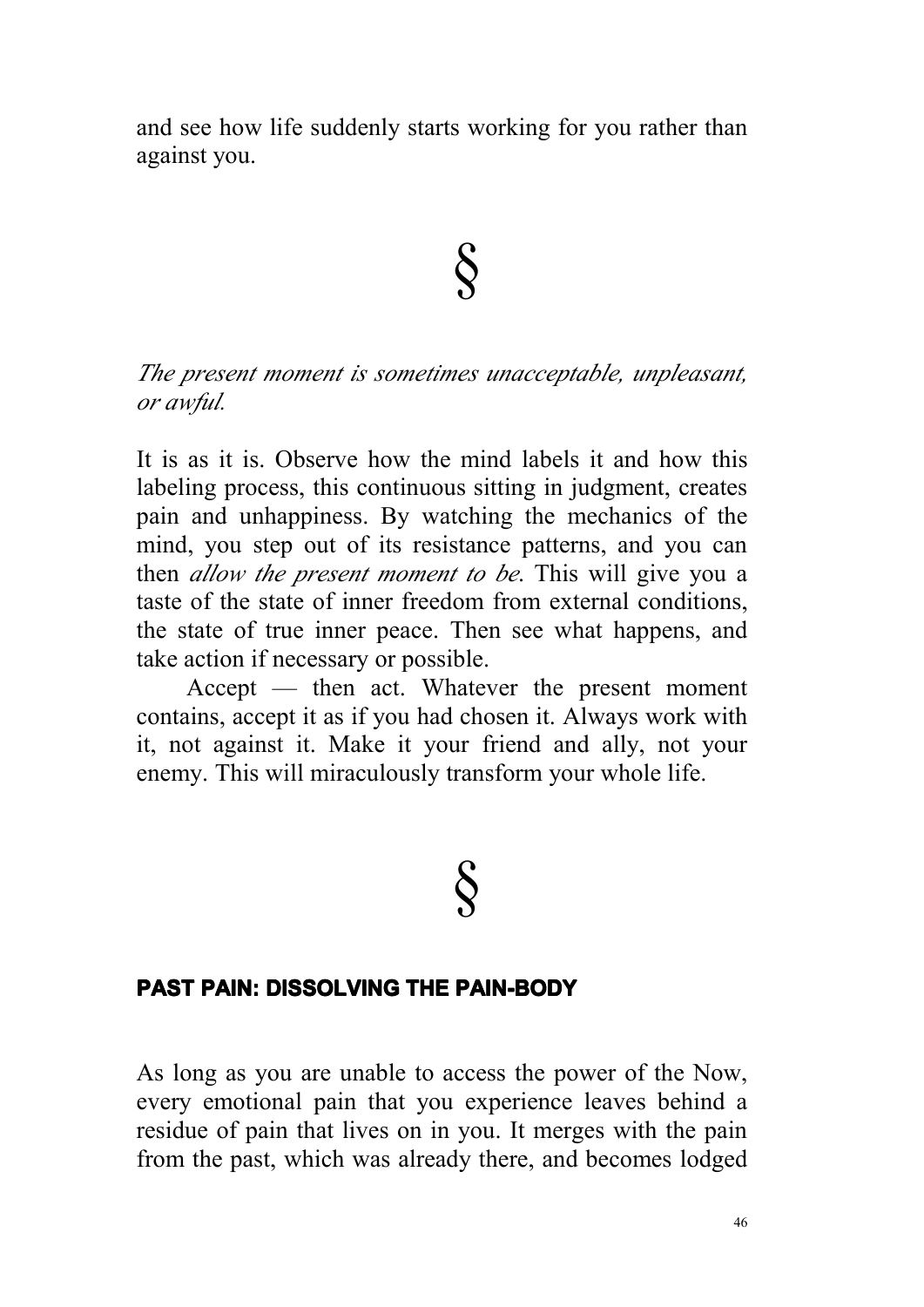and see how life suddenly starts working for you rather than against you.

§

*The present moment is sometimes unacceptable, unpleasant, or awful.*

It is as it is. Observe how the mind labels it and how this labeling process, this continuous sitting in judgment, creates pain and unhappiness. By watching the mechanics of the mind, you step out of its resistance patterns, and you can then *allow the present moment to be*. This will give you a taste of the state of inner freedom from external conditions, the state of true inner peace. Then see what happens, and take action if necessary or possible.

Accept — then act. Whatever the present moment contains, accept it as if you had chosen it. Always work with it, not against it. Make it your friend and ally, not your enemy. This will miraculously transform your whole life.

§

## PAST PAIN: DISSOLVING THE PAIN-BODY

As long as you are unable to access the power of the Now, every emotional pain that you experience leaves behind a residue of pain that lives on in you. It merges with the pain from the past, which was already there, and becomes lodged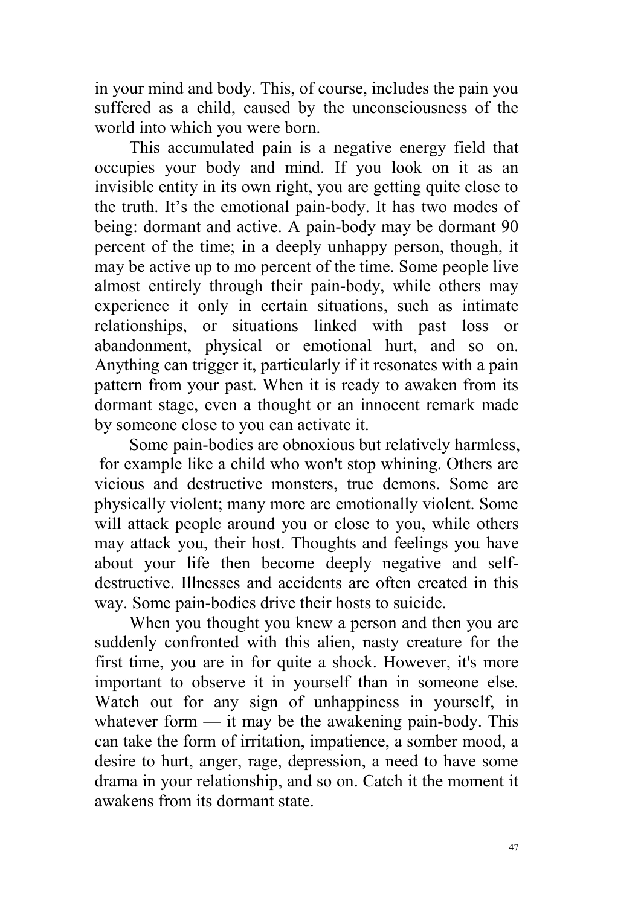in your mind and body. This, of course, includes the pain you suffered as a child, caused by the unconsciousness of the world into which you were born.

This accumulated pain is a negative energy field that occupies your body and mind. If you look on it as an invisible entity in its own right, you are getting quite close to the truth. It's the emotional pain-body. It has two modes of being: dormant and active. A pain-body may be dormant 90 percent of the time; in a deeply unhappy person, though, it may be active up to mo percent of the time. Some people live almost entirely through their pain-body, while others may experience it only in certain situations, such as intimate relationships, or situations linked with past loss or abandonment, physical or emotional hurt, and so on. Anything can trigger it, particularly if it resonates with a pain pattern from your past. When it is ready to awaken from its dormant stage, even a thought or an innocent remark made by someone close to you can activate it.

Some pain-bodies are obnoxious but relatively harmless, for example like a child who won't stop whining. Others are vicious and destructive monsters, true demons. Some are physically violent; many more are emotionally violent. Some will attack people around you or close to you, while others may attack you, their host. Thoughts and feelings you have about your life then become deeply negative and self-destructive. Illnesses and accidents are often created in this way. Some pain-bodies drive their hosts to suicide.

When you thought you knew a person and then you are suddenly confronted with this alien, nasty creature for the first time, you are in for quite a shock. However, it's more important to observe it in yourself than in someone else. Watch out for any sign of unhappiness in yourself, in whatever form — it may be the awakening pain-body. This can take the form of irritation, impatience, a somber mood, a desire to hurt, anger, rage, depression, a need to have some drama in your relationship, and so on. Catch it the moment it awakens from its dormant state.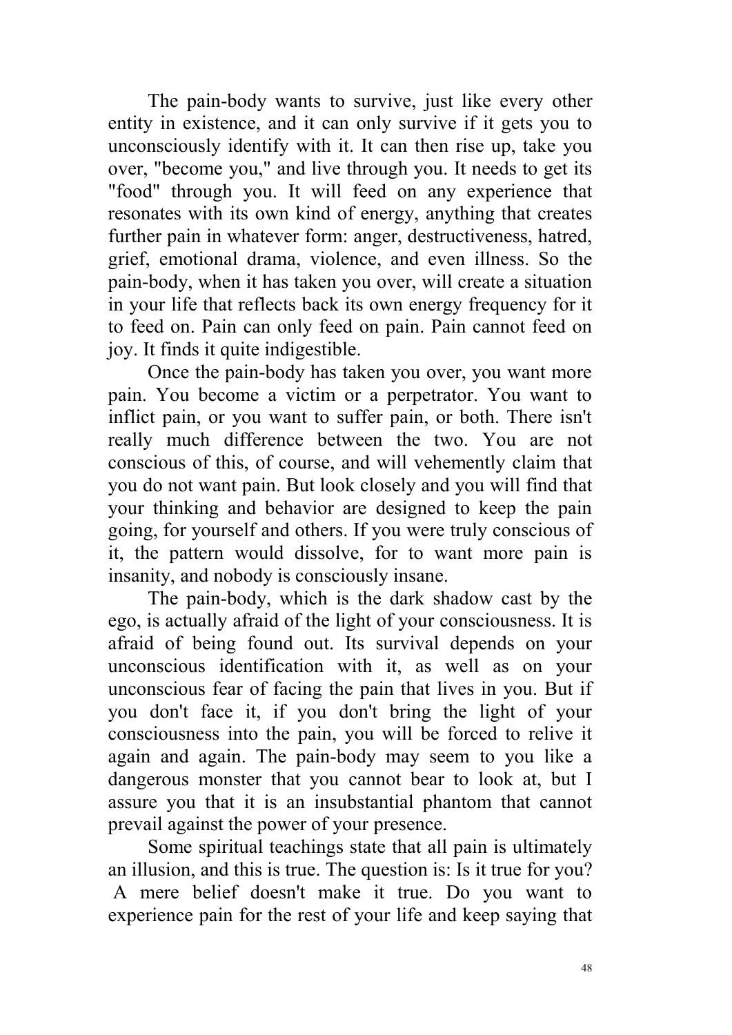The pain-body wants to survive, just like every other entity in existence, and it can only survive if it gets you to unconsciously identify with it. It can then rise up, take you over, "become you," and live through you. It needs to get its "food" through you. It will feed on any experience that resonates with its own kind of energy, anything that creates further pain in whatever form: anger, destructiveness, hatred, grief, emotional drama, violence, and even illness. So the pain-body, when it has taken you over, will create a situation in your life that reflects back its own energy frequency for it to feed on. Pain can only feed on pain. Pain cannot feed on joy. It finds it quite indigestible.

Once the pain-body has taken you over, you want more pain. You become a victim or a perpetrator. You want to inflict pain, or you want to suffer pain, or both. There isn't really much difference between the two. You are not conscious of this, of course, and will vehemently claim that you do not want pain. But look closely and you will find that your thinking and behavior are designed to keep the pain going, for yourself and others. If you were truly conscious of it, the pattern would dissolve, for to want more pain is insanity, and nobody is consciously insane.

The pain-body, which is the dark shadow cast by the ego, is actually afraid of the light of your consciousness. It is afraid of being found out. Its survival depends on your unconscious identification with it, as well as on your unconscious fear of facing the pain that lives in you. But if you don't face it, if you don't bring the light of your consciousness into the pain, you will be forced to relive it again and again. The pain-body may seem to you like a dangerous monster that you cannot bear to look at, but I assure you that it is an insubstantial phantom that cannot prevail against the power of your presence.

Some spiritual teachings state that all pain is ultimately an illusion, and this is true. The question is: Is it true for you? A mere belief doesn't make it true. Do you want to experience pain for the rest of your life and keep saying that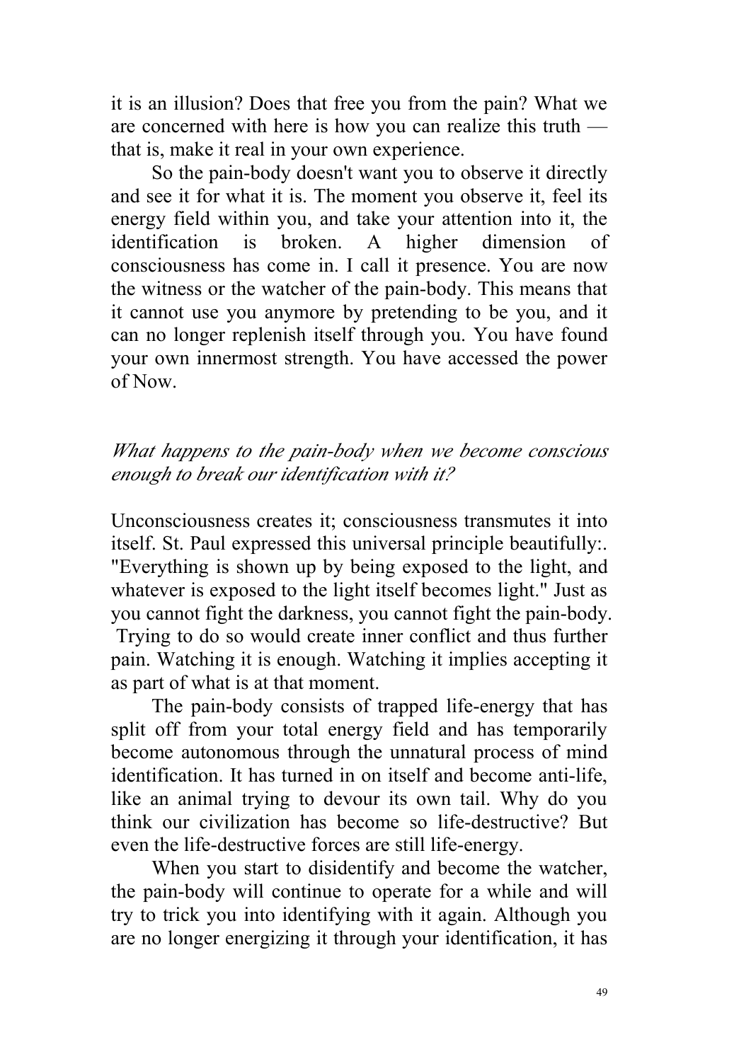it is an illusion? Does that free you from the pain? What we are concerned with here is how you can realize this truth — that is, make it real in your own experience.

So the pain-body doesn't want you to observe it directly and see it for what it is. The moment you observe it, feel its energy field within you, and take your attention into it, the identification is broken. A higher dimension of consciousness has come in. I call it presence. You are now the witness or the watcher of the pain-body. This means that it cannot use you anymore by pretending to be you, and it can no longer replenish itself through you. You have found your own innermost strength. You have accessed the power of Now.

*What happens to the pain-body when we become conscious enough to break our identification with it?*

Unconsciousness creates it; consciousness transmutes it into itself. St. Paul expressed this universal principle beautifully:. "Everything is shown up by being exposed to the light, and whatever is exposed to the light itself becomes light." Just as you cannot fight the darkness, you cannot fight the pain-body. Trying to do so would create inner conflict and thus further pain. Watching it is enough. Watching it implies accepting it as part of what is at that moment.

The pain-body consists of trapped life-energy that has split off from your total energy field and has temporarily become autonomous through the unnatural process of mind identification. It has turned in on itself and become anti-life, like an animal trying to devour its own tail. Why do you think our civilization has become so life-destructive? But even the life-destructive forces are still life-energy.

When you start to disidentify and become the watcher, the pain-body will continue to operate for a while and will try to trick you into identifying with it again. Although you are no longer energizing it through your identification, it has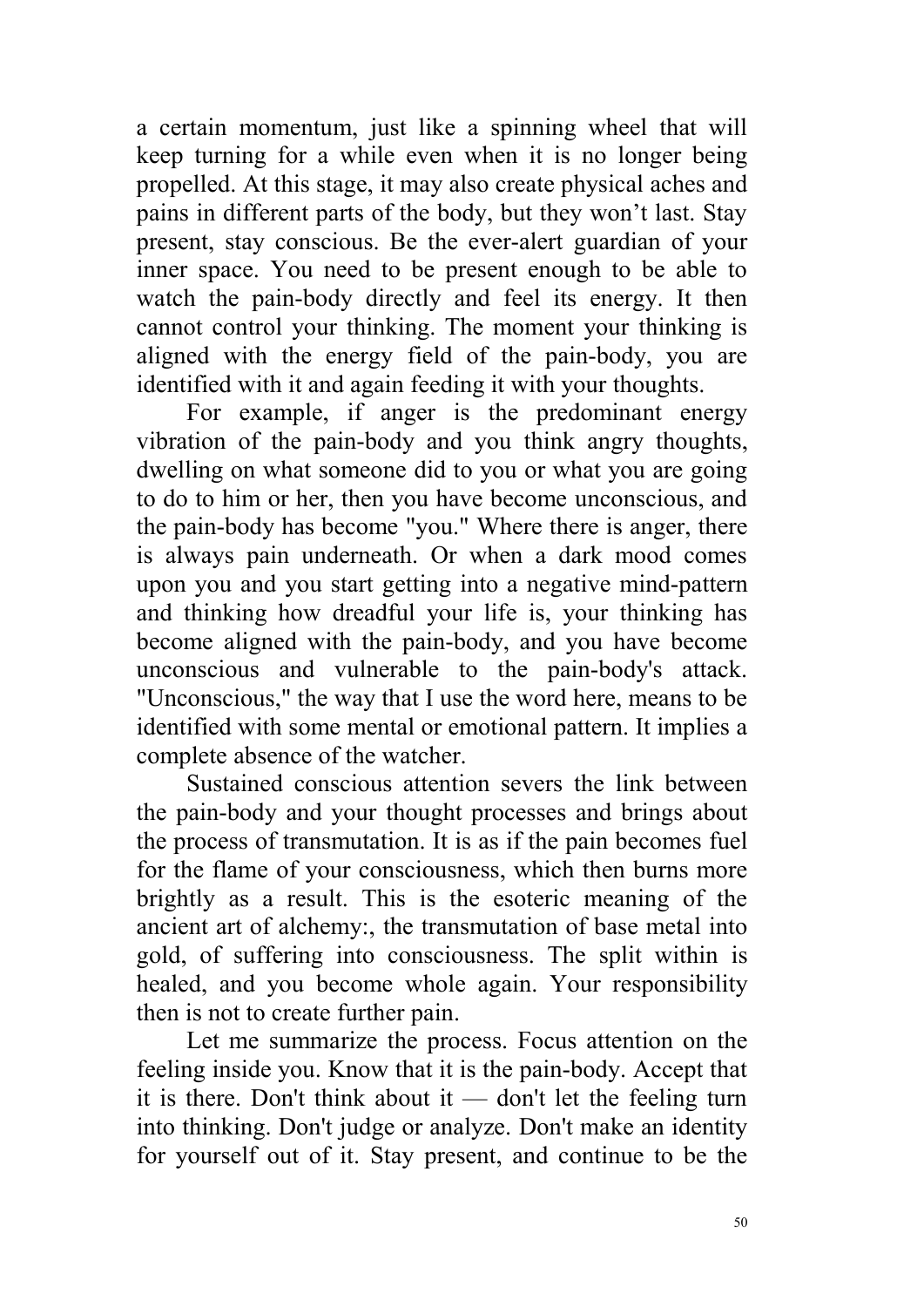a certain momentum, just like a spinning wheel that will keep turning for a while even when it is no longer being propelled. At this stage, it may also create physical aches and pains in different parts of the body, but they won't last. Stay present, stay conscious. Be the ever-alert guardian of your inner space. You need to be present enough to be able to watch the pain-body directly and feel its energy. It then cannot control your thinking. The moment your thinking is aligned with the energy field of the pain-body, you are identified with it and again feeding it with your thoughts.

For example, if anger is the predominant energy vibration of the pain-body and you think angry thoughts, dwelling on what someone did to you or what you are going to do to him or her, then you have become unconscious, and the pain-body has become "you." Where there is anger, there is always pain underneath. Or when a dark mood comes upon you and you start getting into a negative mind-pattern and thinking how dreadful your life is, your thinking has become aligned with the pain-body, and you have become unconscious and vulnerable to the pain-body's attack. "Unconscious," the way that I use the word here, means to be identified with some mental or emotional pattern. It implies a complete absence of the watcher.

Sustained conscious attention severs the link between the pain-body and your thought processes and brings about the process of transmutation. It is as if the pain becomes fuel for the flame of your consciousness, which then burns more brightly as a result. This is the esoteric meaning of the ancient art of alchemy:, the transmutation of base metal into gold, of suffering into consciousness. The split within is healed, and you become whole again. Your responsibility then is not to create further pain.

Let me summarize the process. Focus attention on the feeling inside you. Know that it is the pain-body. Accept that it is there. Don't think about it — don't let the feeling turn into thinking. Don't judge or analyze. Don't make an identity for yourself out of it. Stay present, and continue to be the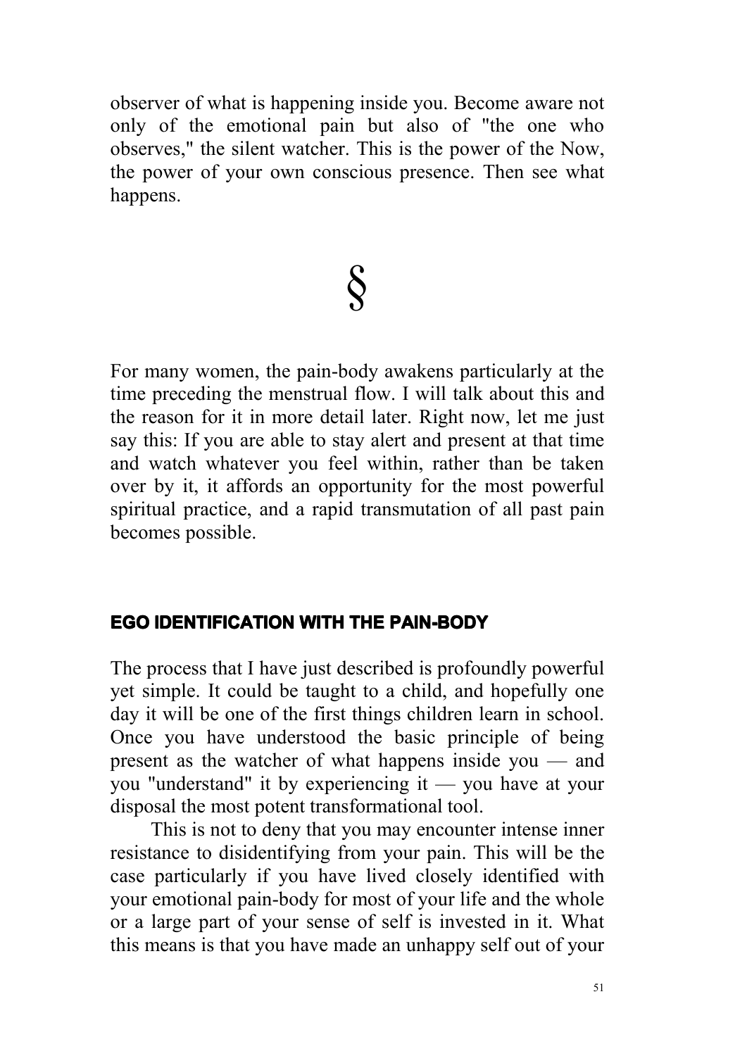observer of what is happening inside you. Become aware not only of the emotional pain but also of "the one who observes," the silent watcher. This is the power of the Now, the power of your own conscious presence. Then see what happens.

§

For many women, the pain-body awakens particularly at the time preceding the menstrual flow. I will talk about this and the reason for it in more detail later. Right now, let me just say this: If you are able to stay alert and present at that time and watch whatever you feel within, rather than be taken over by it, it affords an opportunity for the most powerful spiritual practice, and a rapid transmutation of all past pain becomes possible.

### EGO IDENTIFICATION WITH THE PAIN-BODY

The process that I have just described is profoundly powerful yet simple. It could be taught to a child, and hopefully one day it will be one of the first things children learn in school. Once you have understood the basic principle of being present as the watcher of what happens inside you — and you "understand" it by experiencing it — you have at your disposal the most potent transformational tool.

This is not to deny that you may encounter intense inner resistance to disidentifying from your pain. This will be the case particularly if you have lived closely identified with your emotional pain-body for most of your life and the whole or a large part of your sense of self is invested in it. What this means is that you have made an unhappy self out of your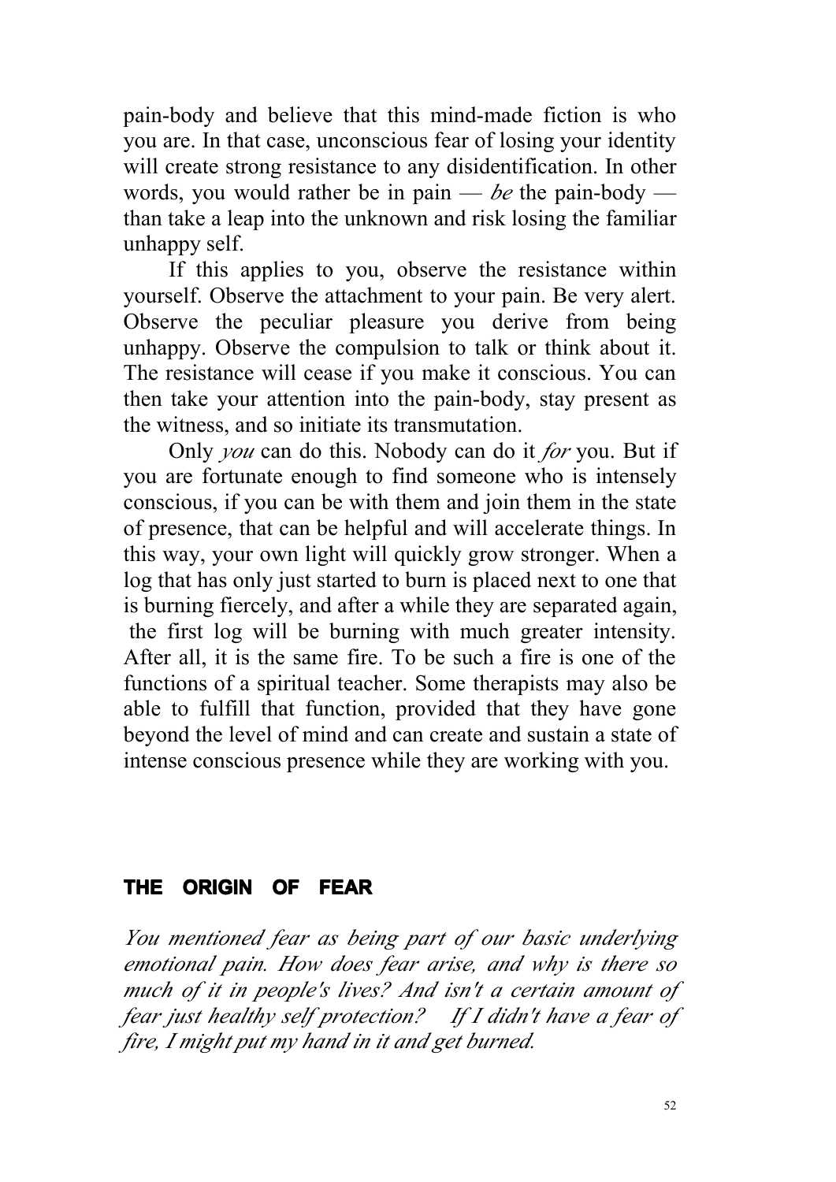pain-body and believe that this mind-made fiction is who you are. In that case, unconscious fear of losing your identity will create strong resistance to any disidentification. In other words, you would rather be in pain — *be* the pain-body — than take a leap into the unknown and risk losing the familiar unhappy self.

If this applies to you, observe the resistance within yourself. Observe the attachment to your pain. Be very alert. Observe the peculiar pleasure you derive from being unhappy. Observe the compulsion to talk or think about it. The resistance will cease if you make it conscious. You can then take your attention into the pain-body, stay present as the witness, and so initiate its transmutation.

Only *you* can do this. Nobody can do it *for* you. But if you are fortunate enough to find someone who is intensely conscious, if you can be with them and join them in the state of presence, that can be helpful and will accelerate things. In this way, your own light will quickly grow stronger. When a log that has only just started to burn is placed next to one that is burning fiercely, and after a while they are separated again, the first log will be burning with much greater intensity. After all, it is the same fire. To be such a fire is one of the functions of a spiritual teacher. Some therapists may also be able to fulfill that function, provided that they have gone beyond the level of mind and can create and sustain a state of intense conscious presence while they are working with you.

## THE ORIGIN OF FEAR

*You mentioned fear as being part of our basic underlying emotional pain. How does fear arise, and why is there so much of it in people's lives? And isn't a certain amount of fear just healthy self protection? If I didn't have a fear of fire, I might put my hand in it and get burned.*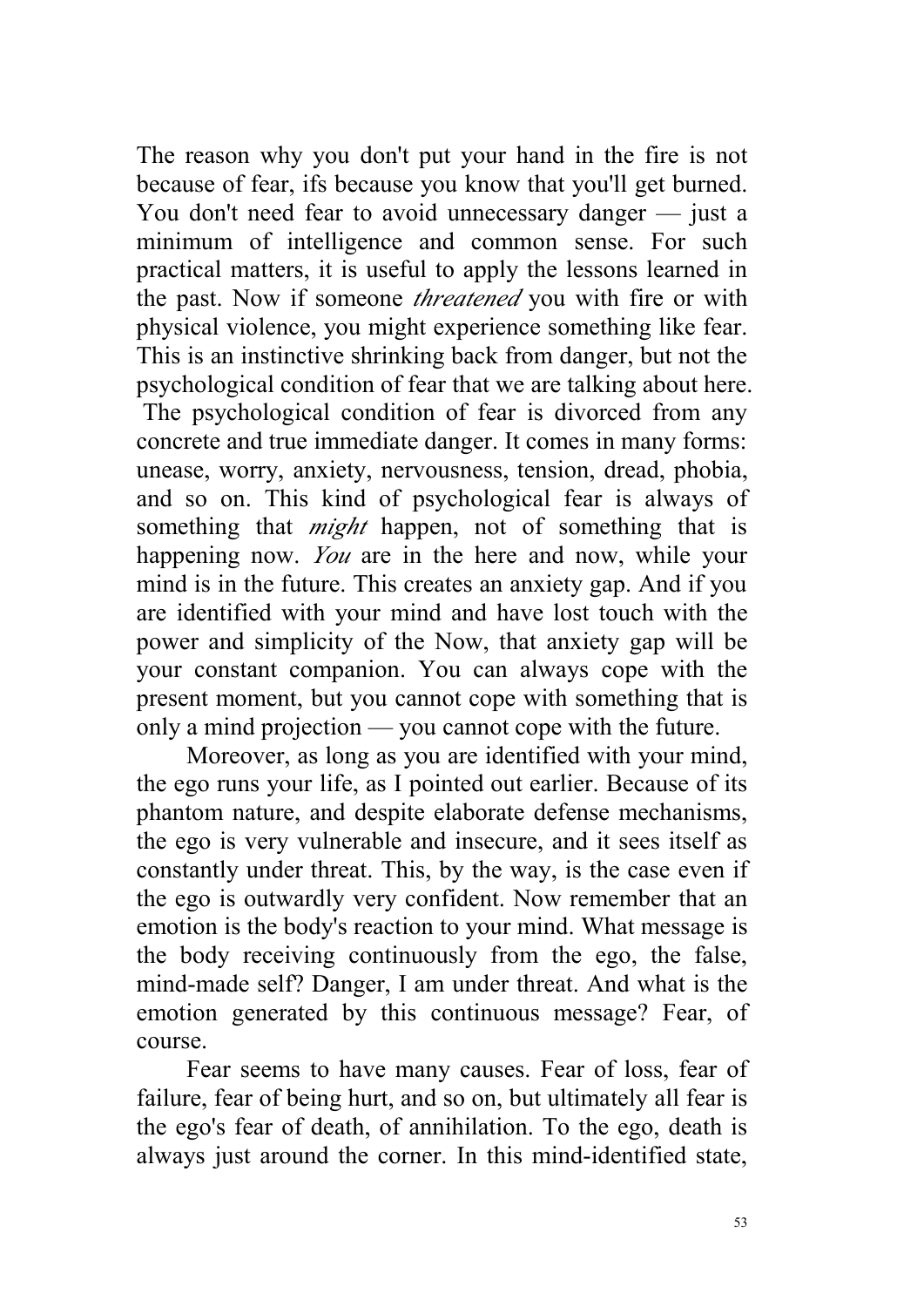The reason why you don't put your hand in the fire is not because of fear, ifs because you know that you'll get burned. You don't need fear to avoid unnecessary danger — just a minimum of intelligence and common sense. For such practical matters, it is useful to apply the lessons learned in the past. Now if someone *threatened* you with fire or with physical violence, you might experience something like fear. This is an instinctive shrinking back from danger, but not the psychological condition of fear that we are talking about here. The psychological condition of fear is divorced from any concrete and true immediate danger. It comes in many forms: unease, worry, anxiety, nervousness, tension, dread, phobia, and so on. This kind of psychological fear is always of something that *might* happen, not of something that is happening now. *You* are in the here and now, while your mind is in the future. This creates an anxiety gap. And if you are identified with your mind and have lost touch with the power and simplicity of the Now, that anxiety gap will be your constant companion. You can always cope with the present moment, but you cannot cope with something that is only a mind projection — you cannot cope with the future.

Moreover, as long as you are identified with your mind, the ego runs your life, as I pointed out earlier. Because of its phantom nature, and despite elaborate defense mechanisms, the ego is very vulnerable and insecure, and it sees itself as constantly under threat. This, by the way, is the case even if the ego is outwardly very confident. Now remember that an emotion is the body's reaction to your mind. What message is the body receiving continuously from the ego, the false, mind-made self? Danger, I am under threat. And what is the emotion generated by this continuous message? Fear, of course.

Fear seems to have many causes. Fear of loss, fear of failure, fear of being hurt, and so on, but ultimately all fear is the ego's fear of death, of annihilation. To the ego, death is always just around the corner. In this mind-identified state,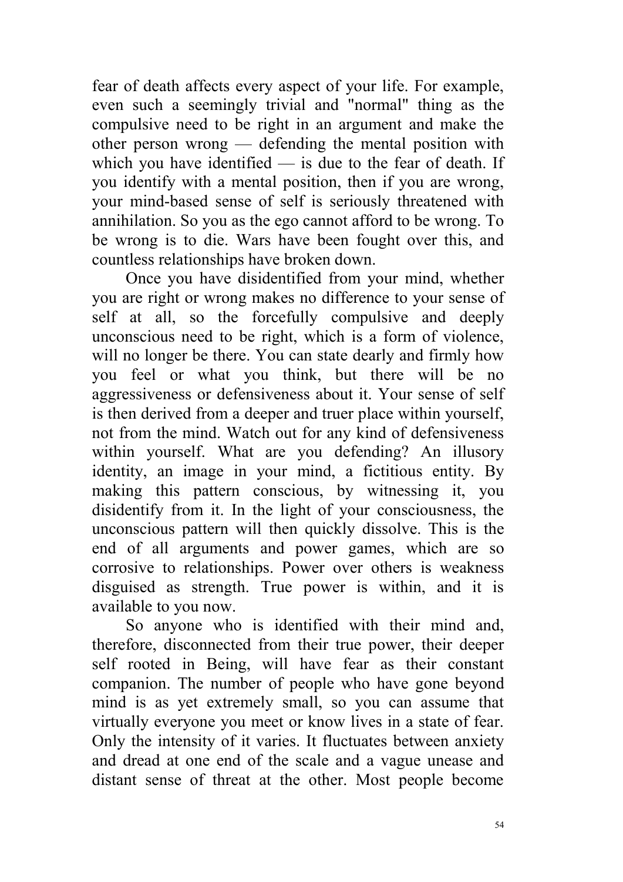fear of death affects every aspect of your life. For example, even such a seemingly trivial and "normal" thing as the compulsive need to be right in an argument and make the other person wrong — defending the mental position with which you have identified — is due to the fear of death. If you identify with a mental position, then if you are wrong, your mind-based sense of self is seriously threatened with annihilation. So you as the ego cannot afford to be wrong. To be wrong is to die. Wars have been fought over this, and countless relationships have broken down.

Once you have disidentified from your mind, whether you are right or wrong makes no difference to your sense of self at all, so the forcefully compulsive and deeply unconscious need to be right, which is a form of violence, will no longer be there. You can state dearly and firmly how you feel or what you think, but there will be no aggressiveness or defensiveness about it. Your sense of self is then derived from a deeper and truer place within yourself, not from the mind. Watch out for any kind of defensiveness within yourself. What are you defending? An illusory identity, an image in your mind, a fictitious entity. By making this pattern conscious, by witnessing it, you disidentify from it. In the light of your consciousness, the unconscious pattern will then quickly dissolve. This is the end of all arguments and power games, which are so corrosive to relationships. Power over others is weakness disguised as strength. True power is within, and it is available to you now.

So anyone who is identified with their mind and, therefore, disconnected from their true power, their deeper self rooted in Being, will have fear as their constant companion. The number of people who have gone beyond mind is as yet extremely small, so you can assume that virtually everyone you meet or know lives in a state of fear. Only the intensity of it varies. It fluctuates between anxiety and dread at one end of the scale and a vague unease and distant sense of threat at the other. Most people become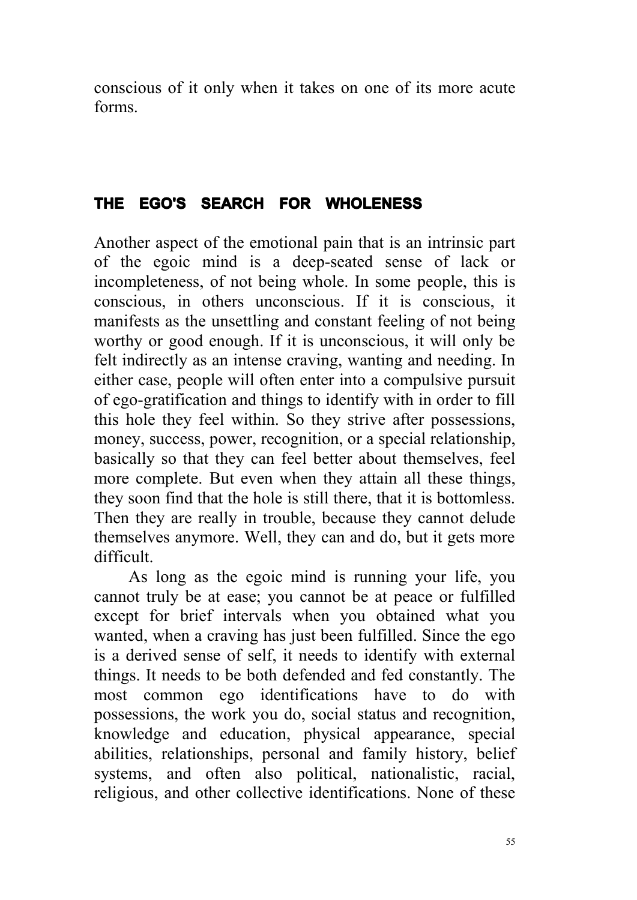conscious of it only when it takes on one of its more acute forms.

## THE EGO'S SEARCH FOR WHOLENESS

Another aspect of the emotional pain that is an intrinsic part of the egoic mind is a deep-seated sense of lack or incompleteness, of not being whole. In some people, this is conscious, in others unconscious. If it is conscious, it manifests as the unsettling and constant feeling of not being worthy or good enough. If it is unconscious, it will only be felt indirectly as an intense craving, wanting and needing. In either case, people will often enter into a compulsive pursuit of ego-gratification and things to identify with in order to fill this hole they feel within. So they strive after possessions, money, success, power, recognition, or a special relationship, basically so that they can feel better about themselves, feel more complete. But even when they attain all these things, they soon find that the hole is still there, that it is bottomless. Then they are really in trouble, because they cannot delude themselves anymore. Well, they can and do, but it gets more difficult.

As long as the egoic mind is running your life, you cannot truly be at ease; you cannot be at peace or fulfilled except for brief intervals when you obtained what you wanted, when a craving has just been fulfilled. Since the ego is a derived sense of self, it needs to identify with external things. It needs to be both defended and fed constantly. The most common ego identifications have to do with possessions, the work you do, social status and recognition, knowledge and education, physical appearance, special abilities, relationships, personal and family history, belief systems, and often also political, nationalistic, racial, religious, and other collective identifications. None of these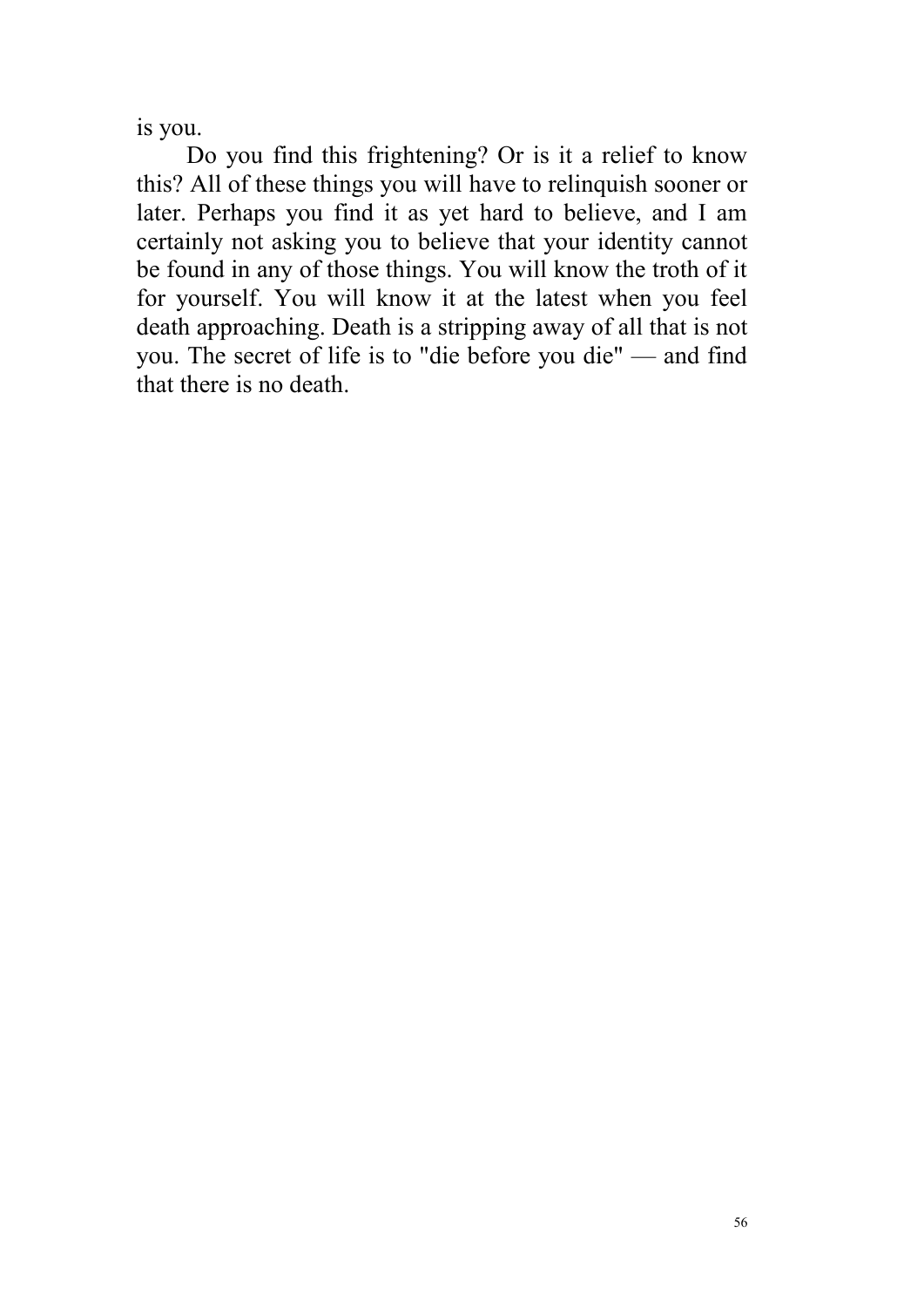is you.

Do you find this frightening? Or is it a relief to know this? All of these things you will have to relinquish sooner or later. Perhaps you find it as yet hard to believe, and I am certainly not asking you to believe that your identity cannot be found in any of those things. You will know the troth of it for yourself. You will know it at the latest when you feel death approaching. Death is a stripping away of all that is not you. The secret of life is to "die before you die" — and find that there is no death.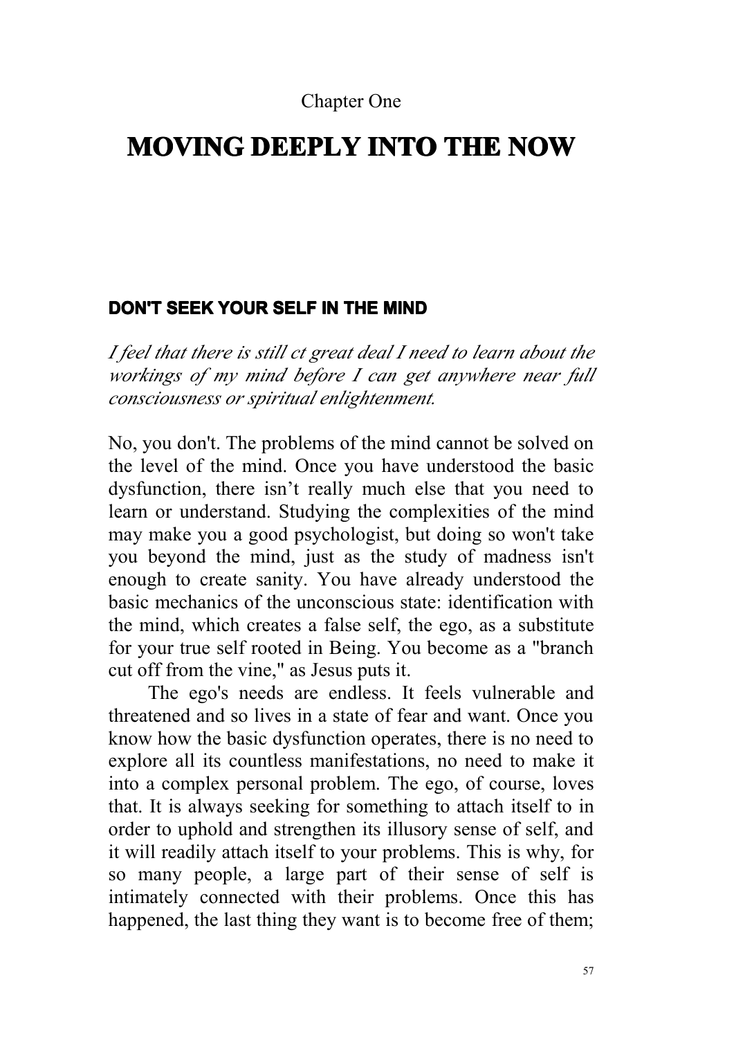Chapter One

# MOVING DEEPLY INTO THE NOW

## DON'T SEEK YOUR SELF IN THE MIND

*I feel that there is still ct great deal I need to learn about the workings of my mind before I can get anywhere near full consciousness or spiritual enlightenment.*

No, you don't. The problems of the mind cannot be solved on the level of the mind. Once you have understood the basic dysfunction, there isn't really much else that you need to learn or understand. Studying the complexities of the mind may make you a good psychologist, but doing so won't take you beyond the mind, just as the study of madness isn't enough to create sanity. You have already understood the basic mechanics of the unconscious state: identification with the mind, which creates a false self, the ego, as a substitute for your true self rooted in Being. You become as a "branch cut off from the vine," as Jesus puts it.

The ego's needs are endless. It feels vulnerable and threatened and so lives in a state of fear and want. Once you know how the basic dysfunction operates, there is no need to explore all its countless manifestations, no need to make it into a complex personal problem. The ego, of course, loves that. It is always seeking for something to attach itself to in order to uphold and strengthen its illusory sense of self, and it will readily attach itself to your problems. This is why, for so many people, a large part of their sense of self is intimately connected with their problems. Once this has happened, the last thing they want is to become free of them;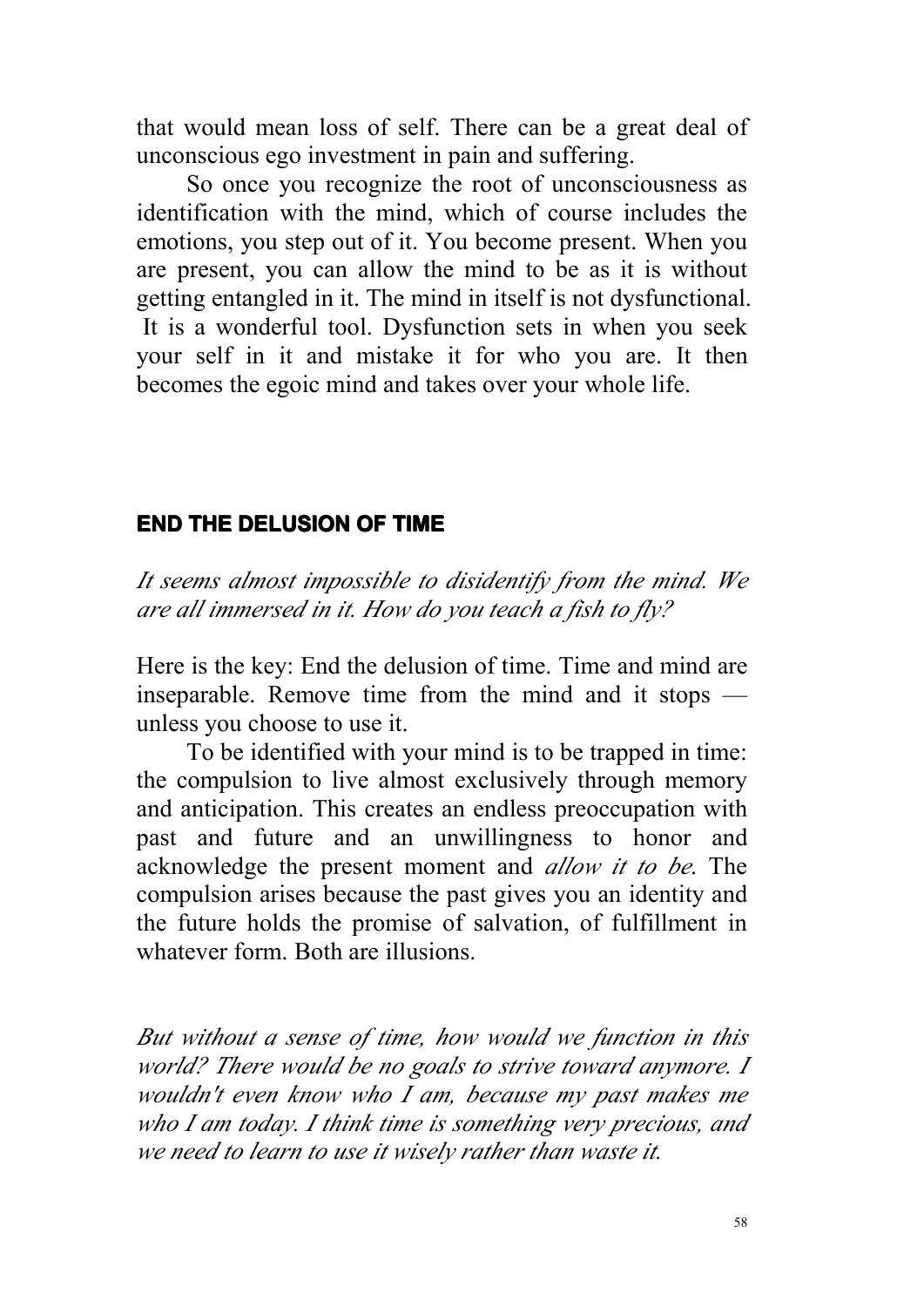that would mean loss of self. There can be a great deal of unconscious ego investment in pain and suffering.

So once you recognize the root of unconsciousness as identification with the mind, which of course includes the emotions, you step out of it. You become present. When you are present, you can allow the mind to be as it is without getting entangled in it. The mind in itself is not dysfunctional. It is a wonderful tool. Dysfunction sets in when you seek your self in it and mistake it for who you are. It then becomes the egoic mind and takes over your whole life.

## END THE DELUSION OF TIME

*It seems almost impossible to disidentify from the mind. We are all immersed in it. How do you teach a fish to fly?*

Here is the key: End the delusion of time. Time and mind are inseparable. Remove time from the mind and it stops — unless you choose to use it.

To be identified with your mind is to be trapped in time: the compulsion to live almost exclusively through memory and anticipation. This creates an endless preoccupation with past and future and an unwillingness to honor and acknowledge the present moment and *allow it to be*. The compulsion arises because the past gives you an identity and the future holds the promise of salvation, of fulfillment in whatever form. Both are illusions.

*But without a sense of time, how would we function in this world? There would be no goals to strive toward anymore. I wouldn't even know who I am, because my past makes me who I am today. I think time is something very precious, and we need to learn to use it wisely rather than waste it.*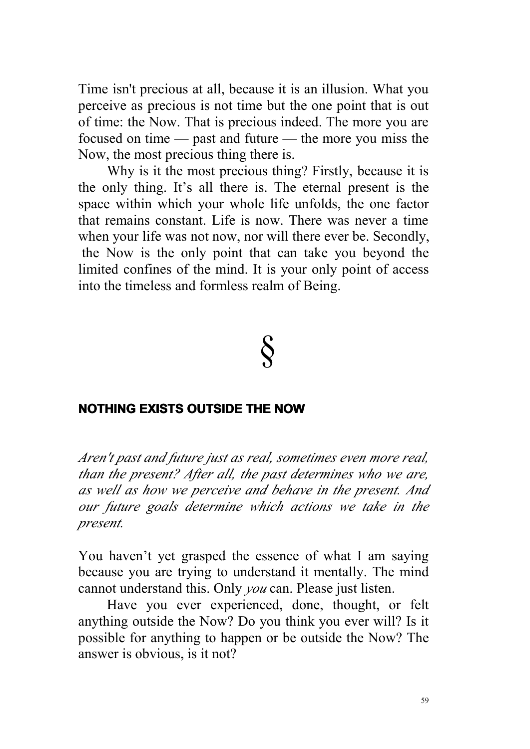Time isn't precious at all, because it is an illusion. What you perceive as precious is not time but the one point that is out of time: the Now. That is precious indeed. The more you are focused on time — past and future — the more you miss the Now, the most precious thing there is.

Why is it the most precious thing? Firstly, because it is the only thing. It's all there is. The eternal present is the space within which your whole life unfolds, the one factor that remains constant. Life is now. There was never a time when your life was not now, nor will there ever be. Secondly, the Now is the only point that can take you beyond the limited confines of the mind. It is your only point of access into the timeless and formless realm of Being.

§

## NOTHING EXISTS OUTSIDE THE NOW

*Aren't past and future just as real, sometimes even more real, than the present? After all, the past determines who we are, as well as how we perceive and behave in the present. And our future goals determine which actions we take in the present.*

You haven't yet grasped the essence of what I am saying because you are trying to understand it mentally. The mind cannot understand this. Only *you* can. Please just listen.

Have you ever experienced, done, thought, or felt anything outside the Now? Do you think you ever will? Is it possible for anything to happen or be outside the Now? The answer is obvious, is it not?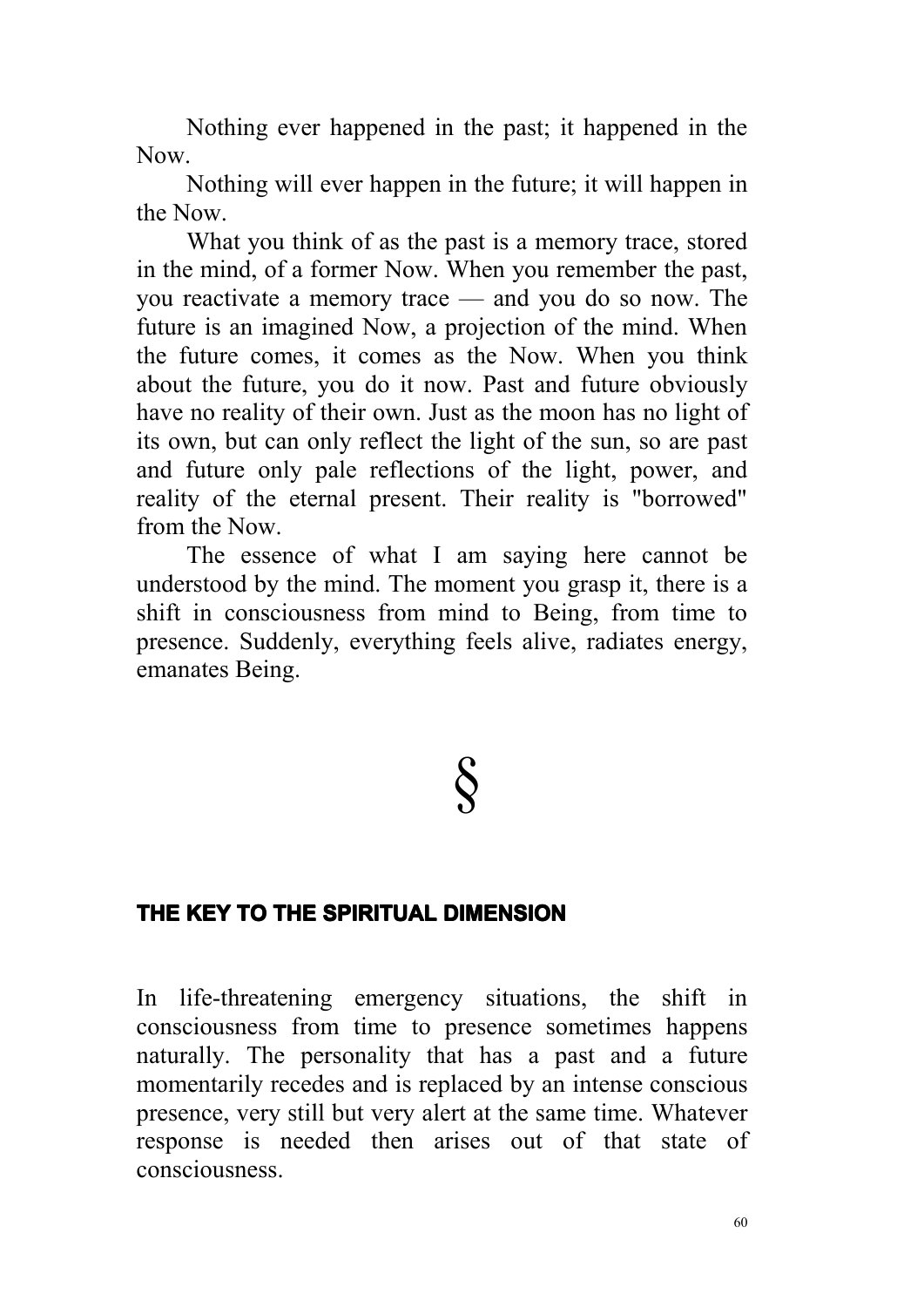Nothing ever happened in the past; it happened in the Now.

Nothing will ever happen in the future; it will happen in the Now.

What you think of as the past is a memory trace, stored in the mind, of a former Now. When you remember the past, you reactivate a memory trace — and you do so now. The future is an imagined Now, a projection of the mind. When the future comes, it comes as the Now. When you think about the future, you do it now. Past and future obviously have no reality of their own. Just as the moon has no light of its own, but can only reflect the light of the sun, so are past and future only pale reflections of the light, power, and reality of the eternal present. Their reality is "borrowed" from the Now.

The essence of what I am saying here cannot be understood by the mind. The moment you grasp it, there is a shift in consciousness from mind to Being, from time to presence. Suddenly, everything feels alive, radiates energy, emanates Being.

§

## THE KEY TO THE SPIRITUAL DIMENSION

In life-threatening emergency situations, the shift in consciousness from time to presence sometimes happens naturally. The personality that has a past and a future momentarily recedes and is replaced by an intense conscious presence, very still but very alert at the same time. Whatever response is needed then arises out of that state of consciousness.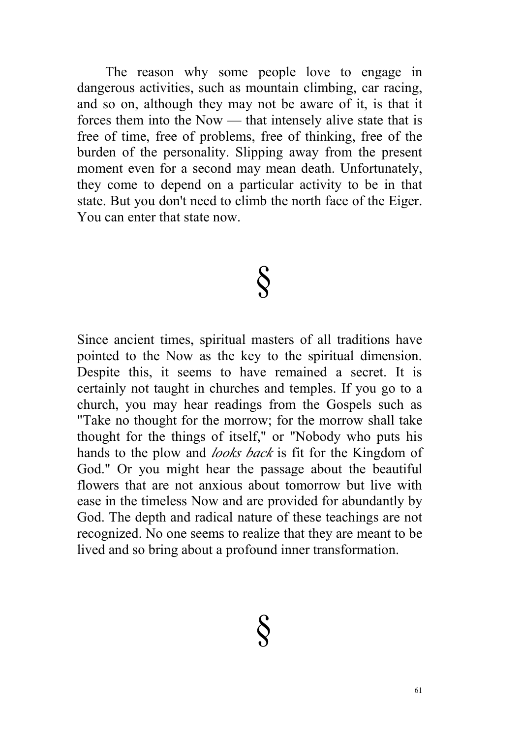The reason why some people love to engage in dangerous activities, such as mountain climbing, car racing, and so on, although they may not be aware of it, is that it forces them into the Now — that intensely alive state that is free of time, free of problems, free of thinking, free of the burden of the personality. Slipping away from the present moment even for a second may mean death. Unfortunately, they come to depend on a particular activity to be in that state. But you don't need to climb the north face of the Eiger. You can enter that state now.

§

Since ancient times, spiritual masters of all traditions have pointed to the Now as the key to the spiritual dimension. Despite this, it seems to have remained a secret. It is certainly not taught in churches and temples. If you go to a church, you may hear readings from the Gospels such as "Take no thought for the morrow; for the morrow shall take thought for the things of itself," or "Nobody who puts his hands to the plow and *looks back* is fit for the Kingdom of God." Or you might hear the passage about the beautiful flowers that are not anxious about tomorrow but live with ease in the timeless Now and are provided for abundantly by God. The depth and radical nature of these teachings are not recognized. No one seems to realize that they are meant to be lived and so bring about a profound inner transformation.

§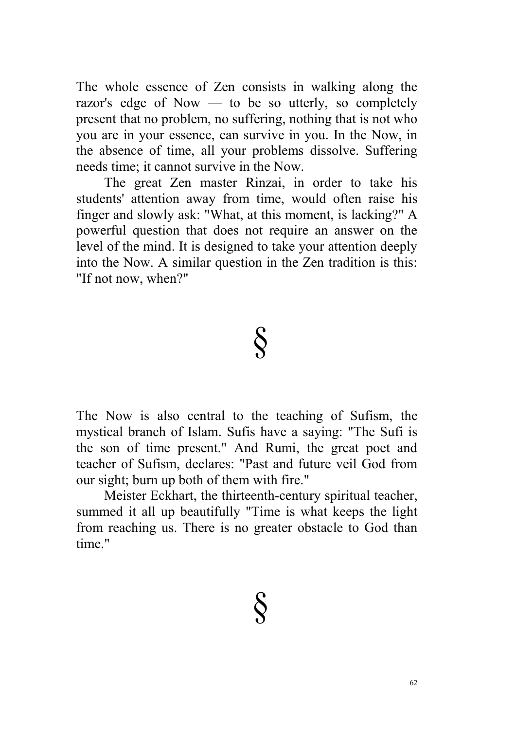The whole essence of Zen consists in walking along the razor's edge of Now — to be so utterly, so completely present that no problem, no suffering, nothing that is not who you are in your essence, can survive in you. In the Now, in the absence of time, all your problems dissolve. Suffering needs time; it cannot survive in the Now.

The great Zen master Rinzai, in order to take his students' attention away from time, would often raise his finger and slowly ask: "What, at this moment, is lacking?" A powerful question that does not require an answer on the level of the mind. It is designed to take your attention deeply into the Now. A similar question in the Zen tradition is this: "If not now, when?"

§

The Now is also central to the teaching of Sufism, the mystical branch of Islam. Sufis have a saying: "The Sufi is the son of time present." And Rumi, the great poet and teacher of Sufism, declares: "Past and future veil God from our sight; burn up both of them with fire."

Meister Eckhart, the thirteenth-century spiritual teacher, summed it all up beautifully "Time is what keeps the light from reaching us. There is no greater obstacle to God than time."

§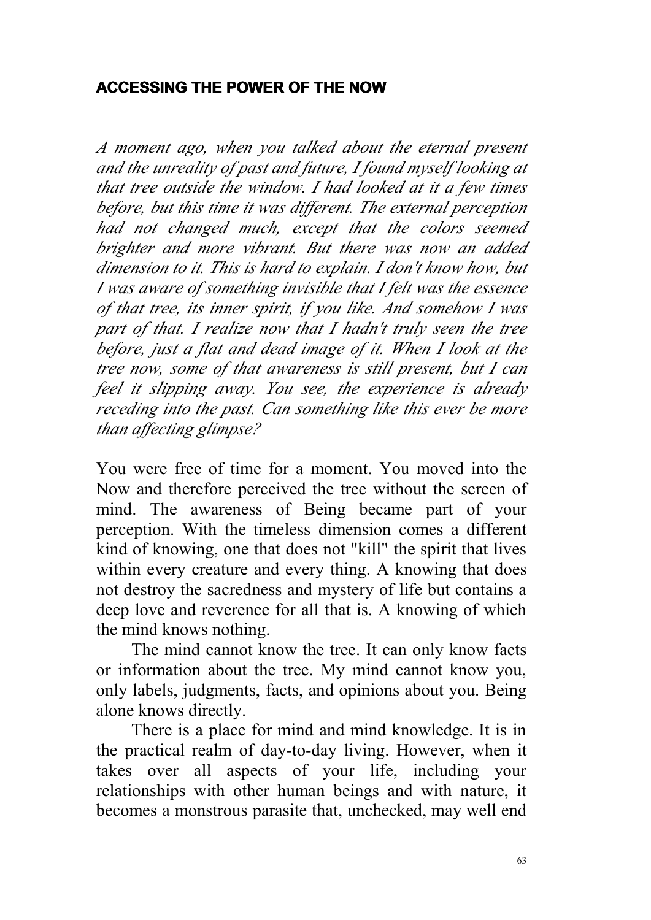## ACCESSING THE POWER OF THE NOW

*A moment ago, when you talked about the eternal present and the unreality of past and future, I found myself looking at that tree outside the window. I had looked at it a few times before, but this time it was different. The external perception had not changed much, except that the colors seemed brighter and more vibrant. But there was now an added dimension to it. This is hard to explain. I don't know how, but I was aware of something invisible that I felt was the essence of that tree, its inner spirit, if you like. And somehow I was part of that. I realize now that I hadn't truly seen the tree before, just a flat and dead image of it. When I look at the tree now, some of that awareness is still present, but I can feel it slipping away. You see, the experience is already receding into the past. Can something like this ever be more than affecting glimpse?*

You were free of time for a moment. You moved into the Now and therefore perceived the tree without the screen of mind. The awareness of Being became part of your perception. With the timeless dimension comes a different kind of knowing, one that does not "kill" the spirit that lives within every creature and every thing. A knowing that does not destroy the sacredness and mystery of life but contains a deep love and reverence for all that is. A knowing of which the mind knows nothing.

The mind cannot know the tree. It can only know facts or information about the tree. My mind cannot know you, only labels, judgments, facts, and opinions about you. Being alone knows directly.

There is a place for mind and mind knowledge. It is in the practical realm of day-to-day living. However, when it takes over all aspects of your life, including your relationships with other human beings and with nature, it becomes a monstrous parasite that, unchecked, may well end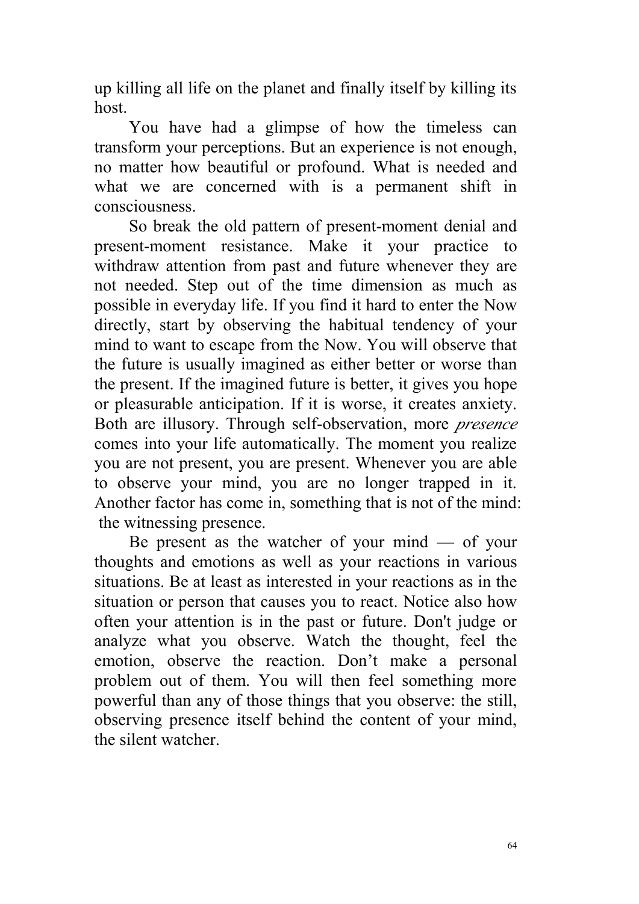up killing all life on the planet and finally itself by killing its host.

You have had a glimpse of how the timeless can transform your perceptions. But an experience is not enough, no matter how beautiful or profound. What is needed and what we are concerned with is a permanent shift in consciousness.

So break the old pattern of present-moment denial and present-moment resistance. Make it your practice to withdraw attention from past and future whenever they are not needed. Step out of the time dimension as much as possible in everyday life. If you find it hard to enter the Now directly, start by observing the habitual tendency of your mind to want to escape from the Now. You will observe that the future is usually imagined as either better or worse than the present. If the imagined future is better, it gives you hope or pleasurable anticipation. If it is worse, it creates anxiety. Both are illusory. Through self-observation, more *presence* comes into your life automatically. The moment you realize you are not present, you are present. Whenever you are able to observe your mind, you are no longer trapped in it. Another factor has come in, something that is not of the mind: the witnessing presence.

Be present as the watcher of your mind — of your thoughts and emotions as well as your reactions in various situations. Be at least as interested in your reactions as in the situation or person that causes you to react. Notice also how often your attention is in the past or future. Don't judge or analyze what you observe. Watch the thought, feel the emotion, observe the reaction. Don’t make a personal problem out of them. You will then feel something more powerful than any of those things that you observe: the still, observing presence itself behind the content of your mind, the silent watcher.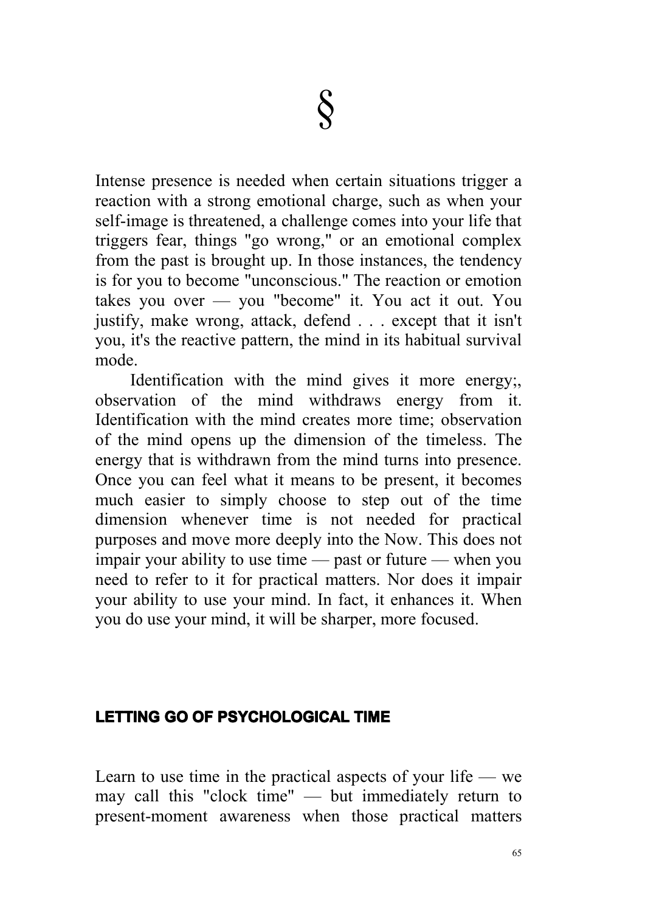§

Intense presence is needed when certain situations trigger a reaction with a strong emotional charge, such as when your self-image is threatened, a challenge comes into your life that triggers fear, things "go wrong," or an emotional complex from the past is brought up. In those instances, the tendency is for you to become "unconscious." The reaction or emotion takes you over — you "become" it. You act it out. You justify, make wrong, attack, defend . . . except that it isn't you, it's the reactive pattern, the mind in its habitual survival mode.

Identification with the mind gives it more energy;, observation of the mind withdraws energy from it. Identification with the mind creates more time; observation of the mind opens up the dimension of the timeless. The energy that is withdrawn from the mind turns into presence. Once you can feel what it means to be present, it becomes much easier to simply choose to step out of the time dimension whenever time is not needed for practical purposes and move more deeply into the Now. This does not impair your ability to use time — past or future — when you need to refer to it for practical matters. Nor does it impair your ability to use your mind. In fact, it enhances it. When you do use your mind, it will be sharper, more focused.

## LETTING GO OF PSYCHOLOGICAL TIME

Learn to use time in the practical aspects of your life — we may call this "clock time" — but immediately return to present-moment awareness when those practical matters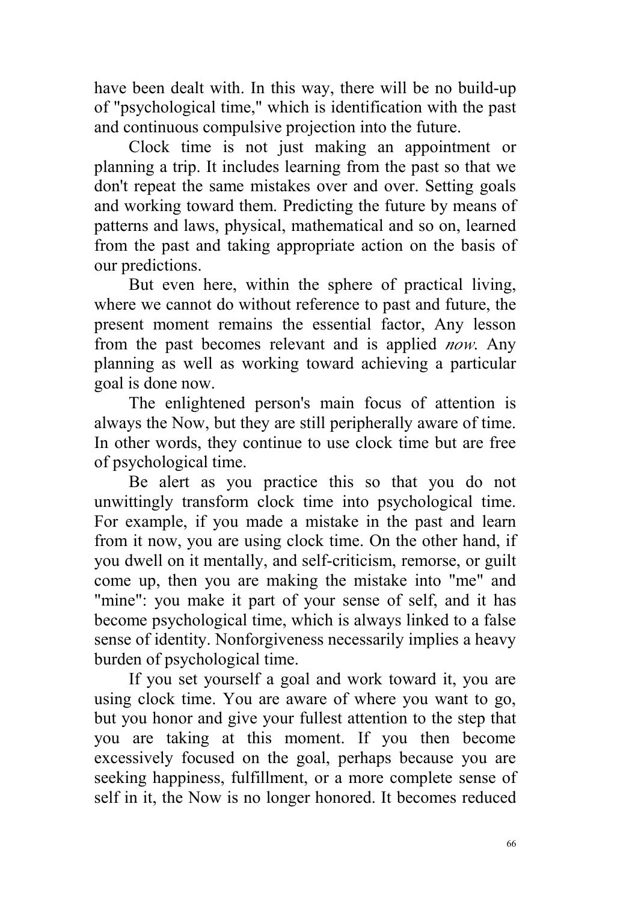have been dealt with. In this way, there will be no build-up of "psychological time," which is identification with the past and continuous compulsive projection into the future.

Clock time is not just making an appointment or planning a trip. It includes learning from the past so that we don't repeat the same mistakes over and over. Setting goals and working toward them. Predicting the future by means of patterns and laws, physical, mathematical and so on, learned from the past and taking appropriate action on the basis of our predictions.

But even here, within the sphere of practical living, where we cannot do without reference to past and future, the present moment remains the essential factor, Any lesson from the past becomes relevant and is applied *now*. Any planning as well as working toward achieving a particular goal is done now.

The enlightened person's main focus of attention is always the Now, but they are still peripherally aware of time. In other words, they continue to use clock time but are free of psychological time.

Be alert as you practice this so that you do not unwittingly transform clock time into psychological time. For example, if you made a mistake in the past and learn from it now, you are using clock time. On the other hand, if you dwell on it mentally, and self-criticism, remorse, or guilt come up, then you are making the mistake into "me" and "mine": you make it part of your sense of self, and it has become psychological time, which is always linked to a false sense of identity. Nonforgiveness necessarily implies a heavy burden of psychological time.

If you set yourself a goal and work toward it, you are using clock time. You are aware of where you want to go, but you honor and give your fullest attention to the step that you are taking at this moment. If you then become excessively focused on the goal, perhaps because you are seeking happiness, fulfillment, or a more complete sense of self in it, the Now is no longer honored. It becomes reduced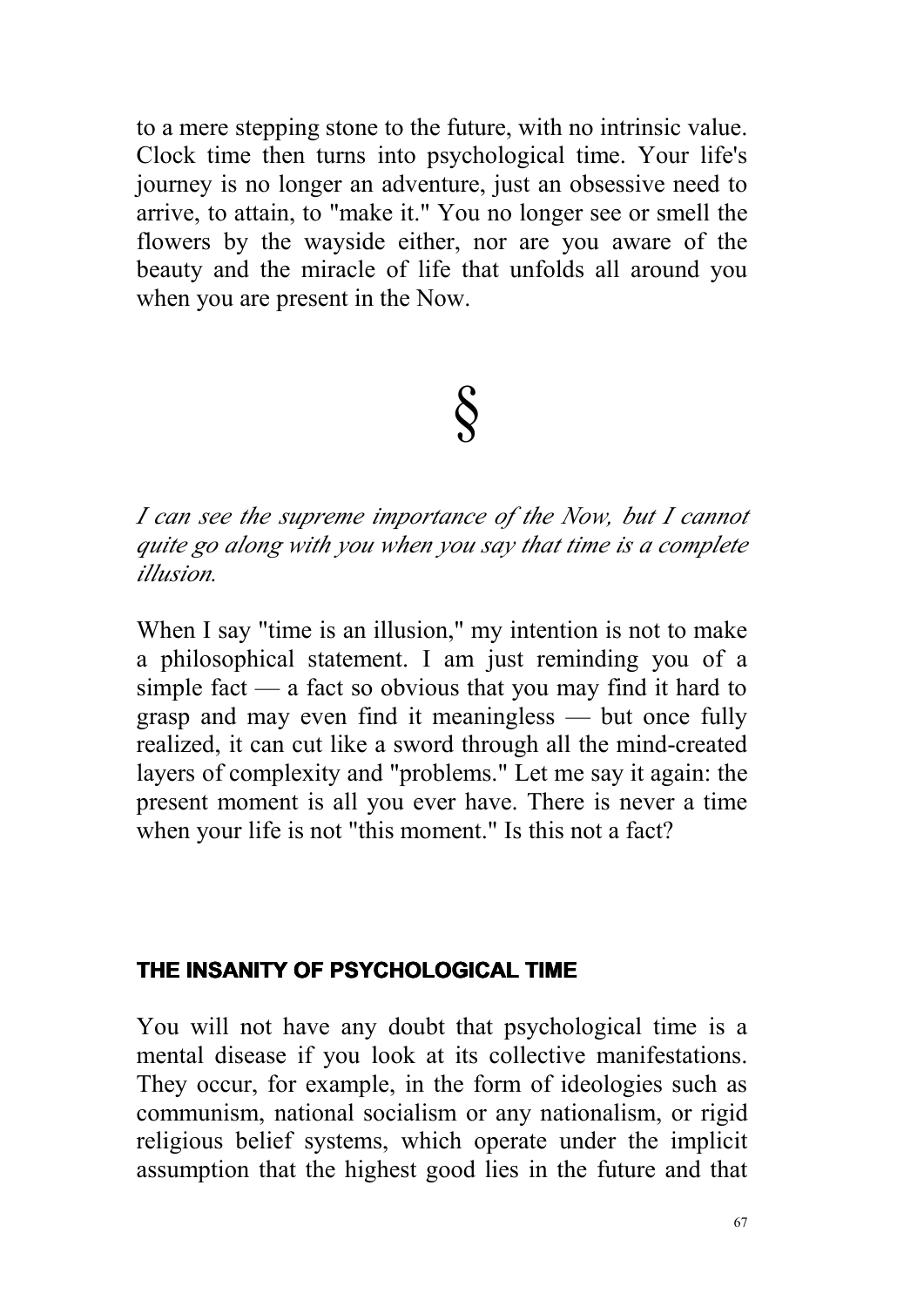to a mere stepping stone to the future, with no intrinsic value. Clock time then turns into psychological time. Your life's journey is no longer an adventure, just an obsessive need to arrive, to attain, to "make it." You no longer see or smell the flowers by the wayside either, nor are you aware of the beauty and the miracle of life that unfolds all around you when you are present in the Now.

§

*I can see the supreme importance of the Now, but I cannot quite go along with you when you say that time is a complete illusion.*

When I say "time is an illusion," my intention is not to make a philosophical statement. I am just reminding you of a simple fact — a fact so obvious that you may find it hard to grasp and may even find it meaningless — but once fully realized, it can cut like a sword through all the mind-created layers of complexity and "problems." Let me say it again: the present moment is all you ever have. There is never a time when your life is not "this moment." Is this not a fact?

## THE INSANITY OF PSYCHOLOGICAL TIME

You will not have any doubt that psychological time is a mental disease if you look at its collective manifestations. They occur, for example, in the form of ideologies such as communism, national socialism or any nationalism, or rigid religious belief systems, which operate under the implicit assumption that the highest good lies in the future and that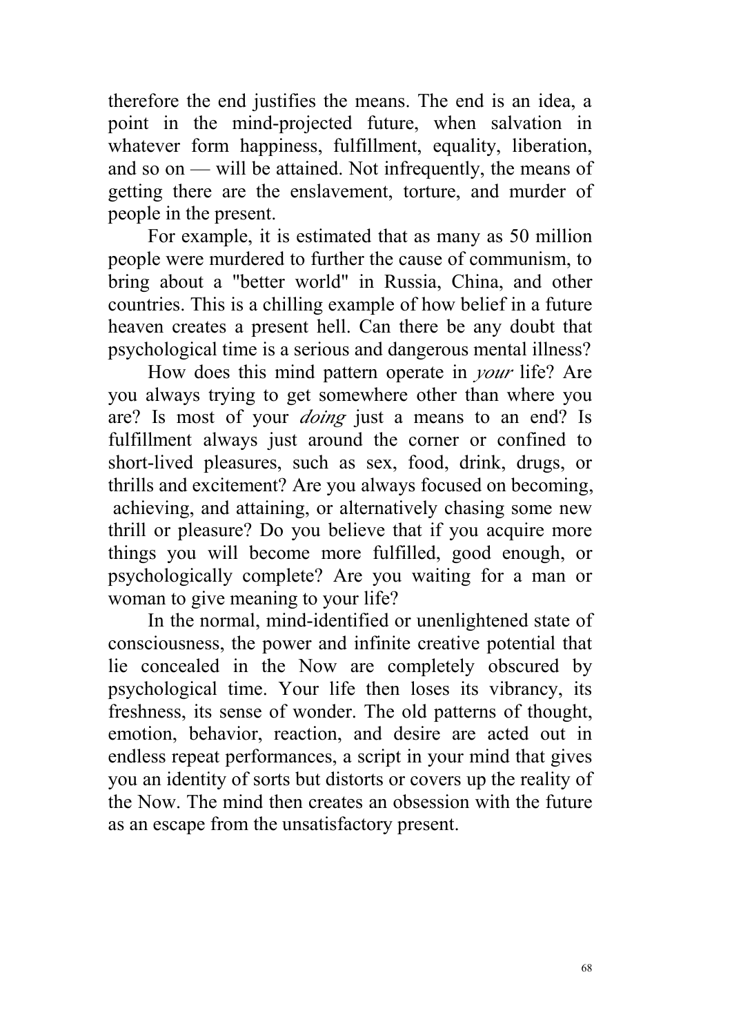therefore the end justifies the means. The end is an idea, a point in the mind-projected future, when salvation in whatever form happiness, fulfillment, equality, liberation, and so on — will be attained. Not infrequently, the means of getting there are the enslavement, torture, and murder of people in the present.

For example, it is estimated that as many as 50 million people were murdered to further the cause of communism, to bring about a "better world" in Russia, China, and other countries. This is a chilling example of how belief in a future heaven creates a present hell. Can there be any doubt that psychological time is a serious and dangerous mental illness?

How does this mind pattern operate in *your* life? Are you always trying to get somewhere other than where you are? Is most of your *doing* just a means to an end? Is fulfillment always just around the corner or confined to short-lived pleasures, such as sex, food, drink, drugs, or thrills and excitement? Are you always focused on becoming, achieving, and attaining, or alternatively chasing some new thrill or pleasure? Do you believe that if you acquire more things you will become more fulfilled, good enough, or psychologically complete? Are you waiting for a man or woman to give meaning to your life?

In the normal, mind-identified or unenlightened state of consciousness, the power and infinite creative potential that lie concealed in the Now are completely obscured by psychological time. Your life then loses its vibrancy, its freshness, its sense of wonder. The old patterns of thought, emotion, behavior, reaction, and desire are acted out in endless repeat performances, a script in your mind that gives you an identity of sorts but distorts or covers up the reality of the Now. The mind then creates an obsession with the future as an escape from the unsatisfactory present.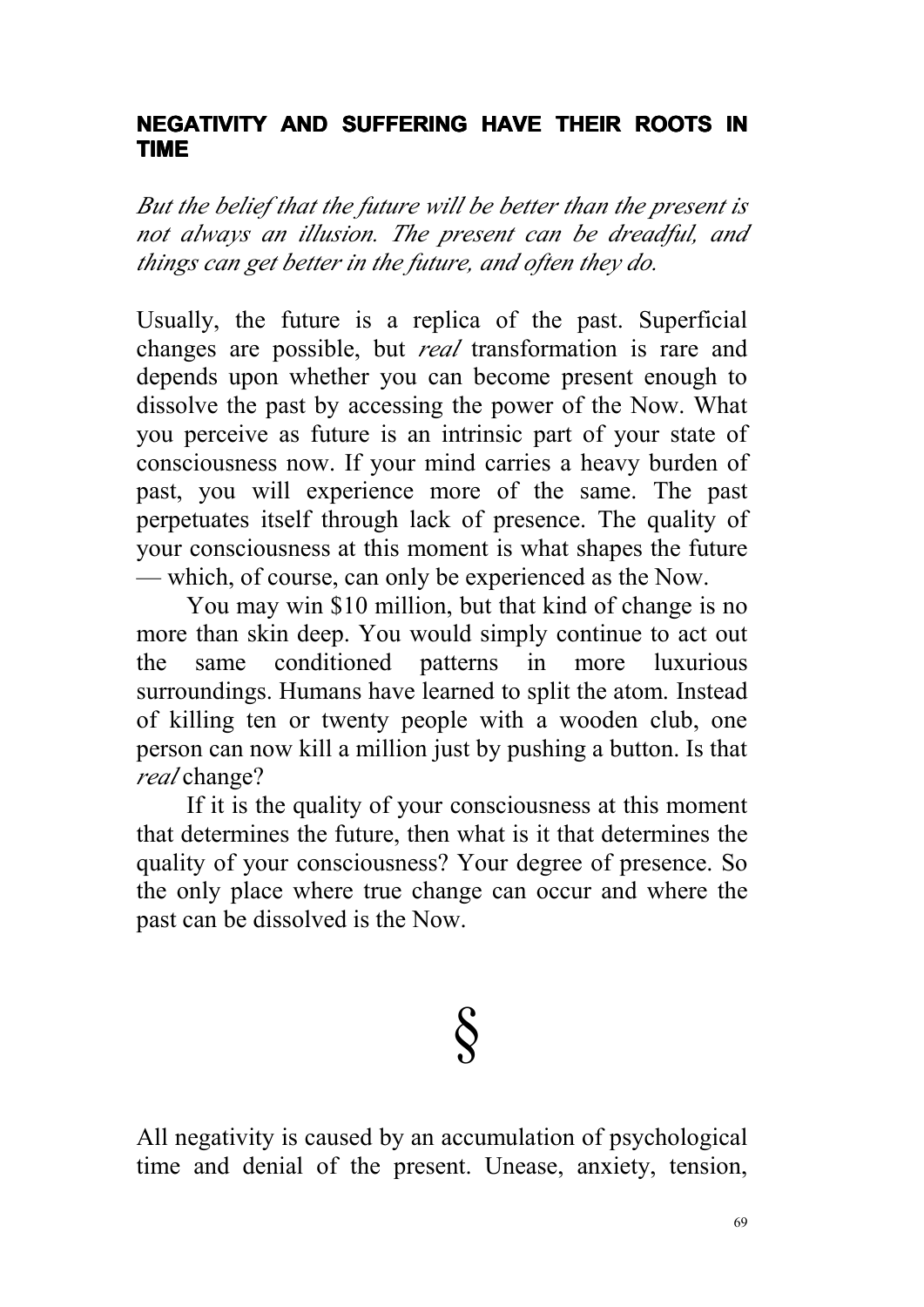## NEGATIVITY AND SUFFERING HAVE THEIR ROOTS IN TIME

*But the belief that the future will be better than the present is not always an illusion. The present can be dreadful, and things can get better in the future, and often they do.*

Usually, the future is a replica of the past. Superficial changes are possible, but *real* transformation is rare and depends upon whether you can become present enough to dissolve the past by accessing the power of the Now. What you perceive as future is an intrinsic part of your state of consciousness now. If your mind carries a heavy burden of past, you will experience more of the same. The past perpetuates itself through lack of presence. The quality of your consciousness at this moment is what shapes the future — which, of course, can only be experienced as the Now.

You may win $10 million, but that kind of change is no more than skin deep. You would simply continue to act out the same conditioned patterns in more luxurious surroundings. Humans have learned to split the atom. Instead of killing ten or twenty people with a wooden club, one person can now kill a million just by pushing a button. Is that *real* change?

If it is the quality of your consciousness at this moment that determines the future, then what is it that determines the quality of your consciousness? Your degree of presence. So the only place where true change can occur and where the past can be dissolved is the Now.

§

All negativity is caused by an accumulation of psychological time and denial of the present. Unease, anxiety, tension,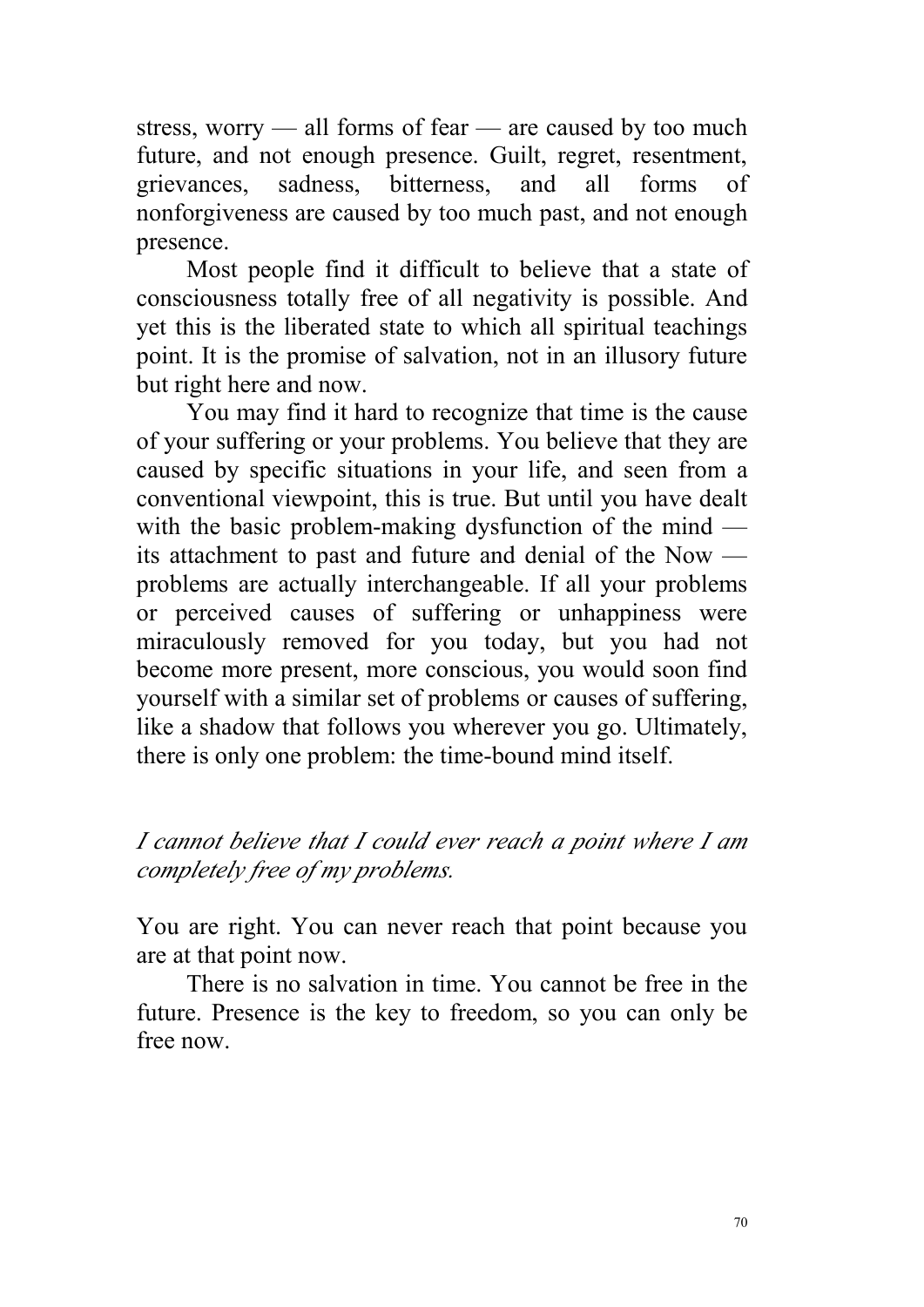stress, worry — all forms of fear — are caused by too much future, and not enough presence. Guilt, regret, resentment, grievances, sadness, bitterness, and all forms of nonforgiveness are caused by too much past, and not enough presence.

Most people find it difficult to believe that a state of consciousness totally free of all negativity is possible. And yet this is the liberated state to which all spiritual teachings point. It is the promise of salvation, not in an illusory future but right here and now.

You may find it hard to recognize that time is the cause of your suffering or your problems. You believe that they are caused by specific situations in your life, and seen from a conventional viewpoint, this is true. But until you have dealt with the basic problem-making dysfunction of the mind — its attachment to past and future and denial of the Now — problems are actually interchangeable. If all your problems or perceived causes of suffering or unhappiness were miraculously removed for you today, but you had not become more present, more conscious, you would soon find yourself with a similar set of problems or causes of suffering, like a shadow that follows you wherever you go. Ultimately, there is only one problem: the time-bound mind itself.

*I cannot believe that I could ever reach a point where I am completely free of my problems.*

You are right. You can never reach that point because you are at that point now.

There is no salvation in time. You cannot be free in the future. Presence is the key to freedom, so you can only be free now.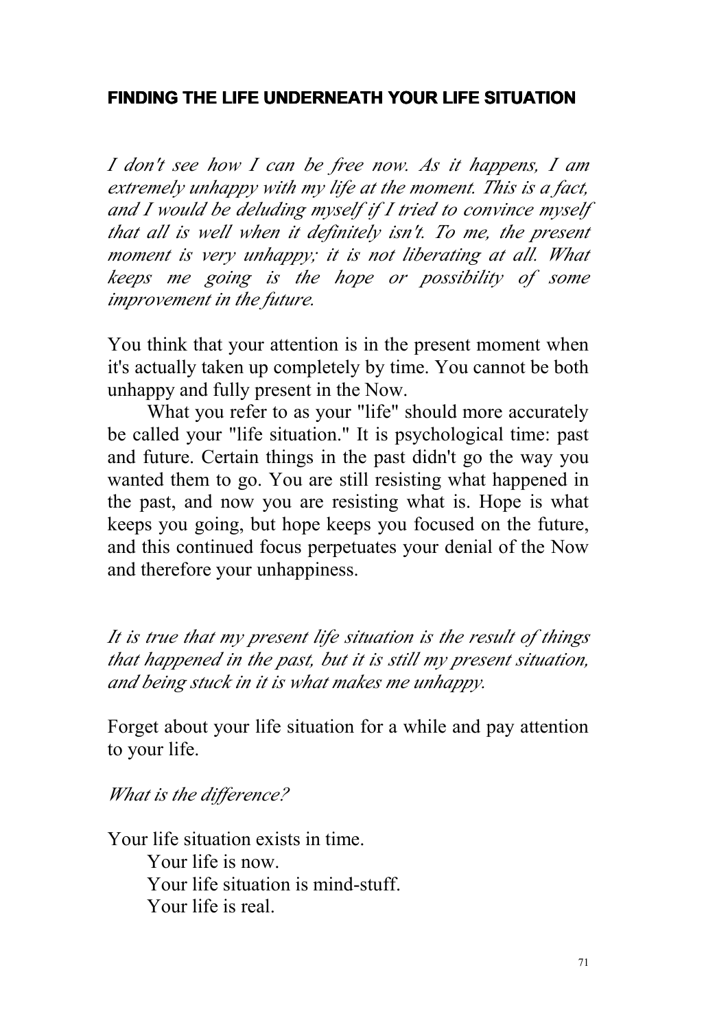## FINDING THE LIFE UNDERNEATH YOUR LIFE SITUATION

*I don't see how I can be free now. As it happens, I am extremely unhappy with my life at the moment. This is a fact, and I would be deluding myself if I tried to convince myself that all is well when it definitely isn't. To me, the present moment is very unhappy; it is not liberating at all. What keeps me going is the hope or possibility of some improvement in the future.*

You think that your attention is in the present moment when it's actually taken up completely by time. You cannot be both unhappy and fully present in the Now.

What you refer to as your "life" should more accurately be called your "life situation." It is psychological time: past and future. Certain things in the past didn't go the way you wanted them to go. You are still resisting what happened in the past, and now you are resisting what is. Hope is what keeps you going, but hope keeps you focused on the future, and this continued focus perpetuates your denial of the Now and therefore your unhappiness.

*It is true that my present life situation is the result of things that happened in the past, but it is still my present situation, and being stuck in it is what makes me unhappy.*

Forget about your life situation for a while and pay attention to your life.

*What is the difference?*

Your life situation exists in time.

Your life is now.

Your life situation is mind-stuff.

Your life is real.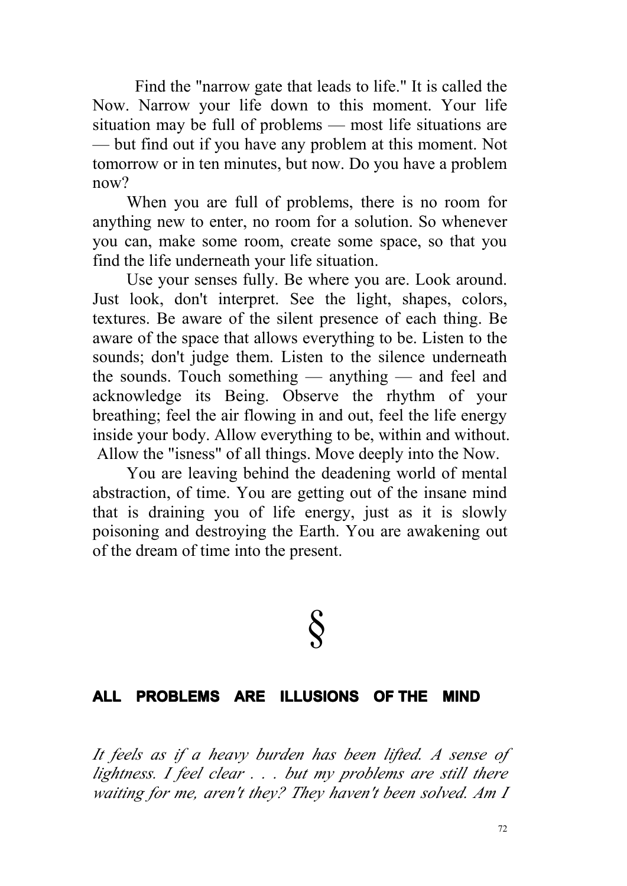Find the "narrow gate that leads to life." It is called the Now. Narrow your life down to this moment. Your life situation may be full of problems — most life situations are — but find out if you have any problem at this moment. Not tomorrow or in ten minutes, but now. Do you have a problem now?

When you are full of problems, there is no room for anything new to enter, no room for a solution. So whenever you can, make some room, create some space, so that you find the life underneath your life situation.

Use your senses fully. Be where you are. Look around. Just look, don't interpret. See the light, shapes, colors, textures. Be aware of the silent presence of each thing. Be aware of the space that allows everything to be. Listen to the sounds; don't judge them. Listen to the silence underneath the sounds. Touch something — anything — and feel and acknowledge its Being. Observe the rhythm of your breathing; feel the air flowing in and out, feel the life energy inside your body. Allow everything to be, within and without. Allow the "isness" of all things. Move deeply into the Now.

You are leaving behind the deadening world of mental abstraction, of time. You are getting out of the insane mind that is draining you of life energy, just as it is slowly poisoning and destroying the Earth. You are awakening out of the dream of time into the present.

§

## ALL PROBLEMS ARE ILLUSIONS OF THE MIND

*It feels as if a heavy burden has been lifted. A sense of lightness. I feel clear . . . but my problems are still there waiting for me, aren't they? They haven't been solved. Am I*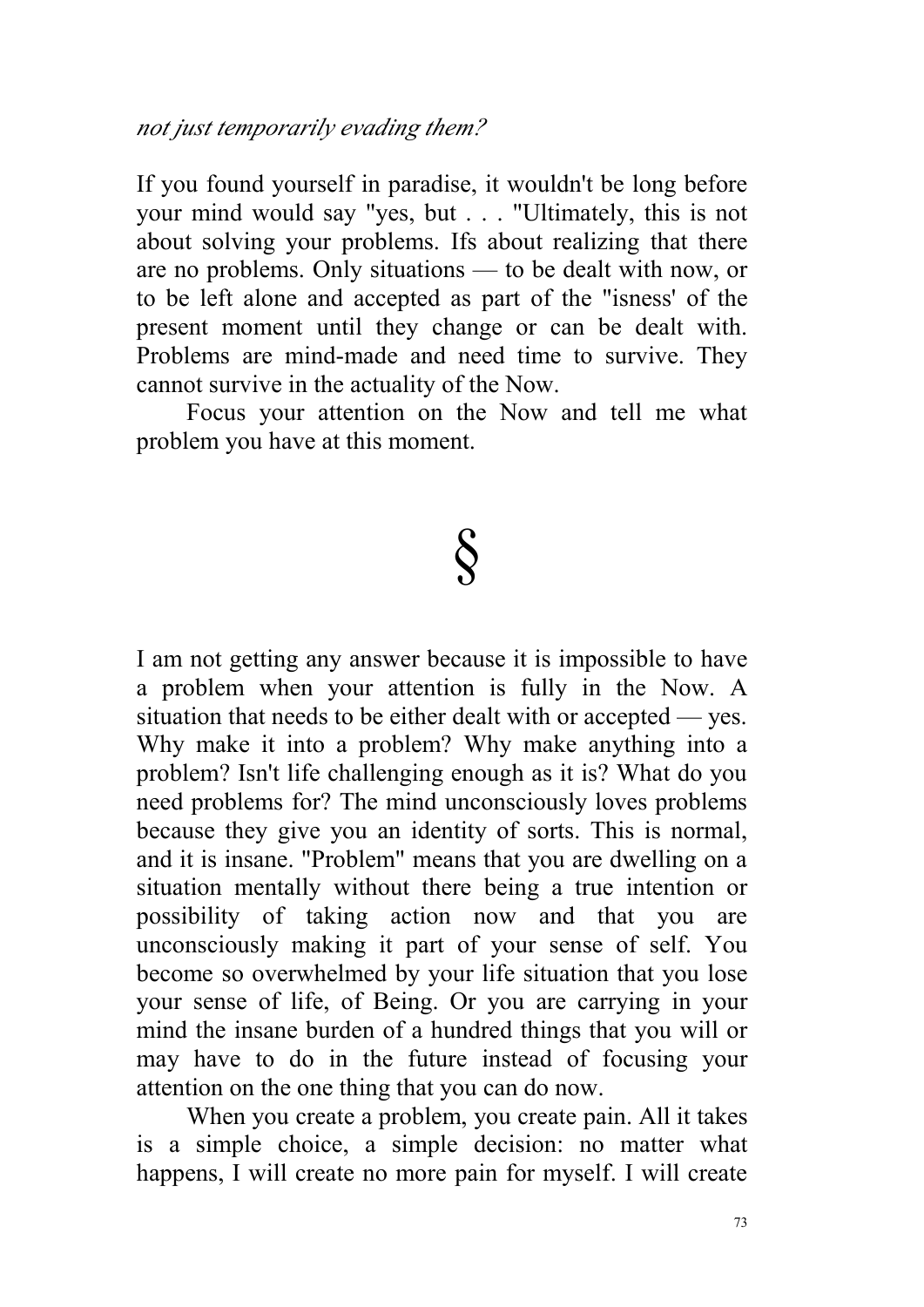*not just temporarily evading them?*

If you found yourself in paradise, it wouldn't be long before your mind would say "yes, but . . . "Ultimately, this is not about solving your problems. Ifs about realizing that there are no problems. Only situations — to be dealt with now, or to be left alone and accepted as part of the "isness' of the present moment until they change or can be dealt with. Problems are mind-made and need time to survive. They cannot survive in the actuality of the Now.

Focus your attention on the Now and tell me what problem you have at this moment.

§

I am not getting any answer because it is impossible to have a problem when your attention is fully in the Now. A situation that needs to be either dealt with or accepted — yes. Why make it into a problem? Why make anything into a problem? Isn't life challenging enough as it is? What do you need problems for? The mind unconsciously loves problems because they give you an identity of sorts. This is normal, and it is insane. "Problem" means that you are dwelling on a situation mentally without there being a true intention or possibility of taking action now and that you are unconsciously making it part of your sense of self. You become so overwhelmed by your life situation that you lose your sense of life, of Being. Or you are carrying in your mind the insane burden of a hundred things that you will or may have to do in the future instead of focusing your attention on the one thing that you can do now.

When you create a problem, you create pain. All it takes is a simple choice, a simple decision: no matter what happens, I will create no more pain for myself. I will create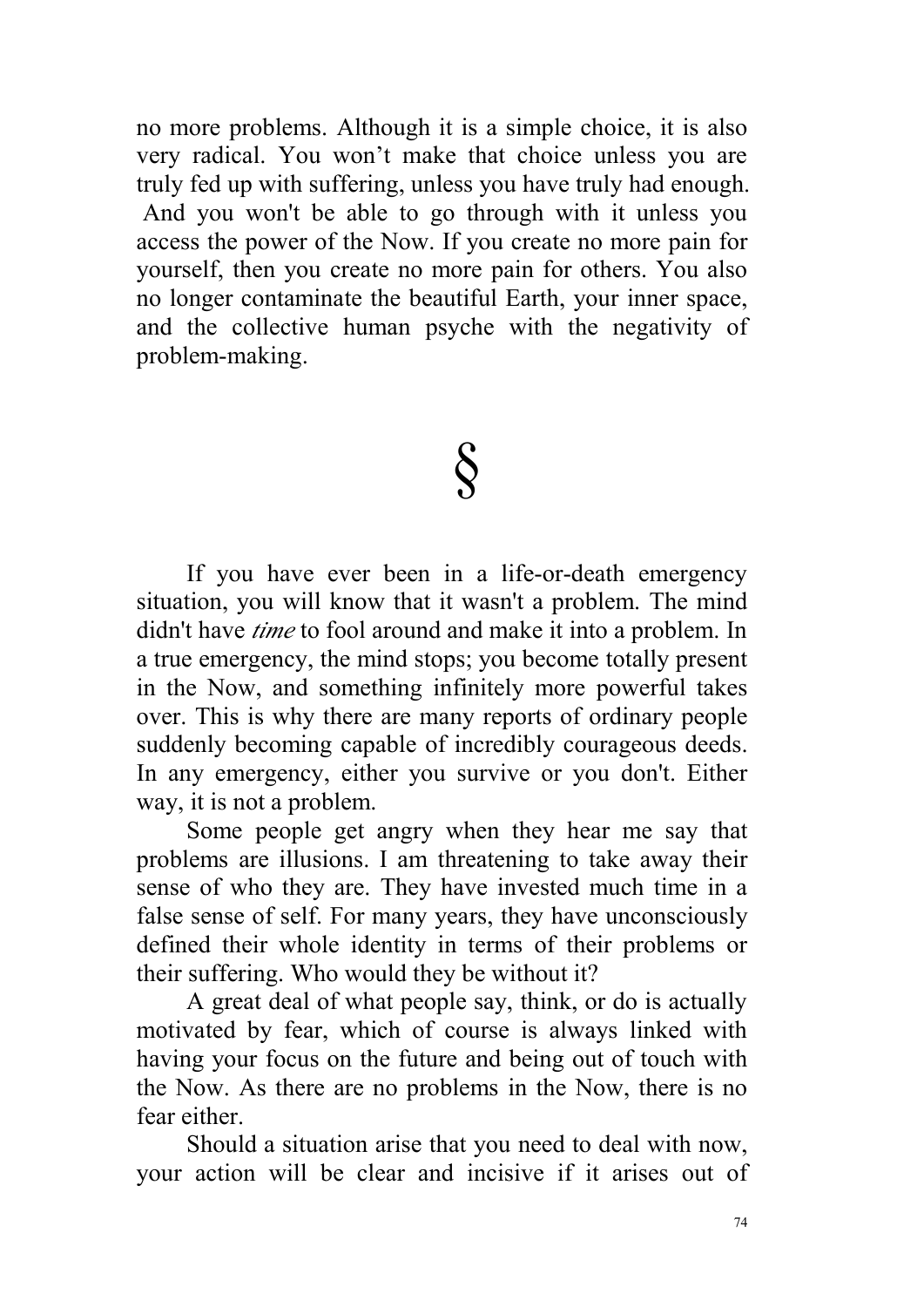no more problems. Although it is a simple choice, it is also very radical. You won't make that choice unless you are truly fed up with suffering, unless you have truly had enough. And you won't be able to go through with it unless you access the power of the Now. If you create no more pain for yourself, then you create no more pain for others. You also no longer contaminate the beautiful Earth, your inner space, and the collective human psyche with the negativity of problem-making.

§

If you have ever been in a life-or-death emergency situation, you will know that it wasn't a problem. The mind didn't have *time* to fool around and make it into a problem. In a true emergency, the mind stops; you become totally present in the Now, and something infinitely more powerful takes over. This is why there are many reports of ordinary people suddenly becoming capable of incredibly courageous deeds. In any emergency, either you survive or you don't. Either way, it is not a problem.

Some people get angry when they hear me say that problems are illusions. I am threatening to take away their sense of who they are. They have invested much time in a false sense of self. For many years, they have unconsciously defined their whole identity in terms of their problems or their suffering. Who would they be without it?

A great deal of what people say, think, or do is actually motivated by fear, which of course is always linked with having your focus on the future and being out of touch with the Now. As there are no problems in the Now, there is no fear either.

Should a situation arise that you need to deal with now, your action will be clear and incisive if it arises out of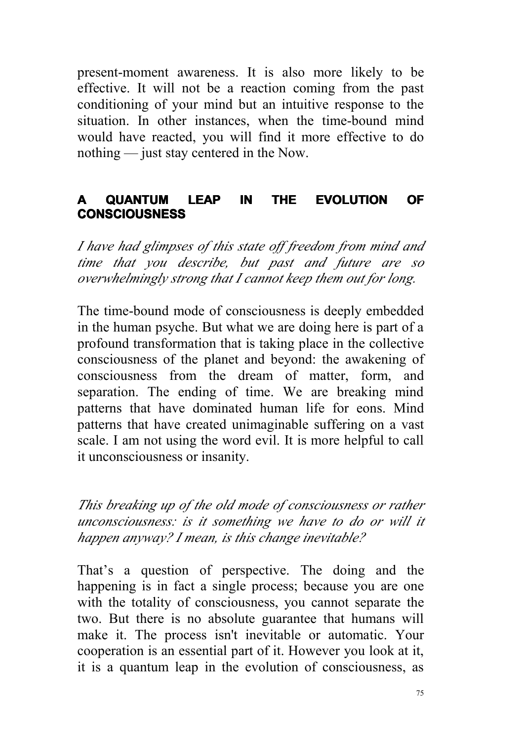present-moment awareness. It is also more likely to be effective. It will not be a reaction coming from the past conditioning of your mind but an intuitive response to the situation. In other instances, when the time-bound mind would have reacted, you will find it more effective to do nothing — just stay centered in the Now.

## A QUANTUM LEAP IN THE EVOLUTION OF CONSCIOUSNESS

*I have had glimpses of this state off freedom from mind and time that you describe, but past and future are so overwhelmingly strong that I cannot keep them out for long.*

The time-bound mode of consciousness is deeply embedded in the human psyche. But what we are doing here is part of a profound transformation that is taking place in the collective consciousness of the planet and beyond: the awakening of consciousness from the dream of matter, form, and separation. The ending of time. We are breaking mind patterns that have dominated human life for eons. Mind patterns that have created unimaginable suffering on a vast scale. I am not using the word evil. It is more helpful to call it unconsciousness or insanity.

*This breaking up of the old mode of consciousness or rather unconsciousness: is it something we have to do or will it happen anyway? I mean, is this change inevitable?*

That's a question of perspective. The doing and the happening is in fact a single process; because you are one with the totality of consciousness, you cannot separate the two. But there is no absolute guarantee that humans will make it. The process isn't inevitable or automatic. Your cooperation is an essential part of it. However you look at it, it is a quantum leap in the evolution of consciousness, as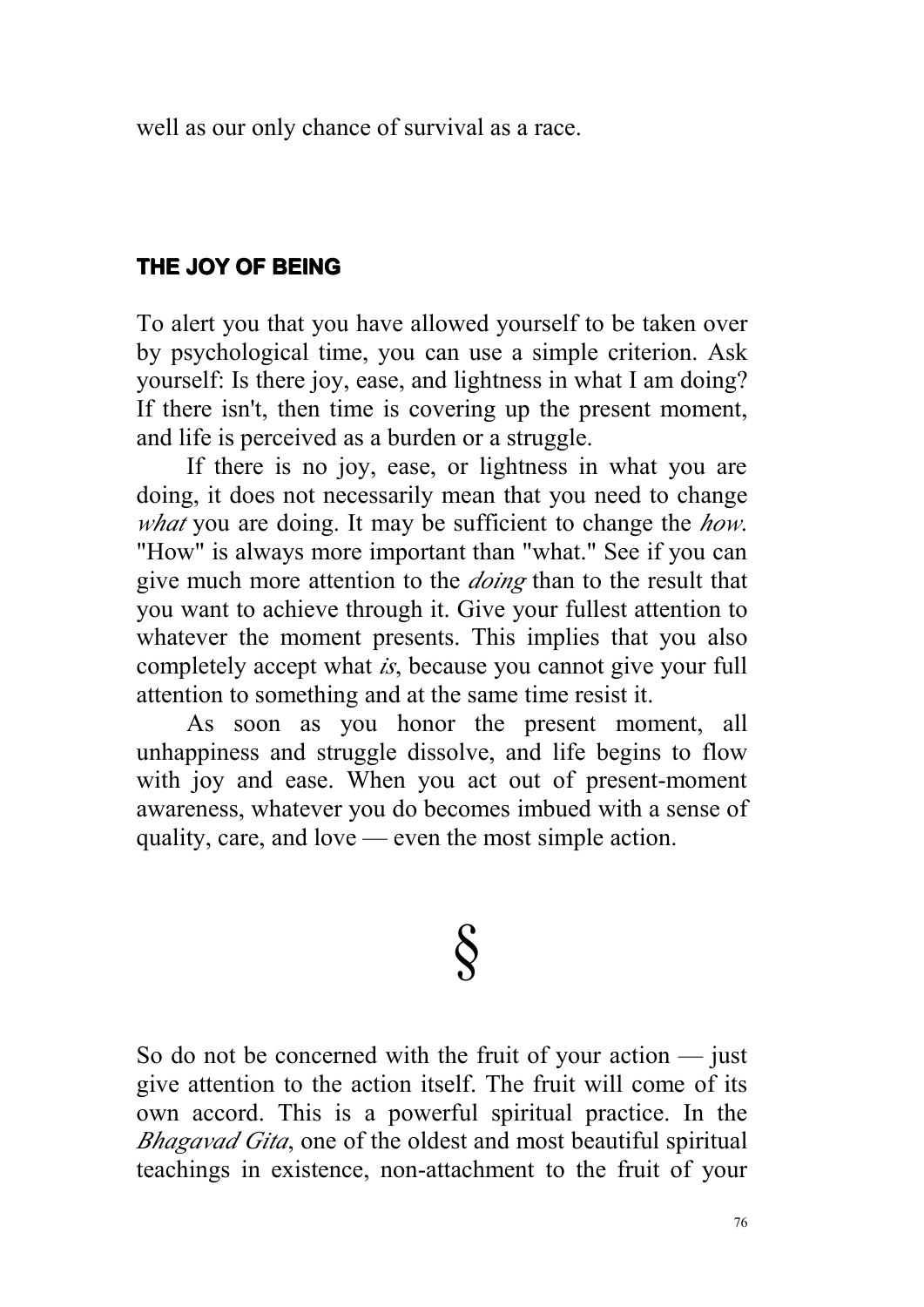well as our only chance of survival as a race.

## THE JOY OF BEING

To alert you that you have allowed yourself to be taken over by psychological time, you can use a simple criterion. Ask yourself: Is there joy, ease, and lightness in what I am doing? If there isn't, then time is covering up the present moment, and life is perceived as a burden or a struggle.

If there is no joy, ease, or lightness in what you are doing, it does not necessarily mean that you need to change *what* you are doing. It may be sufficient to change the *how*. "How" is always more important than "what." See if you can give much more attention to the *doing* than to the result that you want to achieve through it. Give your fullest attention to whatever the moment presents. This implies that you also completely accept what *is*, because you cannot give your full attention to something and at the same time resist it.

As soon as you honor the present moment, all unhappiness and struggle dissolve, and life begins to flow with joy and ease. When you act out of present-moment awareness, whatever you do becomes imbued with a sense of quality, care, and love — even the most simple action.

§

So do not be concerned with the fruit of your action — just give attention to the action itself. The fruit will come of its own accord. This is a powerful spiritual practice. In the *Bhagavad Gita*, one of the oldest and most beautiful spiritual teachings in existence, non-attachment to the fruit of your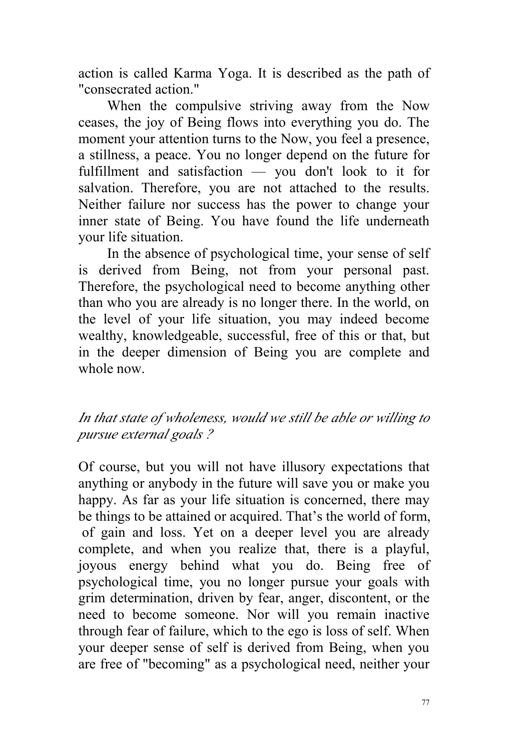action is called Karma Yoga. It is described as the path of "consecrated action."

When the compulsive striving away from the Now ceases, the joy of Being flows into everything you do. The moment your attention turns to the Now, you feel a presence, a stillness, a peace. You no longer depend on the future for fulfillment and satisfaction — you don't look to it for salvation. Therefore, you are not attached to the results. Neither failure nor success has the power to change your inner state of Being. You have found the life underneath your life situation.

In the absence of psychological time, your sense of self is derived from Being, not from your personal past. Therefore, the psychological need to become anything other than who you are already is no longer there. In the world, on the level of your life situation, you may indeed become wealthy, knowledgeable, successful, free of this or that, but in the deeper dimension of Being you are complete and whole now.

*In that state of wholeness, would we still be able or willing to pursue external goals ?*

Of course, but you will not have illusory expectations that anything or anybody in the future will save you or make you happy. As far as your life situation is concerned, there may be things to be attained or acquired. That's the world of form, of gain and loss. Yet on a deeper level you are already complete, and when you realize that, there is a playful, joyous energy behind what you do. Being free of psychological time, you no longer pursue your goals with grim determination, driven by fear, anger, discontent, or the need to become someone. Nor will you remain inactive through fear of failure, which to the ego is loss of self. When your deeper sense of self is derived from Being, when you are free of "becoming" as a psychological need, neither your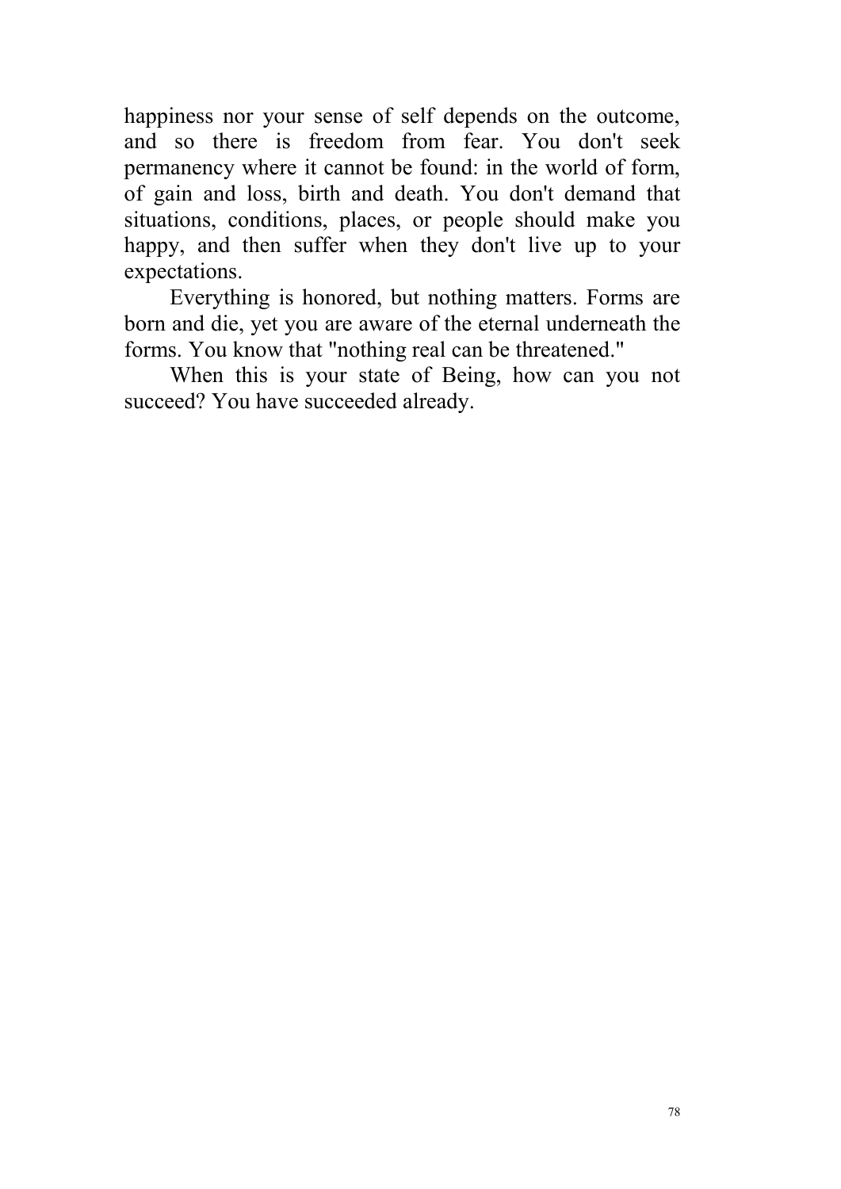happiness nor your sense of self depends on the outcome, and so there is freedom from fear. You don't seek permanency where it cannot be found: in the world of form, of gain and loss, birth and death. You don't demand that situations, conditions, places, or people should make you happy, and then suffer when they don't live up to your expectations.

Everything is honored, but nothing matters. Forms are born and die, yet you are aware of the eternal underneath the forms. You know that "nothing real can be threatened."

When this is your state of Being, how can you not succeed? You have succeeded already.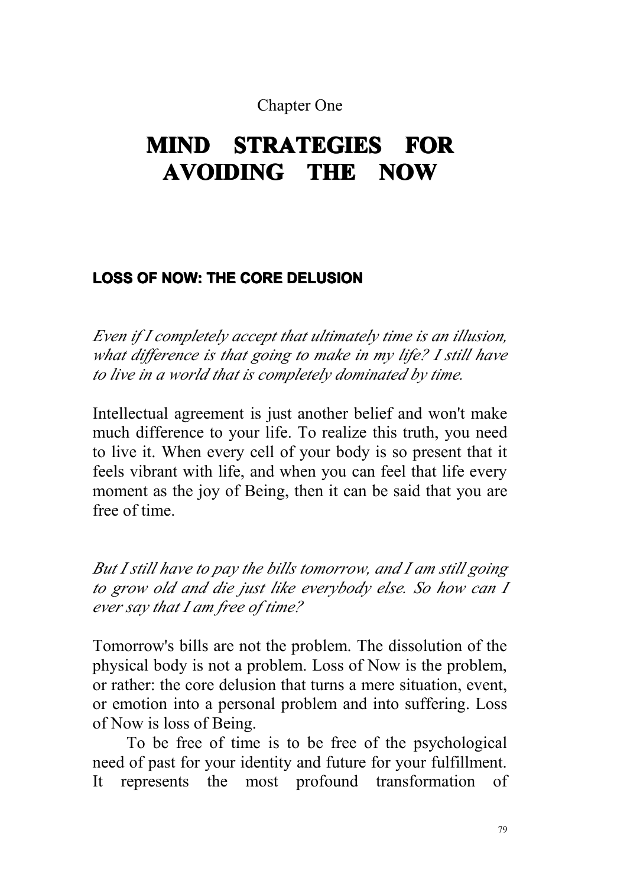Chapter One

# MIND STRATEGIES FOR AVOIDING THE NOW

## LOSS OF NOW: THE CORE DELUSION

*Even if I completely accept that ultimately time is an illusion, what difference is that going to make in my life? I still have to live in a world that is completely dominated by time.*

Intellectual agreement is just another belief and won't make much difference to your life. To realize this truth, you need to live it. When every cell of your body is so present that it feels vibrant with life, and when you can feel that life every moment as the joy of Being, then it can be said that you are free of time.

*But I still have to pay the bills tomorrow, and I am still going to grow old and die just like everybody else. So how can I ever say that I am free of time?*

Tomorrow's bills are not the problem. The dissolution of the physical body is not a problem. Loss of Now is the problem, or rather: the core delusion that turns a mere situation, event, or emotion into a personal problem and into suffering. Loss of Now is loss of Being.

To be free of time is to be free of the psychological need of past for your identity and future for your fulfillment. It represents the most profound transformation of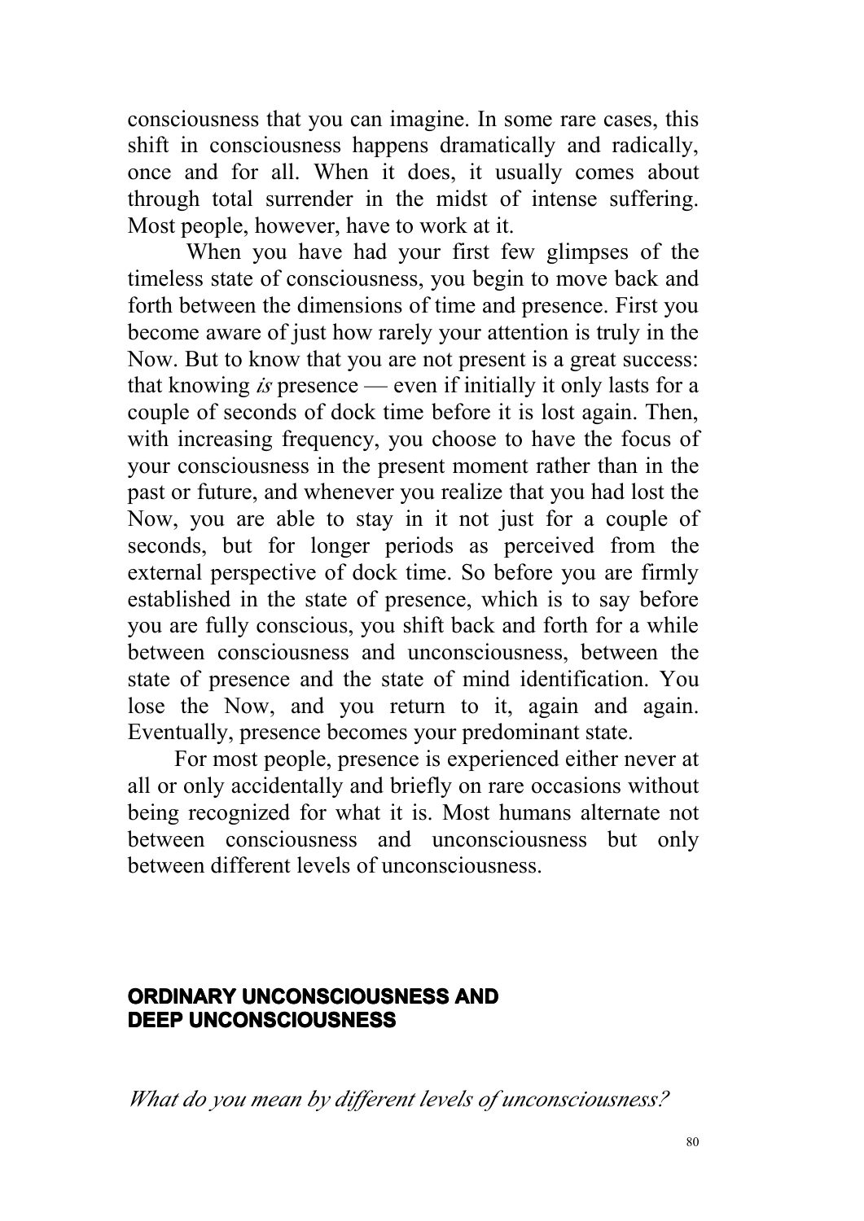consciousness that you can imagine. In some rare cases, this shift in consciousness happens dramatically and radically, once and for all. When it does, it usually comes about through total surrender in the midst of intense suffering. Most people, however, have to work at it.

When you have had your first few glimpses of the timeless state of consciousness, you begin to move back and forth between the dimensions of time and presence. First you become aware of just how rarely your attention is truly in the Now. But to know that you are not present is a great success: that knowing *is* presence — even if initially it only lasts for a couple of seconds of dock time before it is lost again. Then, with increasing frequency, you choose to have the focus of your consciousness in the present moment rather than in the past or future, and whenever you realize that you had lost the Now, you are able to stay in it not just for a couple of seconds, but for longer periods as perceived from the external perspective of dock time. So before you are firmly established in the state of presence, which is to say before you are fully conscious, you shift back and forth for a while between consciousness and unconsciousness, between the state of presence and the state of mind identification. You lose the Now, and you return to it, again and again. Eventually, presence becomes your predominant state.

For most people, presence is experienced either never at all or only accidentally and briefly on rare occasions without being recognized for what it is. Most humans alternate not between consciousness and unconsciousness but only between different levels of unconsciousness.

## ORDINARY UNCONSCIOUSNESS AND DEEP UNCONSCIOUSNESS

*What do you mean by different levels of unconsciousness?*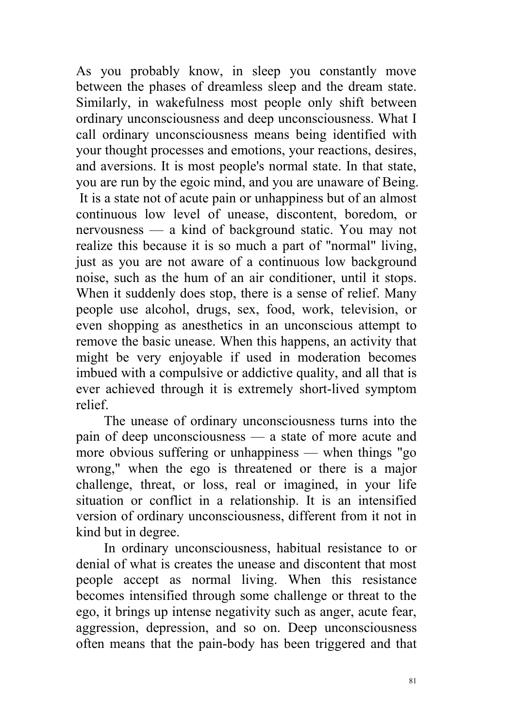As you probably know, in sleep you constantly move between the phases of dreamless sleep and the dream state. Similarly, in wakefulness most people only shift between ordinary unconsciousness and deep unconsciousness. What I call ordinary unconsciousness means being identified with your thought processes and emotions, your reactions, desires, and aversions. It is most people's normal state. In that state, you are run by the egoic mind, and you are unaware of Being. It is a state not of acute pain or unhappiness but of an almost continuous low level of unease, discontent, boredom, or nervousness — a kind of background static. You may not realize this because it is so much a part of "normal" living, just as you are not aware of a continuous low background noise, such as the hum of an air conditioner, until it stops. When it suddenly does stop, there is a sense of relief. Many people use alcohol, drugs, sex, food, work, television, or even shopping as anesthetics in an unconscious attempt to remove the basic unease. When this happens, an activity that might be very enjoyable if used in moderation becomes imbued with a compulsive or addictive quality, and all that is ever achieved through it is extremely short-lived symptom relief.

The unease of ordinary unconsciousness turns into the pain of deep unconsciousness — a state of more acute and more obvious suffering or unhappiness — when things "go wrong," when the ego is threatened or there is a major challenge, threat, or loss, real or imagined, in your life situation or conflict in a relationship. It is an intensified version of ordinary unconsciousness, different from it not in kind but in degree.

In ordinary unconsciousness, habitual resistance to or denial of what is creates the unease and discontent that most people accept as normal living. When this resistance becomes intensified through some challenge or threat to the ego, it brings up intense negativity such as anger, acute fear, aggression, depression, and so on. Deep unconsciousness often means that the pain-body has been triggered and that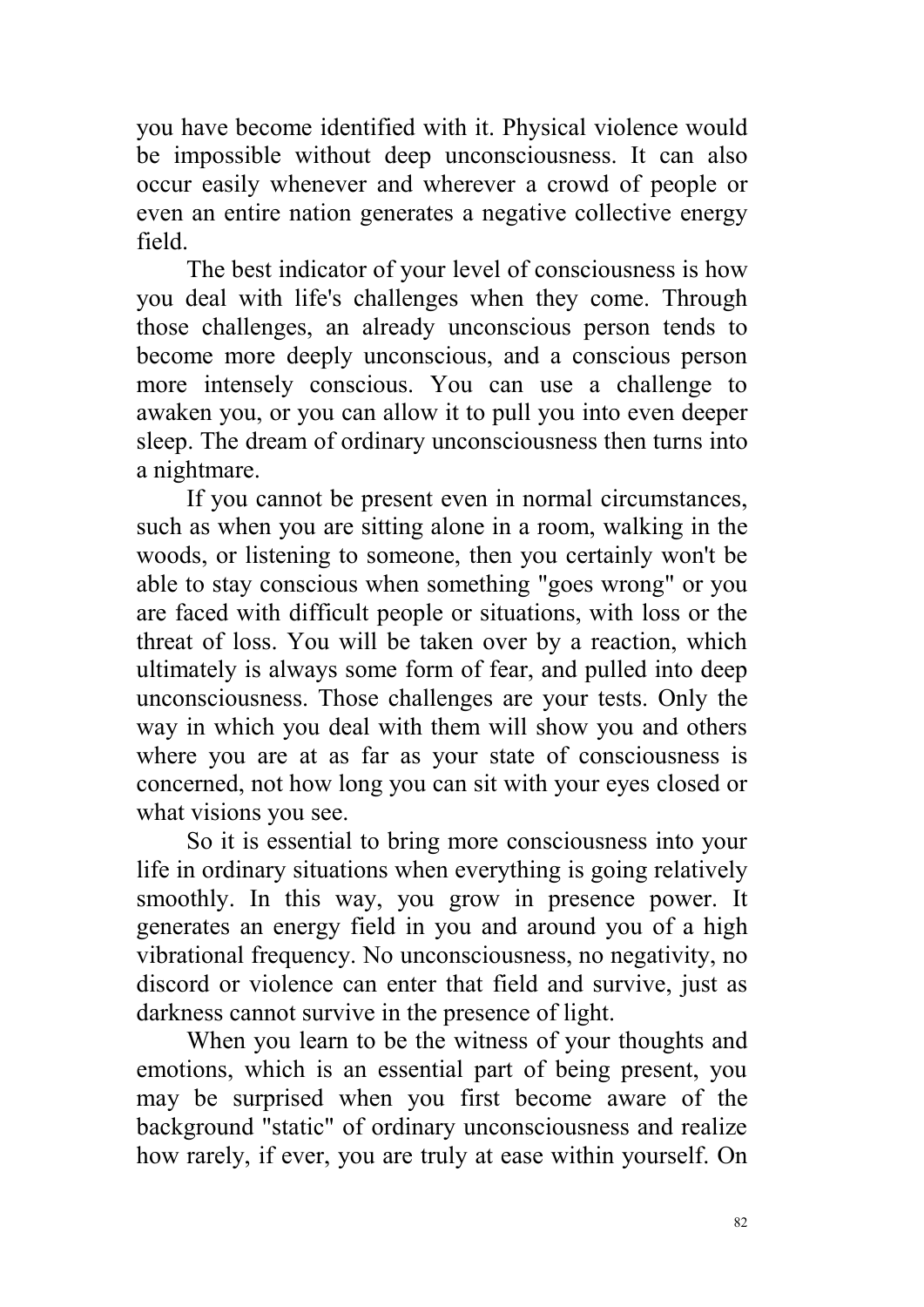you have become identified with it. Physical violence would be impossible without deep unconsciousness. It can also occur easily whenever and wherever a crowd of people or even an entire nation generates a negative collective energy field.

The best indicator of your level of consciousness is how you deal with life's challenges when they come. Through those challenges, an already unconscious person tends to become more deeply unconscious, and a conscious person more intensely conscious. You can use a challenge to awaken you, or you can allow it to pull you into even deeper sleep. The dream of ordinary unconsciousness then turns into a nightmare.

If you cannot be present even in normal circumstances, such as when you are sitting alone in a room, walking in the woods, or listening to someone, then you certainly won't be able to stay conscious when something "goes wrong" or you are faced with difficult people or situations, with loss or the threat of loss. You will be taken over by a reaction, which ultimately is always some form of fear, and pulled into deep unconsciousness. Those challenges are your tests. Only the way in which you deal with them will show you and others where you are at as far as your state of consciousness is concerned, not how long you can sit with your eyes closed or what visions you see.

So it is essential to bring more consciousness into your life in ordinary situations when everything is going relatively smoothly. In this way, you grow in presence power. It generates an energy field in you and around you of a high vibrational frequency. No unconsciousness, no negativity, no discord or violence can enter that field and survive, just as darkness cannot survive in the presence of light.

When you learn to be the witness of your thoughts and emotions, which is an essential part of being present, you may be surprised when you first become aware of the background "static" of ordinary unconsciousness and realize how rarely, if ever, you are truly at ease within yourself. On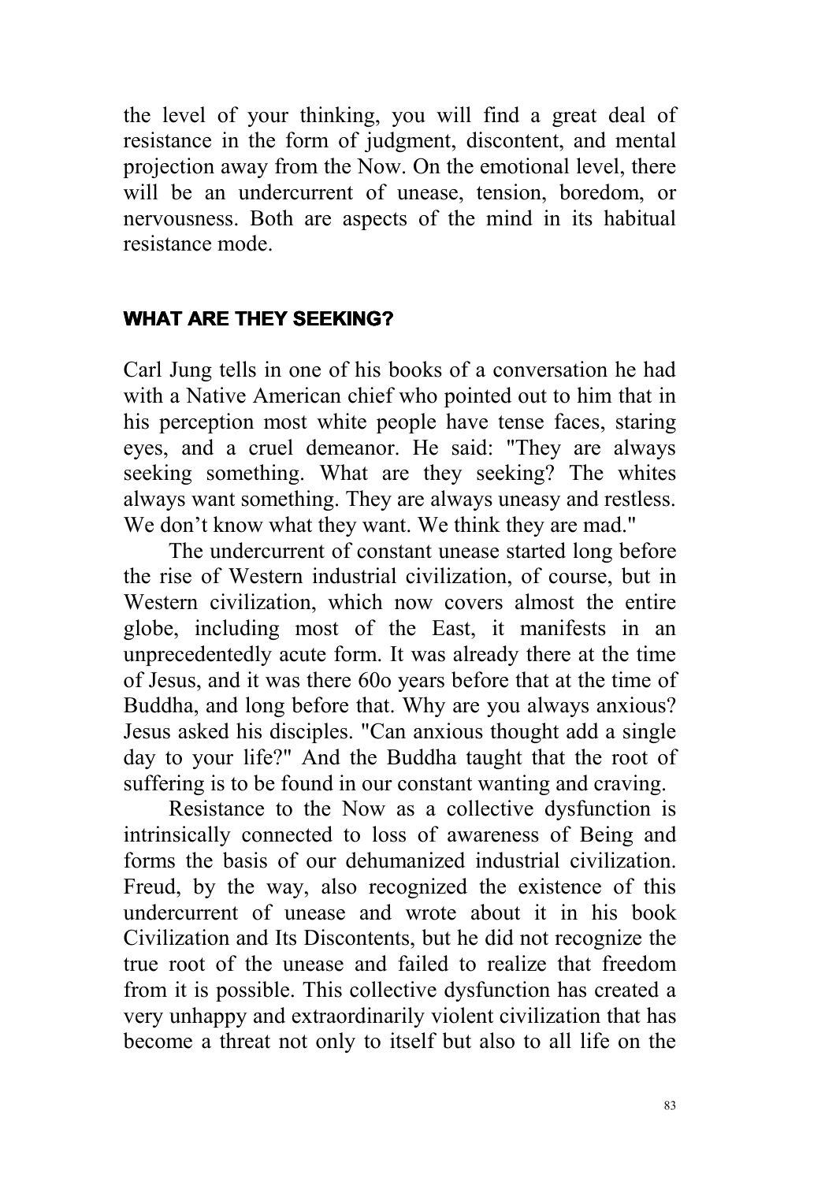the level of your thinking, you will find a great deal of resistance in the form of judgment, discontent, and mental projection away from the Now. On the emotional level, there will be an undercurrent of unease, tension, boredom, or nervousness. Both are aspects of the mind in its habitual resistance mode.

## WHAT ARE THEY SEEKING?

Carl Jung tells in one of his books of a conversation he had with a Native American chief who pointed out to him that in his perception most white people have tense faces, staring eyes, and a cruel demeanor. He said: "They are always seeking something. What are they seeking? The whites always want something. They are always uneasy and restless. We don't know what they want. We think they are mad."

The undercurrent of constant unease started long before the rise of Western industrial civilization, of course, but in Western civilization, which now covers almost the entire globe, including most of the East, it manifests in an unprecedentedly acute form. It was already there at the time of Jesus, and it was there 60o years before that at the time of Buddha, and long before that. Why are you always anxious? Jesus asked his disciples. "Can anxious thought add a single day to your life?" And the Buddha taught that the root of suffering is to be found in our constant wanting and craving.

Resistance to the Now as a collective dysfunction is intrinsically connected to loss of awareness of Being and forms the basis of our dehumanized industrial civilization. Freud, by the way, also recognized the existence of this undercurrent of unease and wrote about it in his book Civilization and Its Discontents, but he did not recognize the true root of the unease and failed to realize that freedom from it is possible. This collective dysfunction has created a very unhappy and extraordinarily violent civilization that has become a threat not only to itself but also to all life on the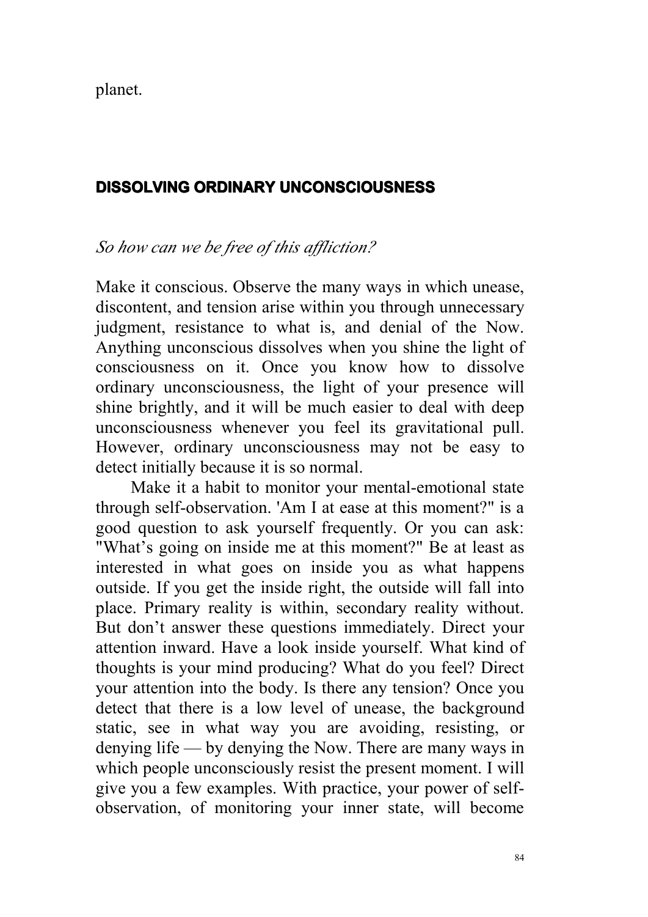planet.

## DISSOLVING ORDINARY UNCONSCIOUSNESS

*So how can we be free of this affliction?*

Make it conscious. Observe the many ways in which unease, discontent, and tension arise within you through unnecessary judgment, resistance to what is, and denial of the Now. Anything unconscious dissolves when you shine the light of consciousness on it. Once you know how to dissolve ordinary unconsciousness, the light of your presence will shine brightly, and it will be much easier to deal with deep unconsciousness whenever you feel its gravitational pull. However, ordinary unconsciousness may not be easy to detect initially because it is so normal.

Make it a habit to monitor your mental-emotional state through self-observation. 'Am I at ease at this moment?" is a good question to ask yourself frequently. Or you can ask: "What's going on inside me at this moment?" Be at least as interested in what goes on inside you as what happens outside. If you get the inside right, the outside will fall into place. Primary reality is within, secondary reality without. But don't answer these questions immediately. Direct your attention inward. Have a look inside yourself. What kind of thoughts is your mind producing? What do you feel? Direct your attention into the body. Is there any tension? Once you detect that there is a low level of unease, the background static, see in what way you are avoiding, resisting, or denying life — by denying the Now. There are many ways in which people unconsciously resist the present moment. I will give you a few examples. With practice, your power of self-observation, of monitoring your inner state, will become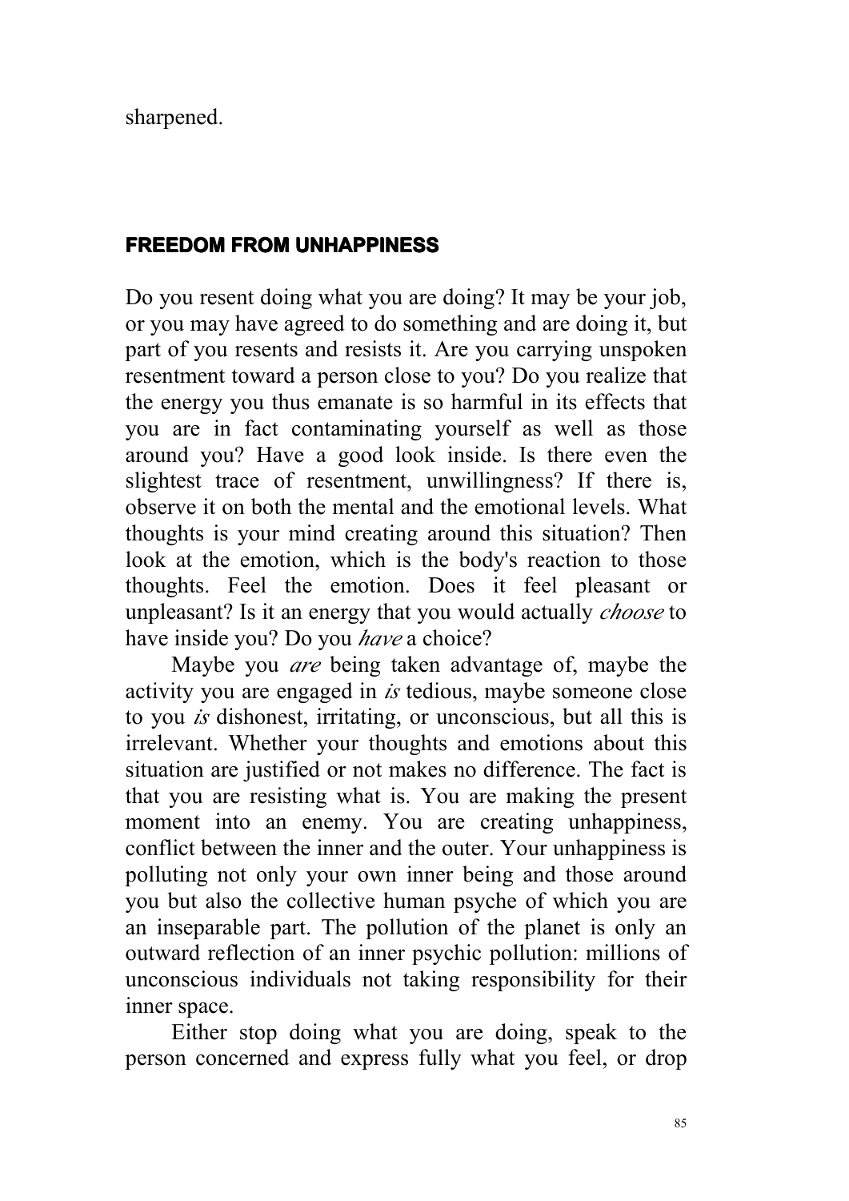sharpened.

## FREEDOM FROM UNHAPPINESS

Do you resent doing what you are doing? It may be your job, or you may have agreed to do something and are doing it, but part of you resents and resists it. Are you carrying unspoken resentment toward a person close to you? Do you realize that the energy you thus emanate is so harmful in its effects that you are in fact contaminating yourself as well as those around you? Have a good look inside. Is there even the slightest trace of resentment, unwillingness? If there is, observe it on both the mental and the emotional levels. What thoughts is your mind creating around this situation? Then look at the emotion, which is the body's reaction to those thoughts. Feel the emotion. Does it feel pleasant or unpleasant? Is it an energy that you would actually *choose* to have inside you? Do you *have* a choice?

Maybe you *are* being taken advantage of, maybe the activity you are engaged in *is* tedious, maybe someone close to you *is* dishonest, irritating, or unconscious, but all this is irrelevant. Whether your thoughts and emotions about this situation are justified or not makes no difference. The fact is that you are resisting what is. You are making the present moment into an enemy. You are creating unhappiness, conflict between the inner and the outer. Your unhappiness is polluting not only your own inner being and those around you but also the collective human psyche of which you are an inseparable part. The pollution of the planet is only an outward reflection of an inner psychic pollution: millions of unconscious individuals not taking responsibility for their inner space.

Either stop doing what you are doing, speak to the person concerned and express fully what you feel, or drop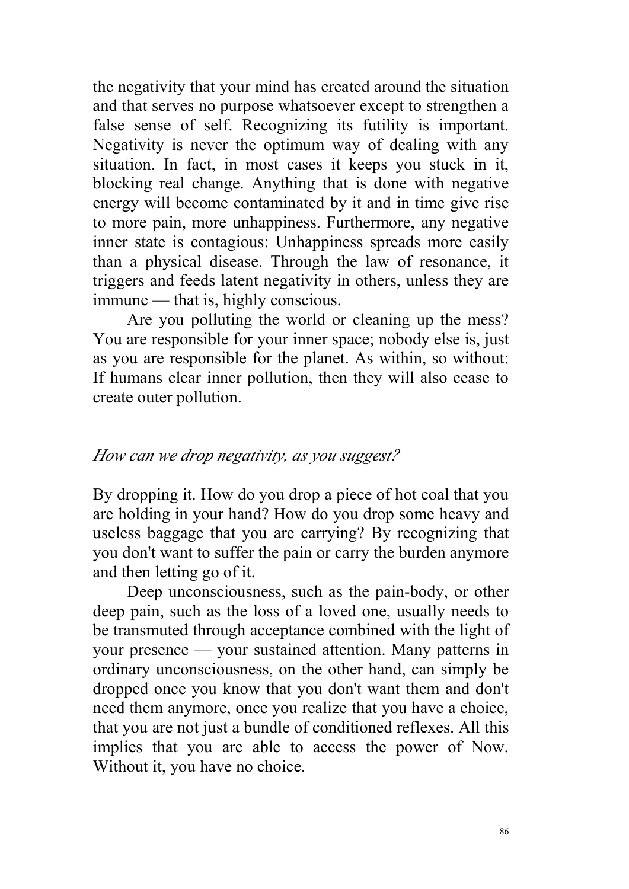the negativity that your mind has created around the situation and that serves no purpose whatsoever except to strengthen a false sense of self. Recognizing its futility is important. Negativity is never the optimum way of dealing with any situation. In fact, in most cases it keeps you stuck in it, blocking real change. Anything that is done with negative energy will become contaminated by it and in time give rise to more pain, more unhappiness. Furthermore, any negative inner state is contagious: Unhappiness spreads more easily than a physical disease. Through the law of resonance, it triggers and feeds latent negativity in others, unless they are immune — that is, highly conscious.

Are you polluting the world or cleaning up the mess? You are responsible for your inner space; nobody else is, just as you are responsible for the planet. As within, so without: If humans clear inner pollution, then they will also cease to create outer pollution.

*How can we drop negativity, as you suggest?*

By dropping it. How do you drop a piece of hot coal that you are holding in your hand? How do you drop some heavy and useless baggage that you are carrying? By recognizing that you don't want to suffer the pain or carry the burden anymore and then letting go of it.

Deep unconsciousness, such as the pain-body, or other deep pain, such as the loss of a loved one, usually needs to be transmuted through acceptance combined with the light of your presence — your sustained attention. Many patterns in ordinary unconsciousness, on the other hand, can simply be dropped once you know that you don't want them and don't need them anymore, once you realize that you have a choice, that you are not just a bundle of conditioned reflexes. All this implies that you are able to access the power of Now. Without it, you have no choice.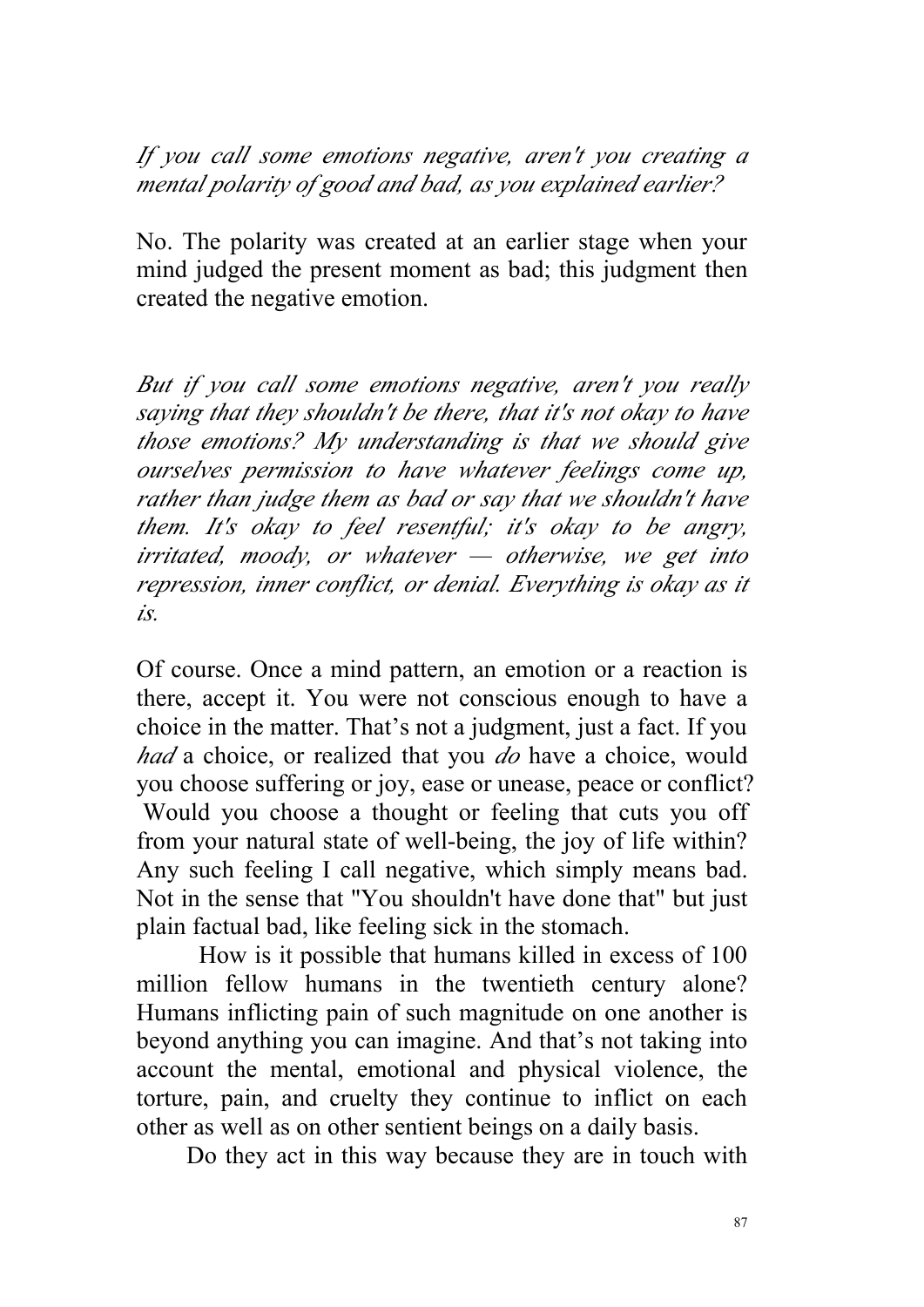*If you call some emotions negative, aren't you creating a mental polarity of good and bad, as you explained earlier?*

No. The polarity was created at an earlier stage when your mind judged the present moment as bad; this judgment then created the negative emotion.

*But if you call some emotions negative, aren't you really saying that they shouldn't be there, that it's not okay to have those emotions? My understanding is that we should give ourselves permission to have whatever feelings come up, rather than judge them as bad or say that we shouldn't have them. It's okay to feel resentful; it's okay to be angry, irritated, moody, or whatever — otherwise, we get into repression, inner conflict, or denial. Everything is okay as it is.*

Of course. Once a mind pattern, an emotion or a reaction is there, accept it. You were not conscious enough to have a choice in the matter. That's not a judgment, just a fact. If you *had* a choice, or realized that you *do* have a choice, would you choose suffering or joy, ease or unease, peace or conflict? Would you choose a thought or feeling that cuts you off from your natural state of well-being, the joy of life within? Any such feeling I call negative, which simply means bad. Not in the sense that "You shouldn't have done that" but just plain factual bad, like feeling sick in the stomach.

How is it possible that humans killed in excess of 100 million fellow humans in the twentieth century alone? Humans inflicting pain of such magnitude on one another is beyond anything you can imagine. And that's not taking into account the mental, emotional and physical violence, the torture, pain, and cruelty they continue to inflict on each other as well as on other sentient beings on a daily basis.

Do they act in this way because they are in touch with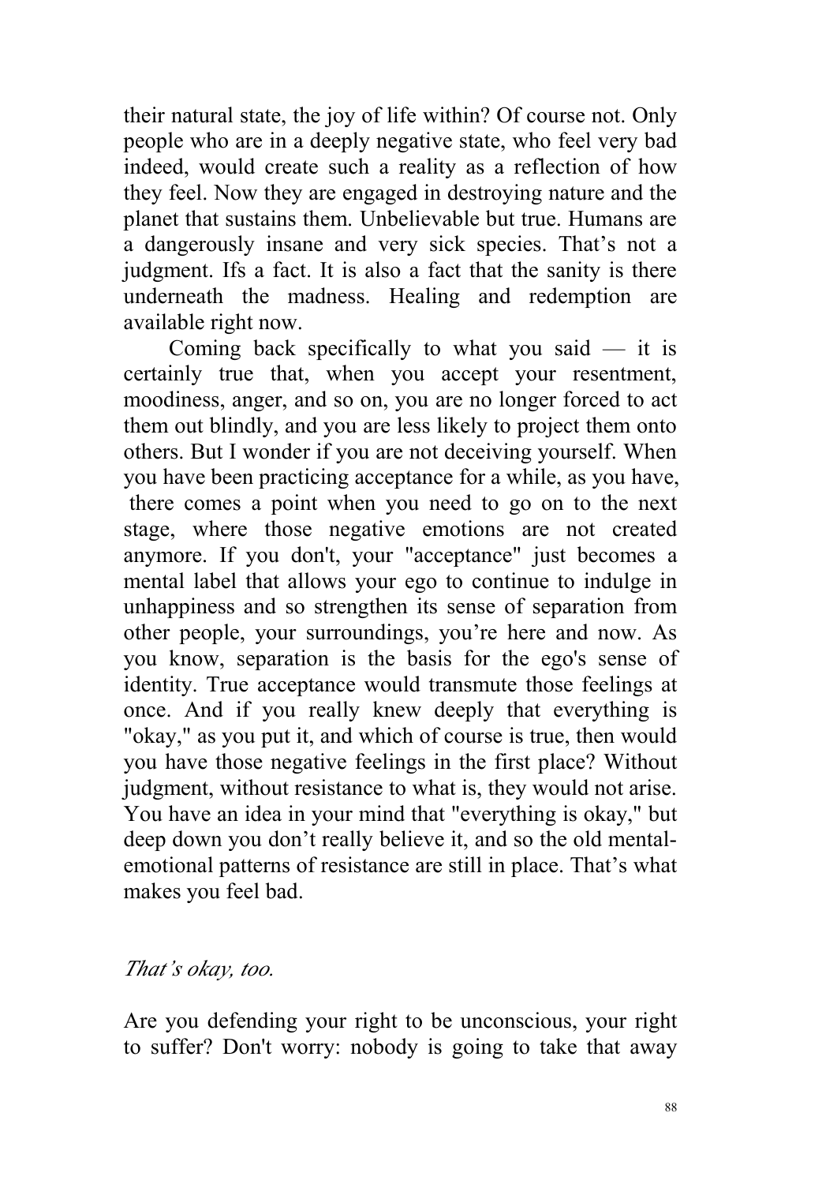their natural state, the joy of life within? Of course not. Only people who are in a deeply negative state, who feel very bad indeed, would create such a reality as a reflection of how they feel. Now they are engaged in destroying nature and the planet that sustains them. Unbelievable but true. Humans are a dangerously insane and very sick species. That's not a judgment. Ifs a fact. It is also a fact that the sanity is there underneath the madness. Healing and redemption are available right now.

Coming back specifically to what you said — it is certainly true that, when you accept your resentment, moodiness, anger, and so on, you are no longer forced to act them out blindly, and you are less likely to project them onto others. But I wonder if you are not deceiving yourself. When you have been practicing acceptance for a while, as you have, there comes a point when you need to go on to the next stage, where those negative emotions are not created anymore. If you don't, your "acceptance" just becomes a mental label that allows your ego to continue to indulge in unhappiness and so strengthen its sense of separation from other people, your surroundings, you're here and now. As you know, separation is the basis for the ego's sense of identity. True acceptance would transmute those feelings at once. And if you really knew deeply that everything is "okay," as you put it, and which of course is true, then would you have those negative feelings in the first place? Without judgment, without resistance to what is, they would not arise. You have an idea in your mind that "everything is okay," but deep down you don't really believe it, and so the old mental-emotional patterns of resistance are still in place. That's what makes you feel bad.

*That's okay, too.*

Are you defending your right to be unconscious, your right to suffer? Don't worry: nobody is going to take that away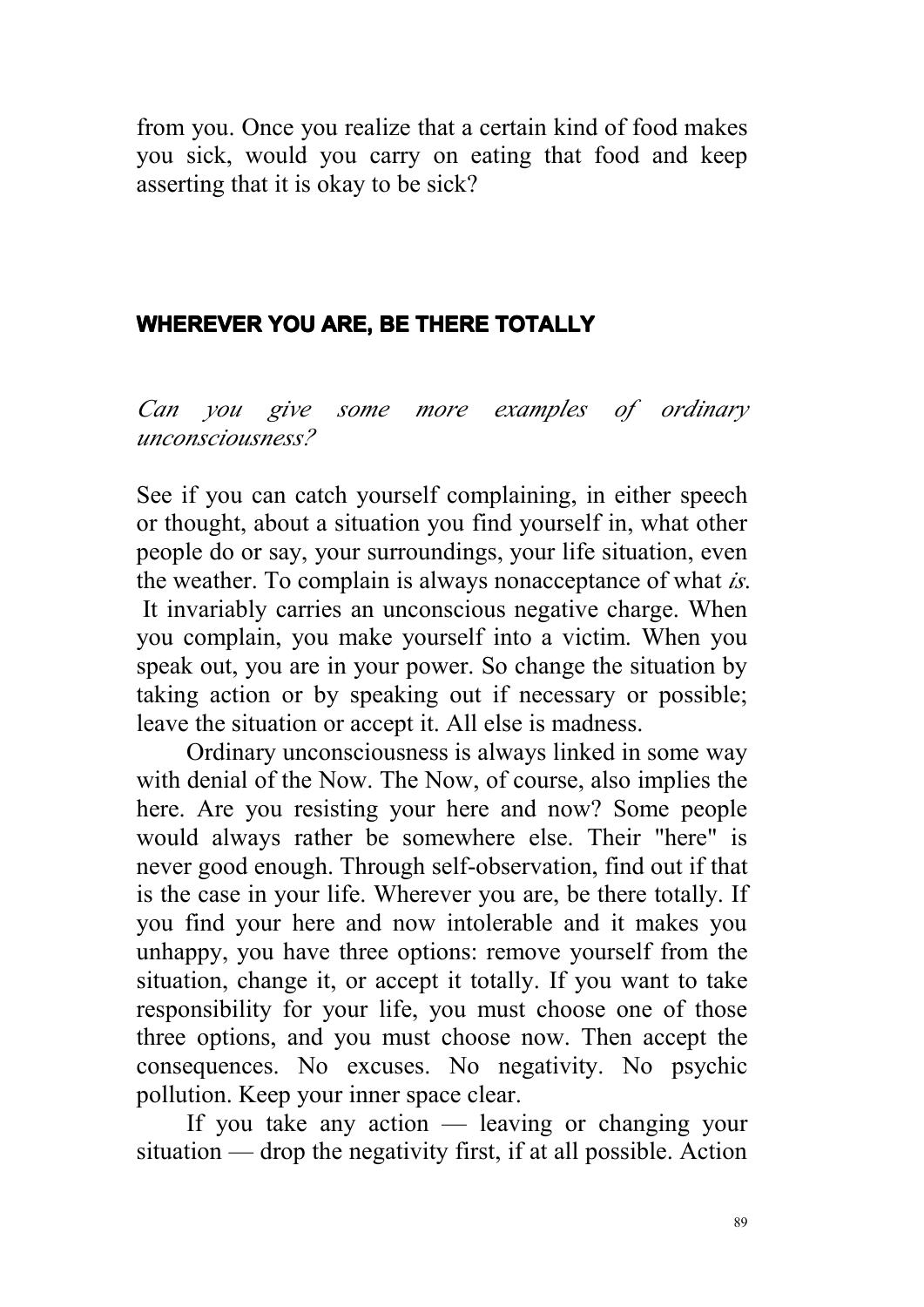from you. Once you realize that a certain kind of food makes you sick, would you carry on eating that food and keep asserting that it is okay to be sick?

## WHEREVER YOU ARE, BE THERE TOTALLY

*Can you give some more examples of ordinary unconsciousness?*

See if you can catch yourself complaining, in either speech or thought, about a situation you find yourself in, what other people do or say, your surroundings, your life situation, even the weather. To complain is always nonacceptance of what *is*. It invariably carries an unconscious negative charge. When you complain, you make yourself into a victim. When you speak out, you are in your power. So change the situation by taking action or by speaking out if necessary or possible; leave the situation or accept it. All else is madness.

Ordinary unconsciousness is always linked in some way with denial of the Now. The Now, of course, also implies the here. Are you resisting your here and now? Some people would always rather be somewhere else. Their "here" is never good enough. Through self-observation, find out if that is the case in your life. Wherever you are, be there totally. If you find your here and now intolerable and it makes you unhappy, you have three options: remove yourself from the situation, change it, or accept it totally. If you want to take responsibility for your life, you must choose one of those three options, and you must choose now. Then accept the consequences. No excuses. No negativity. No psychic pollution. Keep your inner space clear.

If you take any action — leaving or changing your situation — drop the negativity first, if at all possible. Action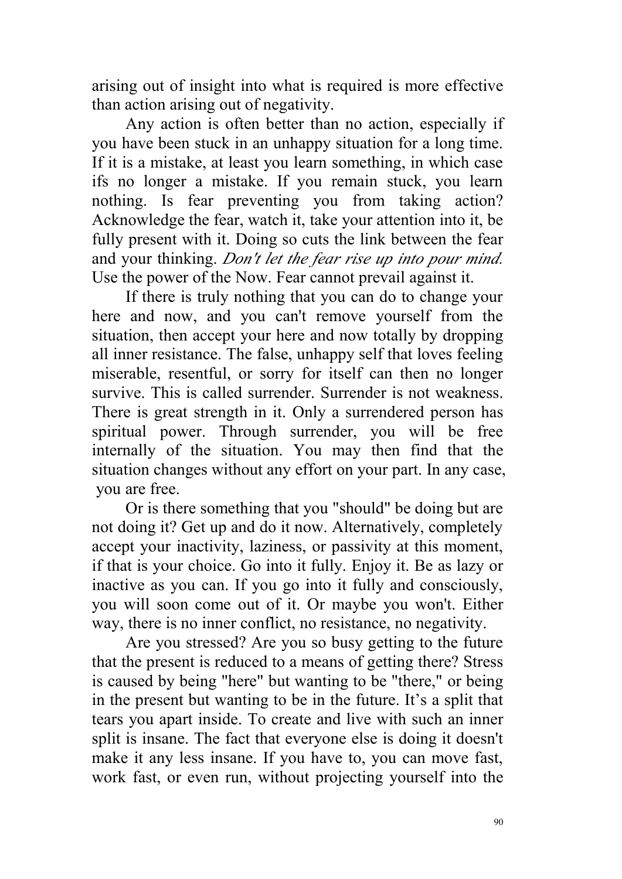arising out of insight into what is required is more effective than action arising out of negativity.

Any action is often better than no action, especially if you have been stuck in an unhappy situation for a long time. If it is a mistake, at least you learn something, in which case ifs no longer a mistake. If you remain stuck, you learn nothing. Is fear preventing you from taking action? Acknowledge the fear, watch it, take your attention into it, be fully present with it. Doing so cuts the link between the fear and your thinking. *Don't let the fear rise up into pour mind.* Use the power of the Now. Fear cannot prevail against it.

If there is truly nothing that you can do to change your here and now, and you can't remove yourself from the situation, then accept your here and now totally by dropping all inner resistance. The false, unhappy self that loves feeling miserable, resentful, or sorry for itself can then no longer survive. This is called surrender. Surrender is not weakness. There is great strength in it. Only a surrendered person has spiritual power. Through surrender, you will be free internally of the situation. You may then find that the situation changes without any effort on your part. In any case, you are free.

Or is there something that you "should" be doing but are not doing it? Get up and do it now. Alternatively, completely accept your inactivity, laziness, or passivity at this moment, if that is your choice. Go into it fully. Enjoy it. Be as lazy or inactive as you can. If you go into it fully and consciously, you will soon come out of it. Or maybe you won't. Either way, there is no inner conflict, no resistance, no negativity.

Are you stressed? Are you so busy getting to the future that the present is reduced to a means of getting there? Stress is caused by being "here" but wanting to be "there," or being in the present but wanting to be in the future. It's a split that tears you apart inside. To create and live with such an inner split is insane. The fact that everyone else is doing it doesn't make it any less insane. If you have to, you can move fast, work fast, or even run, without projecting yourself into the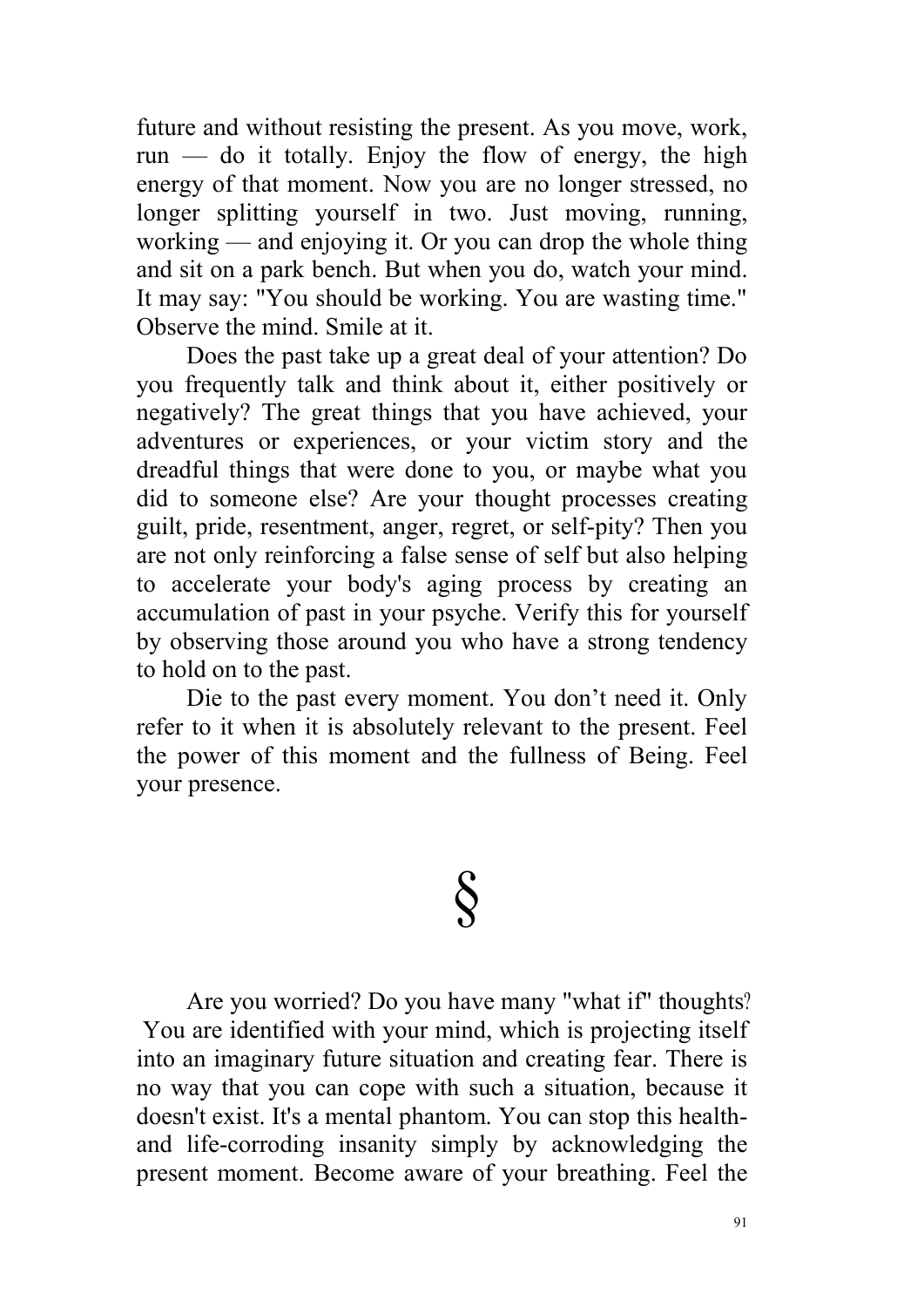future and without resisting the present. As you move, work, run — do it totally. Enjoy the flow of energy, the high energy of that moment. Now you are no longer stressed, no longer splitting yourself in two. Just moving, running, working — and enjoying it. Or you can drop the whole thing and sit on a park bench. But when you do, watch your mind. It may say: "You should be working. You are wasting time." Observe the mind. Smile at it.

Does the past take up a great deal of your attention? Do you frequently talk and think about it, either positively or negatively? The great things that you have achieved, your adventures or experiences, or your victim story and the dreadful things that were done to you, or maybe what you did to someone else? Are your thought processes creating guilt, pride, resentment, anger, regret, or self-pity? Then you are not only reinforcing a false sense of self but also helping to accelerate your body's aging process by creating an accumulation of past in your psyche. Verify this for yourself by observing those around you who have a strong tendency to hold on to the past.

Die to the past every moment. You don't need it. Only refer to it when it is absolutely relevant to the present. Feel the power of this moment and the fullness of Being. Feel your presence.

§

Are you worried? Do you have many "what if" thoughts? You are identified with your mind, which is projecting itself into an imaginary future situation and creating fear. There is no way that you can cope with such a situation, because it doesn't exist. It's a mental phantom. You can stop this health- and life-corroding insanity simply by acknowledging the present moment. Become aware of your breathing. Feel the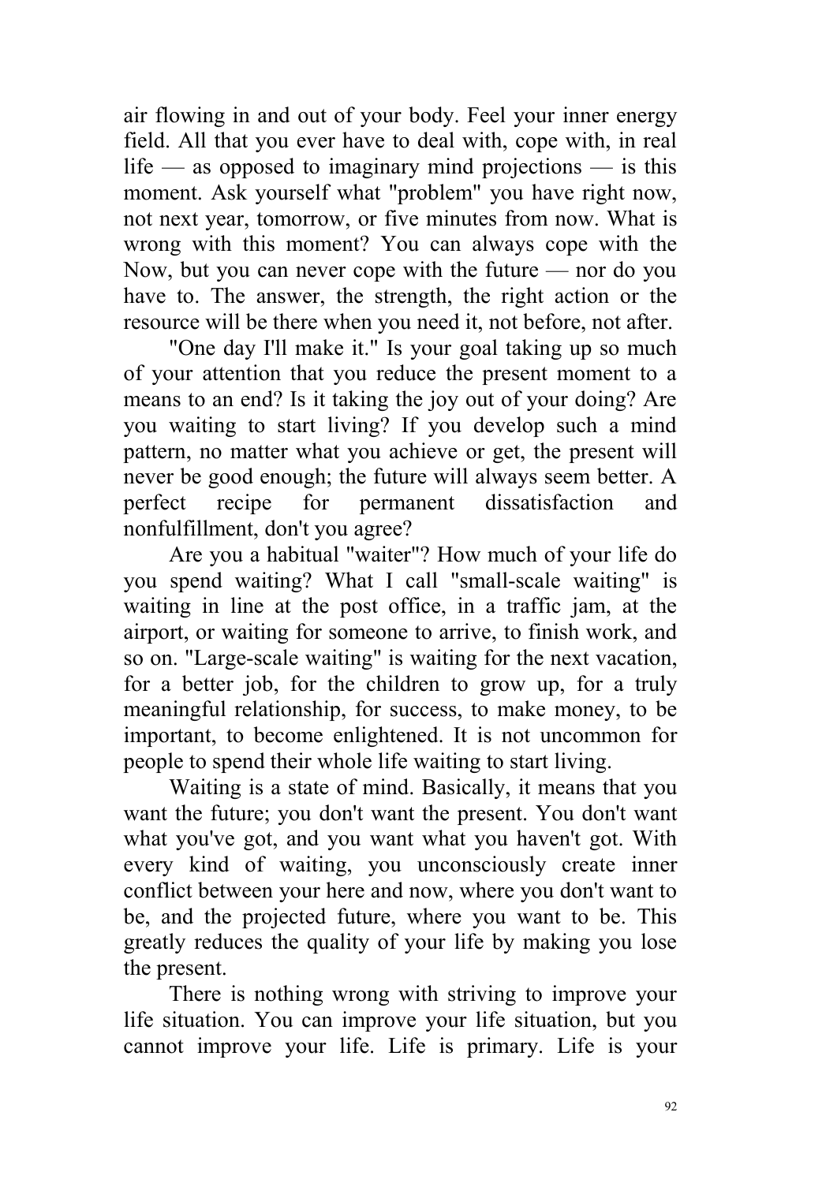air flowing in and out of your body. Feel your inner energy field. All that you ever have to deal with, cope with, in real life — as opposed to imaginary mind projections — is this moment. Ask yourself what "problem" you have right now, not next year, tomorrow, or five minutes from now. What is wrong with this moment? You can always cope with the Now, but you can never cope with the future — nor do you have to. The answer, the strength, the right action or the resource will be there when you need it, not before, not after.

"One day I'll make it." Is your goal taking up so much of your attention that you reduce the present moment to a means to an end? Is it taking the joy out of your doing? Are you waiting to start living? If you develop such a mind pattern, no matter what you achieve or get, the present will never be good enough; the future will always seem better. A perfect recipe for permanent dissatisfaction and nonfulfillment, don't you agree?

Are you a habitual "waiter"? How much of your life do you spend waiting? What I call "small-scale waiting" is waiting in line at the post office, in a traffic jam, at the airport, or waiting for someone to arrive, to finish work, and so on. "Large-scale waiting" is waiting for the next vacation, for a better job, for the children to grow up, for a truly meaningful relationship, for success, to make money, to be important, to become enlightened. It is not uncommon for people to spend their whole life waiting to start living.

Waiting is a state of mind. Basically, it means that you want the future; you don't want the present. You don't want what you've got, and you want what you haven't got. With every kind of waiting, you unconsciously create inner conflict between your here and now, where you don't want to be, and the projected future, where you want to be. This greatly reduces the quality of your life by making you lose the present.

There is nothing wrong with striving to improve your life situation. You can improve your life situation, but you cannot improve your life. Life is primary. Life is your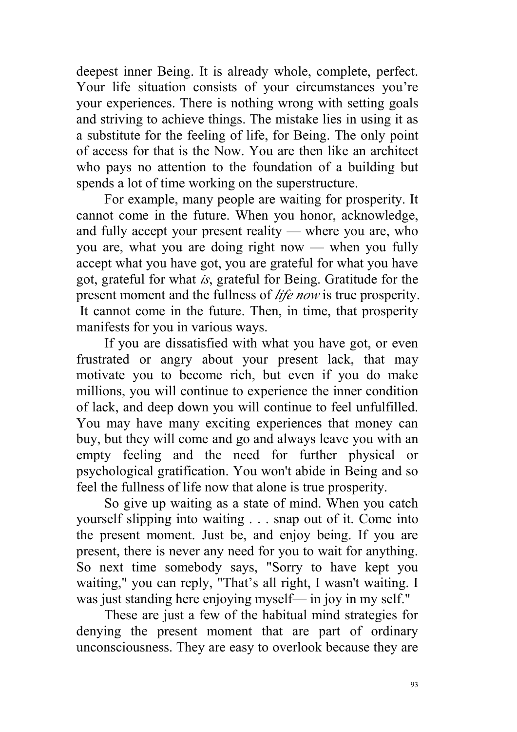deepest inner Being. It is already whole, complete, perfect. Your life situation consists of your circumstances you're your experiences. There is nothing wrong with setting goals and striving to achieve things. The mistake lies in using it as a substitute for the feeling of life, for Being. The only point of access for that is the Now. You are then like an architect who pays no attention to the foundation of a building but spends a lot of time working on the superstructure.

For example, many people are waiting for prosperity. It cannot come in the future. When you honor, acknowledge, and fully accept your present reality — where you are, who you are, what you are doing right now — when you fully accept what you have got, you are grateful for what you have got, grateful for what *is*, grateful for Being. Gratitude for the present moment and the fullness of *life now* is true prosperity. It cannot come in the future. Then, in time, that prosperity manifests for you in various ways.

If you are dissatisfied with what you have got, or even frustrated or angry about your present lack, that may motivate you to become rich, but even if you do make millions, you will continue to experience the inner condition of lack, and deep down you will continue to feel unfulfilled. You may have many exciting experiences that money can buy, but they will come and go and always leave you with an empty feeling and the need for further physical or psychological gratification. You won't abide in Being and so feel the fullness of life now that alone is true prosperity.

So give up waiting as a state of mind. When you catch yourself slipping into waiting . . . snap out of it. Come into the present moment. Just be, and enjoy being. If you are present, there is never any need for you to wait for anything. So next time somebody says, "Sorry to have kept you waiting," you can reply, "That's all right, I wasn't waiting. I was just standing here enjoying myself— in joy in my self."

These are just a few of the habitual mind strategies for denying the present moment that are part of ordinary unconsciousness. They are easy to overlook because they are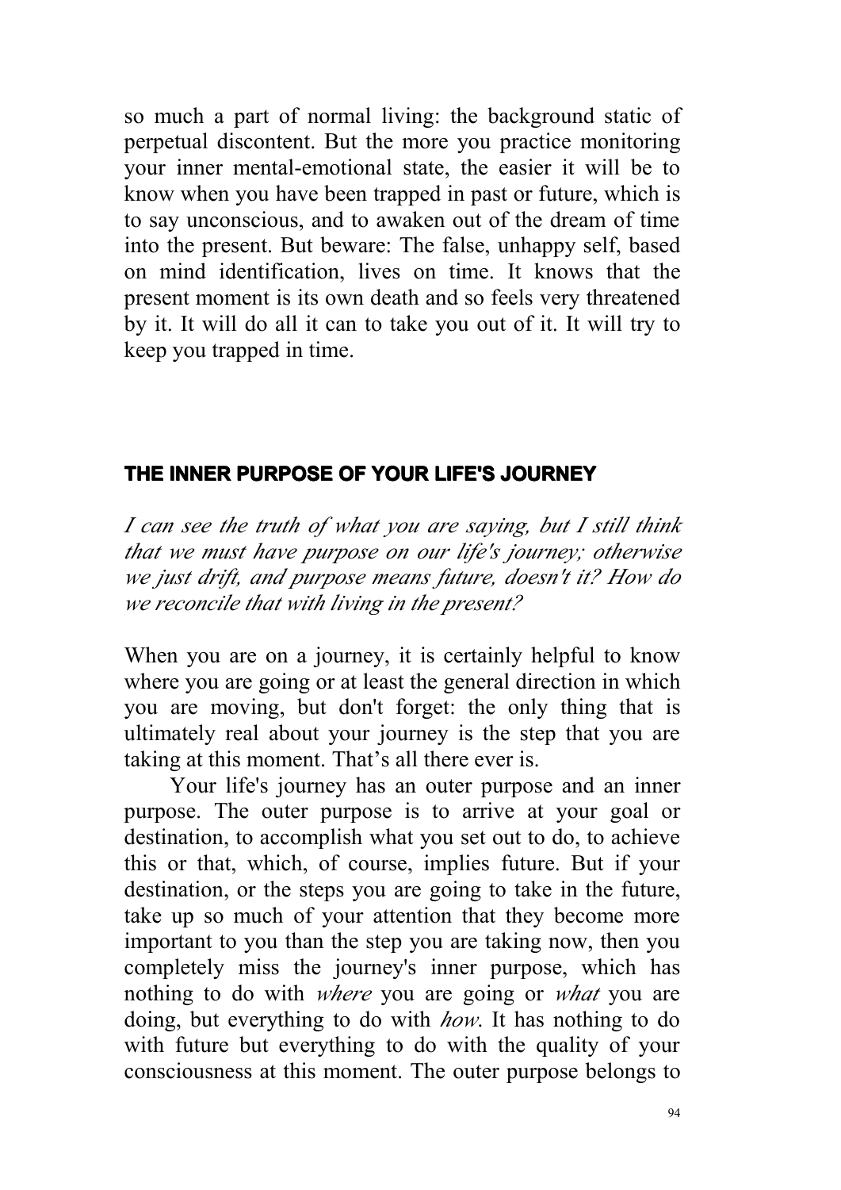so much a part of normal living: the background static of perpetual discontent. But the more you practice monitoring your inner mental-emotional state, the easier it will be to know when you have been trapped in past or future, which is to say unconscious, and to awaken out of the dream of time into the present. But beware: The false, unhappy self, based on mind identification, lives on time. It knows that the present moment is its own death and so feels very threatened by it. It will do all it can to take you out of it. It will try to keep you trapped in time.

## THE INNER PURPOSE OF YOUR LIFE'S JOURNEY

*I can see the truth of what you are saying, but I still think that we must have purpose on our life's journey; otherwise we just drift, and purpose means future, doesn't it? How do we reconcile that with living in the present?*

When you are on a journey, it is certainly helpful to know where you are going or at least the general direction in which you are moving, but don't forget: the only thing that is ultimately real about your journey is the step that you are taking at this moment. That's all there ever is.

Your life's journey has an outer purpose and an inner purpose. The outer purpose is to arrive at your goal or destination, to accomplish what you set out to do, to achieve this or that, which, of course, implies future. But if your destination, or the steps you are going to take in the future, take up so much of your attention that they become more important to you than the step you are taking now, then you completely miss the journey's inner purpose, which has nothing to do with *where* you are going or *what* you are doing, but everything to do with *how*. It has nothing to do with future but everything to do with the quality of your consciousness at this moment. The outer purpose belongs to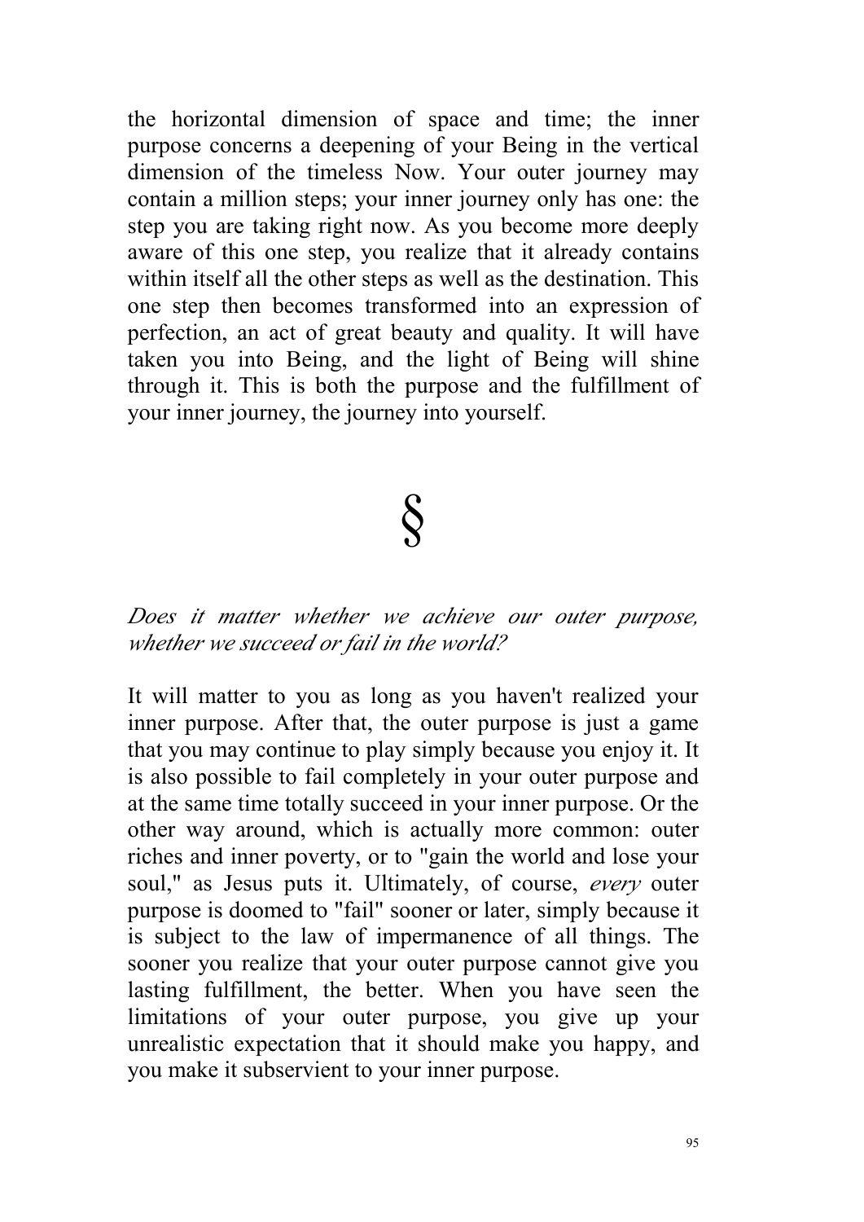the horizontal dimension of space and time; the inner purpose concerns a deepening of your Being in the vertical dimension of the timeless Now. Your outer journey may contain a million steps; your inner journey only has one: the step you are taking right now. As you become more deeply aware of this one step, you realize that it already contains within itself all the other steps as well as the destination. This one step then becomes transformed into an expression of perfection, an act of great beauty and quality. It will have taken you into Being, and the light of Being will shine through it. This is both the purpose and the fulfillment of your inner journey, the journey into yourself.

§

*Does it matter whether we achieve our outer purpose, whether we succeed or fail in the world?*

It will matter to you as long as you haven't realized your inner purpose. After that, the outer purpose is just a game that you may continue to play simply because you enjoy it. It is also possible to fail completely in your outer purpose and at the same time totally succeed in your inner purpose. Or the other way around, which is actually more common: outer riches and inner poverty, or to "gain the world and lose your soul," as Jesus puts it. Ultimately, of course, *every* outer purpose is doomed to "fail" sooner or later, simply because it is subject to the law of impermanence of all things. The sooner you realize that your outer purpose cannot give you lasting fulfillment, the better. When you have seen the limitations of your outer purpose, you give up your unrealistic expectation that it should make you happy, and you make it subservient to your inner purpose.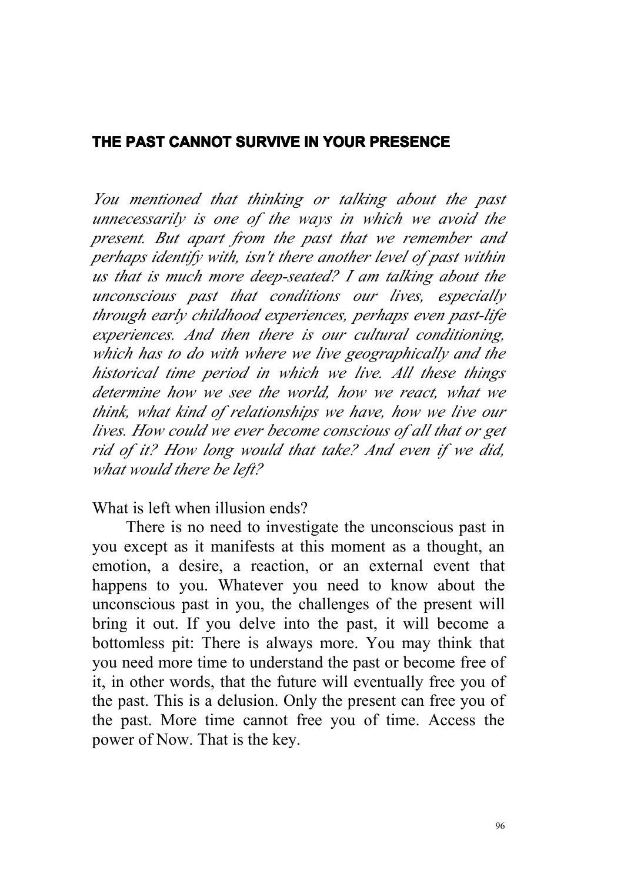## THE PAST CANNOT SURVIVE IN YOUR PRESENCE

*You mentioned that thinking or talking about the past unnecessarily is one of the ways in which we avoid the present. But apart from the past that we remember and perhaps identify with, isn't there another level of past within us that is much more deep-seated? I am talking about the unconscious past that conditions our lives, especially through early childhood experiences, perhaps even past-life experiences. And then there is our cultural conditioning, which has to do with where we live geographically and the historical time period in which we live. All these things determine how we see the world, how we react, what we think, what kind of relationships we have, how we live our lives. How could we ever become conscious of all that or get rid of it? How long would that take? And even if we did, what would there be left?*

What is left when illusion ends?

There is no need to investigate the unconscious past in you except as it manifests at this moment as a thought, an emotion, a desire, a reaction, or an external event that happens to you. Whatever you need to know about the unconscious past in you, the challenges of the present will bring it out. If you delve into the past, it will become a bottomless pit: There is always more. You may think that you need more time to understand the past or become free of it, in other words, that the future will eventually free you of the past. This is a delusion. Only the present can free you of the past. More time cannot free you of time. Access the power of Now. That is the key.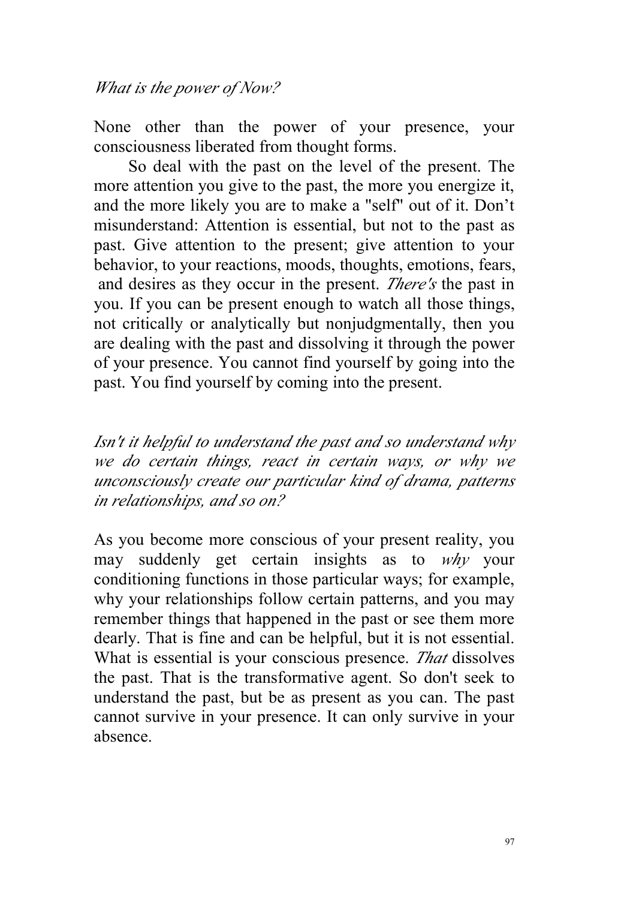*What is the power of Now?*

None other than the power of your presence, your consciousness liberated from thought forms.

So deal with the past on the level of the present. The more attention you give to the past, the more you energize it, and the more likely you are to make a "self" out of it. Don't misunderstand: Attention is essential, but not to the past as past. Give attention to the present; give attention to your behavior, to your reactions, moods, thoughts, emotions, fears, and desires as they occur in the present. *There's* the past in you. If you can be present enough to watch all those things, not critically or analytically but nonjudgmentally, then you are dealing with the past and dissolving it through the power of your presence. You cannot find yourself by going into the past. You find yourself by coming into the present.

*Isn't it helpful to understand the past and so understand why we do certain things, react in certain ways, or why we unconsciously create our particular kind of drama, patterns in relationships, and so on?*

As you become more conscious of your present reality, you may suddenly get certain insights as to *why* your conditioning functions in those particular ways; for example, why your relationships follow certain patterns, and you may remember things that happened in the past or see them more dearly. That is fine and can be helpful, but it is not essential. What is essential is your conscious presence. *That* dissolves the past. That is the transformative agent. So don't seek to understand the past, but be as present as you can. The past cannot survive in your presence. It can only survive in your absence.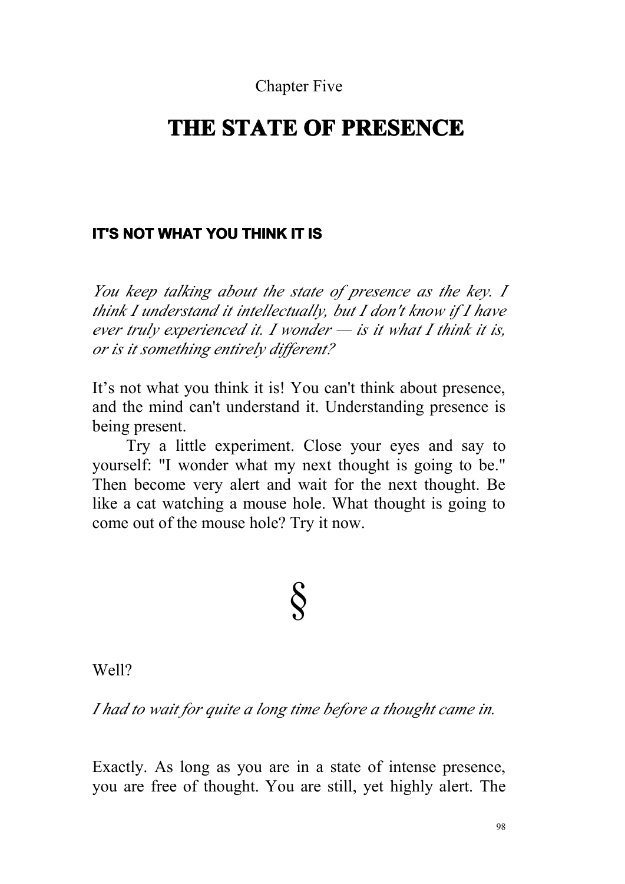Chapter Five

# THE STATE OF PRESENCE

## IT'S NOT WHAT YOU THINK IT IS

*You keep talking about the state of presence as the key. I think I understand it intellectually, but I don't know if I have ever truly experienced it. I wonder — is it what I think it is, or is it something entirely different?*

It's not what you think it is! You can't think about presence, and the mind can't understand it. Understanding presence is being present.

Try a little experiment. Close your eyes and say to yourself: "I wonder what my next thought is going to be." Then become very alert and wait for the next thought. Be like a cat watching a mouse hole. What thought is going to come out of the mouse hole? Try it now.

§

Well?

*I had to wait for quite a long time before a thought came in.*

Exactly. As long as you are in a state of intense presence, you are free of thought. You are still, yet highly alert. The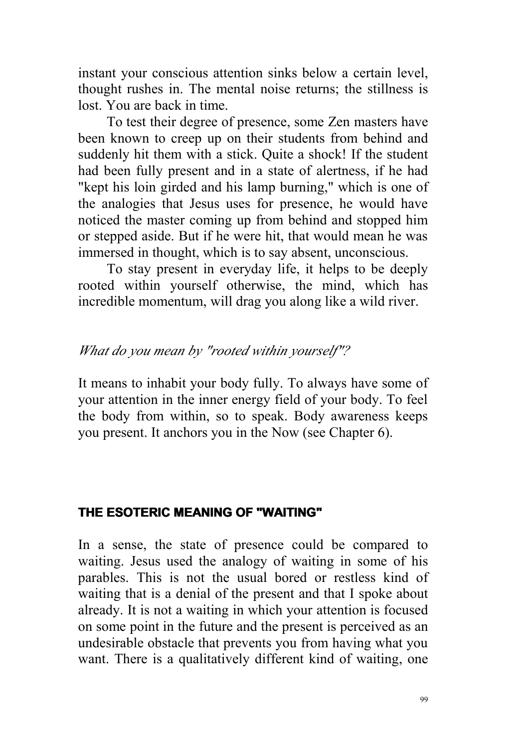instant your conscious attention sinks below a certain level, thought rushes in. The mental noise returns; the stillness is lost. You are back in time.

To test their degree of presence, some Zen masters have been known to creep up on their students from behind and suddenly hit them with a stick. Quite a shock! If the student had been fully present and in a state of alertness, if he had "kept his loin girded and his lamp burning," which is one of the analogies that Jesus uses for presence, he would have noticed the master coming up from behind and stopped him or stepped aside. But if he were hit, that would mean he was immersed in thought, which is to say absent, unconscious.

To stay present in everyday life, it helps to be deeply rooted within yourself otherwise, the mind, which has incredible momentum, will drag you along like a wild river.

*What do you mean by "rooted within yourself"?*

It means to inhabit your body fully. To always have some of your attention in the inner energy field of your body. To feel the body from within, so to speak. Body awareness keeps you present. It anchors you in the Now (see Chapter 6).

## THE ESOTERIC MEANING OF "WAITING"

In a sense, the state of presence could be compared to waiting. Jesus used the analogy of waiting in some of his parables. This is not the usual bored or restless kind of waiting that is a denial of the present and that I spoke about already. It is not a waiting in which your attention is focused on some point in the future and the present is perceived as an undesirable obstacle that prevents you from having what you want. There is a qualitatively different kind of waiting, one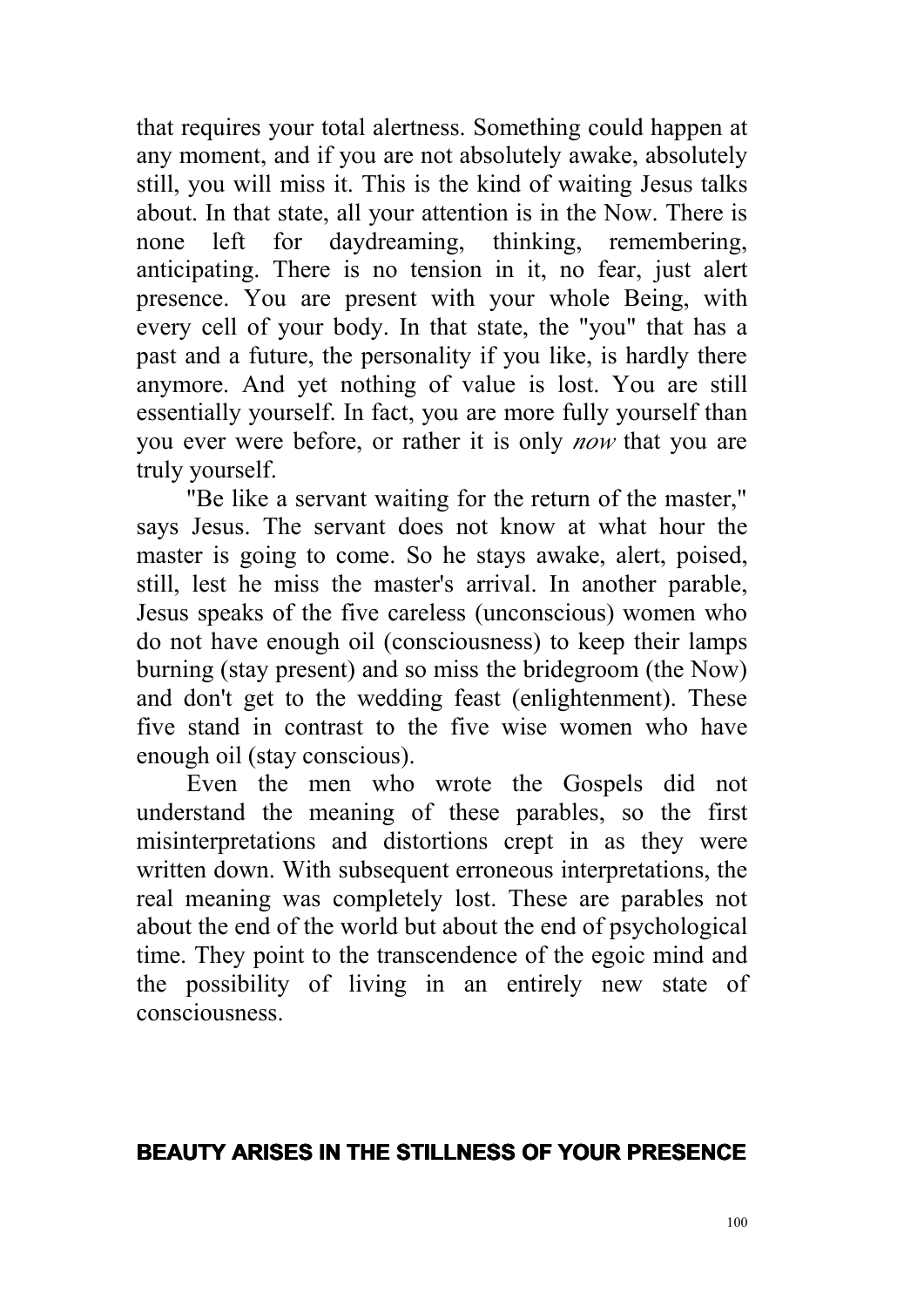that requires your total alertness. Something could happen at any moment, and if you are not absolutely awake, absolutely still, you will miss it. This is the kind of waiting Jesus talks about. In that state, all your attention is in the Now. There is none left for daydreaming, thinking, remembering, anticipating. There is no tension in it, no fear, just alert presence. You are present with your whole Being, with every cell of your body. In that state, the "you" that has a past and a future, the personality if you like, is hardly there anymore. And yet nothing of value is lost. You are still essentially yourself. In fact, you are more fully yourself than you ever were before, or rather it is only *now* that you are truly yourself.

"Be like a servant waiting for the return of the master," says Jesus. The servant does not know at what hour the master is going to come. So he stays awake, alert, poised, still, lest he miss the master's arrival. In another parable, Jesus speaks of the five careless (unconscious) women who do not have enough oil (consciousness) to keep their lamps burning (stay present) and so miss the bridegroom (the Now) and don't get to the wedding feast (enlightenment). These five stand in contrast to the five wise women who have enough oil (stay conscious).

Even the men who wrote the Gospels did not understand the meaning of these parables, so the first misinterpretations and distortions crept in as they were written down. With subsequent erroneous interpretations, the real meaning was completely lost. These are parables not about the end of the world but about the end of psychological time. They point to the transcendence of the egoic mind and the possibility of living in an entirely new state of consciousness.

## BEAUTY ARISES IN THE STILLNESS OF YOUR PRESENCE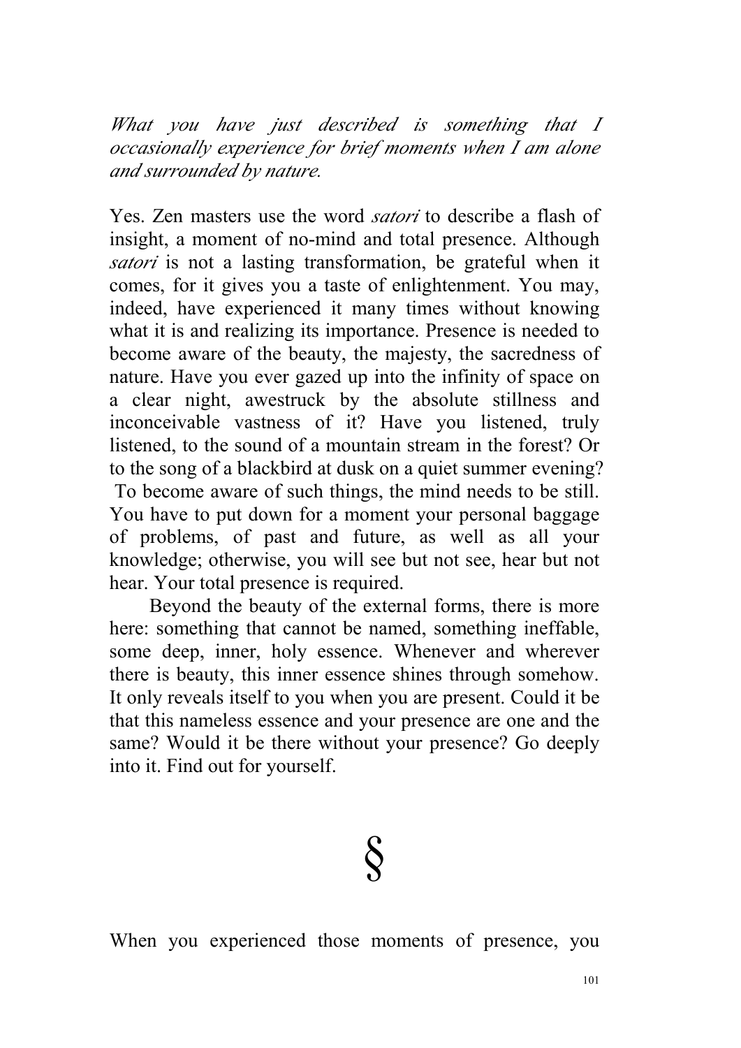*What you have just described is something that I occasionally experience for brief moments when I am alone and surrounded by nature.*

Yes. Zen masters use the word *satori* to describe a flash of insight, a moment of no-mind and total presence. Although *satori* is not a lasting transformation, be grateful when it comes, for it gives you a taste of enlightenment. You may, indeed, have experienced it many times without knowing what it is and realizing its importance. Presence is needed to become aware of the beauty, the majesty, the sacredness of nature. Have you ever gazed up into the infinity of space on a clear night, awestruck by the absolute stillness and inconceivable vastness of it? Have you listened, truly listened, to the sound of a mountain stream in the forest? Or to the song of a blackbird at dusk on a quiet summer evening? To become aware of such things, the mind needs to be still. You have to put down for a moment your personal baggage of problems, of past and future, as well as all your knowledge; otherwise, you will see but not see, hear but not hear. Your total presence is required.

Beyond the beauty of the external forms, there is more here: something that cannot be named, something ineffable, some deep, inner, holy essence. Whenever and wherever there is beauty, this inner essence shines through somehow. It only reveals itself to you when you are present. Could it be that this nameless essence and your presence are one and the same? Would it be there without your presence? Go deeply into it. Find out for yourself.

§

When you experienced those moments of presence, you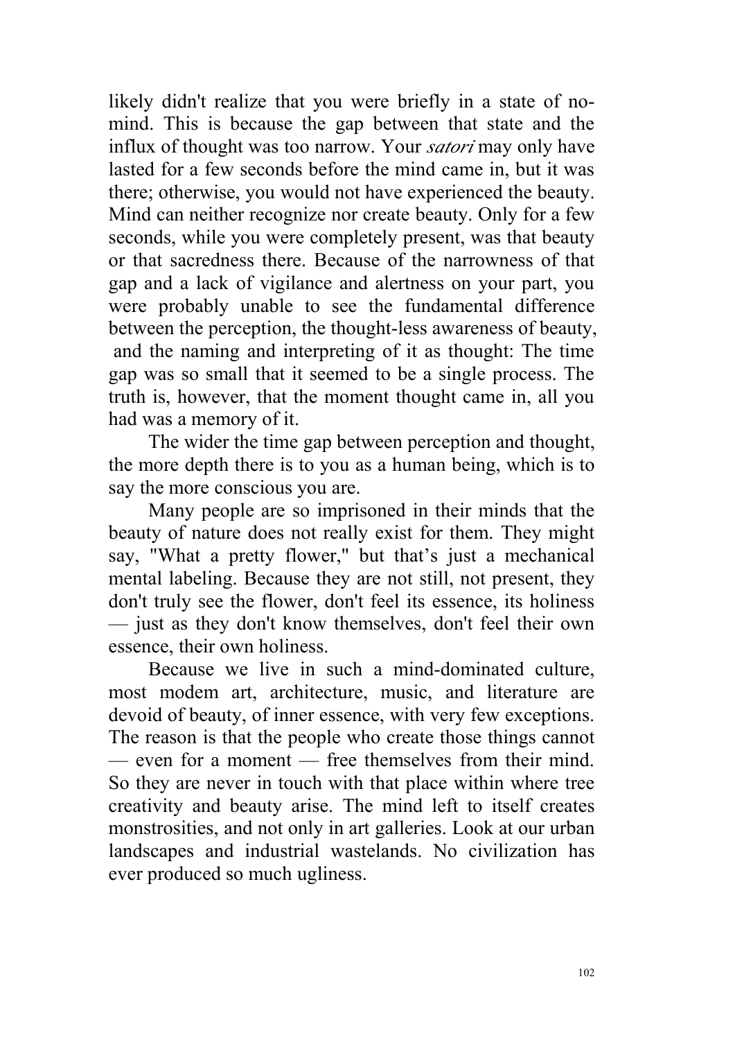likely didn't realize that you were briefly in a state of no-mind. This is because the gap between that state and the influx of thought was too narrow. Your *satori* may only have lasted for a few seconds before the mind came in, but it was there; otherwise, you would not have experienced the beauty. Mind can neither recognize nor create beauty. Only for a few seconds, while you were completely present, was that beauty or that sacredness there. Because of the narrowness of that gap and a lack of vigilance and alertness on your part, you were probably unable to see the fundamental difference between the perception, the thought-less awareness of beauty, and the naming and interpreting of it as thought: The time gap was so small that it seemed to be a single process. The truth is, however, that the moment thought came in, all you had was a memory of it.

The wider the time gap between perception and thought, the more depth there is to you as a human being, which is to say the more conscious you are.

Many people are so imprisoned in their minds that the beauty of nature does not really exist for them. They might say, "What a pretty flower," but that's just a mechanical mental labeling. Because they are not still, not present, they don't truly see the flower, don't feel its essence, its holiness — just as they don't know themselves, don't feel their own essence, their own holiness.

Because we live in such a mind-dominated culture, most modem art, architecture, music, and literature are devoid of beauty, of inner essence, with very few exceptions. The reason is that the people who create those things cannot — even for a moment — free themselves from their mind. So they are never in touch with that place within where tree creativity and beauty arise. The mind left to itself creates monstrosities, and not only in art galleries. Look at our urban landscapes and industrial wastelands. No civilization has ever produced so much ugliness.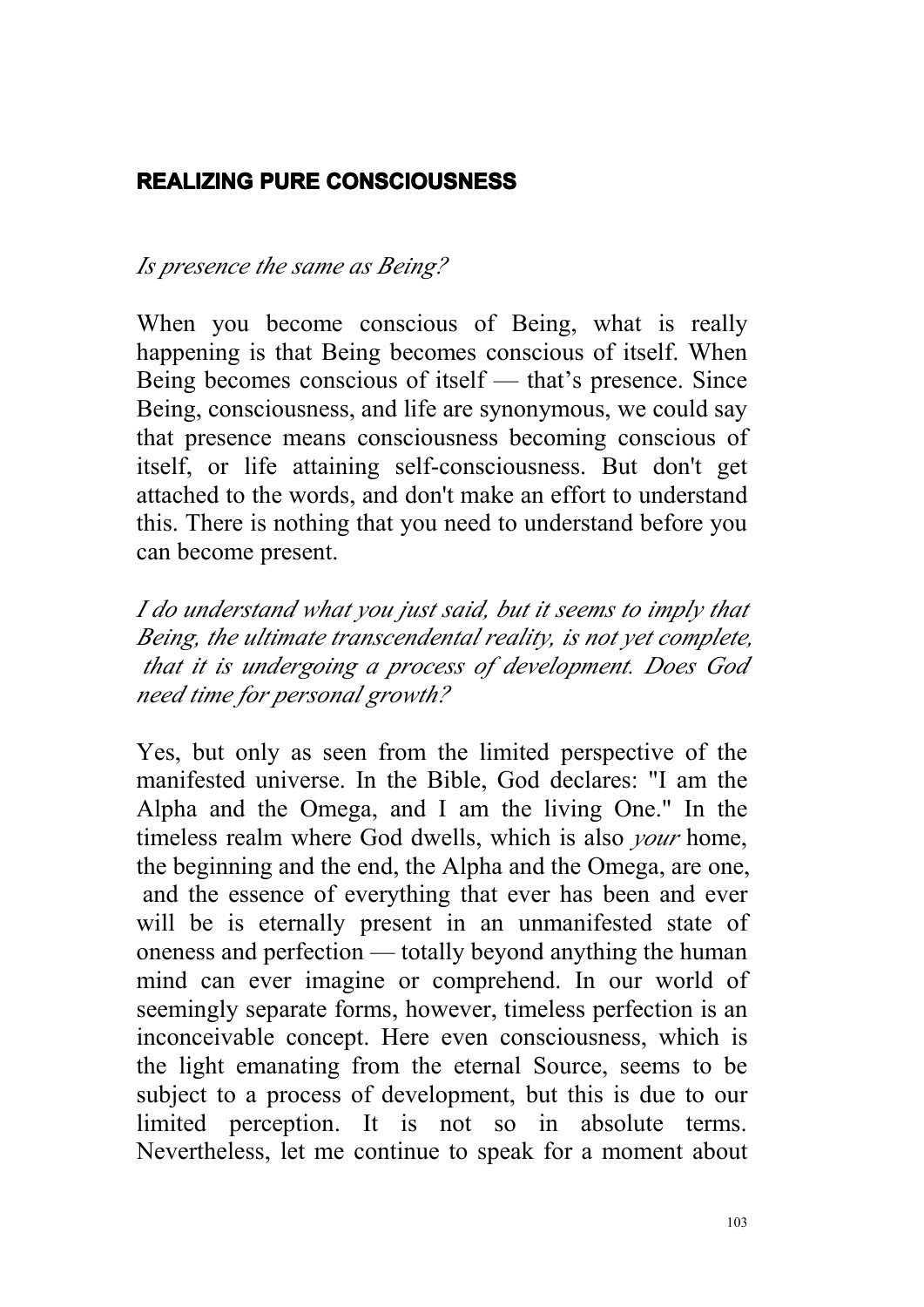## REALIZING PURE CONSCIOUSNESS

*Is presence the same as Being?*

When you become conscious of Being, what is really happening is that Being becomes conscious of itself. When Being becomes conscious of itself — that's presence. Since Being, consciousness, and life are synonymous, we could say that presence means consciousness becoming conscious of itself, or life attaining self-consciousness. But don't get attached to the words, and don't make an effort to understand this. There is nothing that you need to understand before you can become present.

*I do understand what you just said, but it seems to imply that Being, the ultimate transcendental reality, is not yet complete, that it is undergoing a process of development. Does God need time for personal growth?*

Yes, but only as seen from the limited perspective of the manifested universe. In the Bible, God declares: "I am the Alpha and the Omega, and I am the living One." In the timeless realm where God dwells, which is also *your* home, the beginning and the end, the Alpha and the Omega, are one, and the essence of everything that ever has been and ever will be is eternally present in an unmanifested state of oneness and perfection — totally beyond anything the human mind can ever imagine or comprehend. In our world of seemingly separate forms, however, timeless perfection is an inconceivable concept. Here even consciousness, which is the light emanating from the eternal Source, seems to be subject to a process of development, but this is due to our limited perception. It is not so in absolute terms. Nevertheless, let me continue to speak for a moment about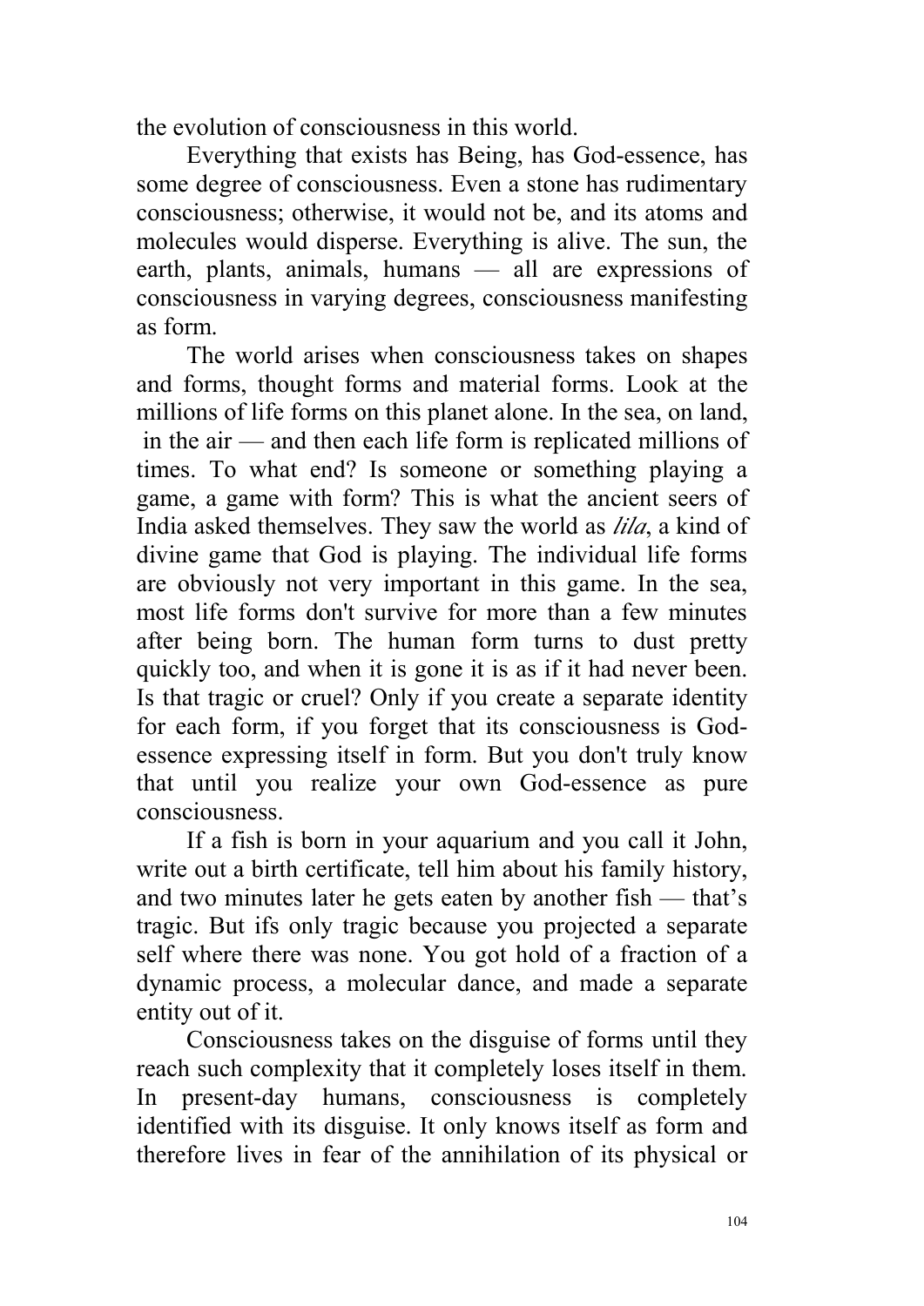the evolution of consciousness in this world.

Everything that exists has Being, has God-essence, has some degree of consciousness. Even a stone has rudimentary consciousness; otherwise, it would not be, and its atoms and molecules would disperse. Everything is alive. The sun, the earth, plants, animals, humans — all are expressions of consciousness in varying degrees, consciousness manifesting as form.

The world arises when consciousness takes on shapes and forms, thought forms and material forms. Look at the millions of life forms on this planet alone. In the sea, on land, in the air — and then each life form is replicated millions of times. To what end? Is someone or something playing a game, a game with form? This is what the ancient seers of India asked themselves. They saw the world as *lila*, a kind of divine game that God is playing. The individual life forms are obviously not very important in this game. In the sea, most life forms don't survive for more than a few minutes after being born. The human form turns to dust pretty quickly too, and when it is gone it is as if it had never been. Is that tragic or cruel? Only if you create a separate identity for each form, if you forget that its consciousness is God-essence expressing itself in form. But you don't truly know that until you realize your own God-essence as pure consciousness.

If a fish is born in your aquarium and you call it John, write out a birth certificate, tell him about his family history, and two minutes later he gets eaten by another fish — that's tragic. But ifs only tragic because you projected a separate self where there was none. You got hold of a fraction of a dynamic process, a molecular dance, and made a separate entity out of it.

Consciousness takes on the disguise of forms until they reach such complexity that it completely loses itself in them. In present-day humans, consciousness is completely identified with its disguise. It only knows itself as form and therefore lives in fear of the annihilation of its physical or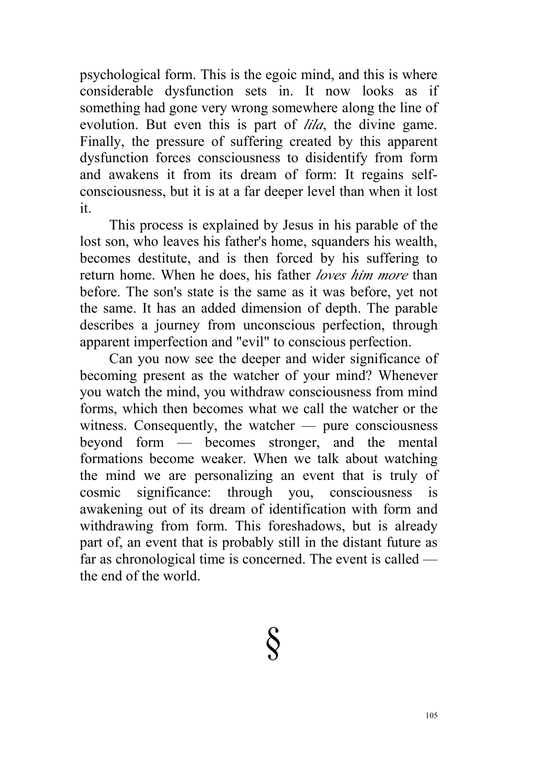psychological form. This is the egoic mind, and this is where considerable dysfunction sets in. It now looks as if something had gone very wrong somewhere along the line of evolution. But even this is part of *lila*, the divine game. Finally, the pressure of suffering created by this apparent dysfunction forces consciousness to disidentify from form and awakens it from its dream of form: It regains self-consciousness, but it is at a far deeper level than when it lost it.

This process is explained by Jesus in his parable of the lost son, who leaves his father's home, squanders his wealth, becomes destitute, and is then forced by his suffering to return home. When he does, his father *loves him more* than before. The son's state is the same as it was before, yet not the same. It has an added dimension of depth. The parable describes a journey from unconscious perfection, through apparent imperfection and "evil" to conscious perfection.

Can you now see the deeper and wider significance of becoming present as the watcher of your mind? Whenever you watch the mind, you withdraw consciousness from mind forms, which then becomes what we call the watcher or the witness. Consequently, the watcher — pure consciousness beyond form — becomes stronger, and the mental formations become weaker. When we talk about watching the mind we are personalizing an event that is truly of cosmic significance: through you, consciousness is awakening out of its dream of identification with form and withdrawing from form. This foreshadows, but is already part of, an event that is probably still in the distant future as far as chronological time is concerned. The event is called — the end of the world.

§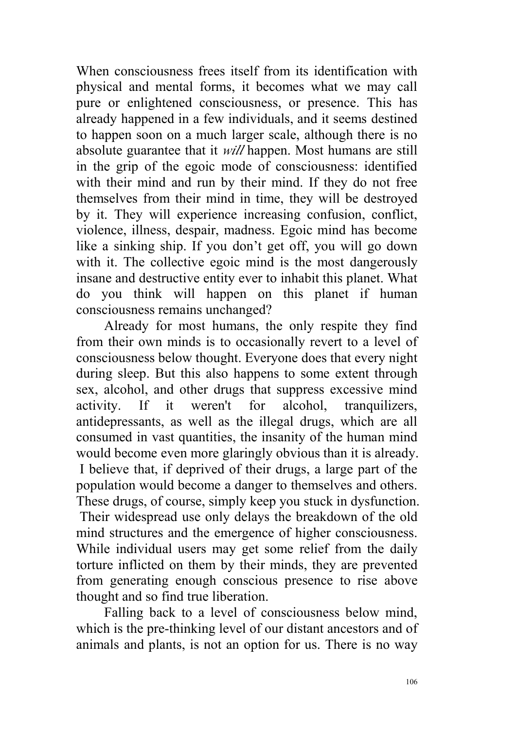When consciousness frees itself from its identification with physical and mental forms, it becomes what we may call pure or enlightened consciousness, or presence. This has already happened in a few individuals, and it seems destined to happen soon on a much larger scale, although there is no absolute guarantee that it *will* happen. Most humans are still in the grip of the egoic mode of consciousness: identified with their mind and run by their mind. If they do not free themselves from their mind in time, they will be destroyed by it. They will experience increasing confusion, conflict, violence, illness, despair, madness. Egoic mind has become like a sinking ship. If you don't get off, you will go down with it. The collective egoic mind is the most dangerously insane and destructive entity ever to inhabit this planet. What do you think will happen on this planet if human consciousness remains unchanged?

Already for most humans, the only respite they find from their own minds is to occasionally revert to a level of consciousness below thought. Everyone does that every night during sleep. But this also happens to some extent through sex, alcohol, and other drugs that suppress excessive mind activity. If it weren't for alcohol, tranquilizers, antidepressants, as well as the illegal drugs, which are all consumed in vast quantities, the insanity of the human mind would become even more glaringly obvious than it is already. I believe that, if deprived of their drugs, a large part of the population would become a danger to themselves and others. These drugs, of course, simply keep you stuck in dysfunction. Their widespread use only delays the breakdown of the old mind structures and the emergence of higher consciousness. While individual users may get some relief from the daily torture inflicted on them by their minds, they are prevented from generating enough conscious presence to rise above thought and so find true liberation.

Falling back to a level of consciousness below mind, which is the pre-thinking level of our distant ancestors and of animals and plants, is not an option for us. There is no way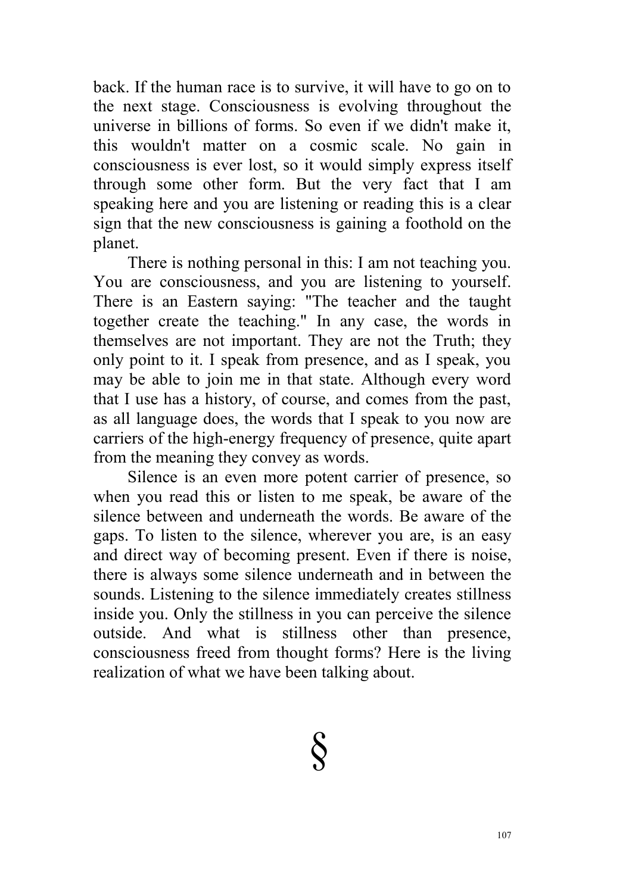back. If the human race is to survive, it will have to go on to the next stage. Consciousness is evolving throughout the universe in billions of forms. So even if we didn't make it, this wouldn't matter on a cosmic scale. No gain in consciousness is ever lost, so it would simply express itself through some other form. But the very fact that I am speaking here and you are listening or reading this is a clear sign that the new consciousness is gaining a foothold on the planet.

There is nothing personal in this: I am not teaching you. You are consciousness, and you are listening to yourself. There is an Eastern saying: "The teacher and the taught together create the teaching." In any case, the words in themselves are not important. They are not the Truth; they only point to it. I speak from presence, and as I speak, you may be able to join me in that state. Although every word that I use has a history, of course, and comes from the past, as all language does, the words that I speak to you now are carriers of the high-energy frequency of presence, quite apart from the meaning they convey as words.

Silence is an even more potent carrier of presence, so when you read this or listen to me speak, be aware of the silence between and underneath the words. Be aware of the gaps. To listen to the silence, wherever you are, is an easy and direct way of becoming present. Even if there is noise, there is always some silence underneath and in between the sounds. Listening to the silence immediately creates stillness inside you. Only the stillness in you can perceive the silence outside. And what is stillness other than presence, consciousness freed from thought forms? Here is the living realization of what we have been talking about.

§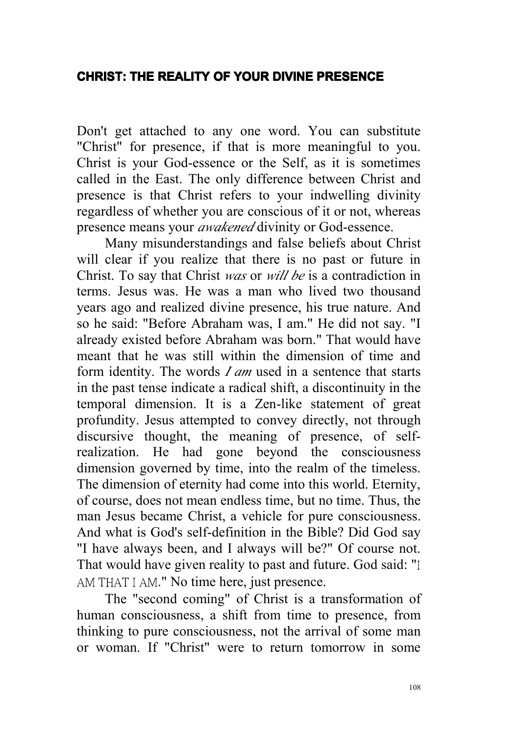## CHRIST: THE REALITY OF YOUR DIVINE PRESENCE

Don't get attached to any one word. You can substitute "Christ" for presence, if that is more meaningful to you. Christ is your God-essence or the Self, as it is sometimes called in the East. The only difference between Christ and presence is that Christ refers to your indwelling divinity regardless of whether you are conscious of it or not, whereas presence means your *awakened* divinity or God-essence.

Many misunderstandings and false beliefs about Christ will clear if you realize that there is no past or future in Christ. To say that Christ *was* or *will be* is a contradiction in terms. Jesus was. He was a man who lived two thousand years ago and realized divine presence, his true nature. And so he said: "Before Abraham was, I am." He did not say. "I already existed before Abraham was born." That would have meant that he was still within the dimension of time and form identity. The words *I am* used in a sentence that starts in the past tense indicate a radical shift, a discontinuity in the temporal dimension. It is a Zen-like statement of great profundity. Jesus attempted to convey directly, not through discursive thought, the meaning of presence, of self-realization. He had gone beyond the consciousness dimension governed by time, into the realm of the timeless. The dimension of eternity had come into this world. Eternity, of course, does not mean endless time, but no time. Thus, the man Jesus became Christ, a vehicle for pure consciousness. And what is God's self-definition in the Bible? Did God say "I have always been, and I always will be?" Of course not. That would have given reality to past and future. God said: "I AM THAT I AM." No time here, just presence.

The "second coming" of Christ is a transformation of human consciousness, a shift from time to presence, from thinking to pure consciousness, not the arrival of some man or woman. If "Christ" were to return tomorrow in some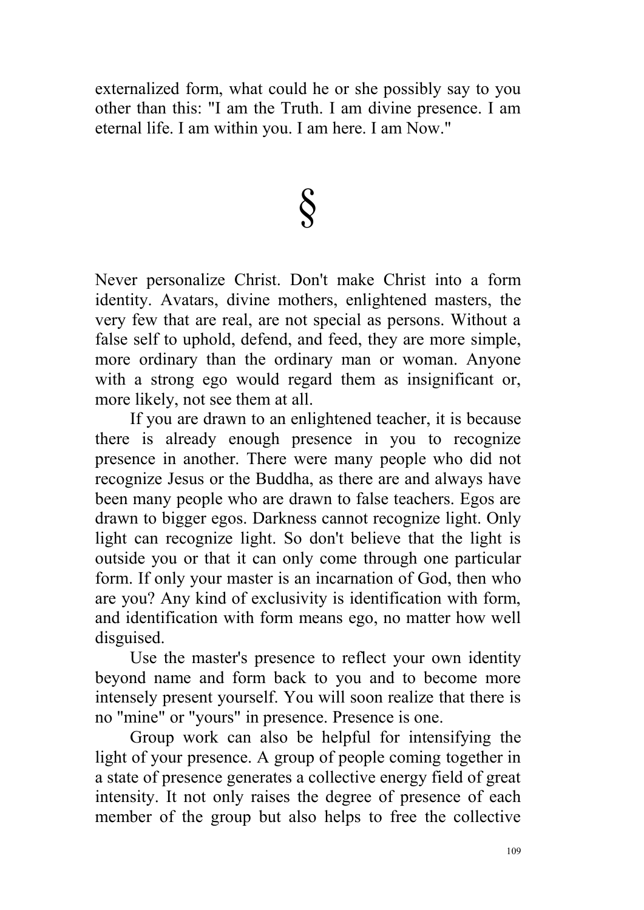externalized form, what could he or she possibly say to you other than this: "I am the Truth. I am divine presence. I am eternal life. I am within you. I am here. I am Now."

§

Never personalize Christ. Don't make Christ into a form identity. Avatars, divine mothers, enlightened masters, the very few that are real, are not special as persons. Without a false self to uphold, defend, and feed, they are more simple, more ordinary than the ordinary man or woman. Anyone with a strong ego would regard them as insignificant or, more likely, not see them at all.

If you are drawn to an enlightened teacher, it is because there is already enough presence in you to recognize presence in another. There were many people who did not recognize Jesus or the Buddha, as there are and always have been many people who are drawn to false teachers. Egos are drawn to bigger egos. Darkness cannot recognize light. Only light can recognize light. So don't believe that the light is outside you or that it can only come through one particular form. If only your master is an incarnation of God, then who are you? Any kind of exclusivity is identification with form, and identification with form means ego, no matter how well disguised.

Use the master's presence to reflect your own identity beyond name and form back to you and to become more intensely present yourself. You will soon realize that there is no "mine" or "yours" in presence. Presence is one.

Group work can also be helpful for intensifying the light of your presence. A group of people coming together in a state of presence generates a collective energy field of great intensity. It not only raises the degree of presence of each member of the group but also helps to free the collective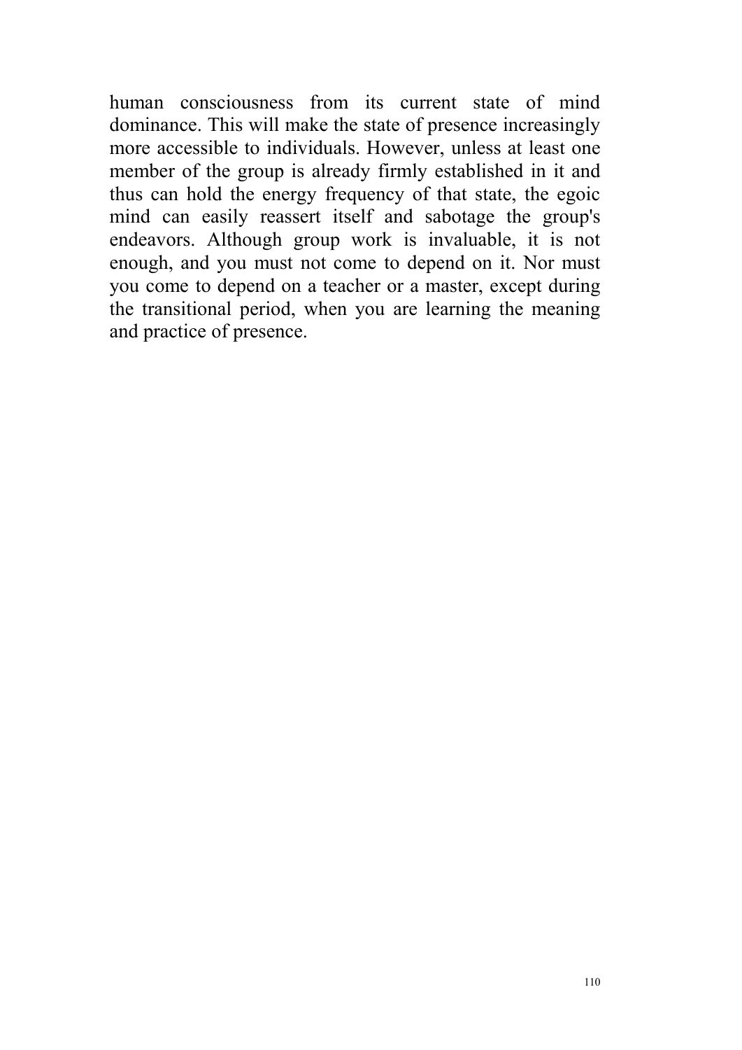human consciousness from its current state of mind dominance. This will make the state of presence increasingly more accessible to individuals. However, unless at least one member of the group is already firmly established in it and thus can hold the energy frequency of that state, the egoic mind can easily reassert itself and sabotage the group's endeavors. Although group work is invaluable, it is not enough, and you must not come to depend on it. Nor must you come to depend on a teacher or a master, except during the transitional period, when you are learning the meaning and practice of presence.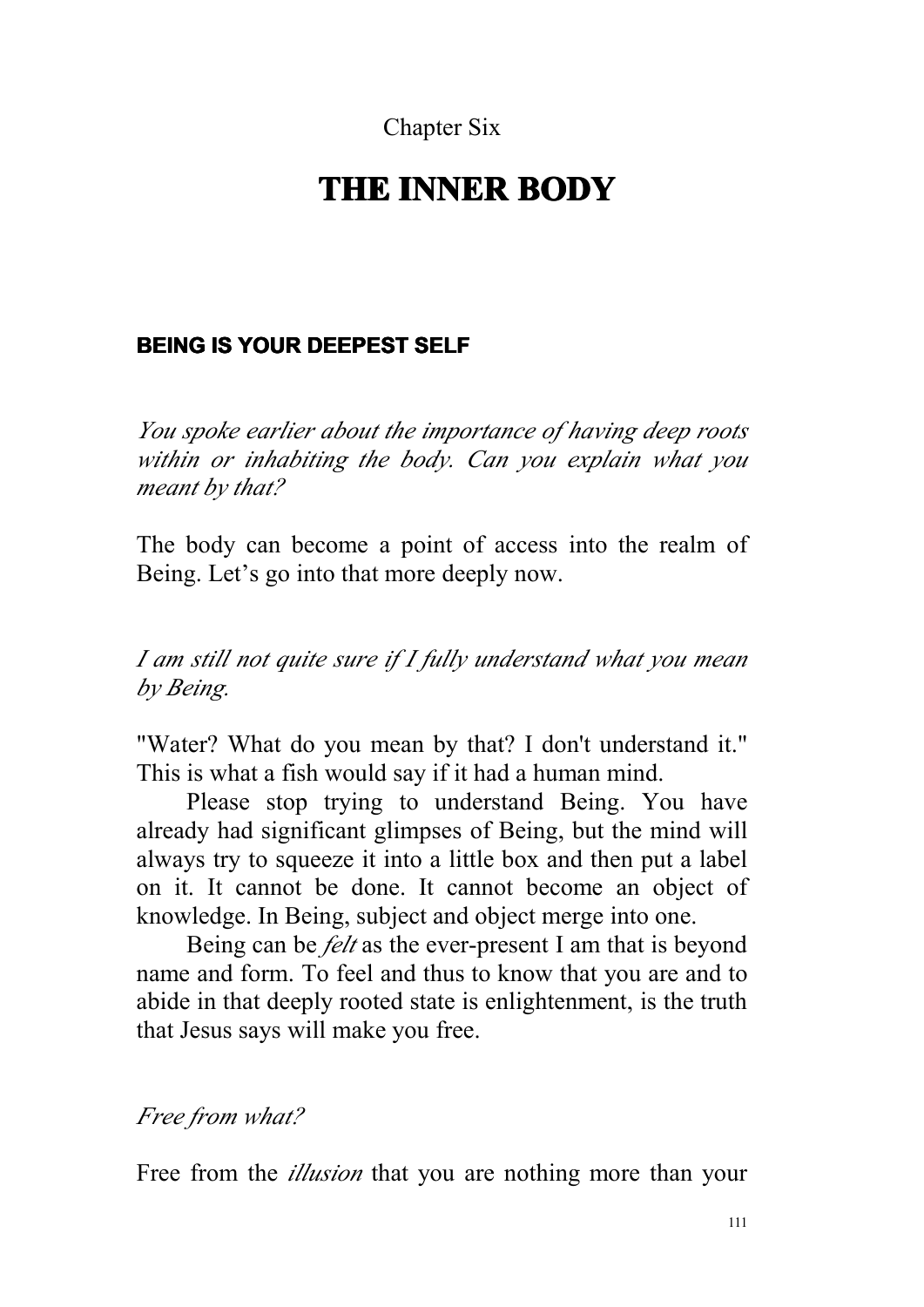Chapter Six

# THE INNER BODY

## BEING IS YOUR DEEPEST SELF

*You spoke earlier about the importance of having deep roots within or inhabiting the body. Can you explain what you meant by that?*

The body can become a point of access into the realm of Being. Let's go into that more deeply now.

*I am still not quite sure if I fully understand what you mean by Being.*

"Water? What do you mean by that? I don't understand it." This is what a fish would say if it had a human mind.

Please stop trying to understand Being. You have already had significant glimpses of Being, but the mind will always try to squeeze it into a little box and then put a label on it. It cannot be done. It cannot become an object of knowledge. In Being, subject and object merge into one.

Being can be *felt* as the ever-present I am that is beyond name and form. To feel and thus to know that you are and to abide in that deeply rooted state is enlightenment, is the truth that Jesus says will make you free.

*Free from what?*

Free from the *illusion* that you are nothing more than your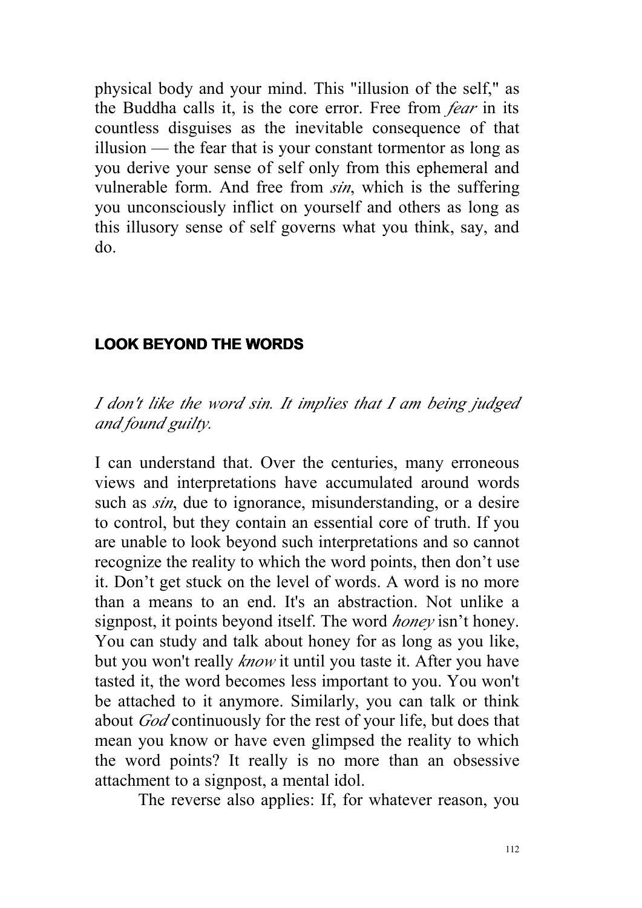physical body and your mind. This "illusion of the self," as the Buddha calls it, is the core error. Free from *fear* in its countless disguises as the inevitable consequence of that illusion — the fear that is your constant tormentor as long as you derive your sense of self only from this ephemeral and vulnerable form. And free from *sin*, which is the suffering you unconsciously inflict on yourself and others as long as this illusory sense of self governs what you think, say, and do.

## LOOK BEYOND THE WORDS

*I don't like the word sin. It implies that I am being judged and found guilty.*

I can understand that. Over the centuries, many erroneous views and interpretations have accumulated around words such as *sin*, due to ignorance, misunderstanding, or a desire to control, but they contain an essential core of truth. If you are unable to look beyond such interpretations and so cannot recognize the reality to which the word points, then don't use it. Don't get stuck on the level of words. A word is no more than a means to an end. It's an abstraction. Not unlike a signpost, it points beyond itself. The word *honey* isn't honey. You can study and talk about honey for as long as you like, but you won't really *know* it until you taste it. After you have tasted it, the word becomes less important to you. You won't be attached to it anymore. Similarly, you can talk or think about *God* continuously for the rest of your life, but does that mean you know or have even glimpsed the reality to which the word points? It really is no more than an obsessive attachment to a signpost, a mental idol.

The reverse also applies: If, for whatever reason, you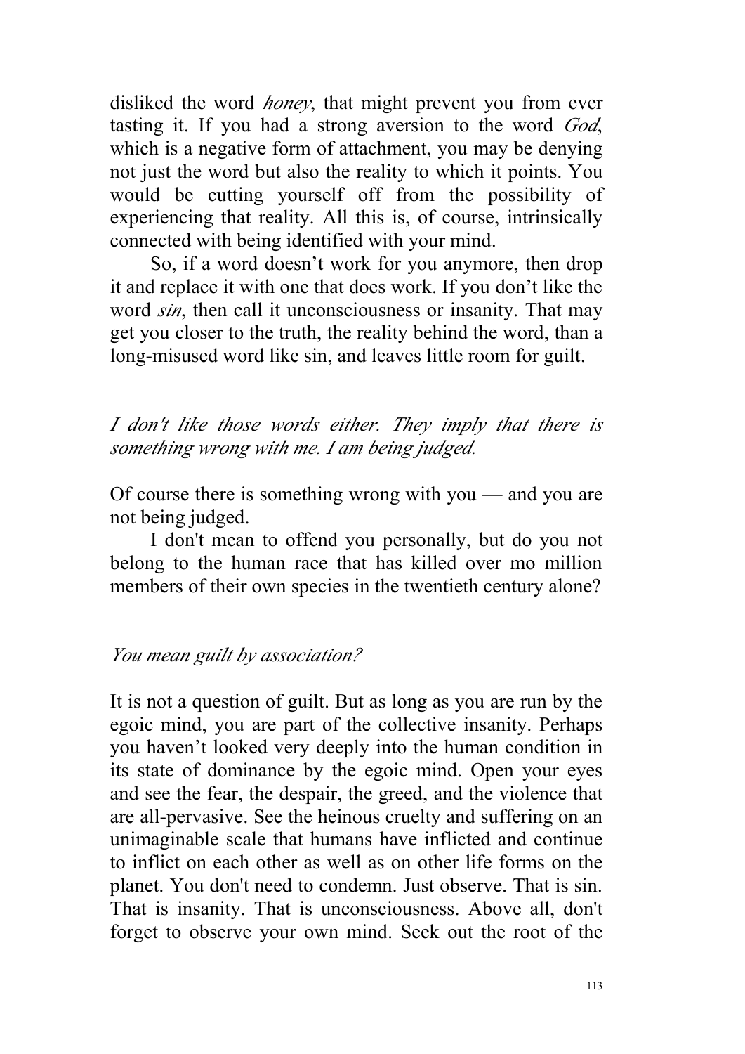disliked the word *honey*, that might prevent you from ever tasting it. If you had a strong aversion to the word *God*, which is a negative form of attachment, you may be denying not just the word but also the reality to which it points. You would be cutting yourself off from the possibility of experiencing that reality. All this is, of course, intrinsically connected with being identified with your mind.

So, if a word doesn't work for you anymore, then drop it and replace it with one that does work. If you don't like the word *sin*, then call it unconsciousness or insanity. That may get you closer to the truth, the reality behind the word, than a long-misused word like sin, and leaves little room for guilt.

*I don't like those words either. They imply that there is something wrong with me. I am being judged.*

Of course there is something wrong with you — and you are not being judged.

I don't mean to offend you personally, but do you not belong to the human race that has killed over mo million members of their own species in the twentieth century alone?

*You mean guilt by association?*

It is not a question of guilt. But as long as you are run by the egoic mind, you are part of the collective insanity. Perhaps you haven't looked very deeply into the human condition in its state of dominance by the egoic mind. Open your eyes and see the fear, the despair, the greed, and the violence that are all-pervasive. See the heinous cruelty and suffering on an unimaginable scale that humans have inflicted and continue to inflict on each other as well as on other life forms on the planet. You don't need to condemn. Just observe. That is sin. That is insanity. That is unconsciousness. Above all, don't forget to observe your own mind. Seek out the root of the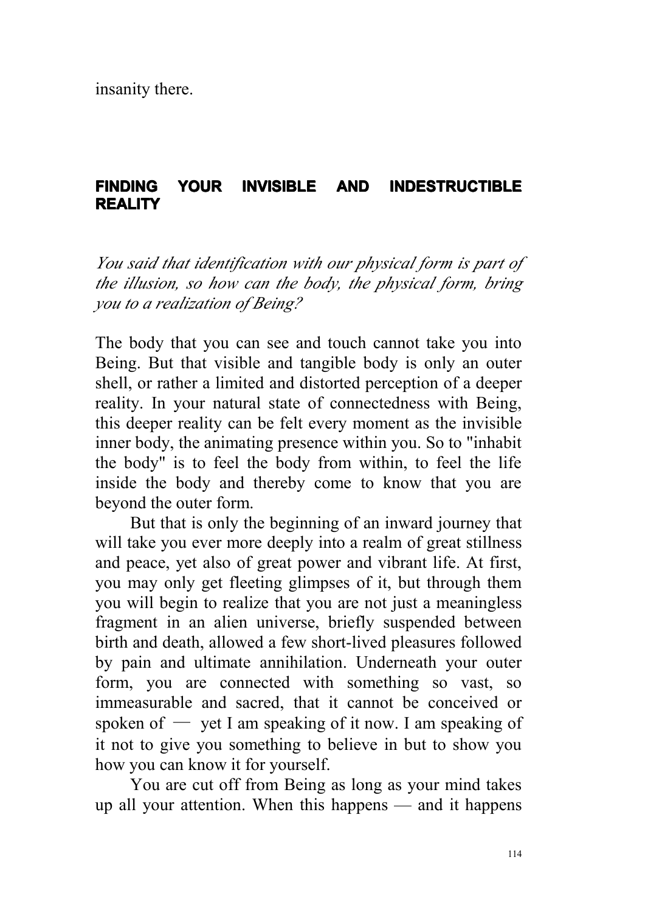insanity there.

## FINDING YOUR INVISIBLE AND INDESTRUCTIBLE REALITY

*You said that identification with our physical form is part of the illusion, so how can the body, the physical form, bring you to a realization of Being?*

The body that you can see and touch cannot take you into Being. But that visible and tangible body is only an outer shell, or rather a limited and distorted perception of a deeper reality. In your natural state of connectedness with Being, this deeper reality can be felt every moment as the invisible inner body, the animating presence within you. So to "inhabit the body" is to feel the body from within, to feel the life inside the body and thereby come to know that you are beyond the outer form.

But that is only the beginning of an inward journey that will take you ever more deeply into a realm of great stillness and peace, yet also of great power and vibrant life. At first, you may only get fleeting glimpses of it, but through them you will begin to realize that you are not just a meaningless fragment in an alien universe, briefly suspended between birth and death, allowed a few short-lived pleasures followed by pain and ultimate annihilation. Underneath your outer form, you are connected with something so vast, so immeasurable and sacred, that it cannot be conceived or spoken of — yet I am speaking of it now. I am speaking of it not to give you something to believe in but to show you how you can know it for yourself.

You are cut off from Being as long as your mind takes up all your attention. When this happens — and it happens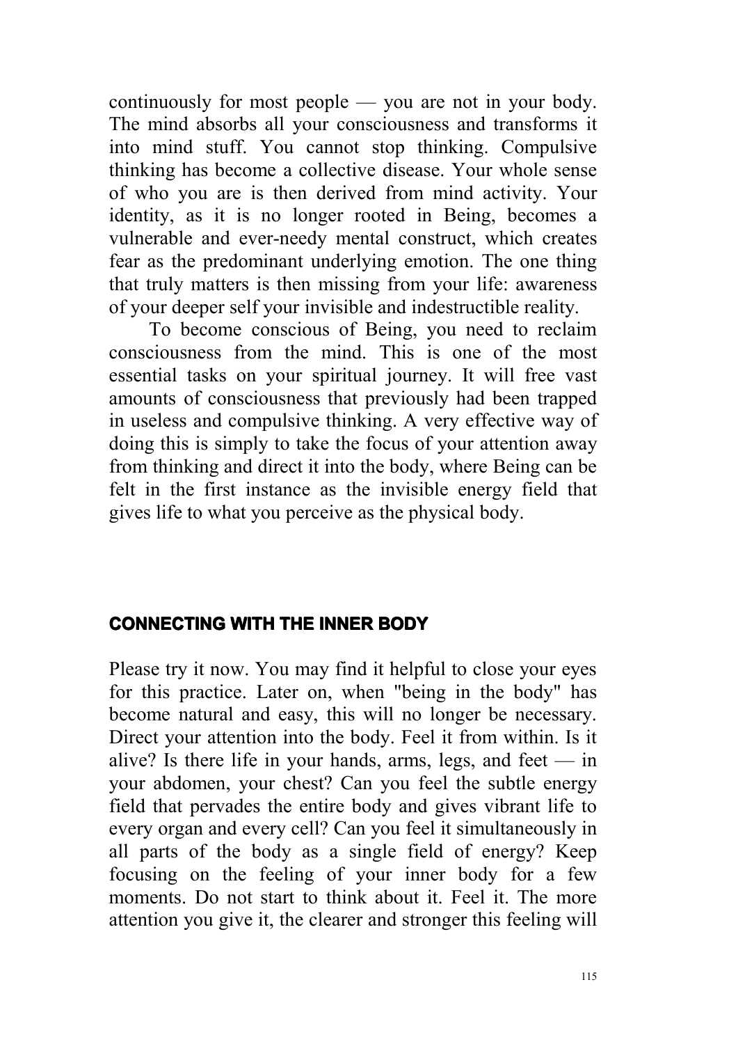continuously for most people — you are not in your body. The mind absorbs all your consciousness and transforms it into mind stuff. You cannot stop thinking. Compulsive thinking has become a collective disease. Your whole sense of who you are is then derived from mind activity. Your identity, as it is no longer rooted in Being, becomes a vulnerable and ever-needy mental construct, which creates fear as the predominant underlying emotion. The one thing that truly matters is then missing from your life: awareness of your deeper self your invisible and indestructible reality.

To become conscious of Being, you need to reclaim consciousness from the mind. This is one of the most essential tasks on your spiritual journey. It will free vast amounts of consciousness that previously had been trapped in useless and compulsive thinking. A very effective way of doing this is simply to take the focus of your attention away from thinking and direct it into the body, where Being can be felt in the first instance as the invisible energy field that gives life to what you perceive as the physical body.

## CONNECTING WITH THE INNER BODY

Please try it now. You may find it helpful to close your eyes for this practice. Later on, when "being in the body" has become natural and easy, this will no longer be necessary. Direct your attention into the body. Feel it from within. Is it alive? Is there life in your hands, arms, legs, and feet — in your abdomen, your chest? Can you feel the subtle energy field that pervades the entire body and gives vibrant life to every organ and every cell? Can you feel it simultaneously in all parts of the body as a single field of energy? Keep focusing on the feeling of your inner body for a few moments. Do not start to think about it. Feel it. The more attention you give it, the clearer and stronger this feeling will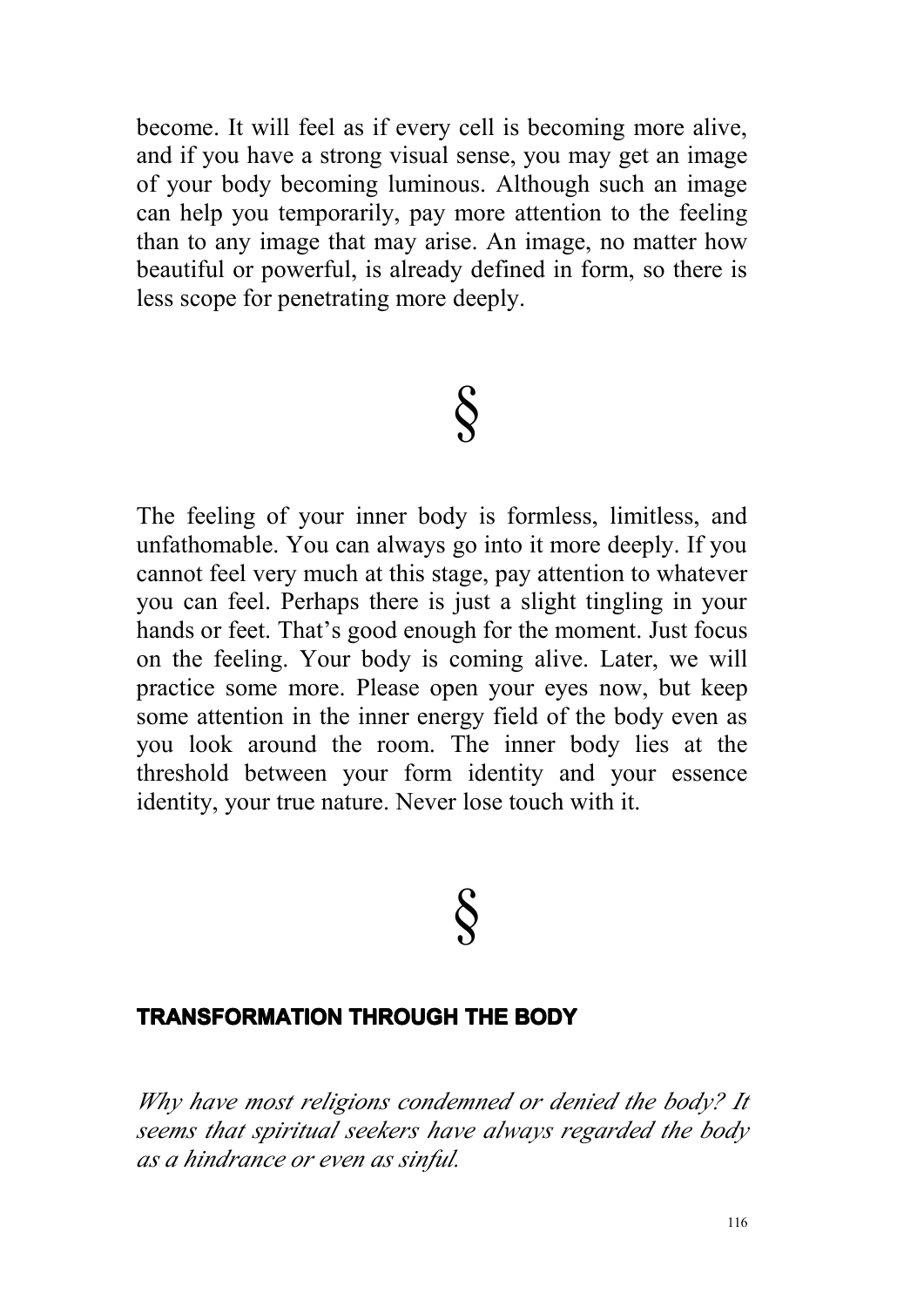become. It will feel as if every cell is becoming more alive, and if you have a strong visual sense, you may get an image of your body becoming luminous. Although such an image can help you temporarily, pay more attention to the feeling than to any image that may arise. An image, no matter how beautiful or powerful, is already defined in form, so there is less scope for penetrating more deeply.

§

The feeling of your inner body is formless, limitless, and unfathomable. You can always go into it more deeply. If you cannot feel very much at this stage, pay attention to whatever you can feel. Perhaps there is just a slight tingling in your hands or feet. That's good enough for the moment. Just focus on the feeling. Your body is coming alive. Later, we will practice some more. Please open your eyes now, but keep some attention in the inner energy field of the body even as you look around the room. The inner body lies at the threshold between your form identity and your essence identity, your true nature. Never lose touch with it.

§

## TRANSFORMATION THROUGH THE BODY

*Why have most religions condemned or denied the body? It seems that spiritual seekers have always regarded the body as a hindrance or even as sinful.*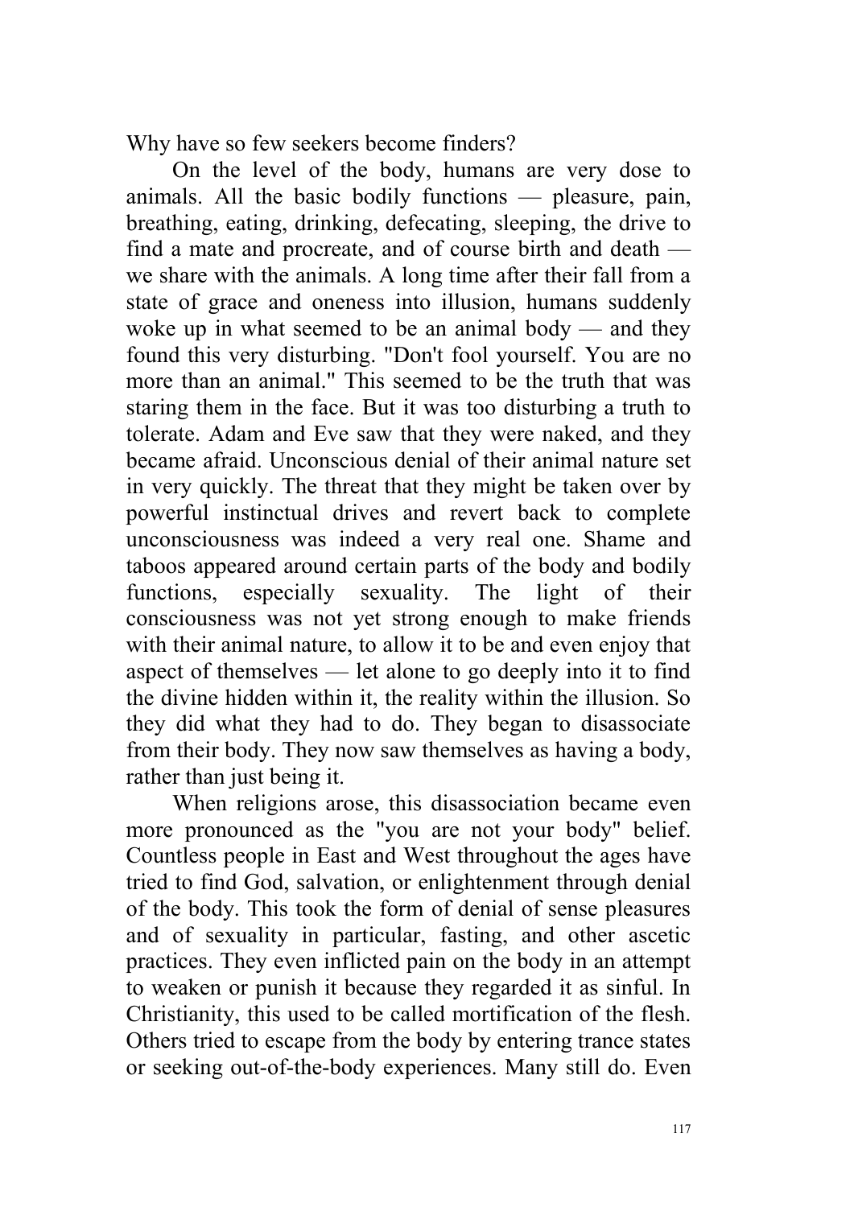Why have so few seekers become finders?

On the level of the body, humans are very dose to animals. All the basic bodily functions — pleasure, pain, breathing, eating, drinking, defecating, sleeping, the drive to find a mate and procreate, and of course birth and death — we share with the animals. A long time after their fall from a state of grace and oneness into illusion, humans suddenly woke up in what seemed to be an animal body — and they found this very disturbing. "Don't fool yourself. You are no more than an animal." This seemed to be the truth that was staring them in the face. But it was too disturbing a truth to tolerate. Adam and Eve saw that they were naked, and they became afraid. Unconscious denial of their animal nature set in very quickly. The threat that they might be taken over by powerful instinctual drives and revert back to complete unconsciousness was indeed a very real one. Shame and taboos appeared around certain parts of the body and bodily functions, especially sexuality. The light of their consciousness was not yet strong enough to make friends with their animal nature, to allow it to be and even enjoy that aspect of themselves — let alone to go deeply into it to find the divine hidden within it, the reality within the illusion. So they did what they had to do. They began to disassociate from their body. They now saw themselves as having a body, rather than just being it.

When religions arose, this disassociation became even more pronounced as the "you are not your body" belief. Countless people in East and West throughout the ages have tried to find God, salvation, or enlightenment through denial of the body. This took the form of denial of sense pleasures and of sexuality in particular, fasting, and other ascetic practices. They even inflicted pain on the body in an attempt to weaken or punish it because they regarded it as sinful. In Christianity, this used to be called mortification of the flesh. Others tried to escape from the body by entering trance states or seeking out-of-the-body experiences. Many still do. Even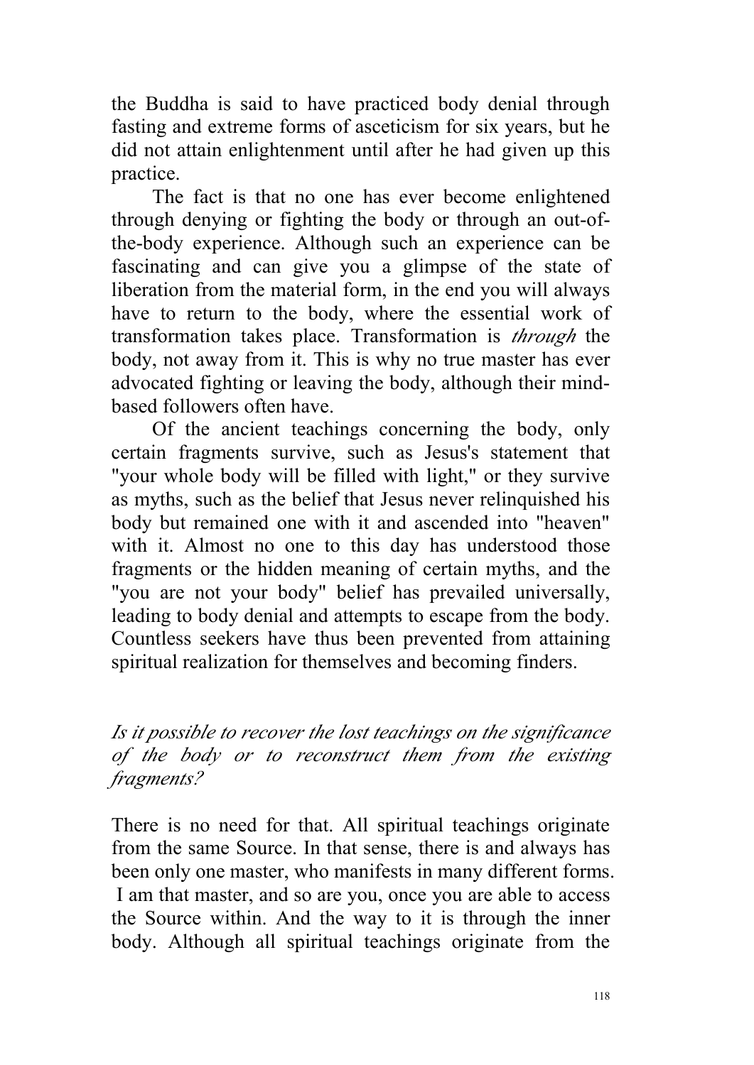the Buddha is said to have practiced body denial through fasting and extreme forms of asceticism for six years, but he did not attain enlightenment until after he had given up this practice.

The fact is that no one has ever become enlightened through denying or fighting the body or through an out-of-the-body experience. Although such an experience can be fascinating and can give you a glimpse of the state of liberation from the material form, in the end you will always have to return to the body, where the essential work of transformation takes place. Transformation is *through* the body, not away from it. This is why no true master has ever advocated fighting or leaving the body, although their mind-based followers often have.

Of the ancient teachings concerning the body, only certain fragments survive, such as Jesus's statement that "your whole body will be filled with light," or they survive as myths, such as the belief that Jesus never relinquished his body but remained one with it and ascended into "heaven" with it. Almost no one to this day has understood those fragments or the hidden meaning of certain myths, and the "you are not your body" belief has prevailed universally, leading to body denial and attempts to escape from the body. Countless seekers have thus been prevented from attaining spiritual realization for themselves and becoming finders.

*Is it possible to recover the lost teachings on the significance of the body or to reconstruct them from the existing fragments?*

There is no need for that. All spiritual teachings originate from the same Source. In that sense, there is and always has been only one master, who manifests in many different forms. I am that master, and so are you, once you are able to access the Source within. And the way to it is through the inner body. Although all spiritual teachings originate from the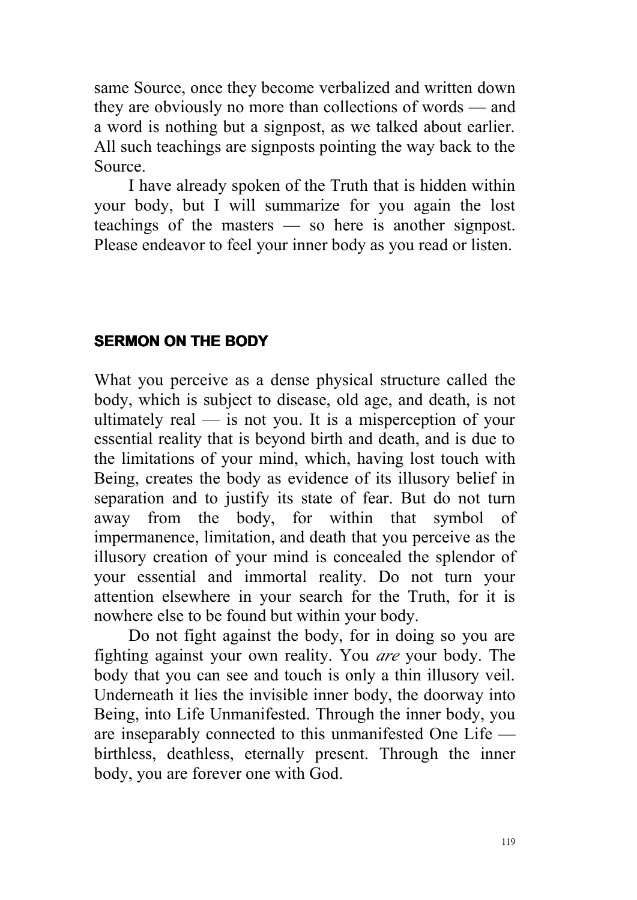same Source, once they become verbalized and written down they are obviously no more than collections of words — and a word is nothing but a signpost, as we talked about earlier. All such teachings are signposts pointing the way back to the Source.

I have already spoken of the Truth that is hidden within your body, but I will summarize for you again the lost teachings of the masters — so here is another signpost. Please endeavor to feel your inner body as you read or listen.

## SERMON ON THE BODY

What you perceive as a dense physical structure called the body, which is subject to disease, old age, and death, is not ultimately real — is not you. It is a misperception of your essential reality that is beyond birth and death, and is due to the limitations of your mind, which, having lost touch with Being, creates the body as evidence of its illusory belief in separation and to justify its state of fear. But do not turn away from the body, for within that symbol of impermanence, limitation, and death that you perceive as the illusory creation of your mind is concealed the splendor of your essential and immortal reality. Do not turn your attention elsewhere in your search for the Truth, for it is nowhere else to be found but within your body.

Do not fight against the body, for in doing so you are fighting against your own reality. You *are* your body. The body that you can see and touch is only a thin illusory veil. Underneath it lies the invisible inner body, the doorway into Being, into Life Unmanifested. Through the inner body, you are inseparably connected to this unmanifested One Life — birthless, deathless, eternally present. Through the inner body, you are forever one with God.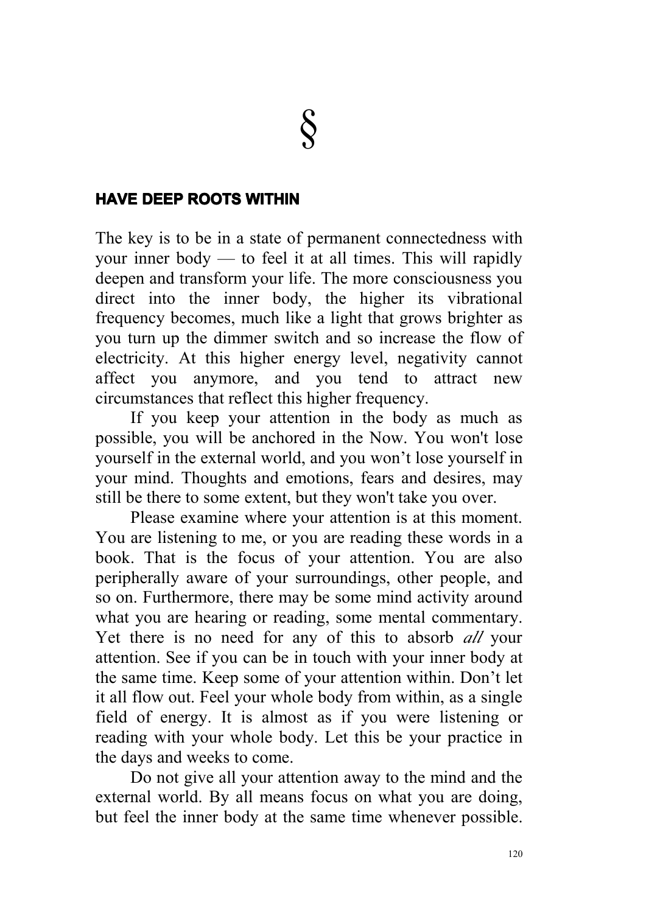§

## HAVE DEEP ROOTS WITHIN

The key is to be in a state of permanent connectedness with your inner body — to feel it at all times. This will rapidly deepen and transform your life. The more consciousness you direct into the inner body, the higher its vibrational frequency becomes, much like a light that grows brighter as you turn up the dimmer switch and so increase the flow of electricity. At this higher energy level, negativity cannot affect you anymore, and you tend to attract new circumstances that reflect this higher frequency.

If you keep your attention in the body as much as possible, you will be anchored in the Now. You won't lose yourself in the external world, and you won’t lose yourself in your mind. Thoughts and emotions, fears and desires, may still be there to some extent, but they won't take you over.

Please examine where your attention is at this moment. You are listening to me, or you are reading these words in a book. That is the focus of your attention. You are also peripherally aware of your surroundings, other people, and so on. Furthermore, there may be some mind activity around what you are hearing or reading, some mental commentary. Yet there is no need for any of this to absorb *all* your attention. See if you can be in touch with your inner body at the same time. Keep some of your attention within. Don’t let it all flow out. Feel your whole body from within, as a single field of energy. It is almost as if you were listening or reading with your whole body. Let this be your practice in the days and weeks to come.

Do not give all your attention away to the mind and the external world. By all means focus on what you are doing, but feel the inner body at the same time whenever possible.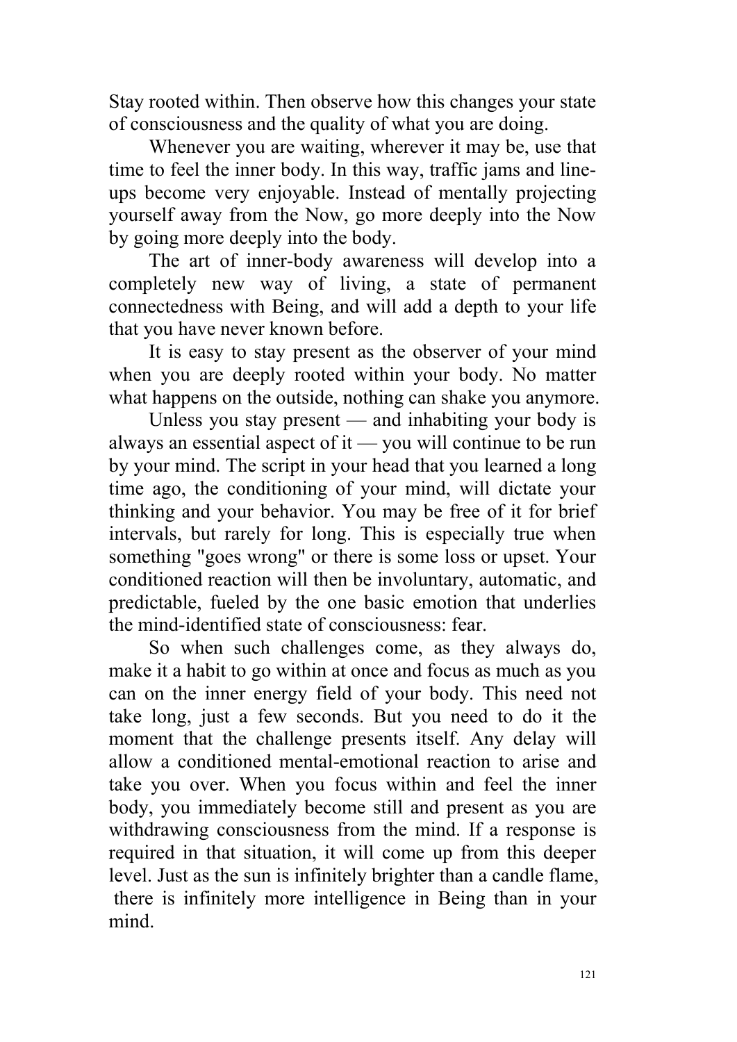Stay rooted within. Then observe how this changes your state of consciousness and the quality of what you are doing.

Whenever you are waiting, wherever it may be, use that time to feel the inner body. In this way, traffic jams and line-ups become very enjoyable. Instead of mentally projecting yourself away from the Now, go more deeply into the Now by going more deeply into the body.

The art of inner-body awareness will develop into a completely new way of living, a state of permanent connectedness with Being, and will add a depth to your life that you have never known before.

It is easy to stay present as the observer of your mind when you are deeply rooted within your body. No matter what happens on the outside, nothing can shake you anymore.

Unless you stay present — and inhabiting your body is always an essential aspect of it — you will continue to be run by your mind. The script in your head that you learned a long time ago, the conditioning of your mind, will dictate your thinking and your behavior. You may be free of it for brief intervals, but rarely for long. This is especially true when something "goes wrong" or there is some loss or upset. Your conditioned reaction will then be involuntary, automatic, and predictable, fueled by the one basic emotion that underlies the mind-identified state of consciousness: fear.

So when such challenges come, as they always do, make it a habit to go within at once and focus as much as you can on the inner energy field of your body. This need not take long, just a few seconds. But you need to do it the moment that the challenge presents itself. Any delay will allow a conditioned mental-emotional reaction to arise and take you over. When you focus within and feel the inner body, you immediately become still and present as you are withdrawing consciousness from the mind. If a response is required in that situation, it will come up from this deeper level. Just as the sun is infinitely brighter than a candle flame, there is infinitely more intelligence in Being than in your mind.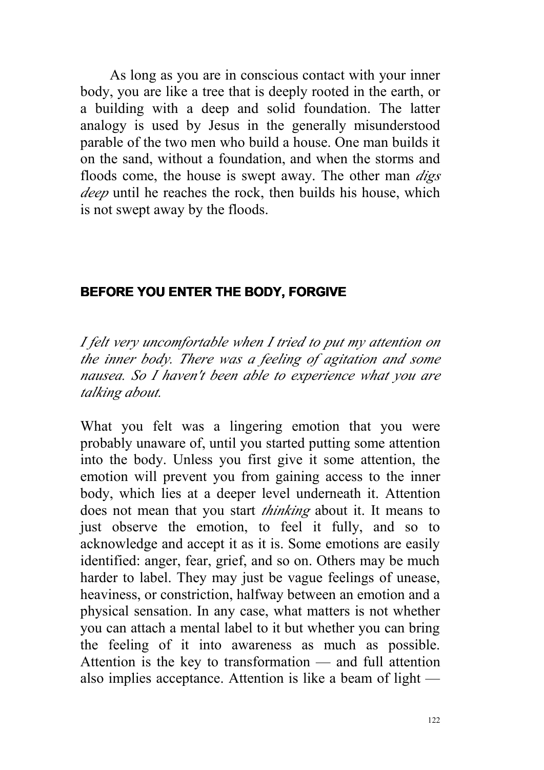As long as you are in conscious contact with your inner body, you are like a tree that is deeply rooted in the earth, or a building with a deep and solid foundation. The latter analogy is used by Jesus in the generally misunderstood parable of the two men who build a house. One man builds it on the sand, without a foundation, and when the storms and floods come, the house is swept away. The other man *digs deep* until he reaches the rock, then builds his house, which is not swept away by the floods.

## BEFORE YOU ENTER THE BODY, FORGIVE

*I felt very uncomfortable when I tried to put my attention on the inner body. There was a feeling of agitation and some nausea. So I haven't been able to experience what you are talking about.*

What you felt was a lingering emotion that you were probably unaware of, until you started putting some attention into the body. Unless you first give it some attention, the emotion will prevent you from gaining access to the inner body, which lies at a deeper level underneath it. Attention does not mean that you start *thinking* about it. It means to just observe the emotion, to feel it fully, and so to acknowledge and accept it as it is. Some emotions are easily identified: anger, fear, grief, and so on. Others may be much harder to label. They may just be vague feelings of unease, heaviness, or constriction, halfway between an emotion and a physical sensation. In any case, what matters is not whether you can attach a mental label to it but whether you can bring the feeling of it into awareness as much as possible. Attention is the key to transformation — and full attention also implies acceptance. Attention is like a beam of light —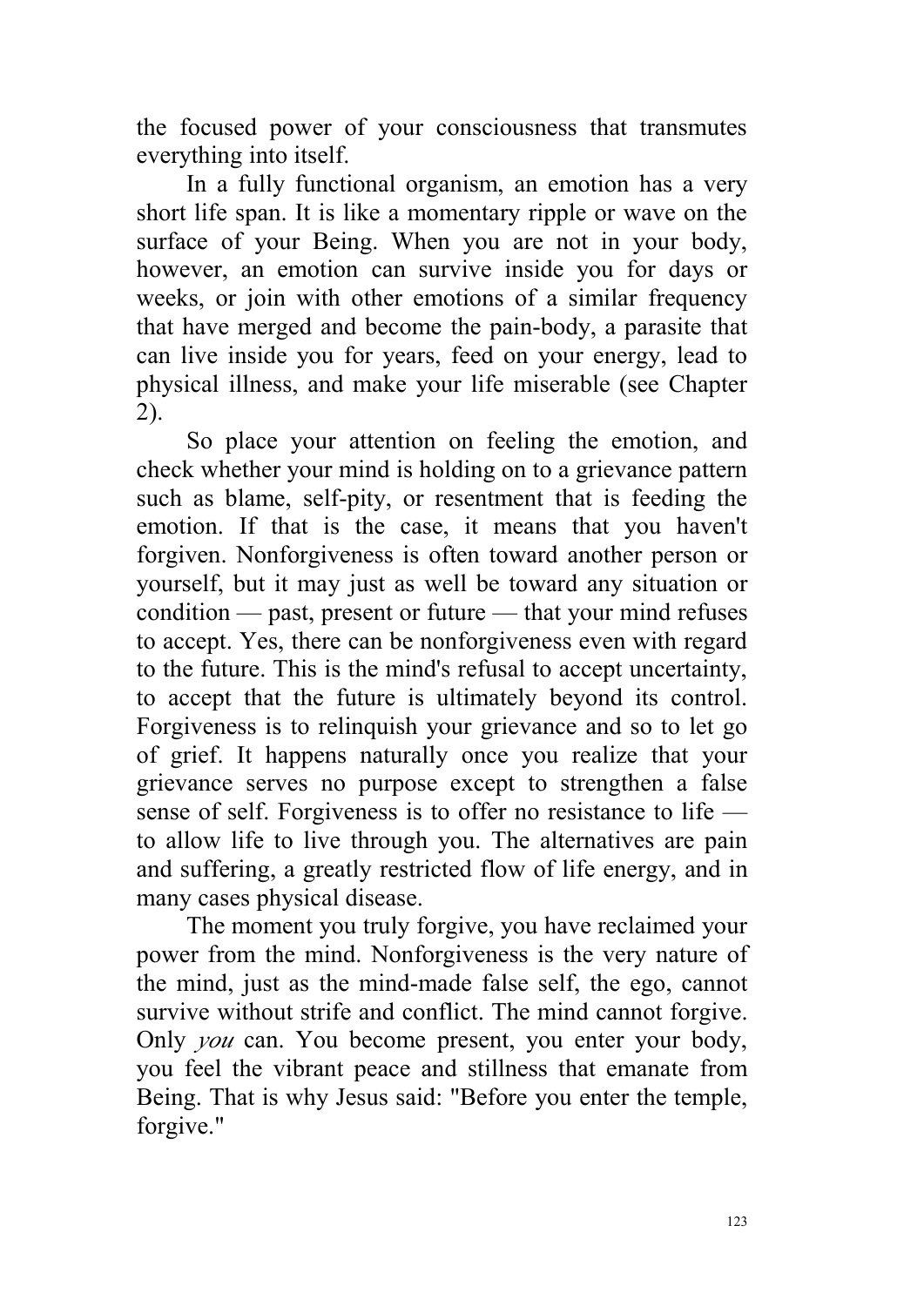the focused power of your consciousness that transmutes everything into itself.

In a fully functional organism, an emotion has a very short life span. It is like a momentary ripple or wave on the surface of your Being. When you are not in your body, however, an emotion can survive inside you for days or weeks, or join with other emotions of a similar frequency that have merged and become the pain-body, a parasite that can live inside you for years, feed on your energy, lead to physical illness, and make your life miserable (see Chapter 2).

So place your attention on feeling the emotion, and check whether your mind is holding on to a grievance pattern such as blame, self-pity, or resentment that is feeding the emotion. If that is the case, it means that you haven't forgiven. Nonforgiveness is often toward another person or yourself, but it may just as well be toward any situation or condition — past, present or future — that your mind refuses to accept. Yes, there can be nonforgiveness even with regard to the future. This is the mind's refusal to accept uncertainty, to accept that the future is ultimately beyond its control. Forgiveness is to relinquish your grievance and so to let go of grief. It happens naturally once you realize that your grievance serves no purpose except to strengthen a false sense of self. Forgiveness is to offer no resistance to life — to allow life to live through you. The alternatives are pain and suffering, a greatly restricted flow of life energy, and in many cases physical disease.

The moment you truly forgive, you have reclaimed your power from the mind. Nonforgiveness is the very nature of the mind, just as the mind-made false self, the ego, cannot survive without strife and conflict. The mind cannot forgive. Only *you* can. You become present, you enter your body, you feel the vibrant peace and stillness that emanate from Being. That is why Jesus said: "Before you enter the temple, forgive."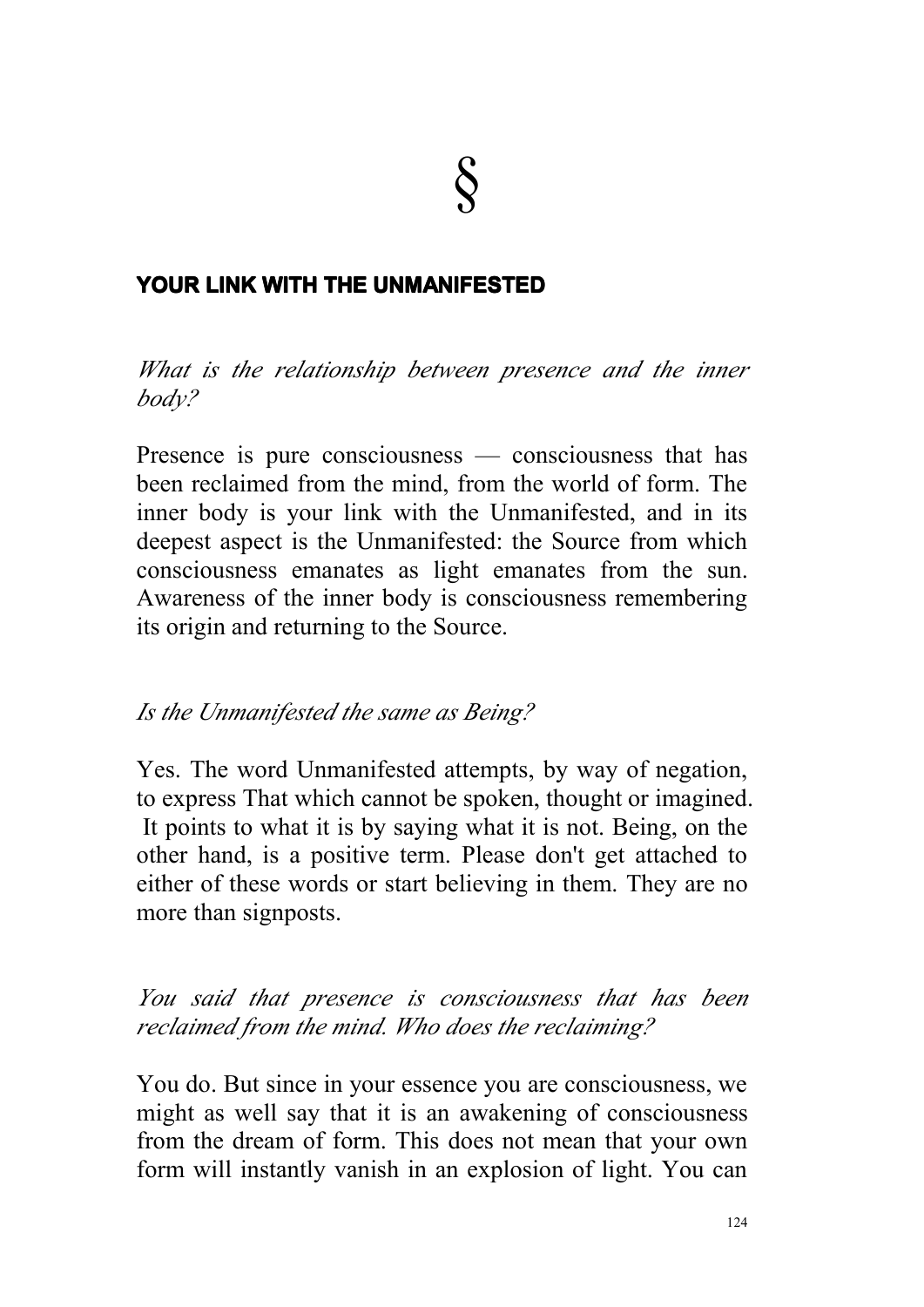§

## YOUR LINK WITH THE UNMANIFESTED

*What is the relationship between presence and the inner body?*

Presence is pure consciousness — consciousness that has been reclaimed from the mind, from the world of form. The inner body is your link with the Unmanifested, and in its deepest aspect is the Unmanifested: the Source from which consciousness emanates as light emanates from the sun. Awareness of the inner body is consciousness remembering its origin and returning to the Source.

*Is the Unmanifested the same as Being?*

Yes. The word Unmanifested attempts, by way of negation, to express That which cannot be spoken, thought or imagined. It points to what it is by saying what it is not. Being, on the other hand, is a positive term. Please don't get attached to either of these words or start believing in them. They are no more than signposts.

*You said that presence is consciousness that has been reclaimed from the mind. Who does the reclaiming?*

You do. But since in your essence you are consciousness, we might as well say that it is an awakening of consciousness from the dream of form. This does not mean that your own form will instantly vanish in an explosion of light. You can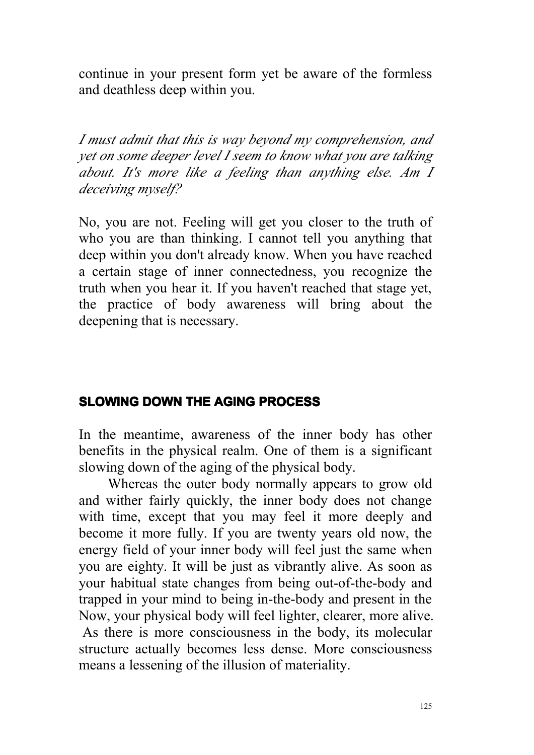continue in your present form yet be aware of the formless and deathless deep within you.

*I must admit that this is way beyond my comprehension, and yet on some deeper level I seem to know what you are talking about. It's more like a feeling than anything else. Am I deceiving myself?*

No, you are not. Feeling will get you closer to the truth of who you are than thinking. I cannot tell you anything that deep within you don't already know. When you have reached a certain stage of inner connectedness, you recognize the truth when you hear it. If you haven't reached that stage yet, the practice of body awareness will bring about the deepening that is necessary.

## SLOWING DOWN THE AGING PROCESS

In the meantime, awareness of the inner body has other benefits in the physical realm. One of them is a significant slowing down of the aging of the physical body.

Whereas the outer body normally appears to grow old and wither fairly quickly, the inner body does not change with time, except that you may feel it more deeply and become it more fully. If you are twenty years old now, the energy field of your inner body will feel just the same when you are eighty. It will be just as vibrantly alive. As soon as your habitual state changes from being out-of-the-body and trapped in your mind to being in-the-body and present in the Now, your physical body will feel lighter, clearer, more alive. As there is more consciousness in the body, its molecular structure actually becomes less dense. More consciousness means a lessening of the illusion of materiality.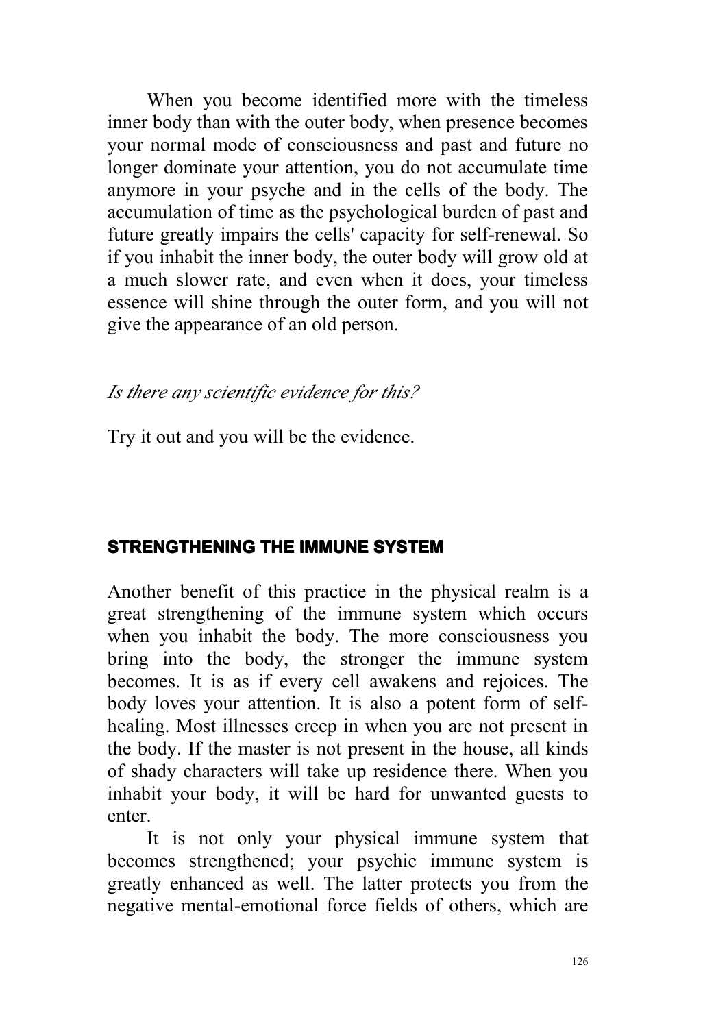When you become identified more with the timeless inner body than with the outer body, when presence becomes your normal mode of consciousness and past and future no longer dominate your attention, you do not accumulate time anymore in your psyche and in the cells of the body. The accumulation of time as the psychological burden of past and future greatly impairs the cells' capacity for self-renewal. So if you inhabit the inner body, the outer body will grow old at a much slower rate, and even when it does, your timeless essence will shine through the outer form, and you will not give the appearance of an old person.

*Is there any scientific evidence for this?*

Try it out and you will be the evidence.

## STRENGTHENING THE IMMUNE SYSTEM

Another benefit of this practice in the physical realm is a great strengthening of the immune system which occurs when you inhabit the body. The more consciousness you bring into the body, the stronger the immune system becomes. It is as if every cell awakens and rejoices. The body loves your attention. It is also a potent form of self-healing. Most illnesses creep in when you are not present in the body. If the master is not present in the house, all kinds of shady characters will take up residence there. When you inhabit your body, it will be hard for unwanted guests to enter.

It is not only your physical immune system that becomes strengthened; your psychic immune system is greatly enhanced as well. The latter protects you from the negative mental-emotional force fields of others, which are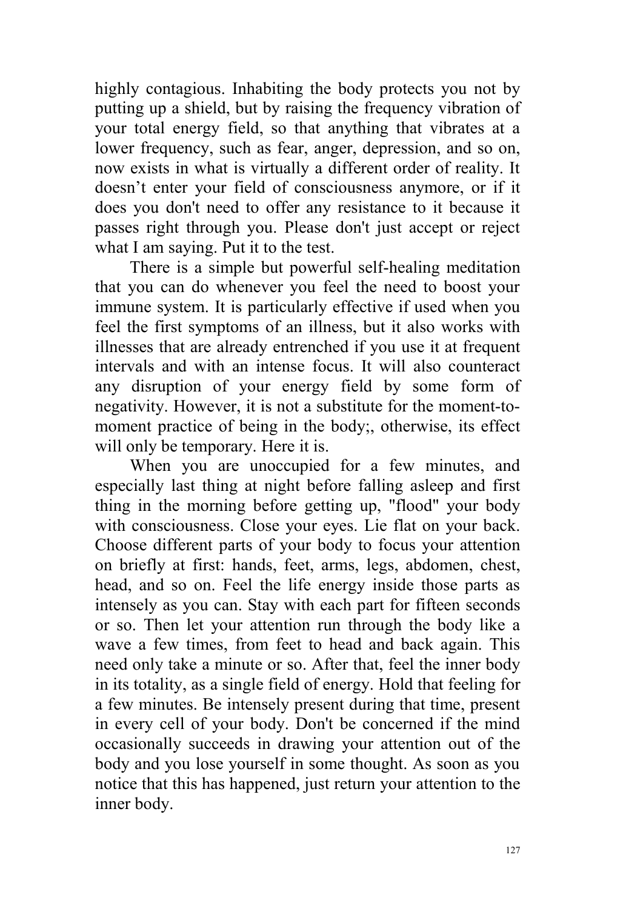highly contagious. Inhabiting the body protects you not by putting up a shield, but by raising the frequency vibration of your total energy field, so that anything that vibrates at a lower frequency, such as fear, anger, depression, and so on, now exists in what is virtually a different order of reality. It doesn't enter your field of consciousness anymore, or if it does you don't need to offer any resistance to it because it passes right through you. Please don't just accept or reject what I am saying. Put it to the test.

There is a simple but powerful self-healing meditation that you can do whenever you feel the need to boost your immune system. It is particularly effective if used when you feel the first symptoms of an illness, but it also works with illnesses that are already entrenched if you use it at frequent intervals and with an intense focus. It will also counteract any disruption of your energy field by some form of negativity. However, it is not a substitute for the moment-to-moment practice of being in the body;, otherwise, its effect will only be temporary. Here it is.

When you are unoccupied for a few minutes, and especially last thing at night before falling asleep and first thing in the morning before getting up, "flood" your body with consciousness. Close your eyes. Lie flat on your back. Choose different parts of your body to focus your attention on briefly at first: hands, feet, arms, legs, abdomen, chest, head, and so on. Feel the life energy inside those parts as intensely as you can. Stay with each part for fifteen seconds or so. Then let your attention run through the body like a wave a few times, from feet to head and back again. This need only take a minute or so. After that, feel the inner body in its totality, as a single field of energy. Hold that feeling for a few minutes. Be intensely present during that time, present in every cell of your body. Don't be concerned if the mind occasionally succeeds in drawing your attention out of the body and you lose yourself in some thought. As soon as you notice that this has happened, just return your attention to the inner body.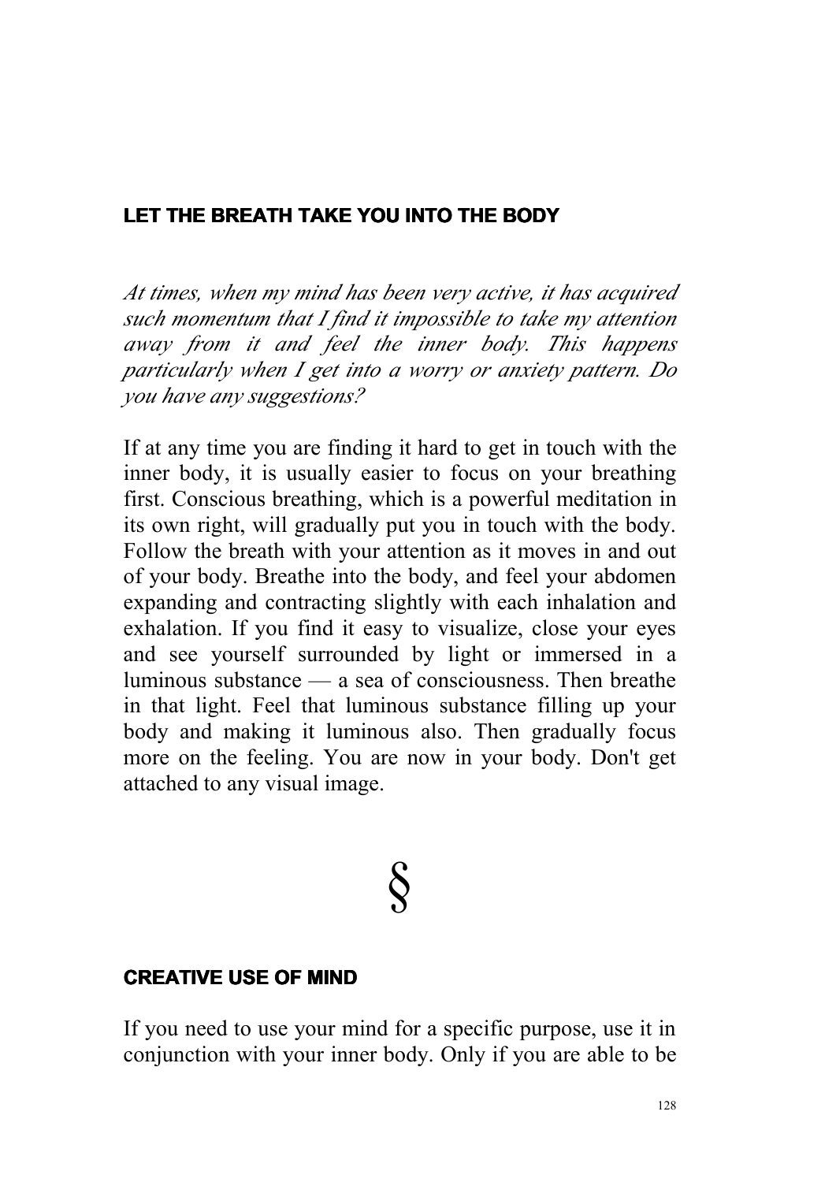## LET THE BREATH TAKE YOU INTO THE BODY

*At times, when my mind has been very active, it has acquired such momentum that I find it impossible to take my attention away from it and feel the inner body. This happens particularly when I get into a worry or anxiety pattern. Do you have any suggestions?*

If at any time you are finding it hard to get in touch with the inner body, it is usually easier to focus on your breathing first. Conscious breathing, which is a powerful meditation in its own right, will gradually put you in touch with the body. Follow the breath with your attention as it moves in and out of your body. Breathe into the body, and feel your abdomen expanding and contracting slightly with each inhalation and exhalation. If you find it easy to visualize, close your eyes and see yourself surrounded by light or immersed in a luminous substance — a sea of consciousness. Then breathe in that light. Feel that luminous substance filling up your body and making it luminous also. Then gradually focus more on the feeling. You are now in your body. Don't get attached to any visual image.

§

## CREATIVE USE OF MIND

If you need to use your mind for a specific purpose, use it in conjunction with your inner body. Only if you are able to be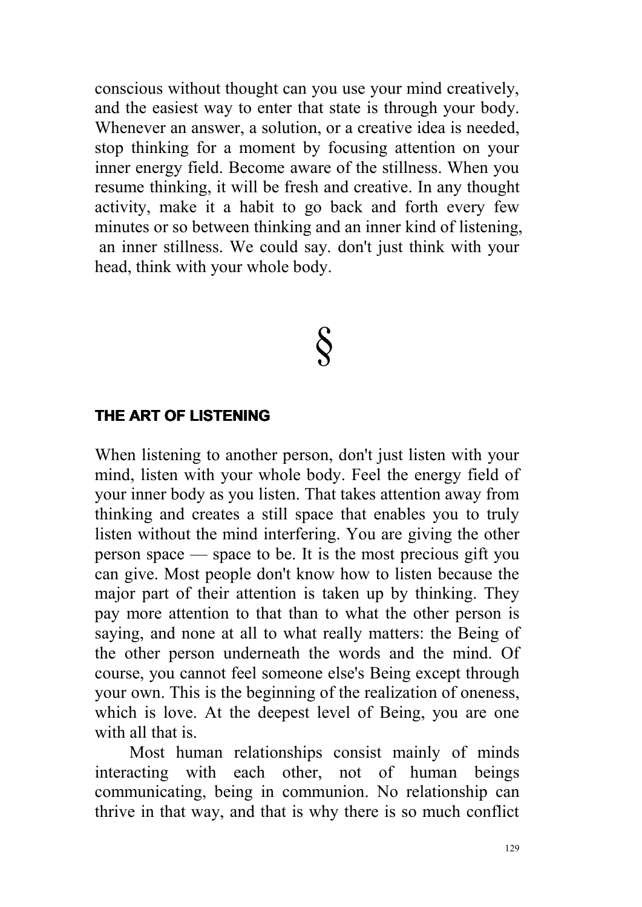conscious without thought can you use your mind creatively, and the easiest way to enter that state is through your body. Whenever an answer, a solution, or a creative idea is needed, stop thinking for a moment by focusing attention on your inner energy field. Become aware of the stillness. When you resume thinking, it will be fresh and creative. In any thought activity, make it a habit to go back and forth every few minutes or so between thinking and an inner kind of listening, an inner stillness. We could say. don't just think with your head, think with your whole body.

§

## THE ART OF LISTENING

When listening to another person, don't just listen with your mind, listen with your whole body. Feel the energy field of your inner body as you listen. That takes attention away from thinking and creates a still space that enables you to truly listen without the mind interfering. You are giving the other person space — space to be. It is the most precious gift you can give. Most people don't know how to listen because the major part of their attention is taken up by thinking. They pay more attention to that than to what the other person is saying, and none at all to what really matters: the Being of the other person underneath the words and the mind. Of course, you cannot feel someone else's Being except through your own. This is the beginning of the realization of oneness, which is love. At the deepest level of Being, you are one with all that is.

Most human relationships consist mainly of minds interacting with each other, not of human beings communicating, being in communion. No relationship can thrive in that way, and that is why there is so much conflict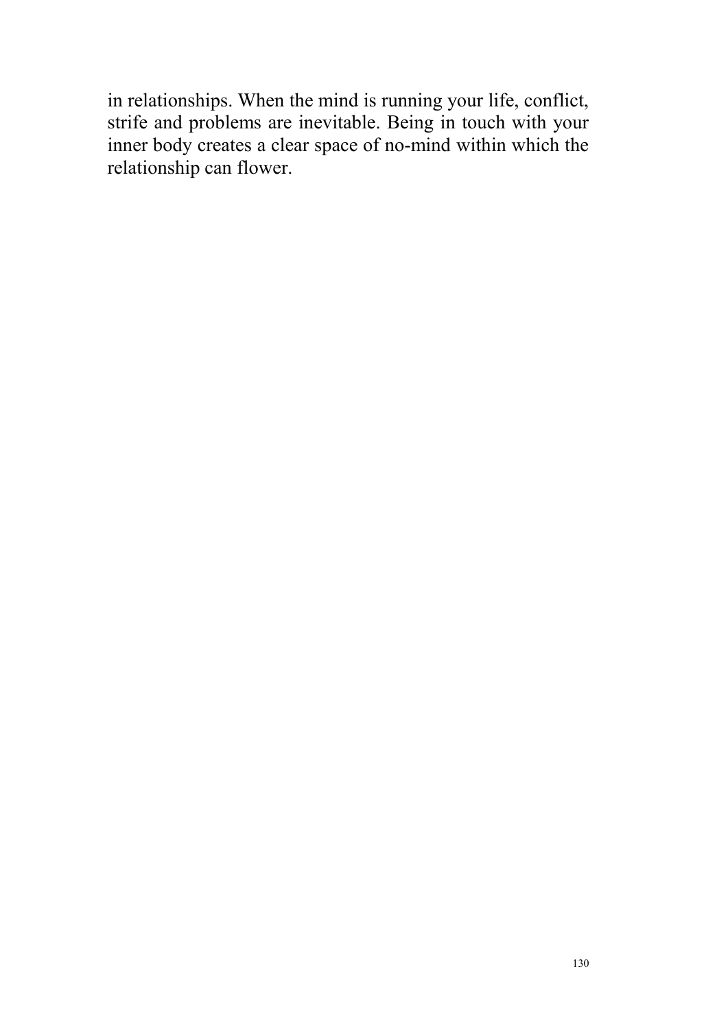in relationships. When the mind is running your life, conflict, strife and problems are inevitable. Being in touch with your inner body creates a clear space of no-mind within which the relationship can flower.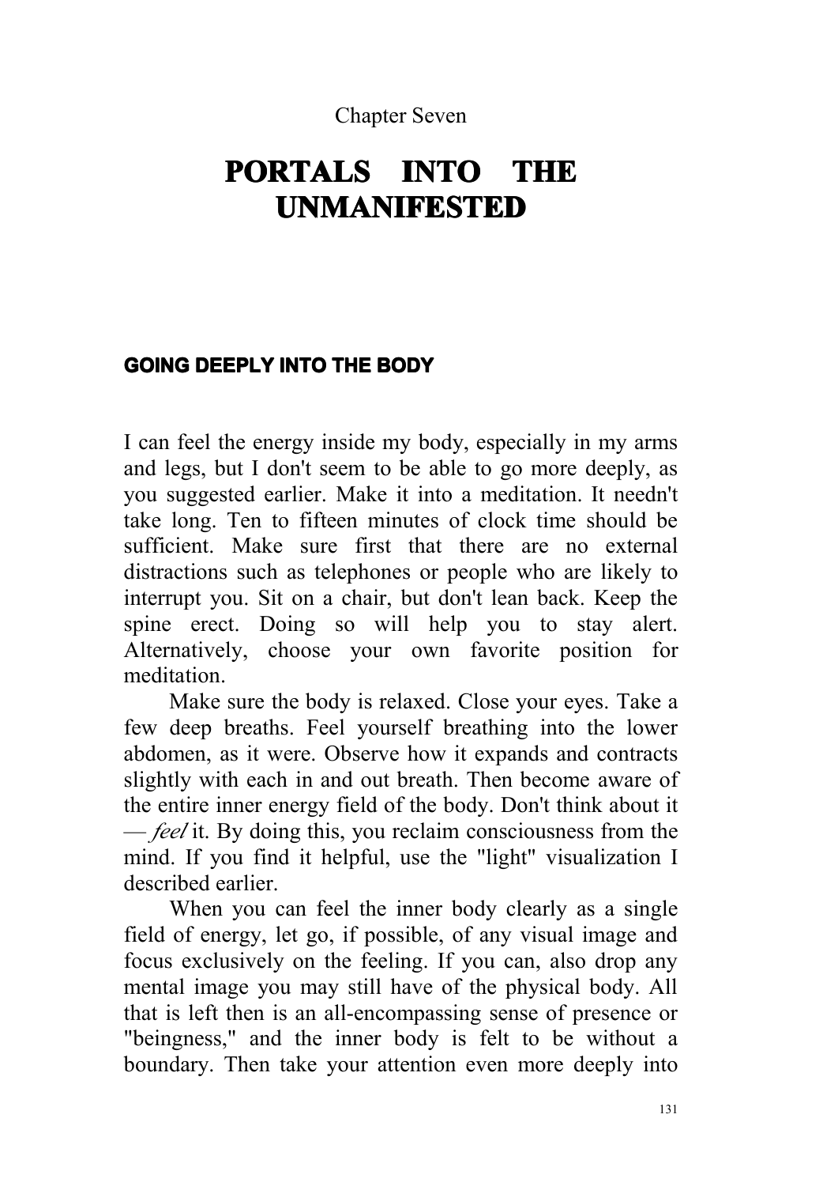Chapter Seven

# PORTALS INTO THE UNMANIFESTED

## GOING DEEPLY INTO THE BODY

I can feel the energy inside my body, especially in my arms and legs, but I don't seem to be able to go more deeply, as you suggested earlier. Make it into a meditation. It needn't take long. Ten to fifteen minutes of clock time should be sufficient. Make sure first that there are no external distractions such as telephones or people who are likely to interrupt you. Sit on a chair, but don't lean back. Keep the spine erect. Doing so will help you to stay alert. Alternatively, choose your own favorite position for meditation.

Make sure the body is relaxed. Close your eyes. Take a few deep breaths. Feel yourself breathing into the lower abdomen, as it were. Observe how it expands and contracts slightly with each in and out breath. Then become aware of the entire inner energy field of the body. Don't think about it — *feel* it. By doing this, you reclaim consciousness from the mind. If you find it helpful, use the "light" visualization I described earlier.

When you can feel the inner body clearly as a single field of energy, let go, if possible, of any visual image and focus exclusively on the feeling. If you can, also drop any mental image you may still have of the physical body. All that is left then is an all-encompassing sense of presence or "beingness," and the inner body is felt to be without a boundary. Then take your attention even more deeply into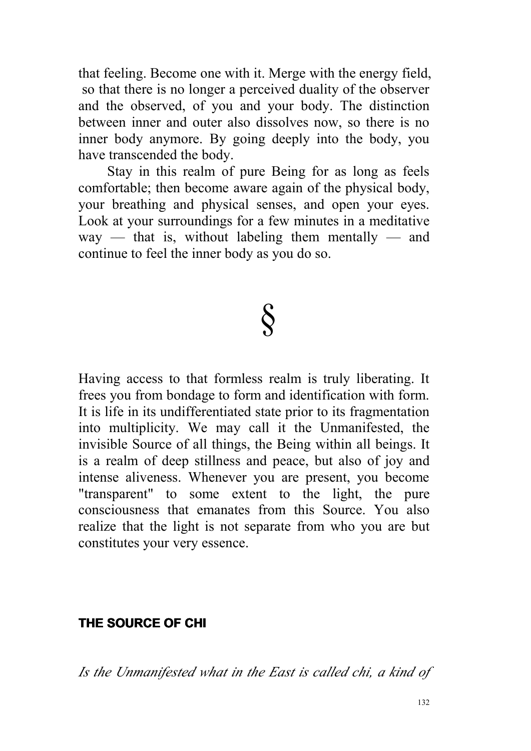that feeling. Become one with it. Merge with the energy field, so that there is no longer a perceived duality of the observer and the observed, of you and your body. The distinction between inner and outer also dissolves now, so there is no inner body anymore. By going deeply into the body, you have transcended the body.

Stay in this realm of pure Being for as long as feels comfortable; then become aware again of the physical body, your breathing and physical senses, and open your eyes. Look at your surroundings for a few minutes in a meditative way — that is, without labeling them mentally — and continue to feel the inner body as you do so.

§

Having access to that formless realm is truly liberating. It frees you from bondage to form and identification with form. It is life in its undifferentiated state prior to its fragmentation into multiplicity. We may call it the Unmanifested, the invisible Source of all things, the Being within all beings. It is a realm of deep stillness and peace, but also of joy and intense aliveness. Whenever you are present, you become "transparent" to some extent to the light, the pure consciousness that emanates from this Source. You also realize that the light is not separate from who you are but constitutes your very essence.

## THE SOURCE OF CHI

*Is the Unmanifested what in the East is called chi, a kind of*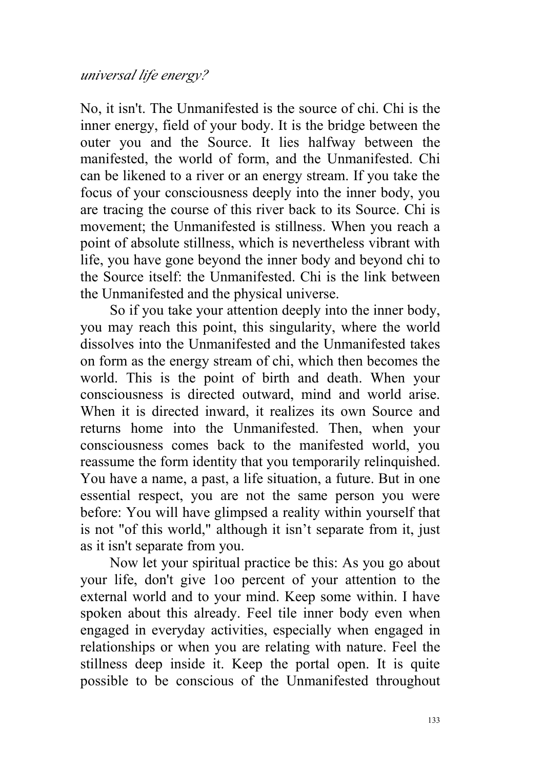*universal life energy?*

No, it isn't. The Unmanifested is the source of chi. Chi is the inner energy, field of your body. It is the bridge between the outer you and the Source. It lies halfway between the manifested, the world of form, and the Unmanifested. Chi can be likened to a river or an energy stream. If you take the focus of your consciousness deeply into the inner body, you are tracing the course of this river back to its Source. Chi is movement; the Unmanifested is stillness. When you reach a point of absolute stillness, which is nevertheless vibrant with life, you have gone beyond the inner body and beyond chi to the Source itself: the Unmanifested. Chi is the link between the Unmanifested and the physical universe.

So if you take your attention deeply into the inner body, you may reach this point, this singularity, where the world dissolves into the Unmanifested and the Unmanifested takes on form as the energy stream of chi, which then becomes the world. This is the point of birth and death. When your consciousness is directed outward, mind and world arise. When it is directed inward, it realizes its own Source and returns home into the Unmanifested. Then, when your consciousness comes back to the manifested world, you reassume the form identity that you temporarily relinquished. You have a name, a past, a life situation, a future. But in one essential respect, you are not the same person you were before: You will have glimpsed a reality within yourself that is not "of this world," although it isn't separate from it, just as it isn't separate from you.

Now let your spiritual practice be this: As you go about your life, don't give 1oo percent of your attention to the external world and to your mind. Keep some within. I have spoken about this already. Feel tile inner body even when engaged in everyday activities, especially when engaged in relationships or when you are relating with nature. Feel the stillness deep inside it. Keep the portal open. It is quite possible to be conscious of the Unmanifested throughout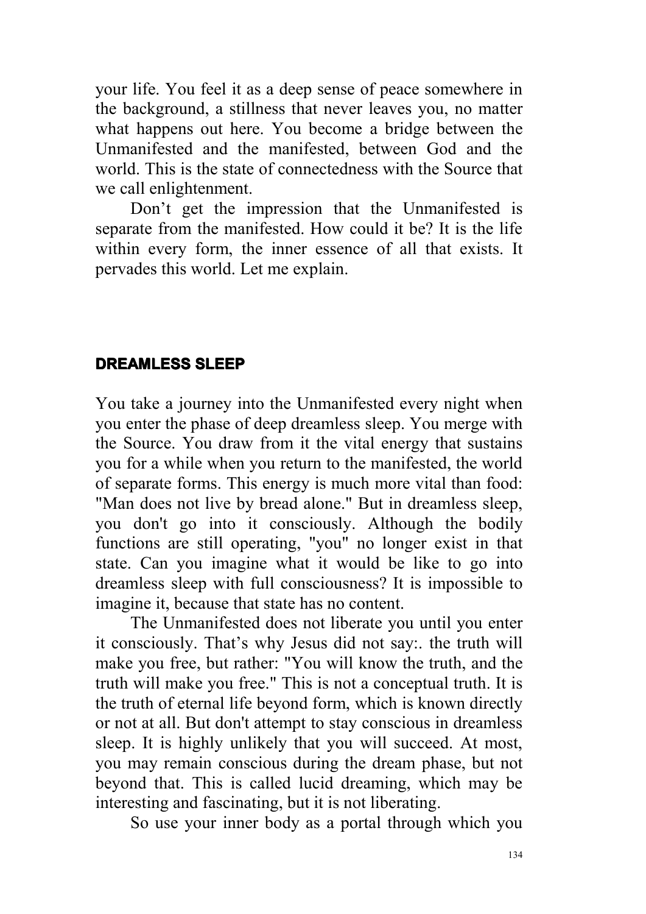your life. You feel it as a deep sense of peace somewhere in the background, a stillness that never leaves you, no matter what happens out here. You become a bridge between the Unmanifested and the manifested, between God and the world. This is the state of connectedness with the Source that we call enlightenment.

Don't get the impression that the Unmanifested is separate from the manifested. How could it be? It is the life within every form, the inner essence of all that exists. It pervades this world. Let me explain.

## DREAMLESS SLEEP

You take a journey into the Unmanifested every night when you enter the phase of deep dreamless sleep. You merge with the Source. You draw from it the vital energy that sustains you for a while when you return to the manifested, the world of separate forms. This energy is much more vital than food: "Man does not live by bread alone." But in dreamless sleep, you don't go into it consciously. Although the bodily functions are still operating, "you" no longer exist in that state. Can you imagine what it would be like to go into dreamless sleep with full consciousness? It is impossible to imagine it, because that state has no content.

The Unmanifested does not liberate you until you enter it consciously. That's why Jesus did not say:. the truth will make you free, but rather: "You will know the truth, and the truth will make you free." This is not a conceptual truth. It is the truth of eternal life beyond form, which is known directly or not at all. But don't attempt to stay conscious in dreamless sleep. It is highly unlikely that you will succeed. At most, you may remain conscious during the dream phase, but not beyond that. This is called lucid dreaming, which may be interesting and fascinating, but it is not liberating.

So use your inner body as a portal through which you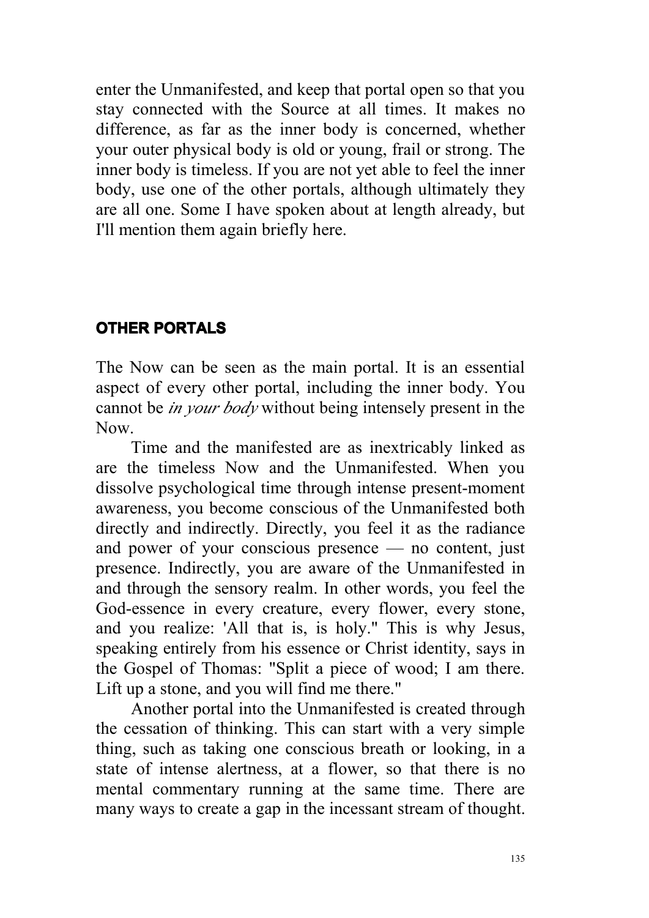enter the Unmanifested, and keep that portal open so that you stay connected with the Source at all times. It makes no difference, as far as the inner body is concerned, whether your outer physical body is old or young, frail or strong. The inner body is timeless. If you are not yet able to feel the inner body, use one of the other portals, although ultimately they are all one. Some I have spoken about at length already, but I'll mention them again briefly here.

## OTHER PORTALS

The Now can be seen as the main portal. It is an essential aspect of every other portal, including the inner body. You cannot be *in your body* without being intensely present in the Now.

Time and the manifested are as inextricably linked as are the timeless Now and the Unmanifested. When you dissolve psychological time through intense present-moment awareness, you become conscious of the Unmanifested both directly and indirectly. Directly, you feel it as the radiance and power of your conscious presence — no content, just presence. Indirectly, you are aware of the Unmanifested in and through the sensory realm. In other words, you feel the God-essence in every creature, every flower, every stone, and you realize: 'All that is, is holy." This is why Jesus, speaking entirely from his essence or Christ identity, says in the Gospel of Thomas: "Split a piece of wood; I am there. Lift up a stone, and you will find me there."

Another portal into the Unmanifested is created through the cessation of thinking. This can start with a very simple thing, such as taking one conscious breath or looking, in a state of intense alertness, at a flower, so that there is no mental commentary running at the same time. There are many ways to create a gap in the incessant stream of thought.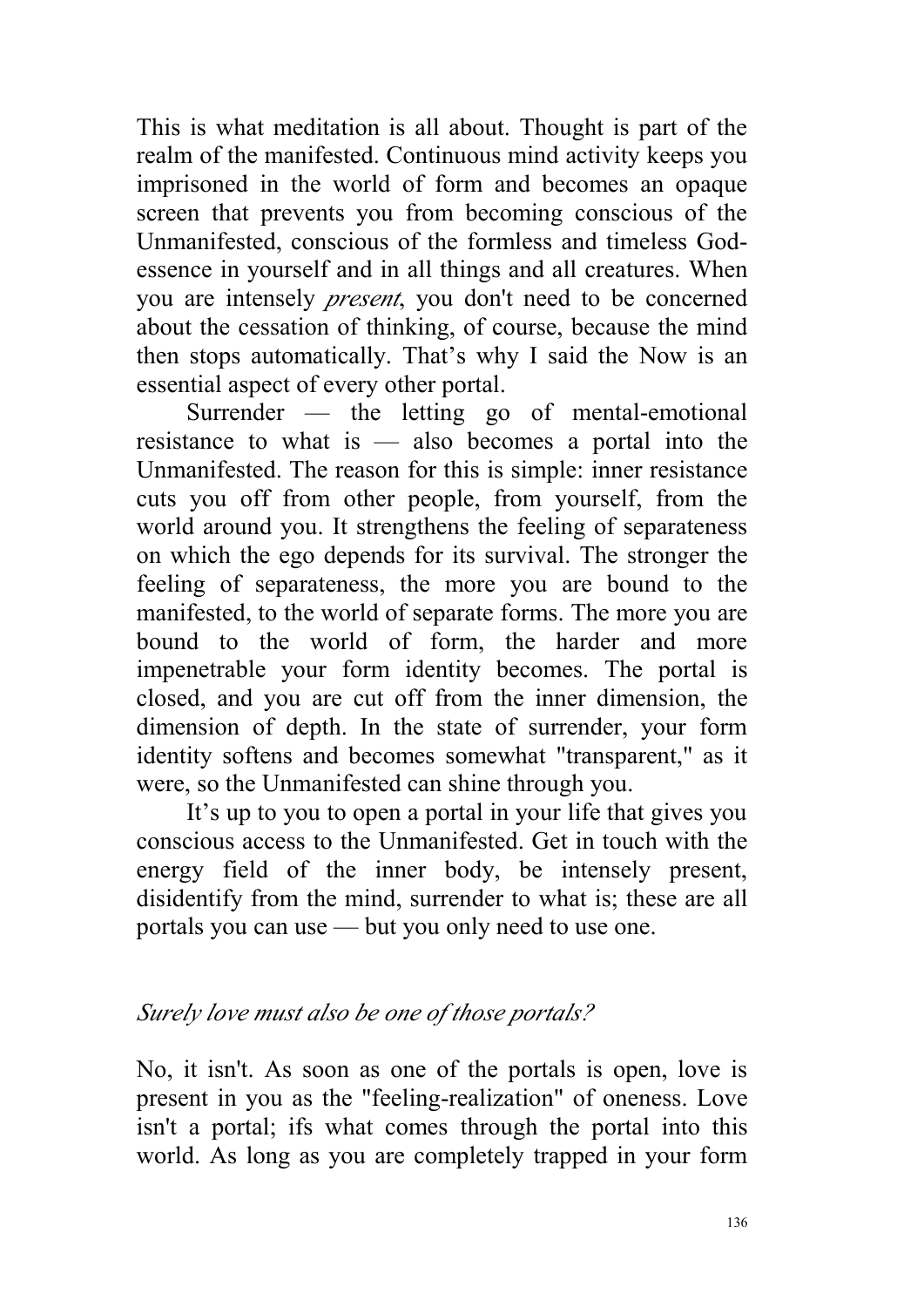This is what meditation is all about. Thought is part of the realm of the manifested. Continuous mind activity keeps you imprisoned in the world of form and becomes an opaque screen that prevents you from becoming conscious of the Unmanifested, conscious of the formless and timeless God-essence in yourself and in all things and all creatures. When you are intensely *present*, you don't need to be concerned about the cessation of thinking, of course, because the mind then stops automatically. That's why I said the Now is an essential aspect of every other portal.

Surrender — the letting go of mental-emotional resistance to what is — also becomes a portal into the Unmanifested. The reason for this is simple: inner resistance cuts you off from other people, from yourself, from the world around you. It strengthens the feeling of separateness on which the ego depends for its survival. The stronger the feeling of separateness, the more you are bound to the manifested, to the world of separate forms. The more you are bound to the world of form, the harder and more impenetrable your form identity becomes. The portal is closed, and you are cut off from the inner dimension, the dimension of depth. In the state of surrender, your form identity softens and becomes somewhat "transparent," as it were, so the Unmanifested can shine through you.

It's up to you to open a portal in your life that gives you conscious access to the Unmanifested. Get in touch with the energy field of the inner body, be intensely present, disidentify from the mind, surrender to what is; these are all portals you can use — but you only need to use one.

*Surely love must also be one of those portals?*

No, it isn't. As soon as one of the portals is open, love is present in you as the "feeling-realization" of oneness. Love isn't a portal; ifs what comes through the portal into this world. As long as you are completely trapped in your form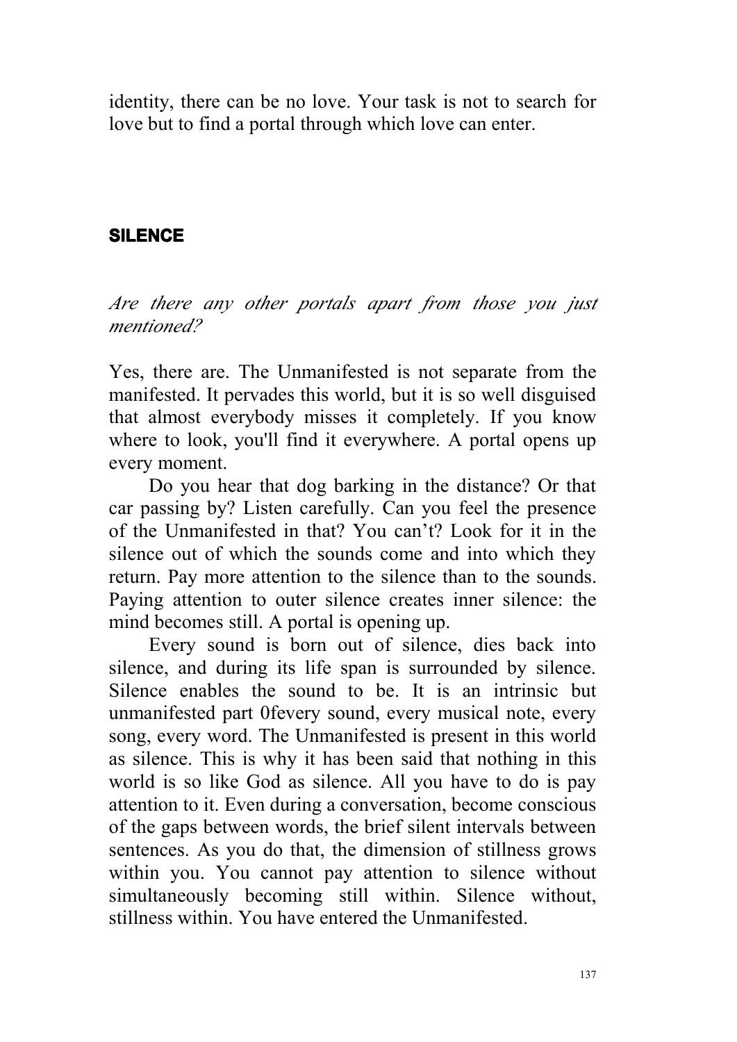identity, there can be no love. Your task is not to search for love but to find a portal through which love can enter.

## SILENCE

*Are there any other portals apart from those you just mentioned?*

Yes, there are. The Unmanifested is not separate from the manifested. It pervades this world, but it is so well disguised that almost everybody misses it completely. If you know where to look, you'll find it everywhere. A portal opens up every moment.

Do you hear that dog barking in the distance? Or that car passing by? Listen carefully. Can you feel the presence of the Unmanifested in that? You can't? Look for it in the silence out of which the sounds come and into which they return. Pay more attention to the silence than to the sounds. Paying attention to outer silence creates inner silence: the mind becomes still. A portal is opening up.

Every sound is born out of silence, dies back into silence, and during its life span is surrounded by silence. Silence enables the sound to be. It is an intrinsic but unmanifested part 0fevery sound, every musical note, every song, every word. The Unmanifested is present in this world as silence. This is why it has been said that nothing in this world is so like God as silence. All you have to do is pay attention to it. Even during a conversation, become conscious of the gaps between words, the brief silent intervals between sentences. As you do that, the dimension of stillness grows within you. You cannot pay attention to silence without simultaneously becoming still within. Silence without, stillness within. You have entered the Unmanifested.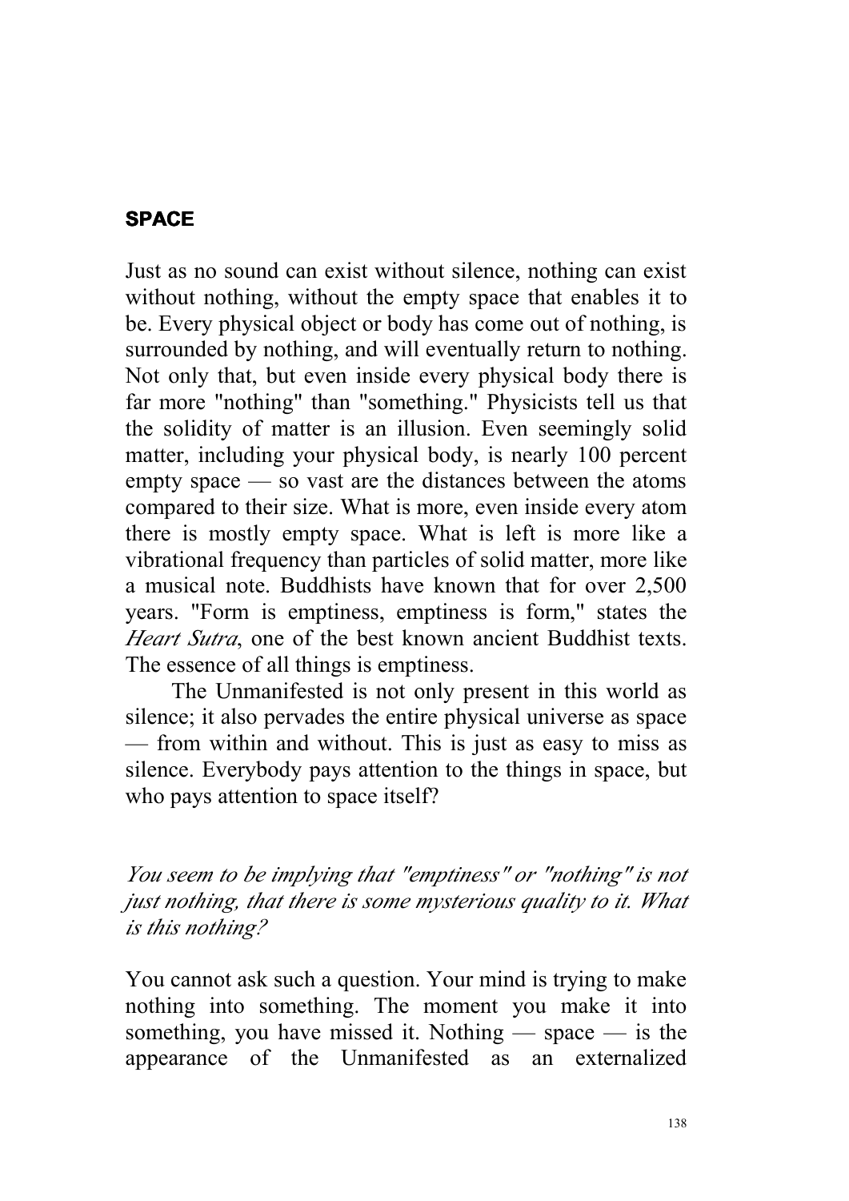## SPACE

Just as no sound can exist without silence, nothing can exist without nothing, without the empty space that enables it to be. Every physical object or body has come out of nothing, is surrounded by nothing, and will eventually return to nothing. Not only that, but even inside every physical body there is far more "nothing" than "something." Physicists tell us that the solidity of matter is an illusion. Even seemingly solid matter, including your physical body, is nearly 100 percent empty space — so vast are the distances between the atoms compared to their size. What is more, even inside every atom there is mostly empty space. What is left is more like a vibrational frequency than particles of solid matter, more like a musical note. Buddhists have known that for over 2,500 years. "Form is emptiness, emptiness is form," states the *Heart Sutra*, one of the best known ancient Buddhist texts. The essence of all things is emptiness.

The Unmanifested is not only present in this world as silence; it also pervades the entire physical universe as space — from within and without. This is just as easy to miss as silence. Everybody pays attention to the things in space, but who pays attention to space itself?

*You seem to be implying that "emptiness" or "nothing" is not just nothing, that there is some mysterious quality to it. What is this nothing?*

You cannot ask such a question. Your mind is trying to make nothing into something. The moment you make it into something, you have missed it. Nothing — space — is the appearance of the Unmanifested as an externalized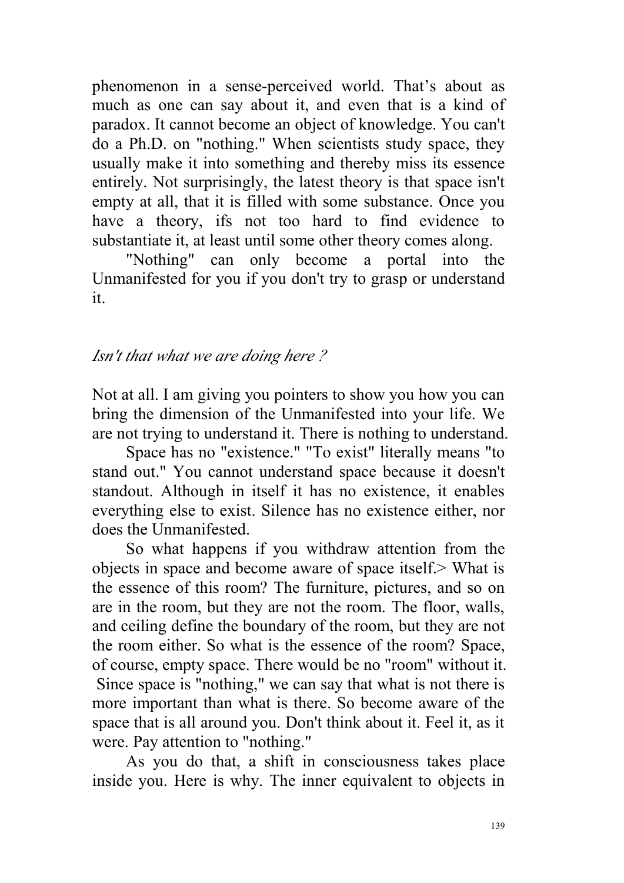phenomenon in a sense-perceived world. That's about as much as one can say about it, and even that is a kind of paradox. It cannot become an object of knowledge. You can't do a Ph.D. on "nothing." When scientists study space, they usually make it into something and thereby miss its essence entirely. Not surprisingly, the latest theory is that space isn't empty at all, that it is filled with some substance. Once you have a theory, ifs not too hard to find evidence to substantiate it, at least until some other theory comes along.

"Nothing" can only become a portal into the Unmanifested for you if you don't try to grasp or understand it.

*Isn't that what we are doing here ?*

Not at all. I am giving you pointers to show you how you can bring the dimension of the Unmanifested into your life. We are not trying to understand it. There is nothing to understand.

Space has no "existence." "To exist" literally means "to stand out." You cannot understand space because it doesn't standout. Although in itself it has no existence, it enables everything else to exist. Silence has no existence either, nor does the Unmanifested.

So what happens if you withdraw attention from the objects in space and become aware of space itself.> What is the essence of this room? The furniture, pictures, and so on are in the room, but they are not the room. The floor, walls, and ceiling define the boundary of the room, but they are not the room either. So what is the essence of the room? Space, of course, empty space. There would be no "room" without it. Since space is "nothing," we can say that what is not there is more important than what is there. So become aware of the space that is all around you. Don't think about it. Feel it, as it were. Pay attention to "nothing."

As you do that, a shift in consciousness takes place inside you. Here is why. The inner equivalent to objects in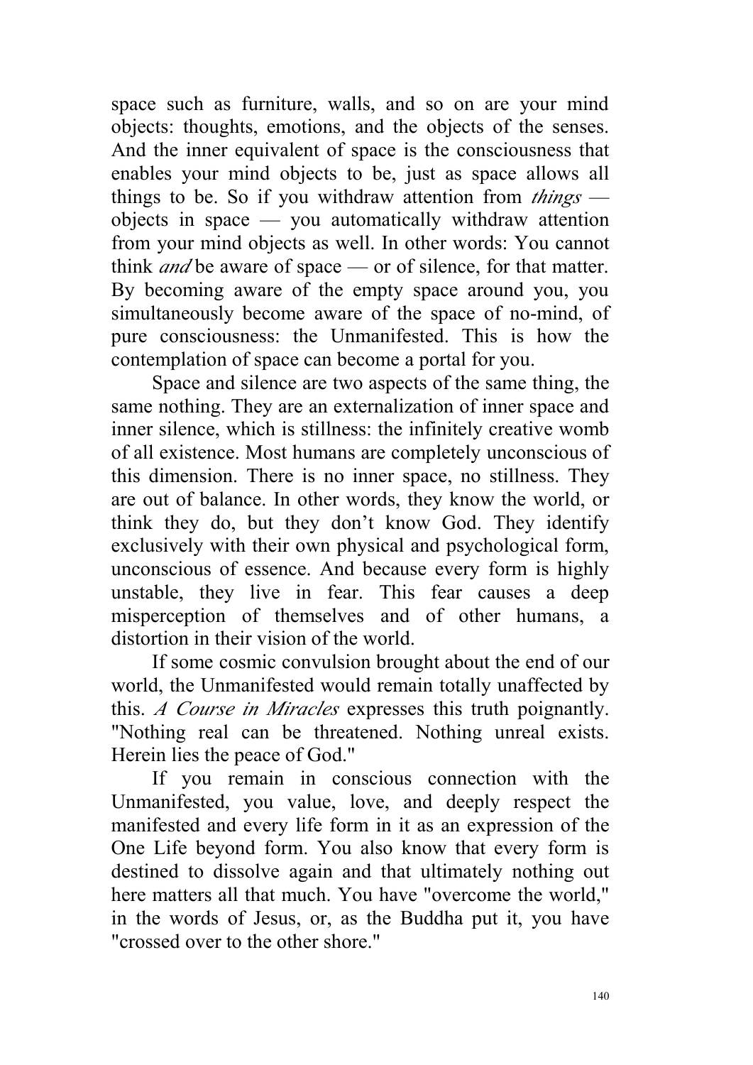space such as furniture, walls, and so on are your mind objects: thoughts, emotions, and the objects of the senses. And the inner equivalent of space is the consciousness that enables your mind objects to be, just as space allows all things to be. So if you withdraw attention from *things* — objects in space — you automatically withdraw attention from your mind objects as well. In other words: You cannot think *and* be aware of space — or of silence, for that matter. By becoming aware of the empty space around you, you simultaneously become aware of the space of no-mind, of pure consciousness: the Unmanifested. This is how the contemplation of space can become a portal for you.

Space and silence are two aspects of the same thing, the same nothing. They are an externalization of inner space and inner silence, which is stillness: the infinitely creative womb of all existence. Most humans are completely unconscious of this dimension. There is no inner space, no stillness. They are out of balance. In other words, they know the world, or think they do, but they don't know God. They identify exclusively with their own physical and psychological form, unconscious of essence. And because every form is highly unstable, they live in fear. This fear causes a deep misperception of themselves and of other humans, a distortion in their vision of the world.

If some cosmic convulsion brought about the end of our world, the Unmanifested would remain totally unaffected by this. *A Course in Miracles* expresses this truth poignantly. "Nothing real can be threatened. Nothing unreal exists. Herein lies the peace of God."

If you remain in conscious connection with the Unmanifested, you value, love, and deeply respect the manifested and every life form in it as an expression of the One Life beyond form. You also know that every form is destined to dissolve again and that ultimately nothing out here matters all that much. You have "overcome the world," in the words of Jesus, or, as the Buddha put it, you have "crossed over to the other shore."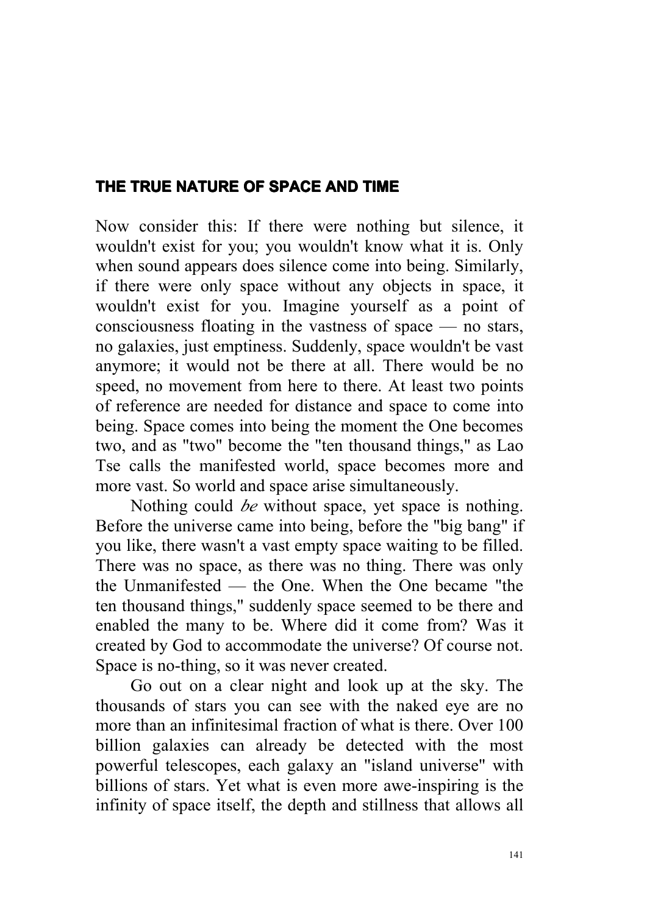## THE TRUE NATURE OF SPACE AND TIME

Now consider this: If there were nothing but silence, it wouldn't exist for you; you wouldn't know what it is. Only when sound appears does silence come into being. Similarly, if there were only space without any objects in space, it wouldn't exist for you. Imagine yourself as a point of consciousness floating in the vastness of space — no stars, no galaxies, just emptiness. Suddenly, space wouldn't be vast anymore; it would not be there at all. There would be no speed, no movement from here to there. At least two points of reference are needed for distance and space to come into being. Space comes into being the moment the One becomes two, and as "two" become the "ten thousand things," as Lao Tse calls the manifested world, space becomes more and more vast. So world and space arise simultaneously.

Nothing could *be* without space, yet space is nothing. Before the universe came into being, before the "big bang" if you like, there wasn't a vast empty space waiting to be filled. There was no space, as there was no thing. There was only the Unmanifested — the One. When the One became "the ten thousand things," suddenly space seemed to be there and enabled the many to be. Where did it come from? Was it created by God to accommodate the universe? Of course not. Space is no-thing, so it was never created.

Go out on a clear night and look up at the sky. The thousands of stars you can see with the naked eye are no more than an infinitesimal fraction of what is there. Over 100 billion galaxies can already be detected with the most powerful telescopes, each galaxy an "island universe" with billions of stars. Yet what is even more awe-inspiring is the infinity of space itself, the depth and stillness that allows all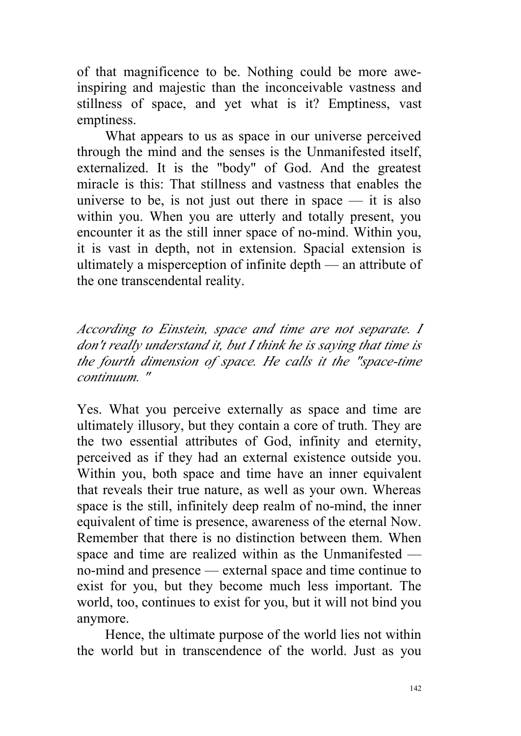of that magnificence to be. Nothing could be more awe-inspiring and majestic than the inconceivable vastness and stillness of space, and yet what is it? Emptiness, vast emptiness.

What appears to us as space in our universe perceived through the mind and the senses is the Unmanifested itself, externalized. It is the "body" of God. And the greatest miracle is this: That stillness and vastness that enables the universe to be, is not just out there in space — it is also within you. When you are utterly and totally present, you encounter it as the still inner space of no-mind. Within you, it is vast in depth, not in extension. Spacial extension is ultimately a misperception of infinite depth — an attribute of the one transcendental reality.

*According to Einstein, space and time are not separate. I don't really understand it, but I think he is saying that time is the fourth dimension of space. He calls it the "space-time continuum."*

Yes. What you perceive externally as space and time are ultimately illusory, but they contain a core of truth. They are the two essential attributes of God, infinity and eternity, perceived as if they had an external existence outside you. Within you, both space and time have an inner equivalent that reveals their true nature, as well as your own. Whereas space is the still, infinitely deep realm of no-mind, the inner equivalent of time is presence, awareness of the eternal Now. Remember that there is no distinction between them. When space and time are realized within as the Unmanifested — no-mind and presence — external space and time continue to exist for you, but they become much less important. The world, too, continues to exist for you, but it will not bind you anymore.

Hence, the ultimate purpose of the world lies not within the world but in transcendence of the world. Just as you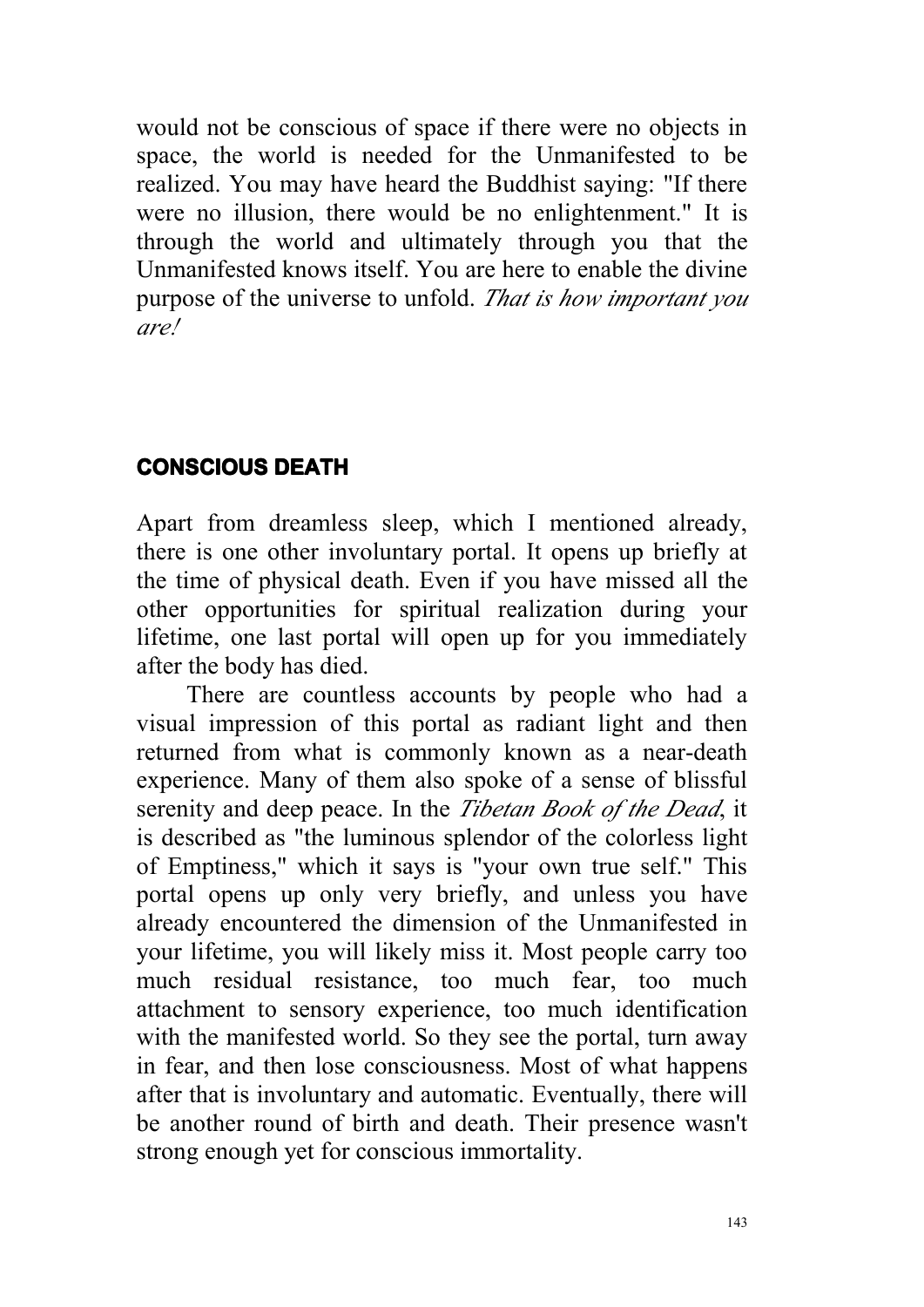would not be conscious of space if there were no objects in space, the world is needed for the Unmanifested to be realized. You may have heard the Buddhist saying: "If there were no illusion, there would be no enlightenment." It is through the world and ultimately through you that the Unmanifested knows itself. You are here to enable the divine purpose of the universe to unfold. *That is how important you are!*

## CONSCIOUS DEATH

Apart from dreamless sleep, which I mentioned already, there is one other involuntary portal. It opens up briefly at the time of physical death. Even if you have missed all the other opportunities for spiritual realization during your lifetime, one last portal will open up for you immediately after the body has died.

There are countless accounts by people who had a visual impression of this portal as radiant light and then returned from what is commonly known as a near-death experience. Many of them also spoke of a sense of blissful serenity and deep peace. In the *Tibetan Book of the Dead*, it is described as "the luminous splendor of the colorless light of Emptiness," which it says is "your own true self." This portal opens up only very briefly, and unless you have already encountered the dimension of the Unmanifested in your lifetime, you will likely miss it. Most people carry too much residual resistance, too much fear, too much attachment to sensory experience, too much identification with the manifested world. So they see the portal, turn away in fear, and then lose consciousness. Most of what happens after that is involuntary and automatic. Eventually, there will be another round of birth and death. Their presence wasn't strong enough yet for conscious immortality.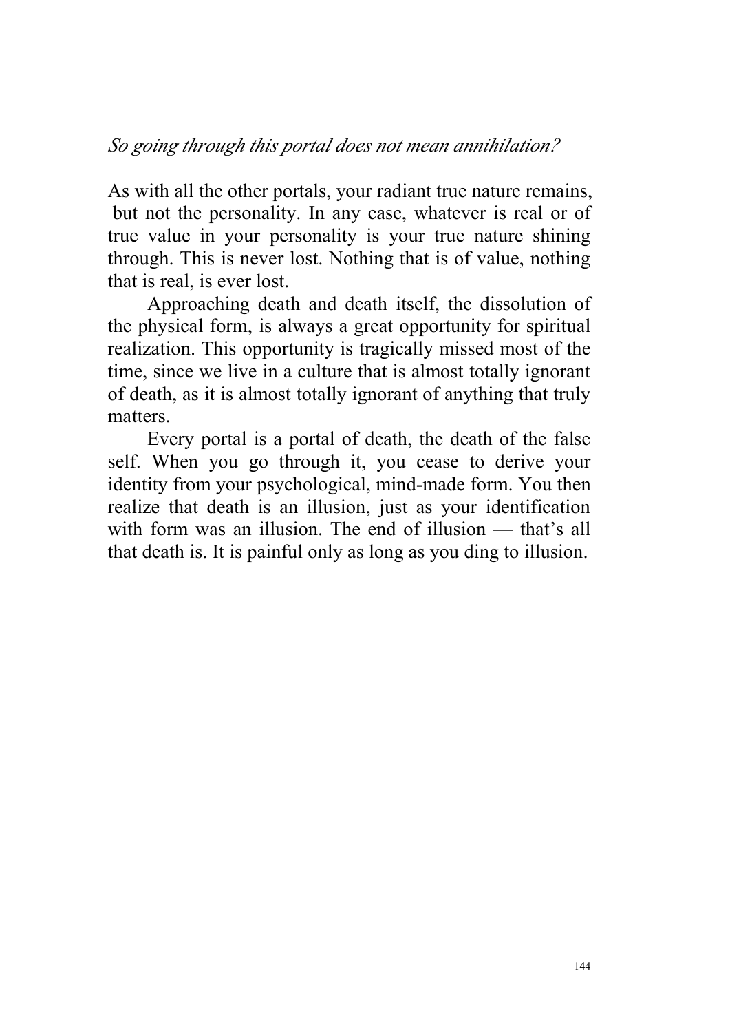*So going through this portal does not mean annihilation?*

As with all the other portals, your radiant true nature remains, but not the personality. In any case, whatever is real or of true value in your personality is your true nature shining through. This is never lost. Nothing that is of value, nothing that is real, is ever lost.

Approaching death and death itself, the dissolution of the physical form, is always a great opportunity for spiritual realization. This opportunity is tragically missed most of the time, since we live in a culture that is almost totally ignorant of death, as it is almost totally ignorant of anything that truly matters.

Every portal is a portal of death, the death of the false self. When you go through it, you cease to derive your identity from your psychological, mind-made form. You then realize that death is an illusion, just as your identification with form was an illusion. The end of illusion — that's all that death is. It is painful only as long as you ding to illusion.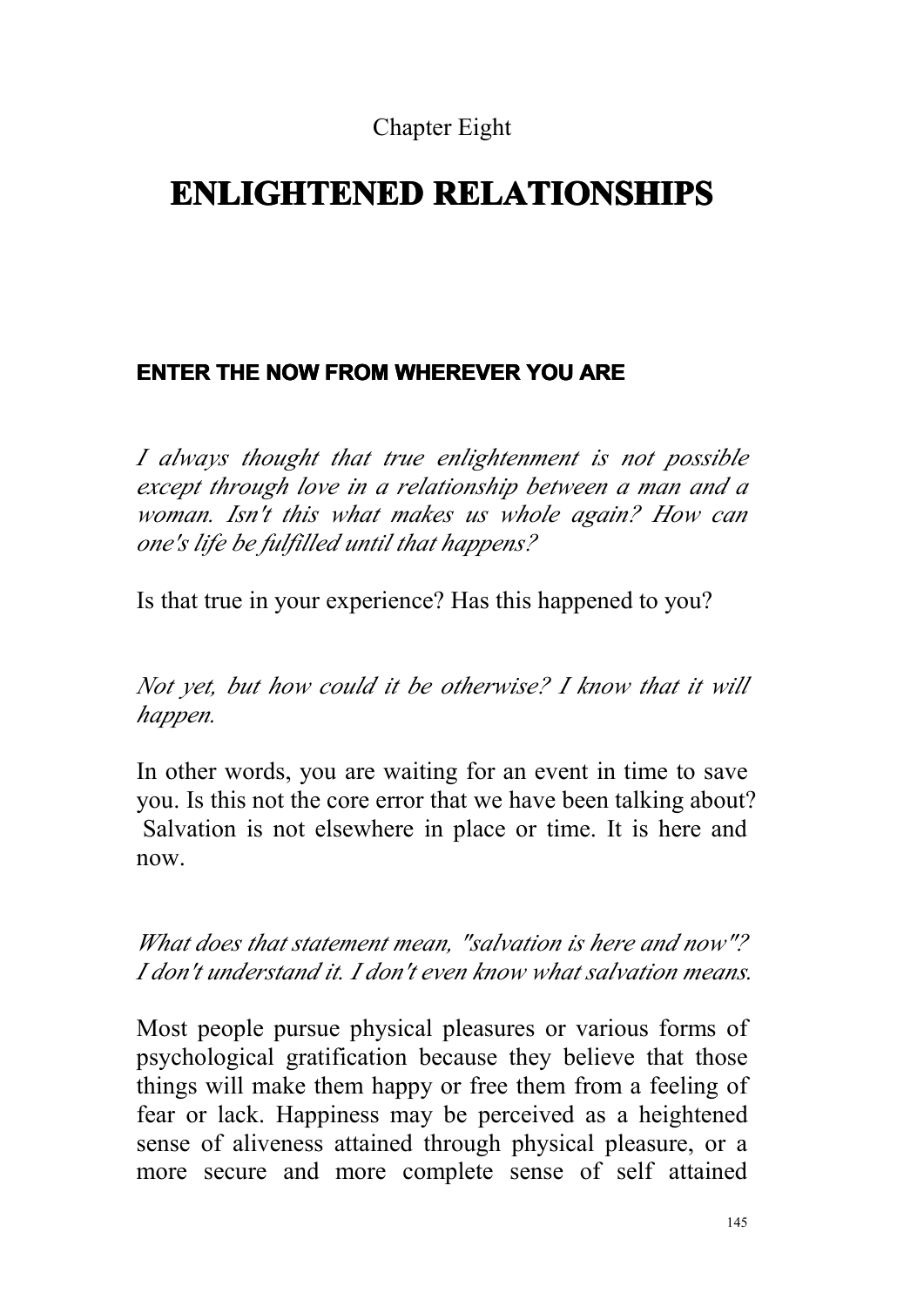Chapter Eight

# ENLIGHTENED RELATIONSHIPS

## ENTER THE NOW FROM WHEREVER YOU ARE

*I always thought that true enlightenment is not possible except through love in a relationship between a man and a woman. Isn't this what makes us whole again? How can one's life be fulfilled until that happens?*

Is that true in your experience? Has this happened to you?

*Not yet, but how could it be otherwise? I know that it will happen.*

In other words, you are waiting for an event in time to save you. Is this not the core error that we have been talking about? Salvation is not elsewhere in place or time. It is here and now.

*What does that statement mean, "salvation is here and now"? I don't understand it. I don't even know what salvation means.*

Most people pursue physical pleasures or various forms of psychological gratification because they believe that those things will make them happy or free them from a feeling of fear or lack. Happiness may be perceived as a heightened sense of aliveness attained through physical pleasure, or a more secure and more complete sense of self attained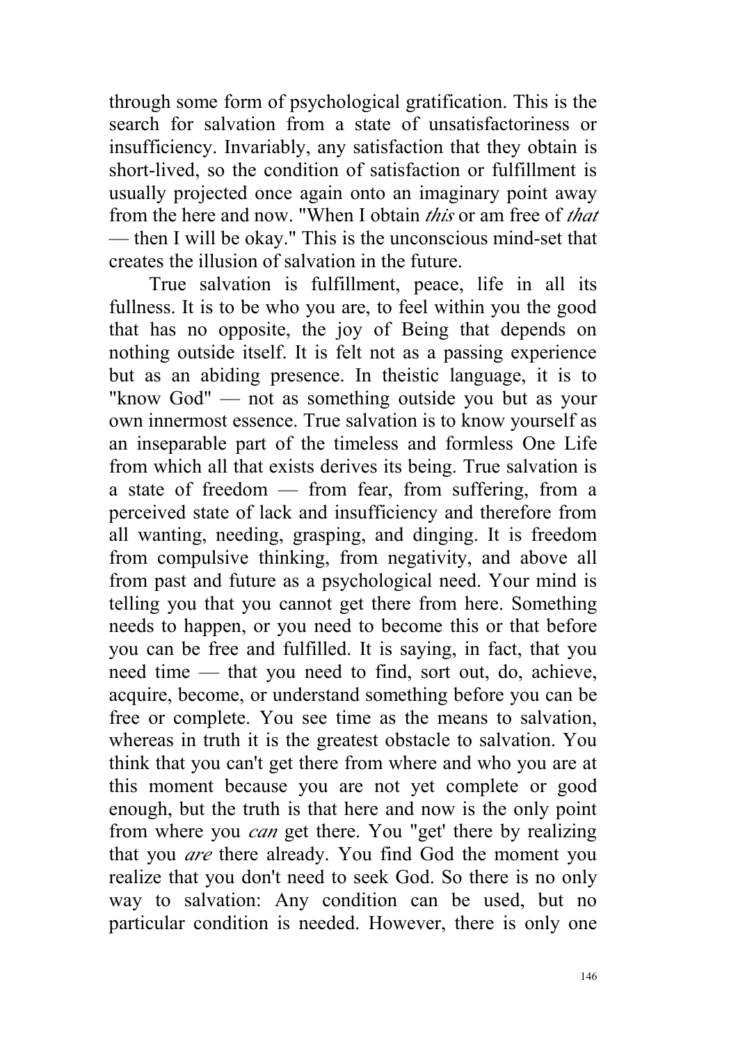through some form of psychological gratification. This is the search for salvation from a state of unsatisfactoriness or insufficiency. Invariably, any satisfaction that they obtain is short-lived, so the condition of satisfaction or fulfillment is usually projected once again onto an imaginary point away from the here and now. "When I obtain *this* or am free of *that* — then I will be okay." This is the unconscious mind-set that creates the illusion of salvation in the future.

True salvation is fulfillment, peace, life in all its fullness. It is to be who you are, to feel within you the good that has no opposite, the joy of Being that depends on nothing outside itself. It is felt not as a passing experience but as an abiding presence. In theistic language, it is to "know God" — not as something outside you but as your own innermost essence. True salvation is to know yourself as an inseparable part of the timeless and formless One Life from which all that exists derives its being. True salvation is a state of freedom — from fear, from suffering, from a perceived state of lack and insufficiency and therefore from all wanting, needing, grasping, and dinging. It is freedom from compulsive thinking, from negativity, and above all from past and future as a psychological need. Your mind is telling you that you cannot get there from here. Something needs to happen, or you need to become this or that before you can be free and fulfilled. It is saying, in fact, that you need time — that you need to find, sort out, do, achieve, acquire, become, or understand something before you can be free or complete. You see time as the means to salvation, whereas in truth it is the greatest obstacle to salvation. You think that you can't get there from where and who you are at this moment because you are not yet complete or good enough, but the truth is that here and now is the only point from where you *can* get there. You "get' there by realizing that you *are* there already. You find God the moment you realize that you don't need to seek God. So there is no only way to salvation: Any condition can be used, but no particular condition is needed. However, there is only one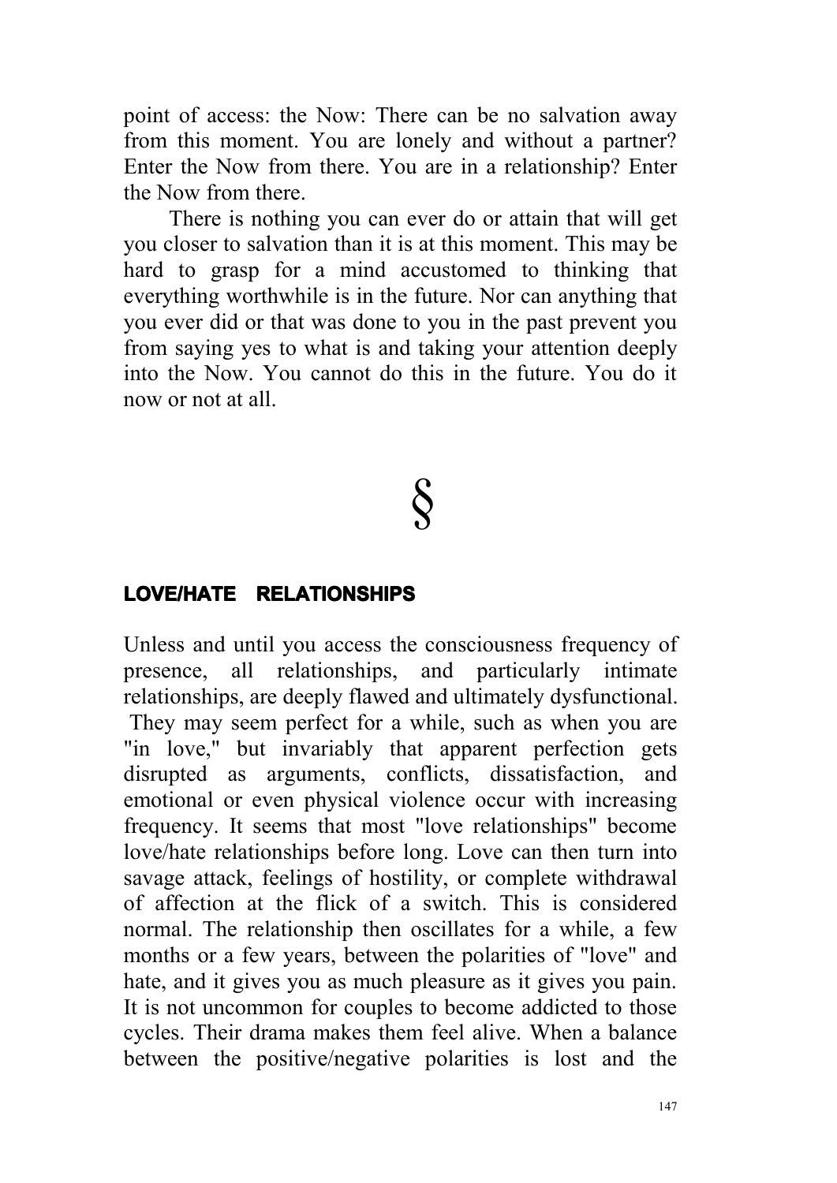point of access: the Now: There can be no salvation away from this moment. You are lonely and without a partner? Enter the Now from there. You are in a relationship? Enter the Now from there.

There is nothing you can ever do or attain that will get you closer to salvation than it is at this moment. This may be hard to grasp for a mind accustomed to thinking that everything worthwhile is in the future. Nor can anything that you ever did or that was done to you in the past prevent you from saying yes to what is and taking your attention deeply into the Now. You cannot do this in the future. You do it now or not at all.

§

## LOVE/HATE RELATIONSHIPS

Unless and until you access the consciousness frequency of presence, all relationships, and particularly intimate relationships, are deeply flawed and ultimately dysfunctional. They may seem perfect for a while, such as when you are "in love," but invariably that apparent perfection gets disrupted as arguments, conflicts, dissatisfaction, and emotional or even physical violence occur with increasing frequency. It seems that most "love relationships" become love/hate relationships before long. Love can then turn into savage attack, feelings of hostility, or complete withdrawal of affection at the flick of a switch. This is considered normal. The relationship then oscillates for a while, a few months or a few years, between the polarities of "love" and hate, and it gives you as much pleasure as it gives you pain. It is not uncommon for couples to become addicted to those cycles. Their drama makes them feel alive. When a balance between the positive/negative polarities is lost and the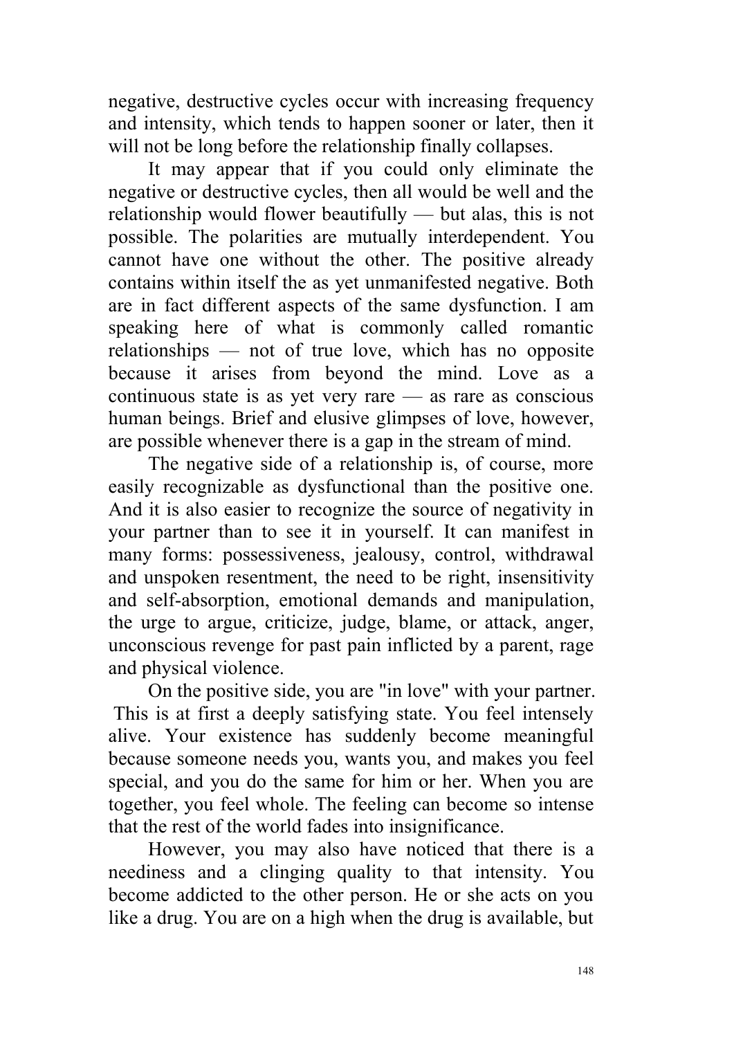negative, destructive cycles occur with increasing frequency and intensity, which tends to happen sooner or later, then it will not be long before the relationship finally collapses.

It may appear that if you could only eliminate the negative or destructive cycles, then all would be well and the relationship would flower beautifully — but alas, this is not possible. The polarities are mutually interdependent. You cannot have one without the other. The positive already contains within itself the as yet unmanifested negative. Both are in fact different aspects of the same dysfunction. I am speaking here of what is commonly called romantic relationships — not of true love, which has no opposite because it arises from beyond the mind. Love as a continuous state is as yet very rare — as rare as conscious human beings. Brief and elusive glimpses of love, however, are possible whenever there is a gap in the stream of mind.

The negative side of a relationship is, of course, more easily recognizable as dysfunctional than the positive one. And it is also easier to recognize the source of negativity in your partner than to see it in yourself. It can manifest in many forms: possessiveness, jealousy, control, withdrawal and unspoken resentment, the need to be right, insensitivity and self-absorption, emotional demands and manipulation, the urge to argue, criticize, judge, blame, or attack, anger, unconscious revenge for past pain inflicted by a parent, rage and physical violence.

On the positive side, you are "in love" with your partner. This is at first a deeply satisfying state. You feel intensely alive. Your existence has suddenly become meaningful because someone needs you, wants you, and makes you feel special, and you do the same for him or her. When you are together, you feel whole. The feeling can become so intense that the rest of the world fades into insignificance.

However, you may also have noticed that there is a neediness and a clinging quality to that intensity. You become addicted to the other person. He or she acts on you like a drug. You are on a high when the drug is available, but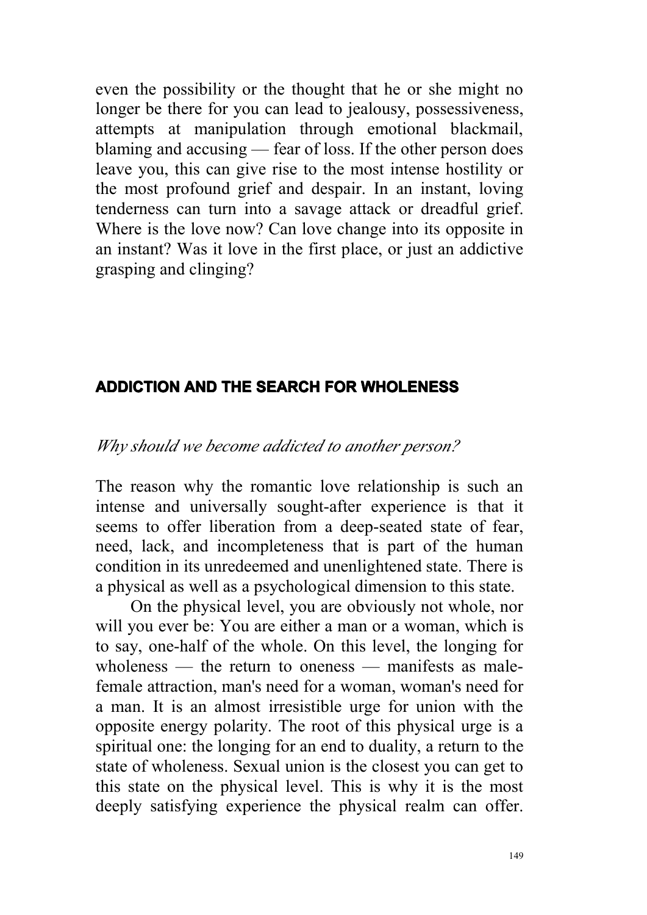even the possibility or the thought that he or she might no longer be there for you can lead to jealousy, possessiveness, attempts at manipulation through emotional blackmail, blaming and accusing — fear of loss. If the other person does leave you, this can give rise to the most intense hostility or the most profound grief and despair. In an instant, loving tenderness can turn into a savage attack or dreadful grief. Where is the love now? Can love change into its opposite in an instant? Was it love in the first place, or just an addictive grasping and clinging?

## ADDICTION AND THE SEARCH FOR WHOLENESS

*Why should we become addicted to another person?*

The reason why the romantic love relationship is such an intense and universally sought-after experience is that it seems to offer liberation from a deep-seated state of fear, need, lack, and incompleteness that is part of the human condition in its unredeemed and unenlightened state. There is a physical as well as a psychological dimension to this state.

On the physical level, you are obviously not whole, nor will you ever be: You are either a man or a woman, which is to say, one-half of the whole. On this level, the longing for wholeness — the return to oneness — manifests as male-female attraction, man's need for a woman, woman's need for a man. It is an almost irresistible urge for union with the opposite energy polarity. The root of this physical urge is a spiritual one: the longing for an end to duality, a return to the state of wholeness. Sexual union is the closest you can get to this state on the physical level. This is why it is the most deeply satisfying experience the physical realm can offer.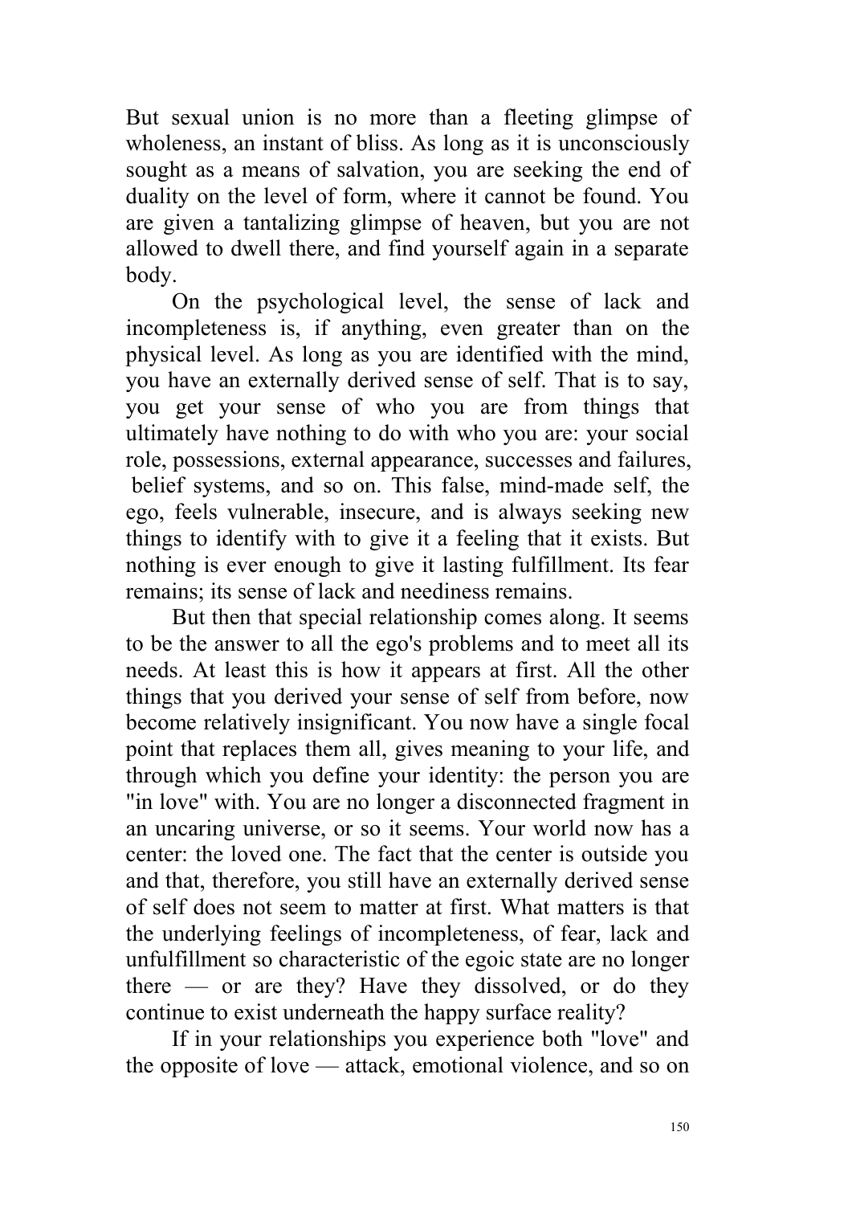But sexual union is no more than a fleeting glimpse of wholeness, an instant of bliss. As long as it is unconsciously sought as a means of salvation, you are seeking the end of duality on the level of form, where it cannot be found. You are given a tantalizing glimpse of heaven, but you are not allowed to dwell there, and find yourself again in a separate body.

On the psychological level, the sense of lack and incompleteness is, if anything, even greater than on the physical level. As long as you are identified with the mind, you have an externally derived sense of self. That is to say, you get your sense of who you are from things that ultimately have nothing to do with who you are: your social role, possessions, external appearance, successes and failures, belief systems, and so on. This false, mind-made self, the ego, feels vulnerable, insecure, and is always seeking new things to identify with to give it a feeling that it exists. But nothing is ever enough to give it lasting fulfillment. Its fear remains; its sense of lack and neediness remains.

But then that special relationship comes along. It seems to be the answer to all the ego's problems and to meet all its needs. At least this is how it appears at first. All the other things that you derived your sense of self from before, now become relatively insignificant. You now have a single focal point that replaces them all, gives meaning to your life, and through which you define your identity: the person you are "in love" with. You are no longer a disconnected fragment in an uncaring universe, or so it seems. Your world now has a center: the loved one. The fact that the center is outside you and that, therefore, you still have an externally derived sense of self does not seem to matter at first. What matters is that the underlying feelings of incompleteness, of fear, lack and unfulfillment so characteristic of the egoic state are no longer there — or are they? Have they dissolved, or do they continue to exist underneath the happy surface reality?

If in your relationships you experience both "love" and the opposite of love — attack, emotional violence, and so on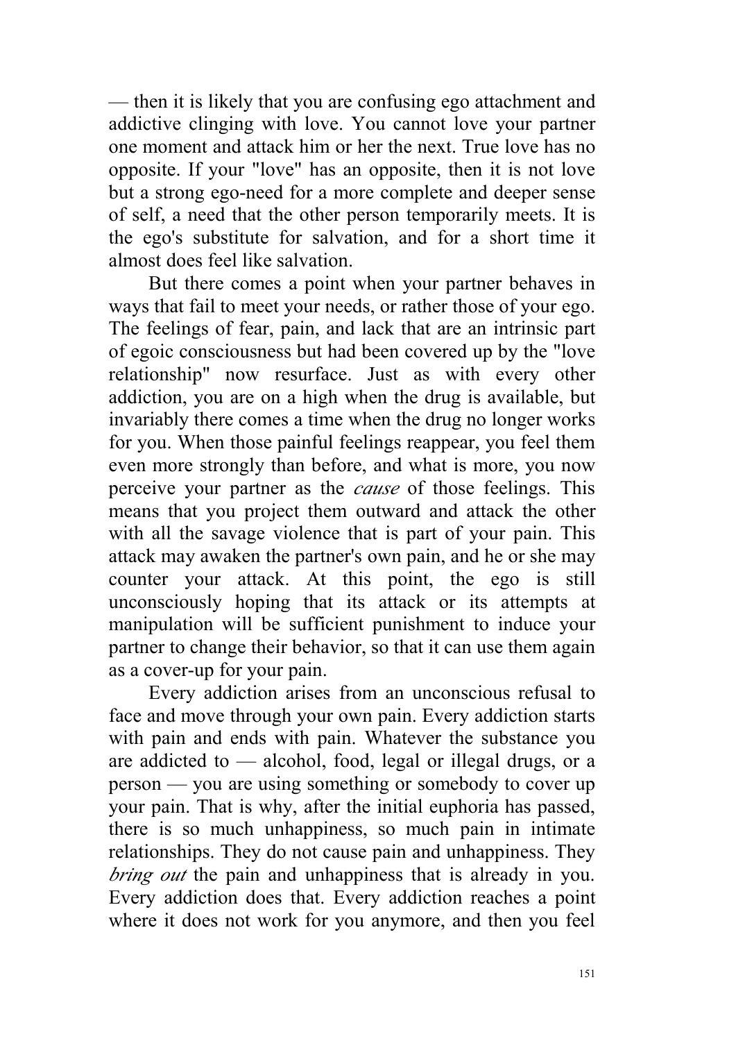— then it is likely that you are confusing ego attachment and addictive clinging with love. You cannot love your partner one moment and attack him or her the next. True love has no opposite. If your "love" has an opposite, then it is not love but a strong ego-need for a more complete and deeper sense of self, a need that the other person temporarily meets. It is the ego's substitute for salvation, and for a short time it almost does feel like salvation.

But there comes a point when your partner behaves in ways that fail to meet your needs, or rather those of your ego. The feelings of fear, pain, and lack that are an intrinsic part of egoic consciousness but had been covered up by the "love relationship" now resurface. Just as with every other addiction, you are on a high when the drug is available, but invariably there comes a time when the drug no longer works for you. When those painful feelings reappear, you feel them even more strongly than before, and what is more, you now perceive your partner as the *cause* of those feelings. This means that you project them outward and attack the other with all the savage violence that is part of your pain. This attack may awaken the partner's own pain, and he or she may counter your attack. At this point, the ego is still unconsciously hoping that its attack or its attempts at manipulation will be sufficient punishment to induce your partner to change their behavior, so that it can use them again as a cover-up for your pain.

Every addiction arises from an unconscious refusal to face and move through your own pain. Every addiction starts with pain and ends with pain. Whatever the substance you are addicted to — alcohol, food, legal or illegal drugs, or a person — you are using something or somebody to cover up your pain. That is why, after the initial euphoria has passed, there is so much unhappiness, so much pain in intimate relationships. They do not cause pain and unhappiness. They *bring out* the pain and unhappiness that is already in you. Every addiction does that. Every addiction reaches a point where it does not work for you anymore, and then you feel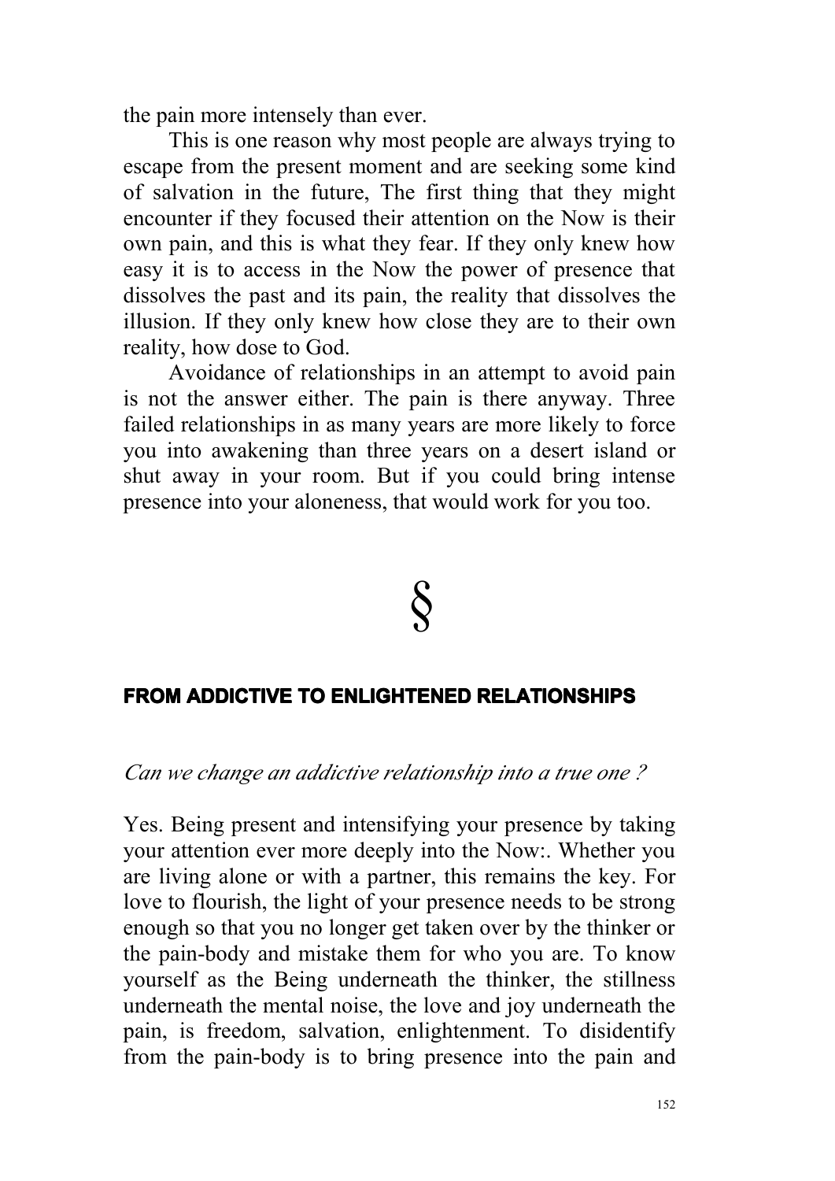the pain more intensely than ever.

This is one reason why most people are always trying to escape from the present moment and are seeking some kind of salvation in the future, The first thing that they might encounter if they focused their attention on the Now is their own pain, and this is what they fear. If they only knew how easy it is to access in the Now the power of presence that dissolves the past and its pain, the reality that dissolves the illusion. If they only knew how close they are to their own reality, how dose to God.

Avoidance of relationships in an attempt to avoid pain is not the answer either. The pain is there anyway. Three failed relationships in as many years are more likely to force you into awakening than three years on a desert island or shut away in your room. But if you could bring intense presence into your aloneness, that would work for you too.

§

## FROM ADDICTIVE TO ENLIGHTENED RELATIONSHIPS

*Can we change an addictive relationship into a true one ?*

Yes. Being present and intensifying your presence by taking your attention ever more deeply into the Now:. Whether you are living alone or with a partner, this remains the key. For love to flourish, the light of your presence needs to be strong enough so that you no longer get taken over by the thinker or the pain-body and mistake them for who you are. To know yourself as the Being underneath the thinker, the stillness underneath the mental noise, the love and joy underneath the pain, is freedom, salvation, enlightenment. To disidentify from the pain-body is to bring presence into the pain and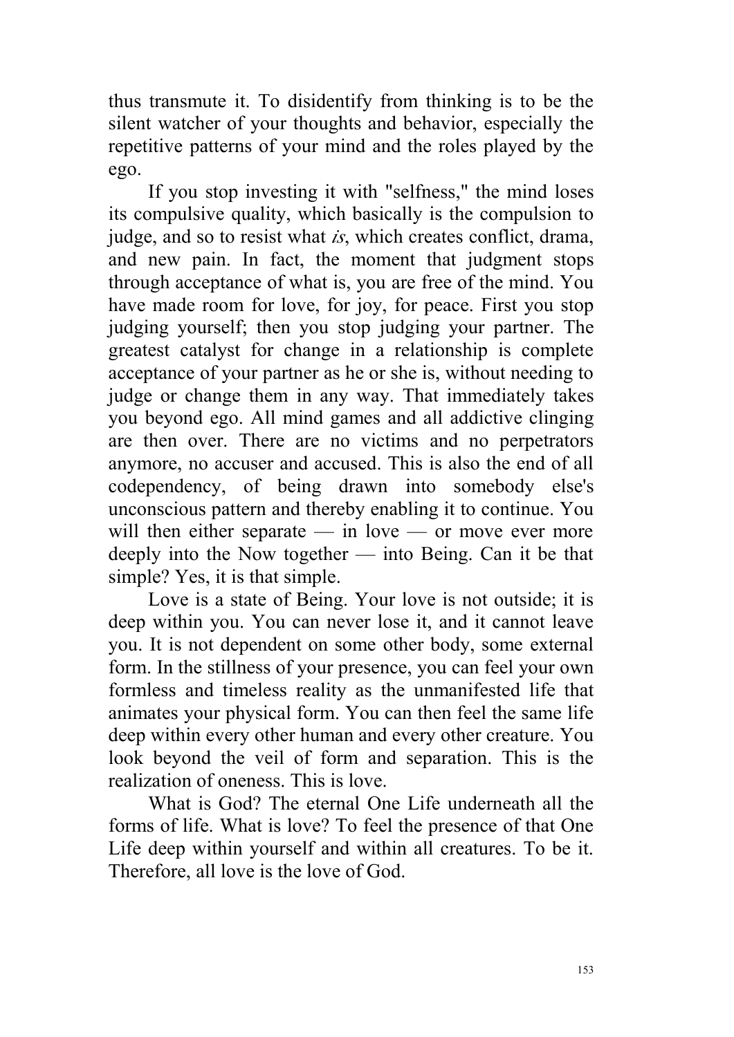thus transmute it. To disidentify from thinking is to be the silent watcher of your thoughts and behavior, especially the repetitive patterns of your mind and the roles played by the ego.

If you stop investing it with "selfness," the mind loses its compulsive quality, which basically is the compulsion to judge, and so to resist what *is*, which creates conflict, drama, and new pain. In fact, the moment that judgment stops through acceptance of what is, you are free of the mind. You have made room for love, for joy, for peace. First you stop judging yourself; then you stop judging your partner. The greatest catalyst for change in a relationship is complete acceptance of your partner as he or she is, without needing to judge or change them in any way. That immediately takes you beyond ego. All mind games and all addictive clinging are then over. There are no victims and no perpetrators anymore, no accuser and accused. This is also the end of all codependency, of being drawn into somebody else's unconscious pattern and thereby enabling it to continue. You will then either separate — in love — or move ever more deeply into the Now together — into Being. Can it be that simple? Yes, it is that simple.

Love is a state of Being. Your love is not outside; it is deep within you. You can never lose it, and it cannot leave you. It is not dependent on some other body, some external form. In the stillness of your presence, you can feel your own formless and timeless reality as the unmanifested life that animates your physical form. You can then feel the same life deep within every other human and every other creature. You look beyond the veil of form and separation. This is the realization of oneness. This is love.

What is God? The eternal One Life underneath all the forms of life. What is love? To feel the presence of that One Life deep within yourself and within all creatures. To be it. Therefore, all love is the love of God.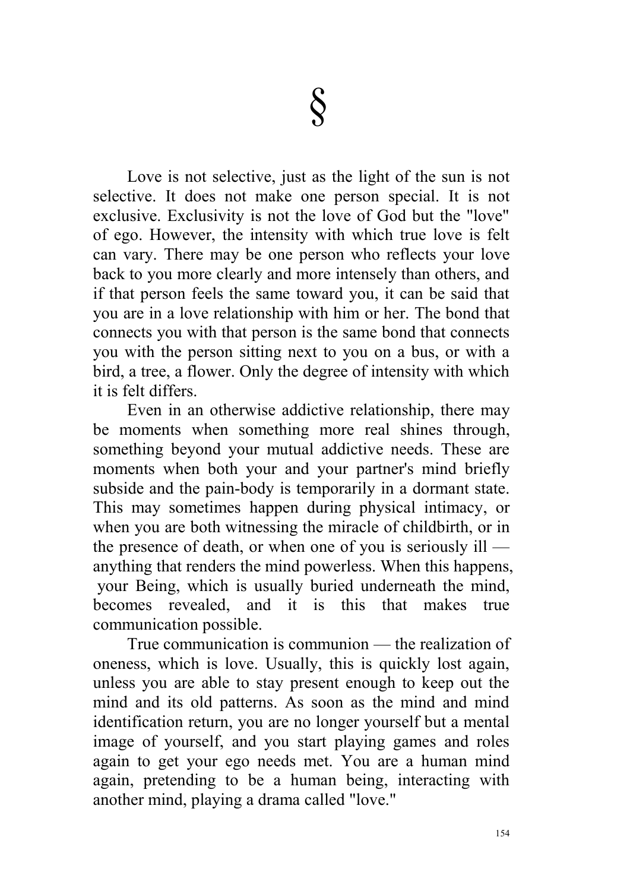§

Love is not selective, just as the light of the sun is not selective. It does not make one person special. It is not exclusive. Exclusivity is not the love of God but the "love" of ego. However, the intensity with which true love is felt can vary. There may be one person who reflects your love back to you more clearly and more intensely than others, and if that person feels the same toward you, it can be said that you are in a love relationship with him or her. The bond that connects you with that person is the same bond that connects you with the person sitting next to you on a bus, or with a bird, a tree, a flower. Only the degree of intensity with which it is felt differs.

Even in an otherwise addictive relationship, there may be moments when something more real shines through, something beyond your mutual addictive needs. These are moments when both your and your partner's mind briefly subside and the pain-body is temporarily in a dormant state. This may sometimes happen during physical intimacy, or when you are both witnessing the miracle of childbirth, or in the presence of death, or when one of you is seriously ill — anything that renders the mind powerless. When this happens, your Being, which is usually buried underneath the mind, becomes revealed, and it is this that makes true communication possible.

True communication is communion — the realization of oneness, which is love. Usually, this is quickly lost again, unless you are able to stay present enough to keep out the mind and its old patterns. As soon as the mind and mind identification return, you are no longer yourself but a mental image of yourself, and you start playing games and roles again to get your ego needs met. You are a human mind again, pretending to be a human being, interacting with another mind, playing a drama called "love."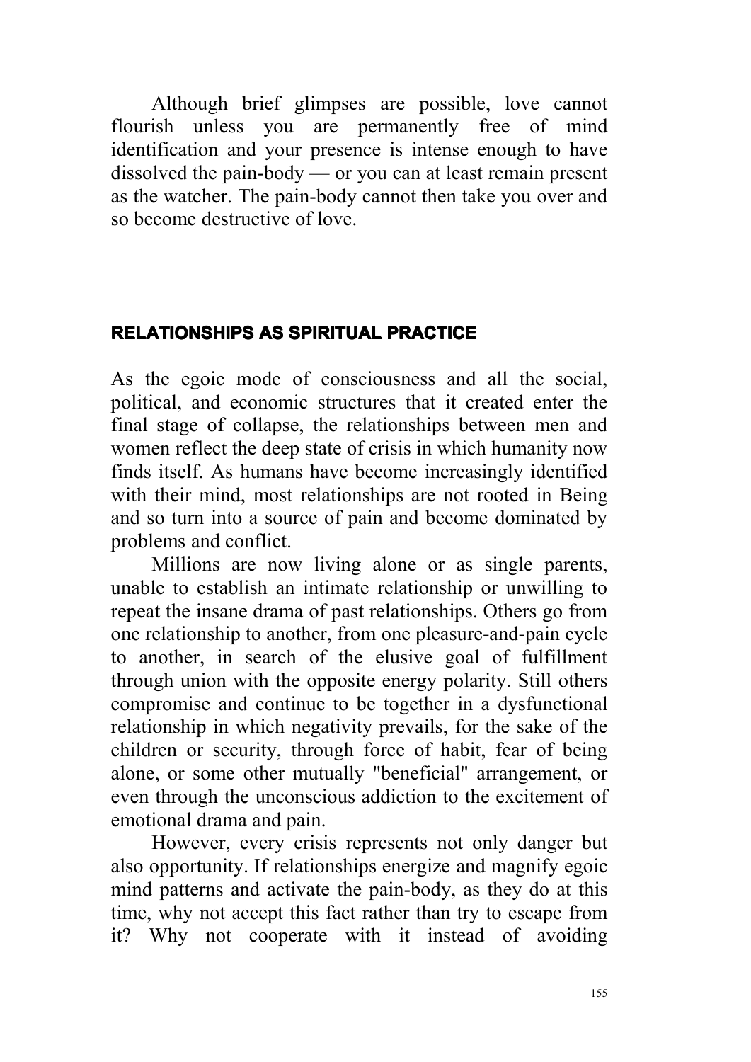Although brief glimpses are possible, love cannot flourish unless you are permanently free of mind identification and your presence is intense enough to have dissolved the pain-body — or you can at least remain present as the watcher. The pain-body cannot then take you over and so become destructive of love.

## RELATIONSHIPS AS SPIRITUAL PRACTICE

As the egoic mode of consciousness and all the social, political, and economic structures that it created enter the final stage of collapse, the relationships between men and women reflect the deep state of crisis in which humanity now finds itself. As humans have become increasingly identified with their mind, most relationships are not rooted in Being and so turn into a source of pain and become dominated by problems and conflict.

Millions are now living alone or as single parents, unable to establish an intimate relationship or unwilling to repeat the insane drama of past relationships. Others go from one relationship to another, from one pleasure-and-pain cycle to another, in search of the elusive goal of fulfillment through union with the opposite energy polarity. Still others compromise and continue to be together in a dysfunctional relationship in which negativity prevails, for the sake of the children or security, through force of habit, fear of being alone, or some other mutually "beneficial" arrangement, or even through the unconscious addiction to the excitement of emotional drama and pain.

However, every crisis represents not only danger but also opportunity. If relationships energize and magnify egoic mind patterns and activate the pain-body, as they do at this time, why not accept this fact rather than try to escape from it? Why not cooperate with it instead of avoiding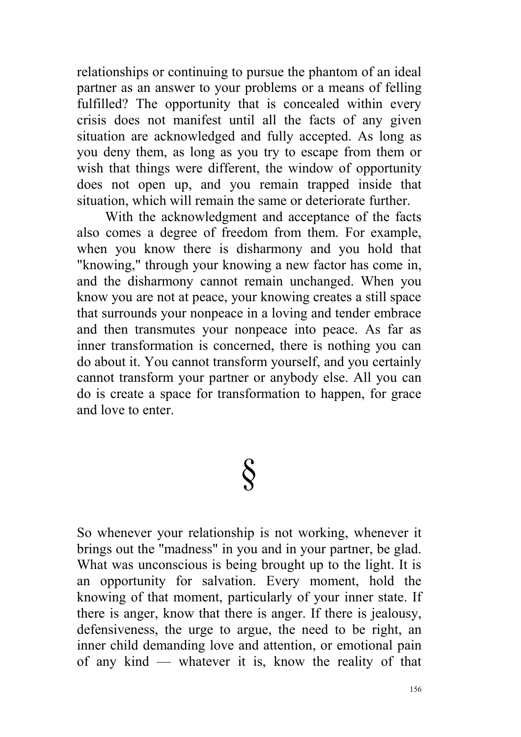relationships or continuing to pursue the phantom of an ideal partner as an answer to your problems or a means of felling fulfilled? The opportunity that is concealed within every crisis does not manifest until all the facts of any given situation are acknowledged and fully accepted. As long as you deny them, as long as you try to escape from them or wish that things were different, the window of opportunity does not open up, and you remain trapped inside that situation, which will remain the same or deteriorate further.

With the acknowledgment and acceptance of the facts also comes a degree of freedom from them. For example, when you know there is disharmony and you hold that "knowing," through your knowing a new factor has come in, and the disharmony cannot remain unchanged. When you know you are not at peace, your knowing creates a still space that surrounds your nonpeace in a loving and tender embrace and then transmutes your nonpeace into peace. As far as inner transformation is concerned, there is nothing you can do about it. You cannot transform yourself, and you certainly cannot transform your partner or anybody else. All you can do is create a space for transformation to happen, for grace and love to enter.

§

So whenever your relationship is not working, whenever it brings out the "madness" in you and in your partner, be glad. What was unconscious is being brought up to the light. It is an opportunity for salvation. Every moment, hold the knowing of that moment, particularly of your inner state. If there is anger, know that there is anger. If there is jealousy, defensiveness, the urge to argue, the need to be right, an inner child demanding love and attention, or emotional pain of any kind — whatever it is, know the reality of that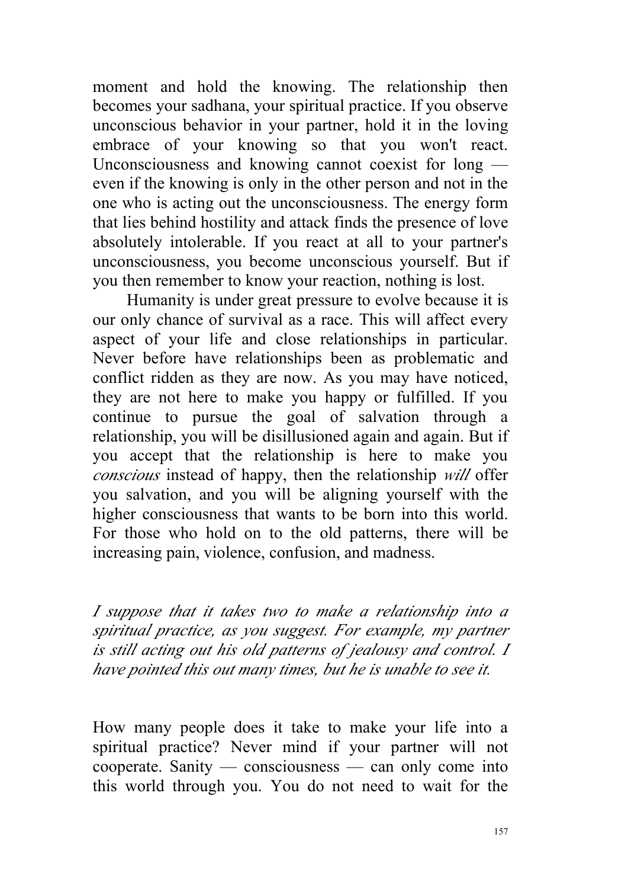moment and hold the knowing. The relationship then becomes your sadhana, your spiritual practice. If you observe unconscious behavior in your partner, hold it in the loving embrace of your knowing so that you won't react. Unconsciousness and knowing cannot coexist for long — even if the knowing is only in the other person and not in the one who is acting out the unconsciousness. The energy form that lies behind hostility and attack finds the presence of love absolutely intolerable. If you react at all to your partner's unconsciousness, you become unconscious yourself. But if you then remember to know your reaction, nothing is lost.

Humanity is under great pressure to evolve because it is our only chance of survival as a race. This will affect every aspect of your life and close relationships in particular. Never before have relationships been as problematic and conflict ridden as they are now. As you may have noticed, they are not here to make you happy or fulfilled. If you continue to pursue the goal of salvation through a relationship, you will be disillusioned again and again. But if you accept that the relationship is here to make you *conscious* instead of happy, then the relationship *will* offer you salvation, and you will be aligning yourself with the higher consciousness that wants to be born into this world. For those who hold on to the old patterns, there will be increasing pain, violence, confusion, and madness.

*I suppose that it takes two to make a relationship into a spiritual practice, as you suggest. For example, my partner is still acting out his old patterns of jealousy and control. I have pointed this out many times, but he is unable to see it.*

How many people does it take to make your life into a spiritual practice? Never mind if your partner will not cooperate. Sanity — consciousness — can only come into this world through you. You do not need to wait for the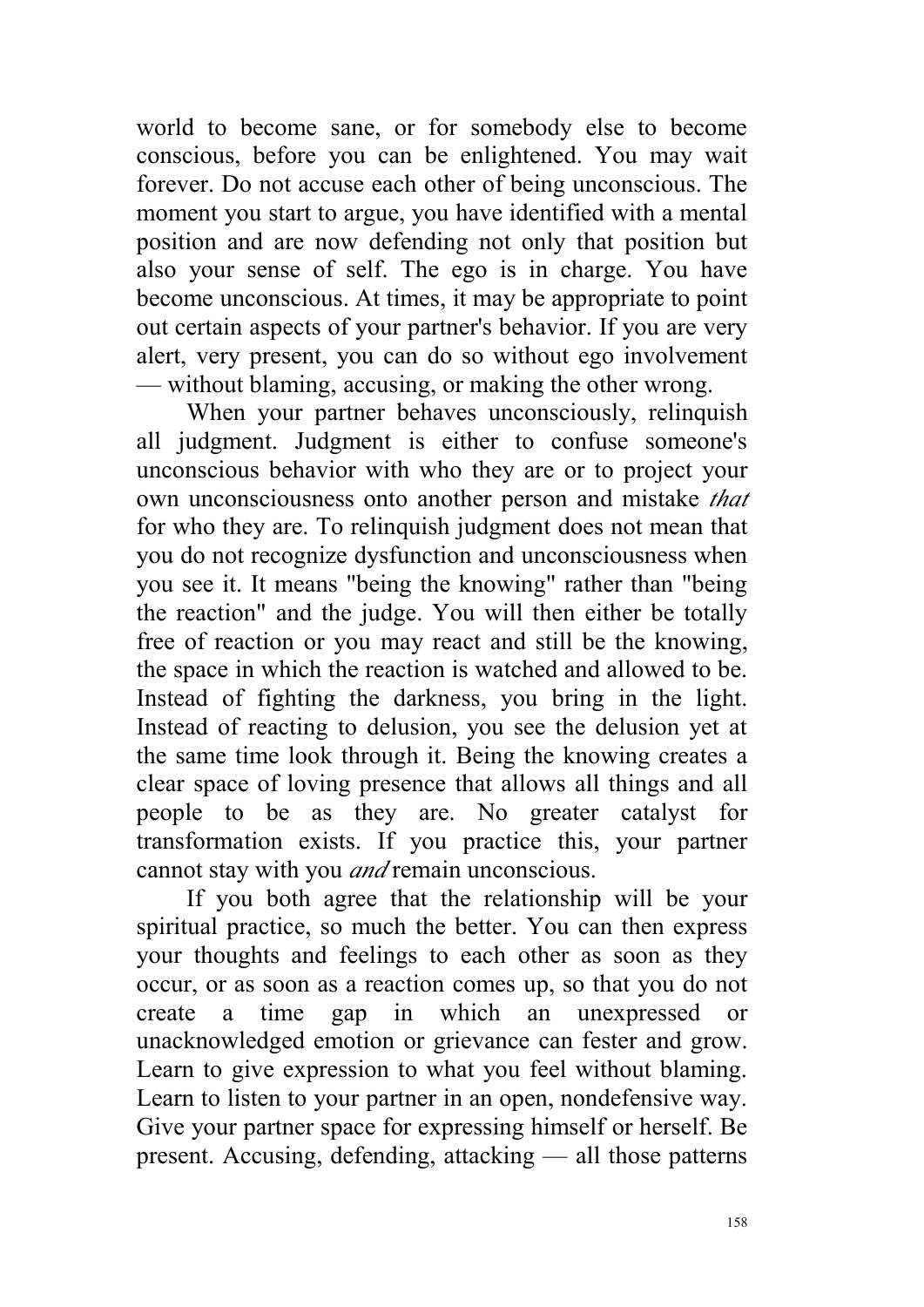world to become sane, or for somebody else to become conscious, before you can be enlightened. You may wait forever. Do not accuse each other of being unconscious. The moment you start to argue, you have identified with a mental position and are now defending not only that position but also your sense of self. The ego is in charge. You have become unconscious. At times, it may be appropriate to point out certain aspects of your partner's behavior. If you are very alert, very present, you can do so without ego involvement — without blaming, accusing, or making the other wrong.

When your partner behaves unconsciously, relinquish all judgment. Judgment is either to confuse someone's unconscious behavior with who they are or to project your own unconsciousness onto another person and mistake *that* for who they are. To relinquish judgment does not mean that you do not recognize dysfunction and unconsciousness when you see it. It means "being the knowing" rather than "being the reaction" and the judge. You will then either be totally free of reaction or you may react and still be the knowing, the space in which the reaction is watched and allowed to be. Instead of fighting the darkness, you bring in the light. Instead of reacting to delusion, you see the delusion yet at the same time look through it. Being the knowing creates a clear space of loving presence that allows all things and all people to be as they are. No greater catalyst for transformation exists. If you practice this, your partner cannot stay with you *and* remain unconscious.

If you both agree that the relationship will be your spiritual practice, so much the better. You can then express your thoughts and feelings to each other as soon as they occur, or as soon as a reaction comes up, so that you do not create a time gap in which an unexpressed or unacknowledged emotion or grievance can fester and grow. Learn to give expression to what you feel without blaming. Learn to listen to your partner in an open, nondefensive way. Give your partner space for expressing himself or herself. Be present. Accusing, defending, attacking — all those patterns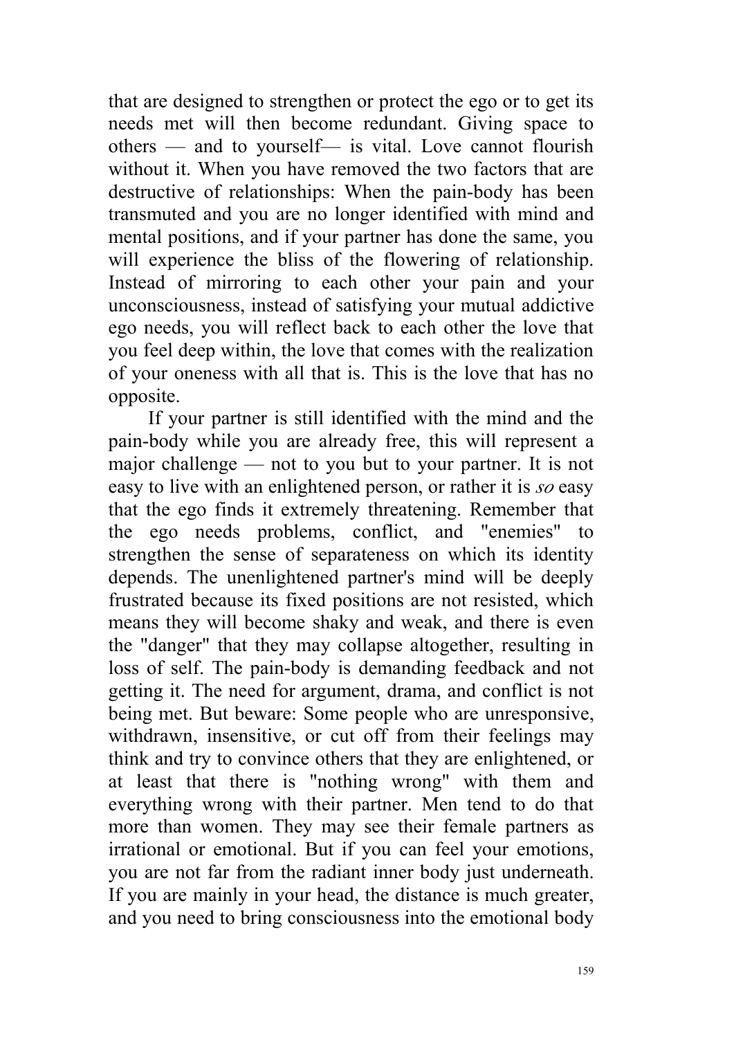that are designed to strengthen or protect the ego or to get its needs met will then become redundant. Giving space to others — and to yourself— is vital. Love cannot flourish without it. When you have removed the two factors that are destructive of relationships: When the pain-body has been transmuted and you are no longer identified with mind and mental positions, and if your partner has done the same, you will experience the bliss of the flowering of relationship. Instead of mirroring to each other your pain and your unconsciousness, instead of satisfying your mutual addictive ego needs, you will reflect back to each other the love that you feel deep within, the love that comes with the realization of your oneness with all that is. This is the love that has no opposite.

If your partner is still identified with the mind and the pain-body while you are already free, this will represent a major challenge — not to you but to your partner. It is not easy to live with an enlightened person, or rather it is *so* easy that the ego finds it extremely threatening. Remember that the ego needs problems, conflict, and "enemies" to strengthen the sense of separateness on which its identity depends. The unenlightened partner's mind will be deeply frustrated because its fixed positions are not resisted, which means they will become shaky and weak, and there is even the "danger" that they may collapse altogether, resulting in loss of self. The pain-body is demanding feedback and not getting it. The need for argument, drama, and conflict is not being met. But beware: Some people who are unresponsive, withdrawn, insensitive, or cut off from their feelings may think and try to convince others that they are enlightened, or at least that there is "nothing wrong" with them and everything wrong with their partner. Men tend to do that more than women. They may see their female partners as irrational or emotional. But if you can feel your emotions, you are not far from the radiant inner body just underneath. If you are mainly in your head, the distance is much greater, and you need to bring consciousness into the emotional body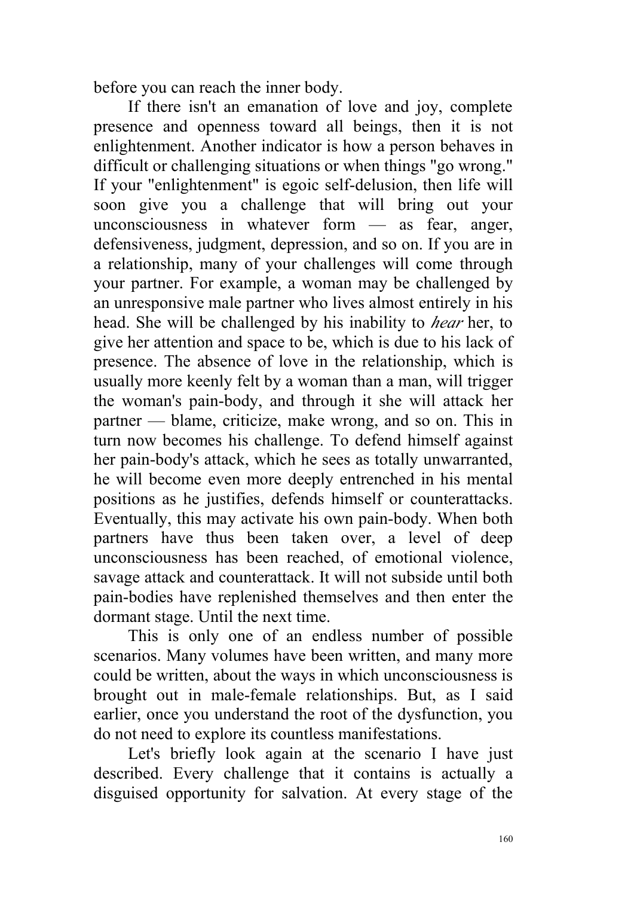before you can reach the inner body.

If there isn't an emanation of love and joy, complete presence and openness toward all beings, then it is not enlightenment. Another indicator is how a person behaves in difficult or challenging situations or when things "go wrong." If your "enlightenment" is egoic self-delusion, then life will soon give you a challenge that will bring out your unconsciousness in whatever form — as fear, anger, defensiveness, judgment, depression, and so on. If you are in a relationship, many of your challenges will come through your partner. For example, a woman may be challenged by an unresponsive male partner who lives almost entirely in his head. She will be challenged by his inability to *hear* her, to give her attention and space to be, which is due to his lack of presence. The absence of love in the relationship, which is usually more keenly felt by a woman than a man, will trigger the woman's pain-body, and through it she will attack her partner — blame, criticize, make wrong, and so on. This in turn now becomes his challenge. To defend himself against her pain-body's attack, which he sees as totally unwarranted, he will become even more deeply entrenched in his mental positions as he justifies, defends himself or counterattacks. Eventually, this may activate his own pain-body. When both partners have thus been taken over, a level of deep unconsciousness has been reached, of emotional violence, savage attack and counterattack. It will not subside until both pain-bodies have replenished themselves and then enter the dormant stage. Until the next time.

This is only one of an endless number of possible scenarios. Many volumes have been written, and many more could be written, about the ways in which unconsciousness is brought out in male-female relationships. But, as I said earlier, once you understand the root of the dysfunction, you do not need to explore its countless manifestations.

Let's briefly look again at the scenario I have just described. Every challenge that it contains is actually a disguised opportunity for salvation. At every stage of the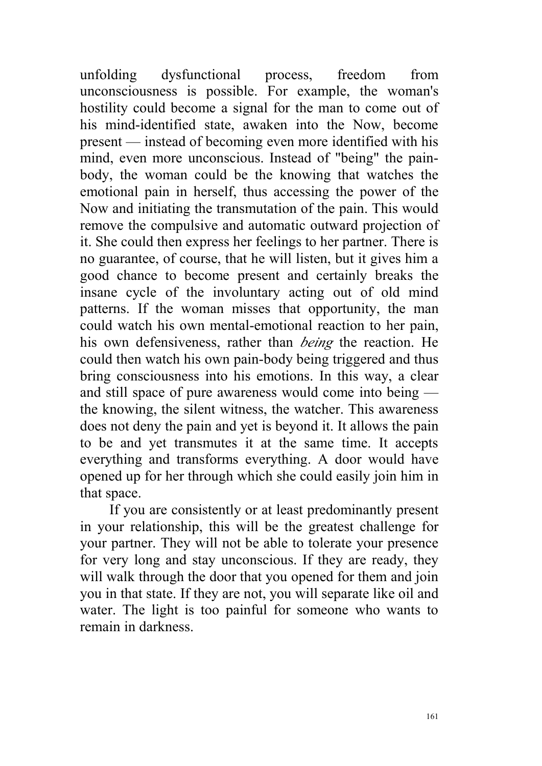unfolding dysfunctional process, freedom from unconsciousness is possible. For example, the woman's hostility could become a signal for the man to come out of his mind-identified state, awaken into the Now, become present — instead of becoming even more identified with his mind, even more unconscious. Instead of "being" the pain-body, the woman could be the knowing that watches the emotional pain in herself, thus accessing the power of the Now and initiating the transmutation of the pain. This would remove the compulsive and automatic outward projection of it. She could then express her feelings to her partner. There is no guarantee, of course, that he will listen, but it gives him a good chance to become present and certainly breaks the insane cycle of the involuntary acting out of old mind patterns. If the woman misses that opportunity, the man could watch his own mental-emotional reaction to her pain, his own defensiveness, rather than *being* the reaction. He could then watch his own pain-body being triggered and thus bring consciousness into his emotions. In this way, a clear and still space of pure awareness would come into being — the knowing, the silent witness, the watcher. This awareness does not deny the pain and yet is beyond it. It allows the pain to be and yet transmutes it at the same time. It accepts everything and transforms everything. A door would have opened up for her through which she could easily join him in that space.

If you are consistently or at least predominantly present in your relationship, this will be the greatest challenge for your partner. They will not be able to tolerate your presence for very long and stay unconscious. If they are ready, they will walk through the door that you opened for them and join you in that state. If they are not, you will separate like oil and water. The light is too painful for someone who wants to remain in darkness.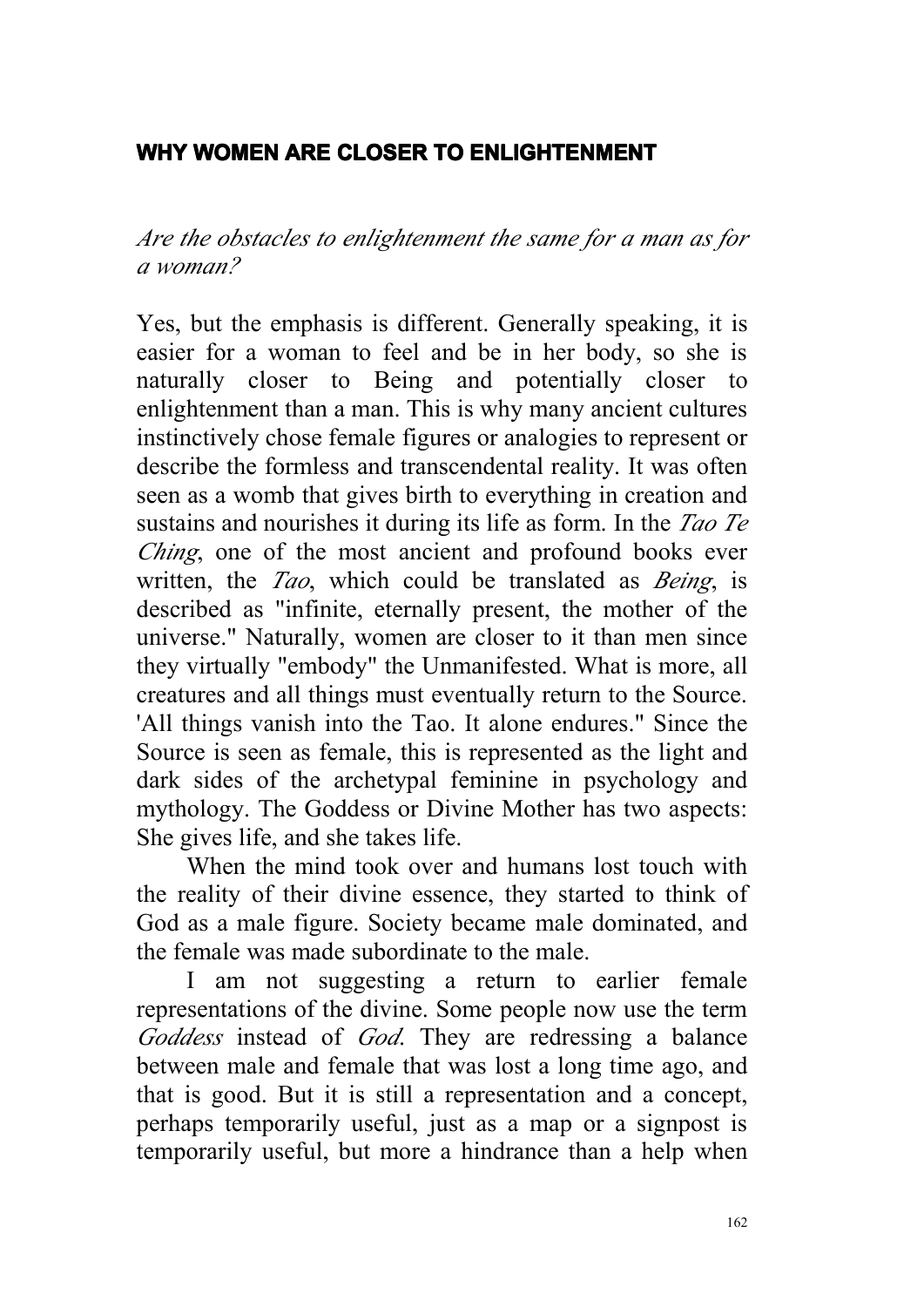## WHY WOMEN ARE CLOSER TO ENLIGHTENMENT

*Are the obstacles to enlightenment the same for a man as for a woman?*

Yes, but the emphasis is different. Generally speaking, it is easier for a woman to feel and be in her body, so she is naturally closer to Being and potentially closer to enlightenment than a man. This is why many ancient cultures instinctively chose female figures or analogies to represent or describe the formless and transcendental reality. It was often seen as a womb that gives birth to everything in creation and sustains and nourishes it during its life as form. In the *Tao Te Ching*, one of the most ancient and profound books ever written, the *Tao*, which could be translated as *Being*, is described as "infinite, eternally present, the mother of the universe." Naturally, women are closer to it than men since they virtually "embody" the Unmanifested. What is more, all creatures and all things must eventually return to the Source. 'All things vanish into the Tao. It alone endures." Since the Source is seen as female, this is represented as the light and dark sides of the archetypal feminine in psychology and mythology. The Goddess or Divine Mother has two aspects: She gives life, and she takes life.

When the mind took over and humans lost touch with the reality of their divine essence, they started to think of God as a male figure. Society became male dominated, and the female was made subordinate to the male.

I am not suggesting a return to earlier female representations of the divine. Some people now use the term *Goddess* instead of *God*. They are redressing a balance between male and female that was lost a long time ago, and that is good. But it is still a representation and a concept, perhaps temporarily useful, just as a map or a signpost is temporarily useful, but more a hindrance than a help when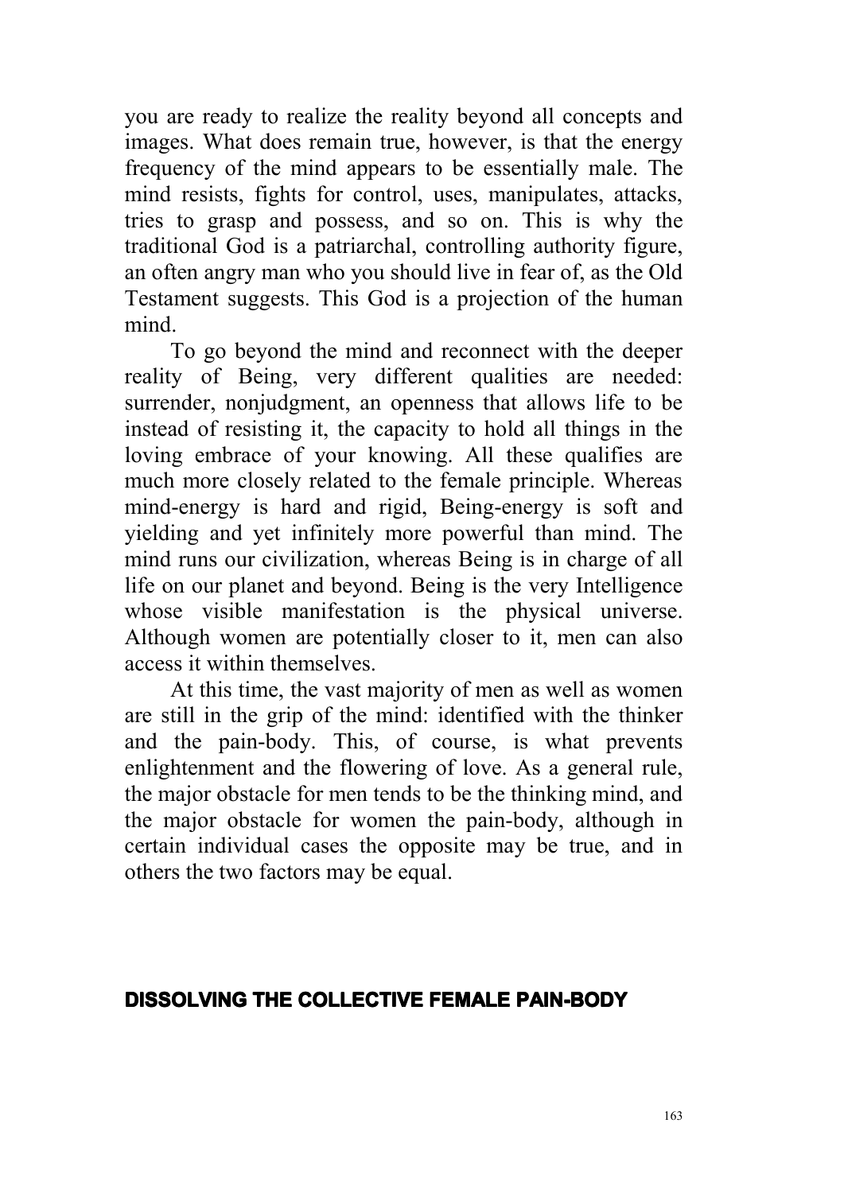you are ready to realize the reality beyond all concepts and images. What does remain true, however, is that the energy frequency of the mind appears to be essentially male. The mind resists, fights for control, uses, manipulates, attacks, tries to grasp and possess, and so on. This is why the traditional God is a patriarchal, controlling authority figure, an often angry man who you should live in fear of, as the Old Testament suggests. This God is a projection of the human mind.

To go beyond the mind and reconnect with the deeper reality of Being, very different qualities are needed: surrender, nonjudgment, an openness that allows life to be instead of resisting it, the capacity to hold all things in the loving embrace of your knowing. All these qualifies are much more closely related to the female principle. Whereas mind-energy is hard and rigid, Being-energy is soft and yielding and yet infinitely more powerful than mind. The mind runs our civilization, whereas Being is in charge of all life on our planet and beyond. Being is the very Intelligence whose visible manifestation is the physical universe. Although women are potentially closer to it, men can also access it within themselves.

At this time, the vast majority of men as well as women are still in the grip of the mind: identified with the thinker and the pain-body. This, of course, is what prevents enlightenment and the flowering of love. As a general rule, the major obstacle for men tends to be the thinking mind, and the major obstacle for women the pain-body, although in certain individual cases the opposite may be true, and in others the two factors may be equal.

## DISSOLVING THE COLLECTIVE FEMALE PAIN-BODY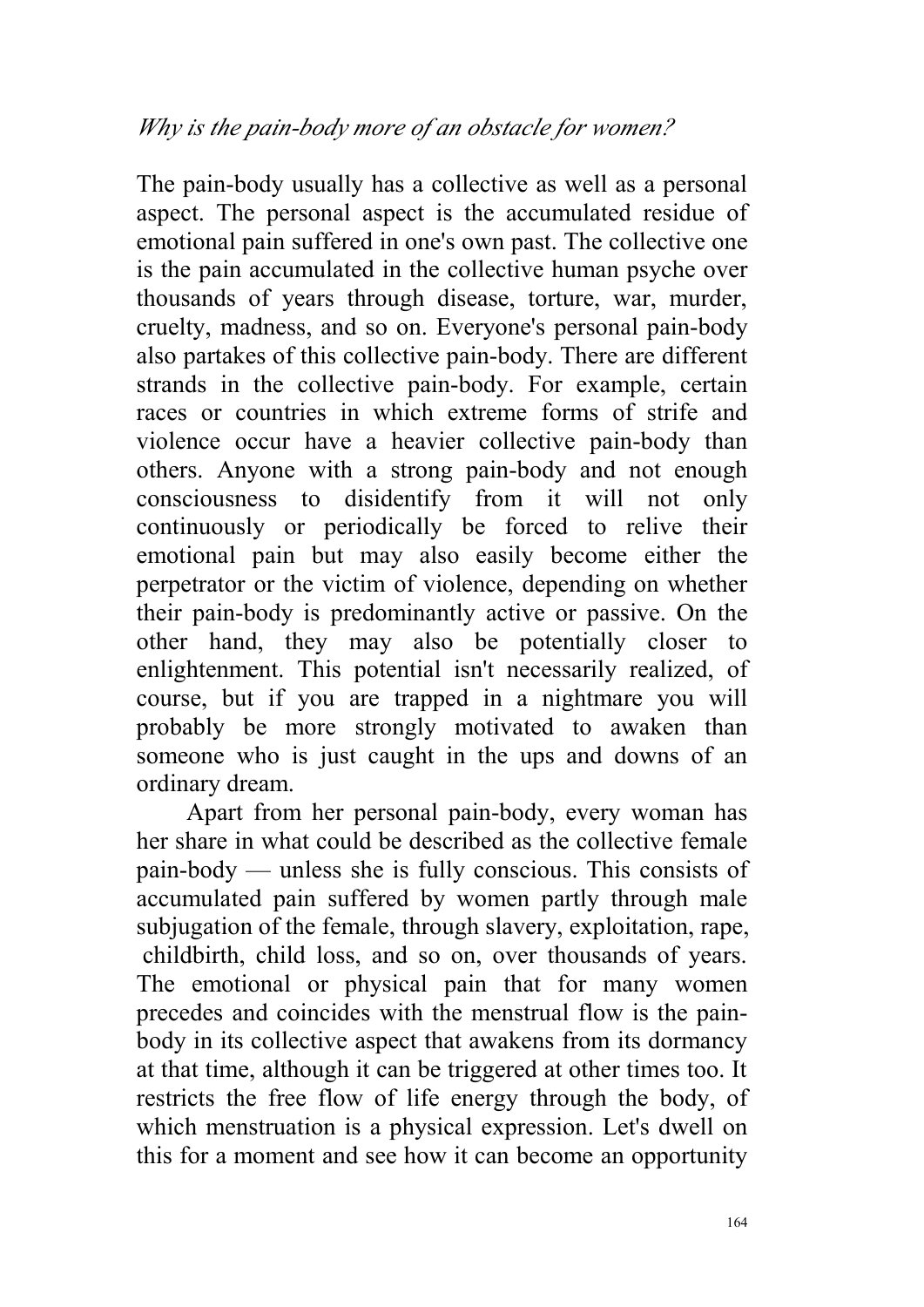*Why is the pain-body more of an obstacle for women?*

The pain-body usually has a collective as well as a personal aspect. The personal aspect is the accumulated residue of emotional pain suffered in one's own past. The collective one is the pain accumulated in the collective human psyche over thousands of years through disease, torture, war, murder, cruelty, madness, and so on. Everyone's personal pain-body also partakes of this collective pain-body. There are different strands in the collective pain-body. For example, certain races or countries in which extreme forms of strife and violence occur have a heavier collective pain-body than others. Anyone with a strong pain-body and not enough consciousness to disidentify from it will not only continuously or periodically be forced to relive their emotional pain but may also easily become either the perpetrator or the victim of violence, depending on whether their pain-body is predominantly active or passive. On the other hand, they may also be potentially closer to enlightenment. This potential isn't necessarily realized, of course, but if you are trapped in a nightmare you will probably be more strongly motivated to awaken than someone who is just caught in the ups and downs of an ordinary dream.

Apart from her personal pain-body, every woman has her share in what could be described as the collective female pain-body — unless she is fully conscious. This consists of accumulated pain suffered by women partly through male subjugation of the female, through slavery, exploitation, rape, childbirth, child loss, and so on, over thousands of years. The emotional or physical pain that for many women precedes and coincides with the menstrual flow is the pain-body in its collective aspect that awakens from its dormancy at that time, although it can be triggered at other times too. It restricts the free flow of life energy through the body, of which menstruation is a physical expression. Let's dwell on this for a moment and see how it can become an opportunity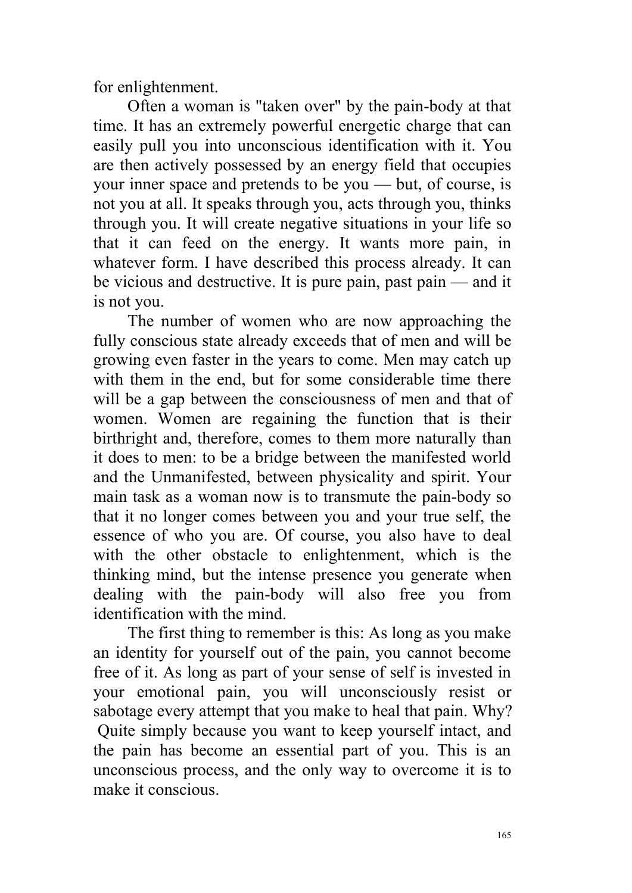for enlightenment.

Often a woman is "taken over" by the pain-body at that time. It has an extremely powerful energetic charge that can easily pull you into unconscious identification with it. You are then actively possessed by an energy field that occupies your inner space and pretends to be you — but, of course, is not you at all. It speaks through you, acts through you, thinks through you. It will create negative situations in your life so that it can feed on the energy. It wants more pain, in whatever form. I have described this process already. It can be vicious and destructive. It is pure pain, past pain — and it is not you.

The number of women who are now approaching the fully conscious state already exceeds that of men and will be growing even faster in the years to come. Men may catch up with them in the end, but for some considerable time there will be a gap between the consciousness of men and that of women. Women are regaining the function that is their birthright and, therefore, comes to them more naturally than it does to men: to be a bridge between the manifested world and the Unmanifested, between physicality and spirit. Your main task as a woman now is to transmute the pain-body so that it no longer comes between you and your true self, the essence of who you are. Of course, you also have to deal with the other obstacle to enlightenment, which is the thinking mind, but the intense presence you generate when dealing with the pain-body will also free you from identification with the mind.

The first thing to remember is this: As long as you make an identity for yourself out of the pain, you cannot become free of it. As long as part of your sense of self is invested in your emotional pain, you will unconsciously resist or sabotage every attempt that you make to heal that pain. Why? Quite simply because you want to keep yourself intact, and the pain has become an essential part of you. This is an unconscious process, and the only way to overcome it is to make it conscious.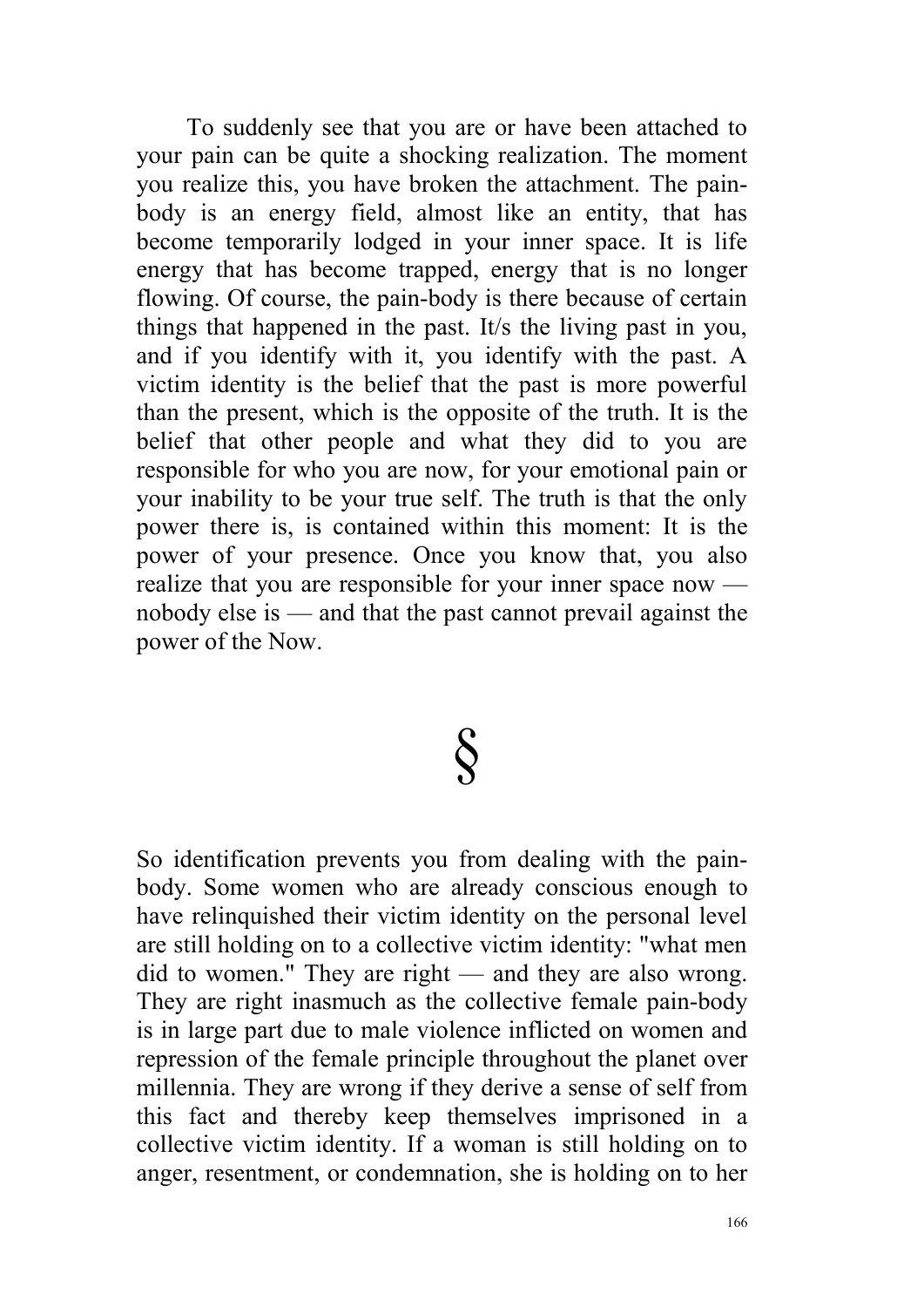To suddenly see that you are or have been attached to your pain can be quite a shocking realization. The moment you realize this, you have broken the attachment. The pain-body is an energy field, almost like an entity, that has become temporarily lodged in your inner space. It is life energy that has become trapped, energy that is no longer flowing. Of course, the pain-body is there because of certain things that happened in the past. It/s the living past in you, and if you identify with it, you identify with the past. A victim identity is the belief that the past is more powerful than the present, which is the opposite of the truth. It is the belief that other people and what they did to you are responsible for who you are now, for your emotional pain or your inability to be your true self. The truth is that the only power there is, is contained within this moment: It is the power of your presence. Once you know that, you also realize that you are responsible for your inner space now — nobody else is — and that the past cannot prevail against the power of the Now.

§

So identification prevents you from dealing with the pain-body. Some women who are already conscious enough to have relinquished their victim identity on the personal level are still holding on to a collective victim identity: "what men did to women." They are right — and they are also wrong. They are right inasmuch as the collective female pain-body is in large part due to male violence inflicted on women and repression of the female principle throughout the planet over millennia. They are wrong if they derive a sense of self from this fact and thereby keep themselves imprisoned in a collective victim identity. If a woman is still holding on to anger, resentment, or condemnation, she is holding on to her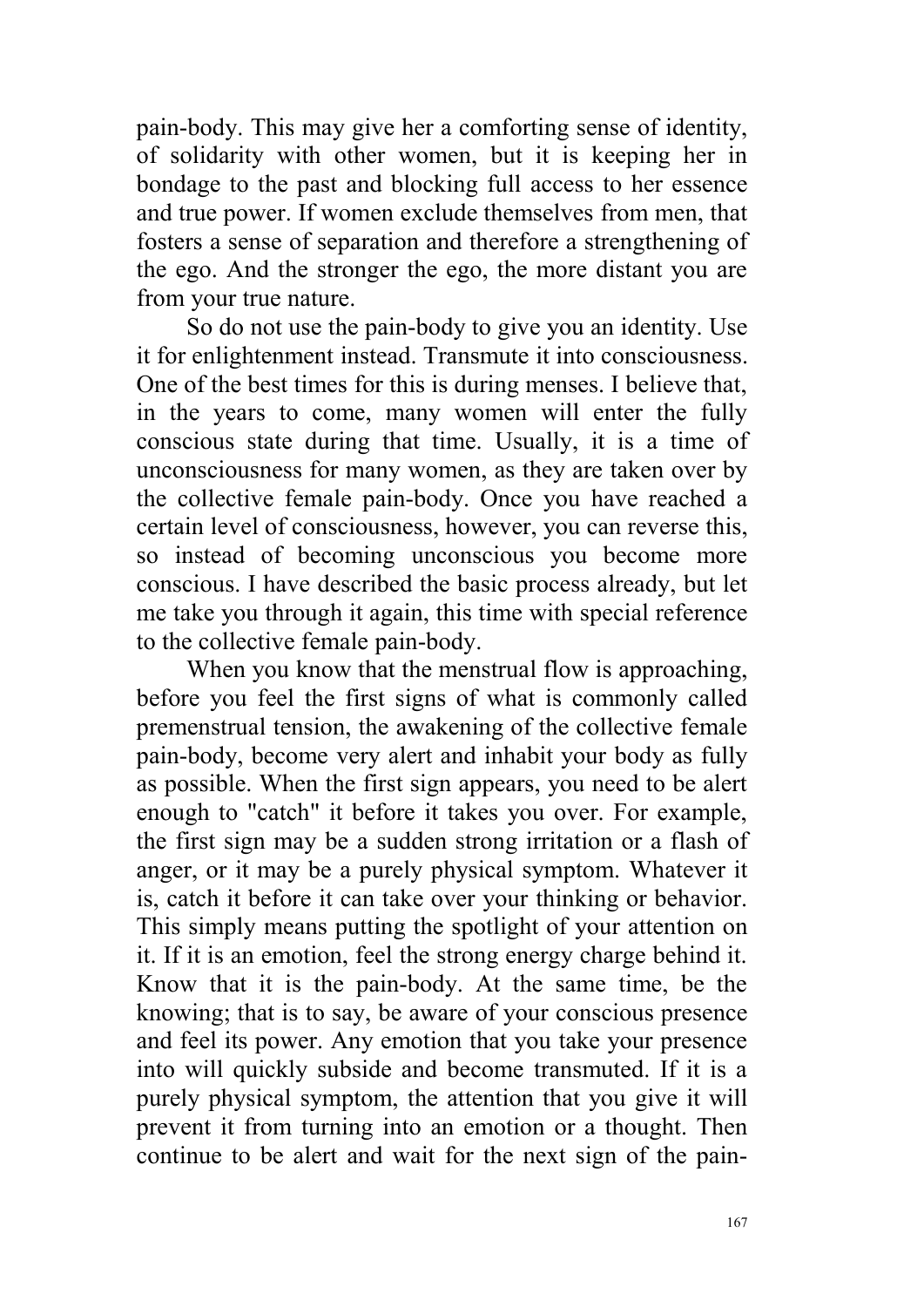pain-body. This may give her a comforting sense of identity, of solidarity with other women, but it is keeping her in bondage to the past and blocking full access to her essence and true power. If women exclude themselves from men, that fosters a sense of separation and therefore a strengthening of the ego. And the stronger the ego, the more distant you are from your true nature.

So do not use the pain-body to give you an identity. Use it for enlightenment instead. Transmute it into consciousness. One of the best times for this is during menses. I believe that, in the years to come, many women will enter the fully conscious state during that time. Usually, it is a time of unconsciousness for many women, as they are taken over by the collective female pain-body. Once you have reached a certain level of consciousness, however, you can reverse this, so instead of becoming unconscious you become more conscious. I have described the basic process already, but let me take you through it again, this time with special reference to the collective female pain-body.

When you know that the menstrual flow is approaching, before you feel the first signs of what is commonly called premenstrual tension, the awakening of the collective female pain-body, become very alert and inhabit your body as fully as possible. When the first sign appears, you need to be alert enough to "catch" it before it takes you over. For example, the first sign may be a sudden strong irritation or a flash of anger, or it may be a purely physical symptom. Whatever it is, catch it before it can take over your thinking or behavior. This simply means putting the spotlight of your attention on it. If it is an emotion, feel the strong energy charge behind it. Know that it is the pain-body. At the same time, be the knowing; that is to say, be aware of your conscious presence and feel its power. Any emotion that you take your presence into will quickly subside and become transmuted. If it is a purely physical symptom, the attention that you give it will prevent it from turning into an emotion or a thought. Then continue to be alert and wait for the next sign of the pain-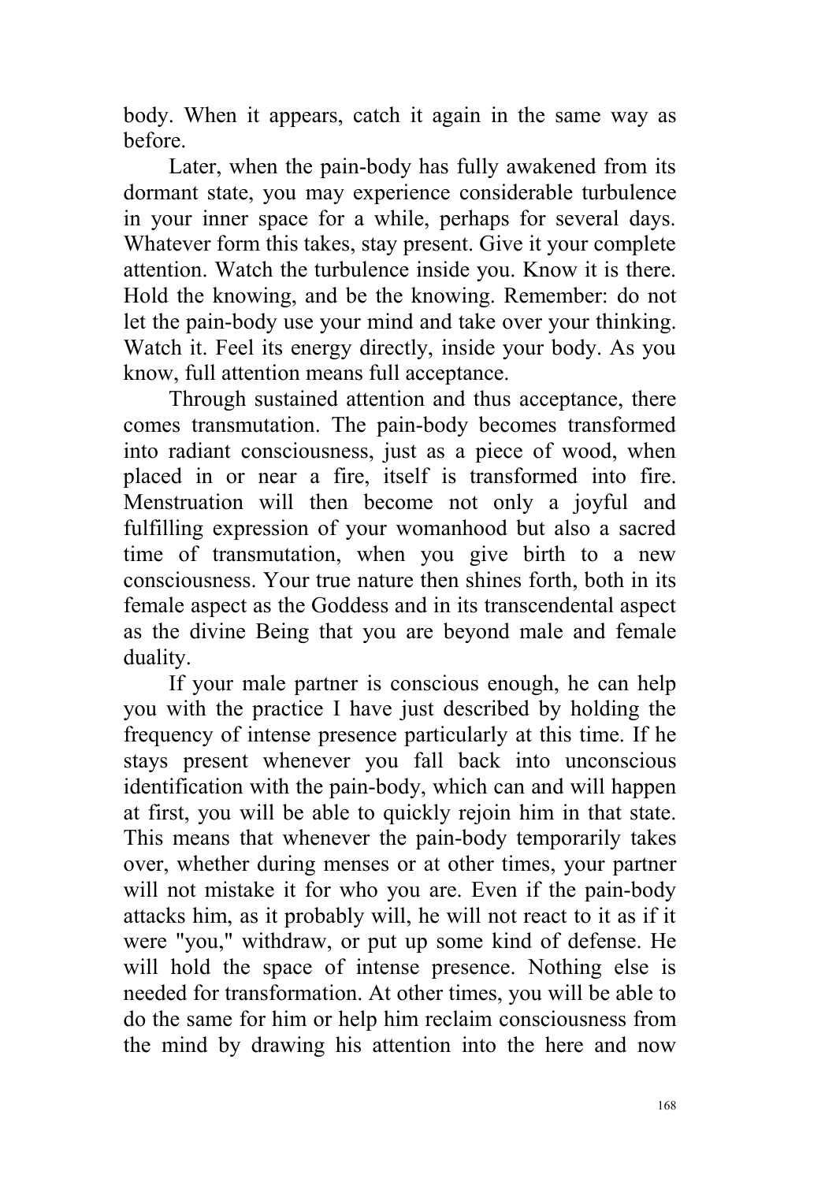body. When it appears, catch it again in the same way as before.

Later, when the pain-body has fully awakened from its dormant state, you may experience considerable turbulence in your inner space for a while, perhaps for several days. Whatever form this takes, stay present. Give it your complete attention. Watch the turbulence inside you. Know it is there. Hold the knowing, and be the knowing. Remember: do not let the pain-body use your mind and take over your thinking. Watch it. Feel its energy directly, inside your body. As you know, full attention means full acceptance.

Through sustained attention and thus acceptance, there comes transmutation. The pain-body becomes transformed into radiant consciousness, just as a piece of wood, when placed in or near a fire, itself is transformed into fire. Menstruation will then become not only a joyful and fulfilling expression of your womanhood but also a sacred time of transmutation, when you give birth to a new consciousness. Your true nature then shines forth, both in its female aspect as the Goddess and in its transcendental aspect as the divine Being that you are beyond male and female duality.

If your male partner is conscious enough, he can help you with the practice I have just described by holding the frequency of intense presence particularly at this time. If he stays present whenever you fall back into unconscious identification with the pain-body, which can and will happen at first, you will be able to quickly rejoin him in that state. This means that whenever the pain-body temporarily takes over, whether during menses or at other times, your partner will not mistake it for who you are. Even if the pain-body attacks him, as it probably will, he will not react to it as if it were "you," withdraw, or put up some kind of defense. He will hold the space of intense presence. Nothing else is needed for transformation. At other times, you will be able to do the same for him or help him reclaim consciousness from the mind by drawing his attention into the here and now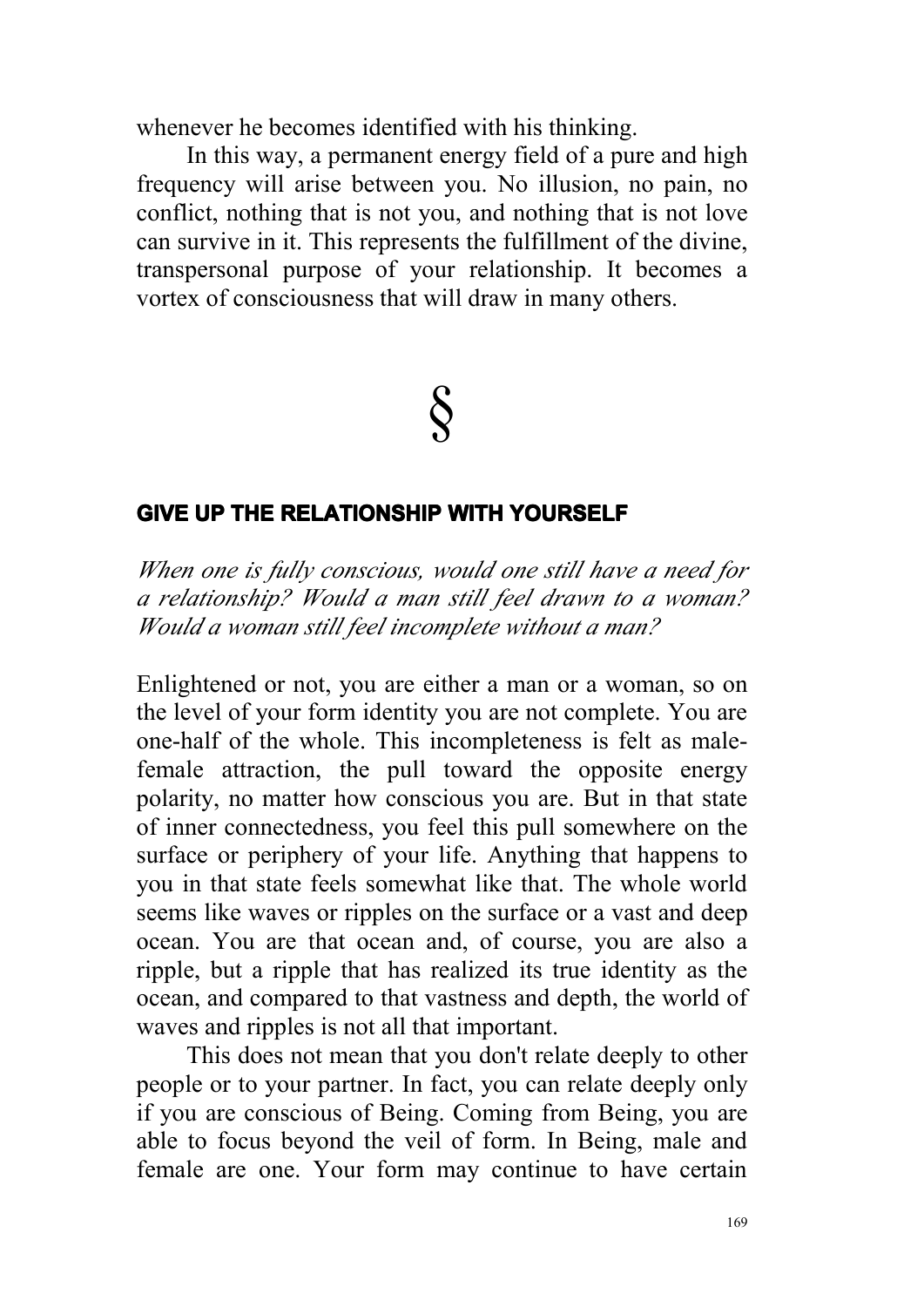whenever he becomes identified with his thinking.

In this way, a permanent energy field of a pure and high frequency will arise between you. No illusion, no pain, no conflict, nothing that is not you, and nothing that is not love can survive in it. This represents the fulfillment of the divine, transpersonal purpose of your relationship. It becomes a vortex of consciousness that will draw in many others.

§

## GIVE UP THE RELATIONSHIP WITH YOURSELF

*When one is fully conscious, would one still have a need for a relationship? Would a man still feel drawn to a woman? Would a woman still feel incomplete without a man?*

Enlightened or not, you are either a man or a woman, so on the level of your form identity you are not complete. You are one-half of the whole. This incompleteness is felt as male-female attraction, the pull toward the opposite energy polarity, no matter how conscious you are. But in that state of inner connectedness, you feel this pull somewhere on the surface or periphery of your life. Anything that happens to you in that state feels somewhat like that. The whole world seems like waves or ripples on the surface or a vast and deep ocean. You are that ocean and, of course, you are also a ripple, but a ripple that has realized its true identity as the ocean, and compared to that vastness and depth, the world of waves and ripples is not all that important.

This does not mean that you don't relate deeply to other people or to your partner. In fact, you can relate deeply only if you are conscious of Being. Coming from Being, you are able to focus beyond the veil of form. In Being, male and female are one. Your form may continue to have certain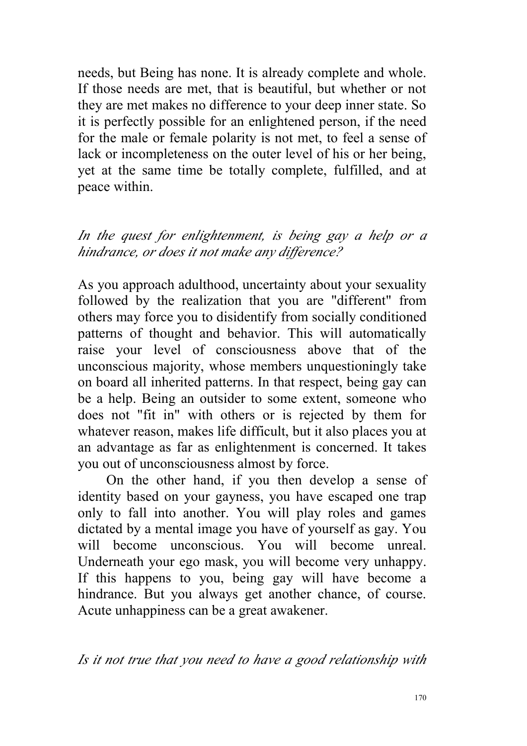needs, but Being has none. It is already complete and whole. If those needs are met, that is beautiful, but whether or not they are met makes no difference to your deep inner state. So it is perfectly possible for an enlightened person, if the need for the male or female polarity is not met, to feel a sense of lack or incompleteness on the outer level of his or her being, yet at the same time be totally complete, fulfilled, and at peace within.

*In the quest for enlightenment, is being gay a help or a hindrance, or does it not make any difference?*

As you approach adulthood, uncertainty about your sexuality followed by the realization that you are "different" from others may force you to disidentify from socially conditioned patterns of thought and behavior. This will automatically raise your level of consciousness above that of the unconscious majority, whose members unquestioningly take on board all inherited patterns. In that respect, being gay can be a help. Being an outsider to some extent, someone who does not "fit in" with others or is rejected by them for whatever reason, makes life difficult, but it also places you at an advantage as far as enlightenment is concerned. It takes you out of unconsciousness almost by force.

On the other hand, if you then develop a sense of identity based on your gayness, you have escaped one trap only to fall into another. You will play roles and games dictated by a mental image you have of yourself as gay. You will become unconscious. You will become unreal. Underneath your ego mask, you will become very unhappy. If this happens to you, being gay will have become a hindrance. But you always get another chance, of course. Acute unhappiness can be a great awakener.

*Is it not true that you need to have a good relationship with*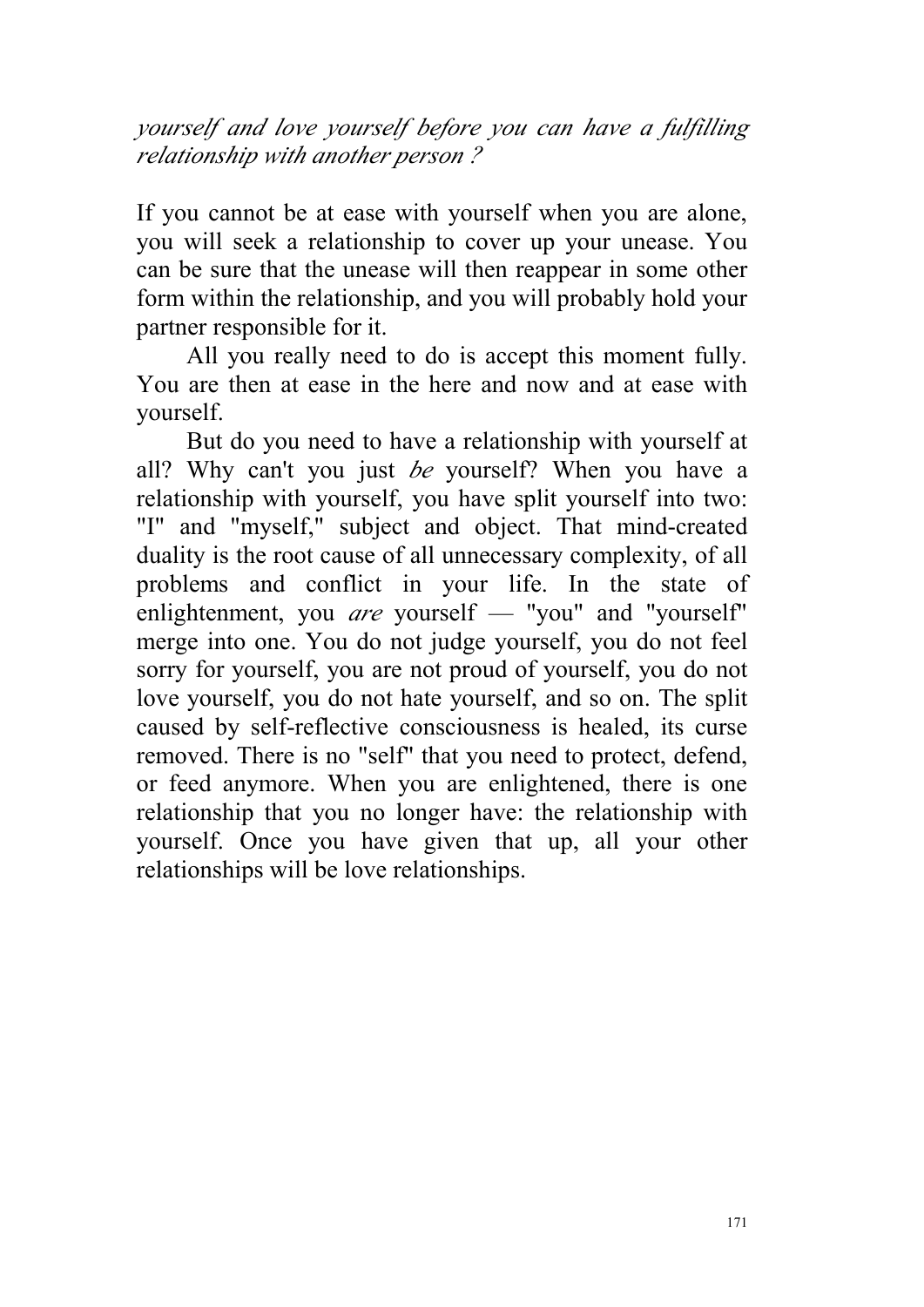*yourself and love yourself before you can have a fulfilling relationship with another person ?*

If you cannot be at ease with yourself when you are alone, you will seek a relationship to cover up your unease. You can be sure that the unease will then reappear in some other form within the relationship, and you will probably hold your partner responsible for it.

All you really need to do is accept this moment fully. You are then at ease in the here and now and at ease with yourself.

But do you need to have a relationship with yourself at all? Why can't you just *be* yourself? When you have a relationship with yourself, you have split yourself into two: "I" and "myself," subject and object. That mind-created duality is the root cause of all unnecessary complexity, of all problems and conflict in your life. In the state of enlightenment, you *are* yourself — "you" and "yourself" merge into one. You do not judge yourself, you do not feel sorry for yourself, you are not proud of yourself, you do not love yourself, you do not hate yourself, and so on. The split caused by self-reflective consciousness is healed, its curse removed. There is no "self" that you need to protect, defend, or feed anymore. When you are enlightened, there is one relationship that you no longer have: the relationship with yourself. Once you have given that up, all your other relationships will be love relationships.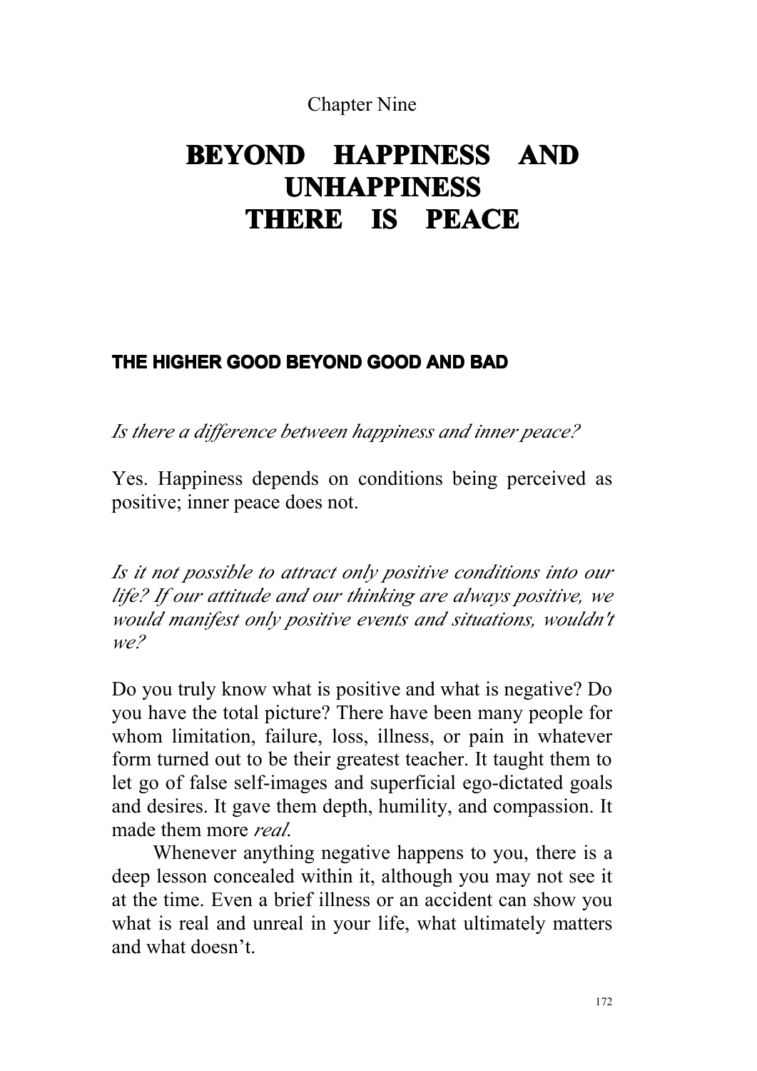Chapter Nine

# BEYOND HAPPINESS AND UNHAPPINESS THERE IS PEACE

## THE HIGHER GOOD BEYOND GOOD AND BAD

*Is there a difference between happiness and inner peace?*

Yes. Happiness depends on conditions being perceived as positive; inner peace does not.

*Is it not possible to attract only positive conditions into our life? If our attitude and our thinking are always positive, we would manifest only positive events and situations, wouldn't we?*

Do you truly know what is positive and what is negative? Do you have the total picture? There have been many people for whom limitation, failure, loss, illness, or pain in whatever form turned out to be their greatest teacher. It taught them to let go of false self-images and superficial ego-dictated goals and desires. It gave them depth, humility, and compassion. It made them more *real.*

Whenever anything negative happens to you, there is a deep lesson concealed within it, although you may not see it at the time. Even a brief illness or an accident can show you what is real and unreal in your life, what ultimately matters and what doesn't.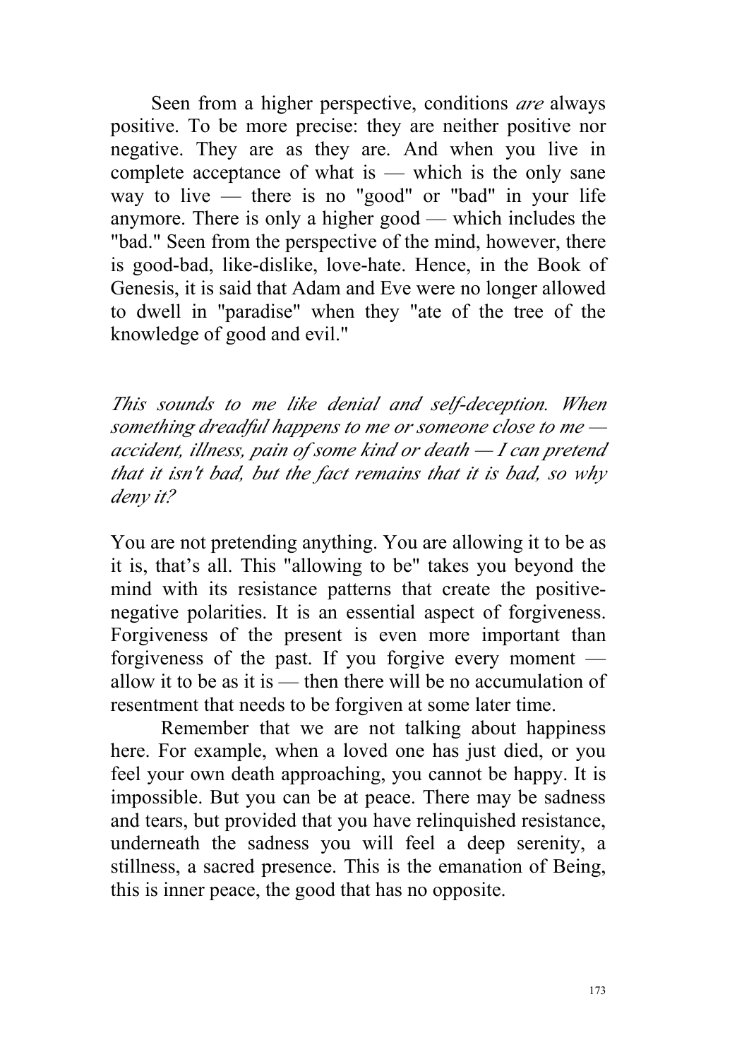Seen from a higher perspective, conditions *are* always positive. To be more precise: they are neither positive nor negative. They are as they are. And when you live in complete acceptance of what is — which is the only sane way to live — there is no "good" or "bad" in your life anymore. There is only a higher good — which includes the "bad." Seen from the perspective of the mind, however, there is good-bad, like-dislike, love-hate. Hence, in the Book of Genesis, it is said that Adam and Eve were no longer allowed to dwell in "paradise" when they "ate of the tree of the knowledge of good and evil."

*This sounds to me like denial and self-deception. When something dreadful happens to me or someone close to me — accident, illness, pain of some kind or death — I can pretend that it isn't bad, but the fact remains that it is bad, so why deny it?*

You are not pretending anything. You are allowing it to be as it is, that's all. This "allowing to be" takes you beyond the mind with its resistance patterns that create the positive-negative polarities. It is an essential aspect of forgiveness. Forgiveness of the present is even more important than forgiveness of the past. If you forgive every moment — allow it to be as it is — then there will be no accumulation of resentment that needs to be forgiven at some later time.

Remember that we are not talking about happiness here. For example, when a loved one has just died, or you feel your own death approaching, you cannot be happy. It is impossible. But you can be at peace. There may be sadness and tears, but provided that you have relinquished resistance, underneath the sadness you will feel a deep serenity, a stillness, a sacred presence. This is the emanation of Being, this is inner peace, the good that has no opposite.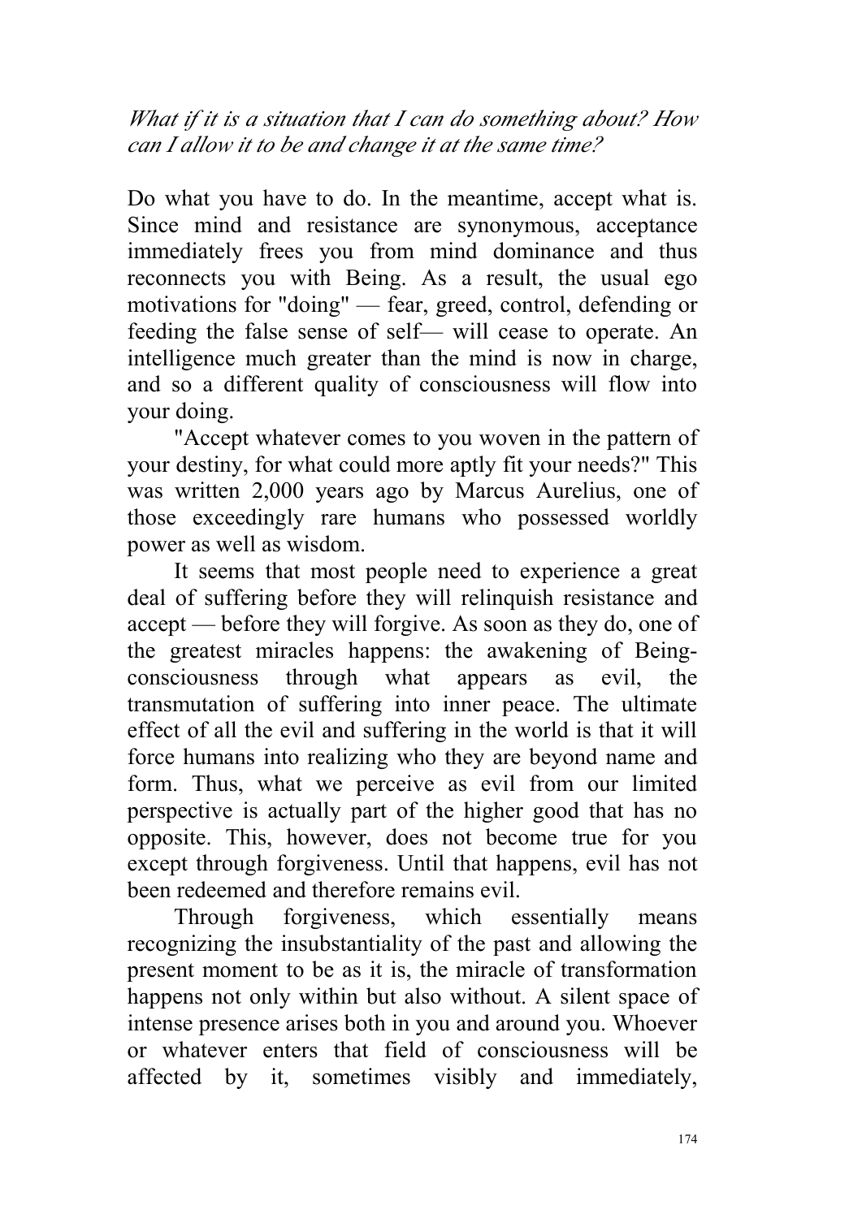*What if it is a situation that I can do something about? How can I allow it to be and change it at the same time?*

Do what you have to do. In the meantime, accept what is. Since mind and resistance are synonymous, acceptance immediately frees you from mind dominance and thus reconnects you with Being. As a result, the usual ego motivations for "doing" — fear, greed, control, defending or feeding the false sense of self— will cease to operate. An intelligence much greater than the mind is now in charge, and so a different quality of consciousness will flow into your doing.

"Accept whatever comes to you woven in the pattern of your destiny, for what could more aptly fit your needs?" This was written 2,000 years ago by Marcus Aurelius, one of those exceedingly rare humans who possessed worldly power as well as wisdom.

It seems that most people need to experience a great deal of suffering before they will relinquish resistance and accept — before they will forgive. As soon as they do, one of the greatest miracles happens: the awakening of Being-consciousness through what appears as evil, the transmutation of suffering into inner peace. The ultimate effect of all the evil and suffering in the world is that it will force humans into realizing who they are beyond name and form. Thus, what we perceive as evil from our limited perspective is actually part of the higher good that has no opposite. This, however, does not become true for you except through forgiveness. Until that happens, evil has not been redeemed and therefore remains evil.

Through forgiveness, which essentially means recognizing the insubstantiality of the past and allowing the present moment to be as it is, the miracle of transformation happens not only within but also without. A silent space of intense presence arises both in you and around you. Whoever or whatever enters that field of consciousness will be affected by it, sometimes visibly and immediately,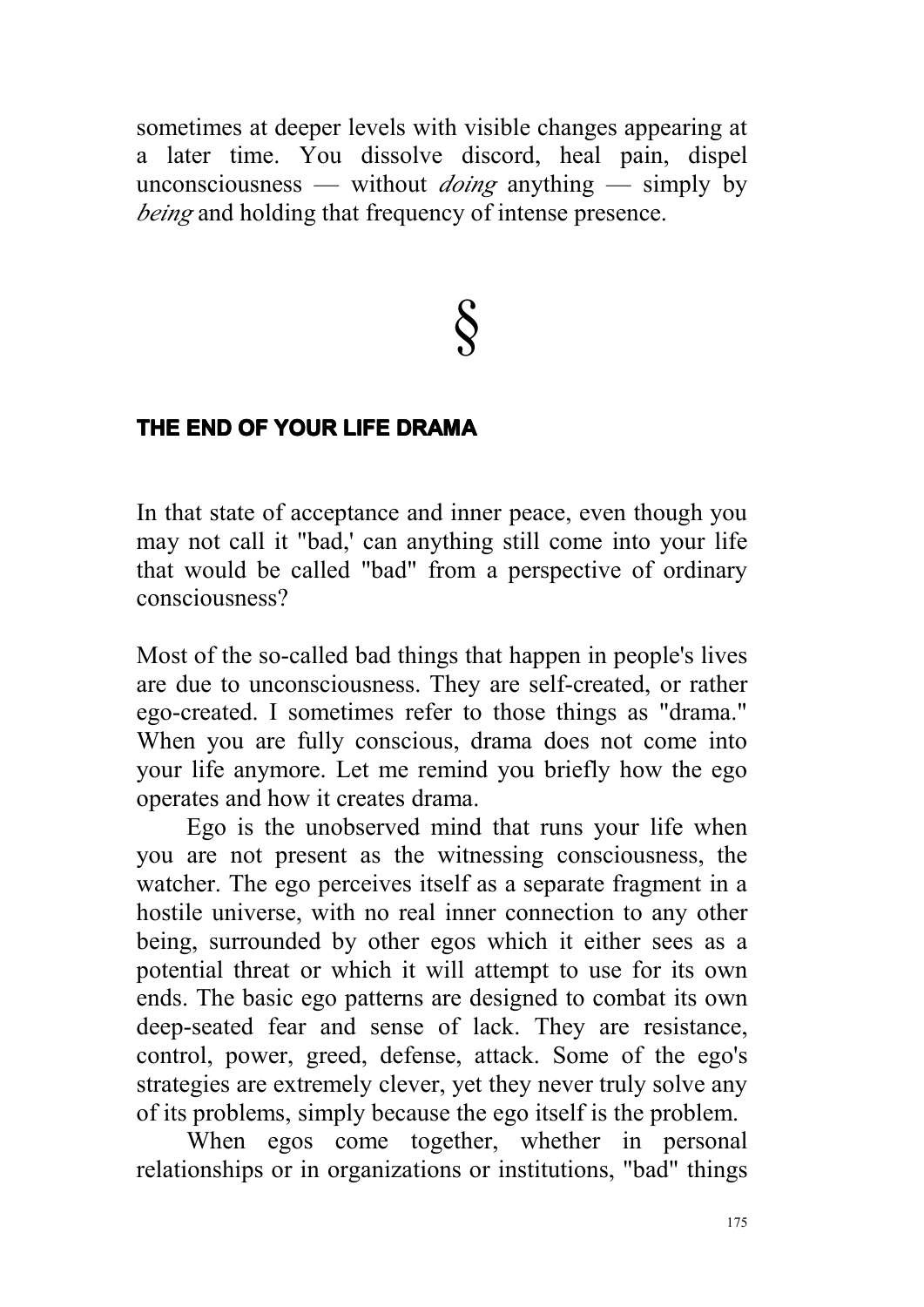sometimes at deeper levels with visible changes appearing at a later time. You dissolve discord, heal pain, dispel unconsciousness — without *doing* anything — simply by *being* and holding that frequency of intense presence.

§

## THE END OF YOUR LIFE DRAMA

In that state of acceptance and inner peace, even though you may not call it "bad,' can anything still come into your life that would be called "bad" from a perspective of ordinary consciousness?

Most of the so-called bad things that happen in people's lives are due to unconsciousness. They are self-created, or rather ego-created. I sometimes refer to those things as "drama." When you are fully conscious, drama does not come into your life anymore. Let me remind you briefly how the ego operates and how it creates drama.

Ego is the unobserved mind that runs your life when you are not present as the witnessing consciousness, the watcher. The ego perceives itself as a separate fragment in a hostile universe, with no real inner connection to any other being, surrounded by other egos which it either sees as a potential threat or which it will attempt to use for its own ends. The basic ego patterns are designed to combat its own deep-seated fear and sense of lack. They are resistance, control, power, greed, defense, attack. Some of the ego's strategies are extremely clever, yet they never truly solve any of its problems, simply because the ego itself is the problem.

When egos come together, whether in personal relationships or in organizations or institutions, "bad" things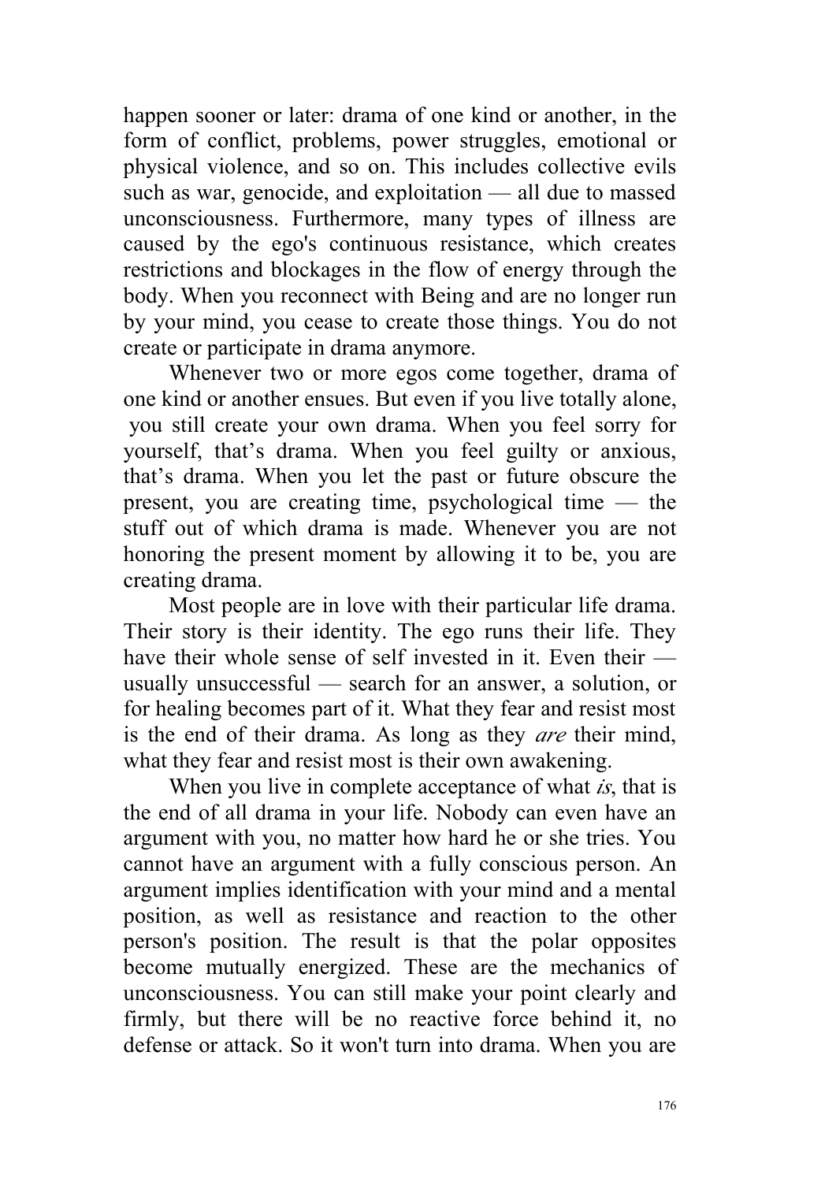happen sooner or later: drama of one kind or another, in the form of conflict, problems, power struggles, emotional or physical violence, and so on. This includes collective evils such as war, genocide, and exploitation — all due to massed unconsciousness. Furthermore, many types of illness are caused by the ego's continuous resistance, which creates restrictions and blockages in the flow of energy through the body. When you reconnect with Being and are no longer run by your mind, you cease to create those things. You do not create or participate in drama anymore.

Whenever two or more egos come together, drama of one kind or another ensues. But even if you live totally alone, you still create your own drama. When you feel sorry for yourself, that's drama. When you feel guilty or anxious, that's drama. When you let the past or future obscure the present, you are creating time, psychological time — the stuff out of which drama is made. Whenever you are not honoring the present moment by allowing it to be, you are creating drama.

Most people are in love with their particular life drama. Their story is their identity. The ego runs their life. They have their whole sense of self invested in it. Even their — usually unsuccessful — search for an answer, a solution, or for healing becomes part of it. What they fear and resist most is the end of their drama. As long as they *are* their mind, what they fear and resist most is their own awakening.

When you live in complete acceptance of what *is*, that is the end of all drama in your life. Nobody can even have an argument with you, no matter how hard he or she tries. You cannot have an argument with a fully conscious person. An argument implies identification with your mind and a mental position, as well as resistance and reaction to the other person's position. The result is that the polar opposites become mutually energized. These are the mechanics of unconsciousness. You can still make your point clearly and firmly, but there will be no reactive force behind it, no defense or attack. So it won't turn into drama. When you are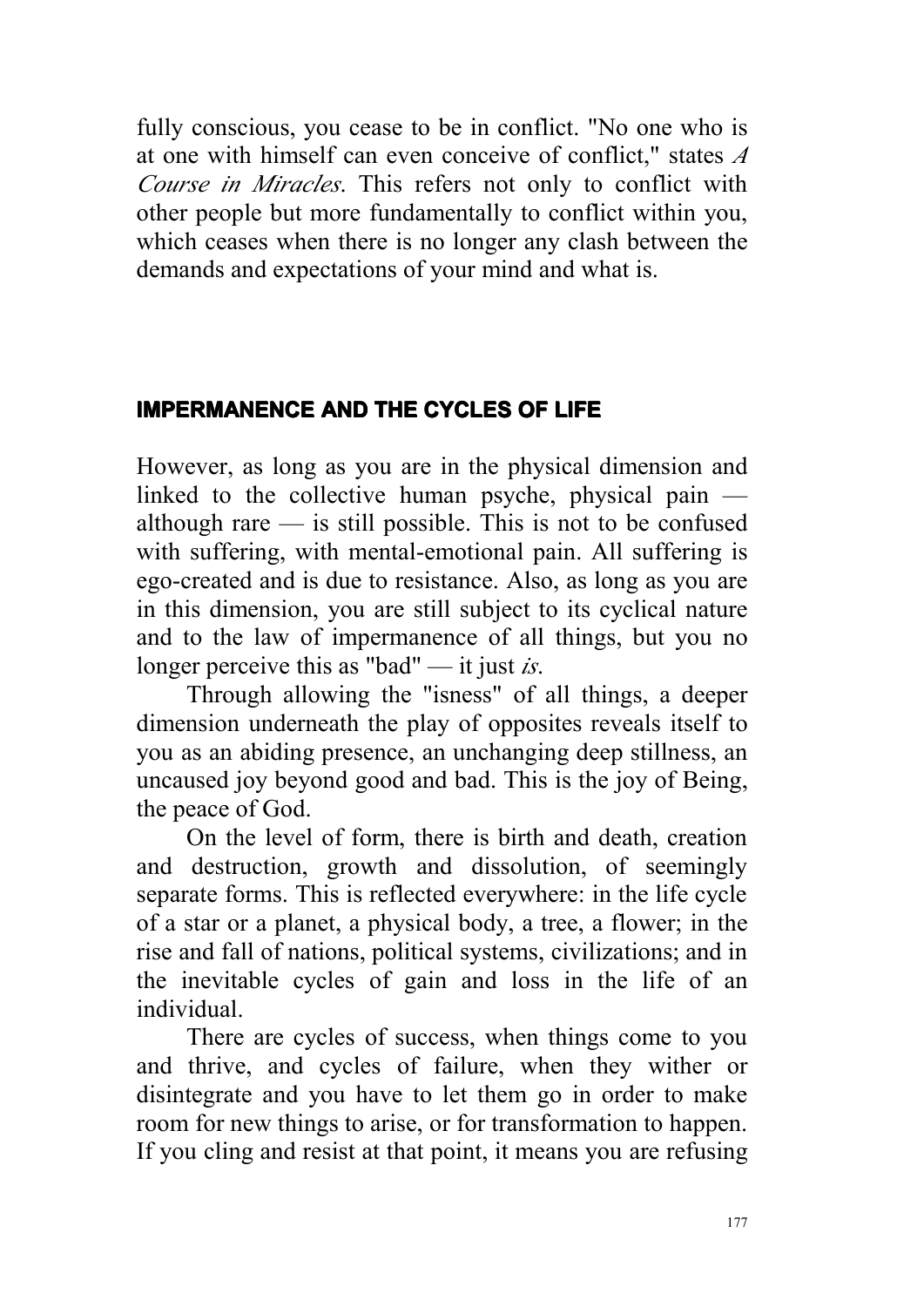fully conscious, you cease to be in conflict. "No one who is at one with himself can even conceive of conflict," states *A Course in Miracles*. This refers not only to conflict with other people but more fundamentally to conflict within you, which ceases when there is no longer any clash between the demands and expectations of your mind and what is.

## IMPERMANENCE AND THE CYCLES OF LIFE

However, as long as you are in the physical dimension and linked to the collective human psyche, physical pain — although rare — is still possible. This is not to be confused with suffering, with mental-emotional pain. All suffering is ego-created and is due to resistance. Also, as long as you are in this dimension, you are still subject to its cyclical nature and to the law of impermanence of all things, but you no longer perceive this as "bad" — it just *is*.

Through allowing the "isness" of all things, a deeper dimension underneath the play of opposites reveals itself to you as an abiding presence, an unchanging deep stillness, an uncaused joy beyond good and bad. This is the joy of Being, the peace of God.

On the level of form, there is birth and death, creation and destruction, growth and dissolution, of seemingly separate forms. This is reflected everywhere: in the life cycle of a star or a planet, a physical body, a tree, a flower; in the rise and fall of nations, political systems, civilizations; and in the inevitable cycles of gain and loss in the life of an individual.

There are cycles of success, when things come to you and thrive, and cycles of failure, when they wither or disintegrate and you have to let them go in order to make room for new things to arise, or for transformation to happen. If you cling and resist at that point, it means you are refusing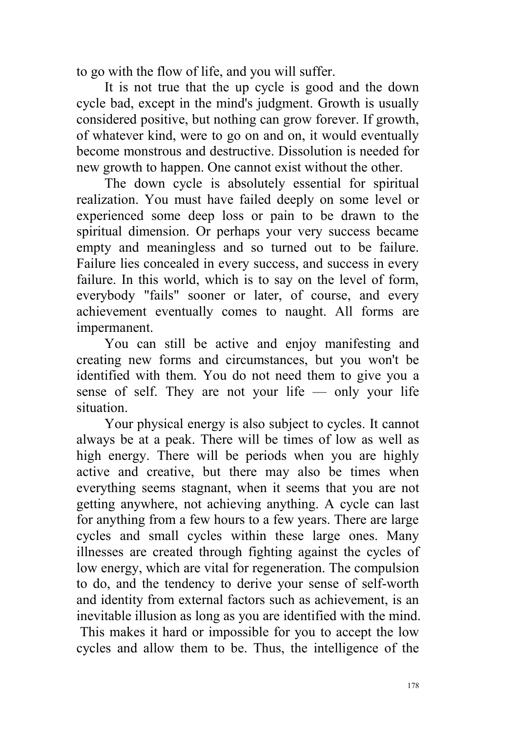to go with the flow of life, and you will suffer.

It is not true that the up cycle is good and the down cycle bad, except in the mind's judgment. Growth is usually considered positive, but nothing can grow forever. If growth, of whatever kind, were to go on and on, it would eventually become monstrous and destructive. Dissolution is needed for new growth to happen. One cannot exist without the other.

The down cycle is absolutely essential for spiritual realization. You must have failed deeply on some level or experienced some deep loss or pain to be drawn to the spiritual dimension. Or perhaps your very success became empty and meaningless and so turned out to be failure. Failure lies concealed in every success, and success in every failure. In this world, which is to say on the level of form, everybody "fails" sooner or later, of course, and every achievement eventually comes to naught. All forms are impermanent.

You can still be active and enjoy manifesting and creating new forms and circumstances, but you won't be identified with them. You do not need them to give you a sense of self. They are not your life — only your life situation.

Your physical energy is also subject to cycles. It cannot always be at a peak. There will be times of low as well as high energy. There will be periods when you are highly active and creative, but there may also be times when everything seems stagnant, when it seems that you are not getting anywhere, not achieving anything. A cycle can last for anything from a few hours to a few years. There are large cycles and small cycles within these large ones. Many illnesses are created through fighting against the cycles of low energy, which are vital for regeneration. The compulsion to do, and the tendency to derive your sense of self-worth and identity from external factors such as achievement, is an inevitable illusion as long as you are identified with the mind. This makes it hard or impossible for you to accept the low cycles and allow them to be. Thus, the intelligence of the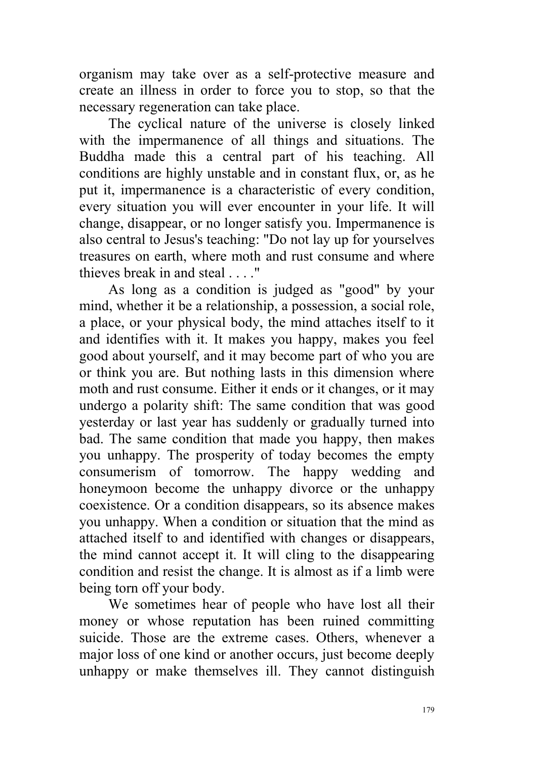organism may take over as a self-protective measure and create an illness in order to force you to stop, so that the necessary regeneration can take place.

The cyclical nature of the universe is closely linked with the impermanence of all things and situations. The Buddha made this a central part of his teaching. All conditions are highly unstable and in constant flux, or, as he put it, impermanence is a characteristic of every condition, every situation you will ever encounter in your life. It will change, disappear, or no longer satisfy you. Impermanence is also central to Jesus's teaching: "Do not lay up for yourselves treasures on earth, where moth and rust consume and where thieves break in and steal . . . ."

As long as a condition is judged as "good" by your mind, whether it be a relationship, a possession, a social role, a place, or your physical body, the mind attaches itself to it and identifies with it. It makes you happy, makes you feel good about yourself, and it may become part of who you are or think you are. But nothing lasts in this dimension where moth and rust consume. Either it ends or it changes, or it may undergo a polarity shift: The same condition that was good yesterday or last year has suddenly or gradually turned into bad. The same condition that made you happy, then makes you unhappy. The prosperity of today becomes the empty consumerism of tomorrow. The happy wedding and honeymoon become the unhappy divorce or the unhappy coexistence. Or a condition disappears, so its absence makes you unhappy. When a condition or situation that the mind as attached itself to and identified with changes or disappears, the mind cannot accept it. It will cling to the disappearing condition and resist the change. It is almost as if a limb were being torn off your body.

We sometimes hear of people who have lost all their money or whose reputation has been ruined committing suicide. Those are the extreme cases. Others, whenever a major loss of one kind or another occurs, just become deeply unhappy or make themselves ill. They cannot distinguish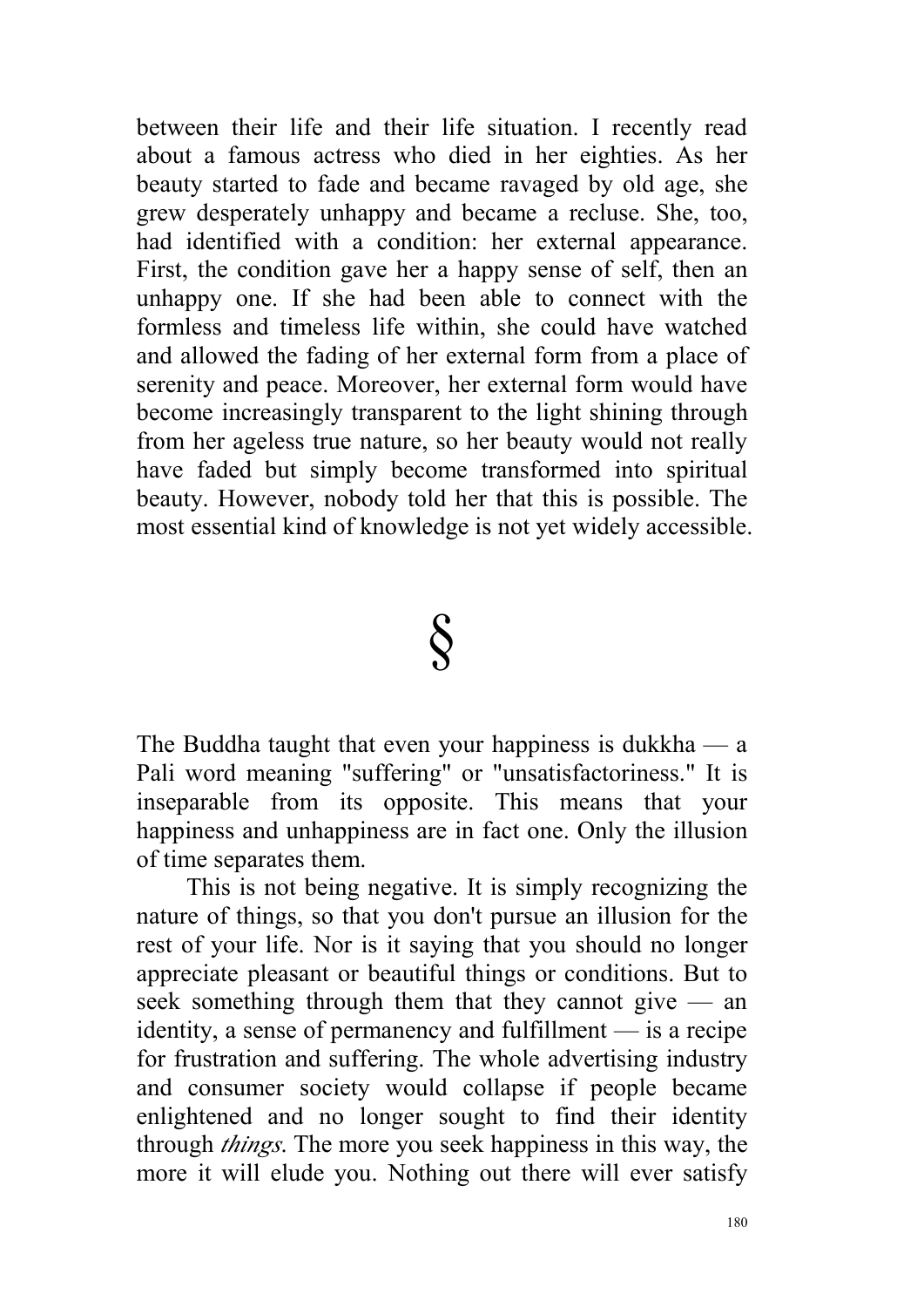between their life and their life situation. I recently read about a famous actress who died in her eighties. As her beauty started to fade and became ravaged by old age, she grew desperately unhappy and became a recluse. She, too, had identified with a condition: her external appearance. First, the condition gave her a happy sense of self, then an unhappy one. If she had been able to connect with the formless and timeless life within, she could have watched and allowed the fading of her external form from a place of serenity and peace. Moreover, her external form would have become increasingly transparent to the light shining through from her ageless true nature, so her beauty would not really have faded but simply become transformed into spiritual beauty. However, nobody told her that this is possible. The most essential kind of knowledge is not yet widely accessible.

§

The Buddha taught that even your happiness is dukkha — a Pali word meaning "suffering" or "unsatisfactoriness." It is inseparable from its opposite. This means that your happiness and unhappiness are in fact one. Only the illusion of time separates them.

This is not being negative. It is simply recognizing the nature of things, so that you don't pursue an illusion for the rest of your life. Nor is it saying that you should no longer appreciate pleasant or beautiful things or conditions. But to seek something through them that they cannot give — an identity, a sense of permanency and fulfillment — is a recipe for frustration and suffering. The whole advertising industry and consumer society would collapse if people became enlightened and no longer sought to find their identity through *things*. The more you seek happiness in this way, the more it will elude you. Nothing out there will ever satisfy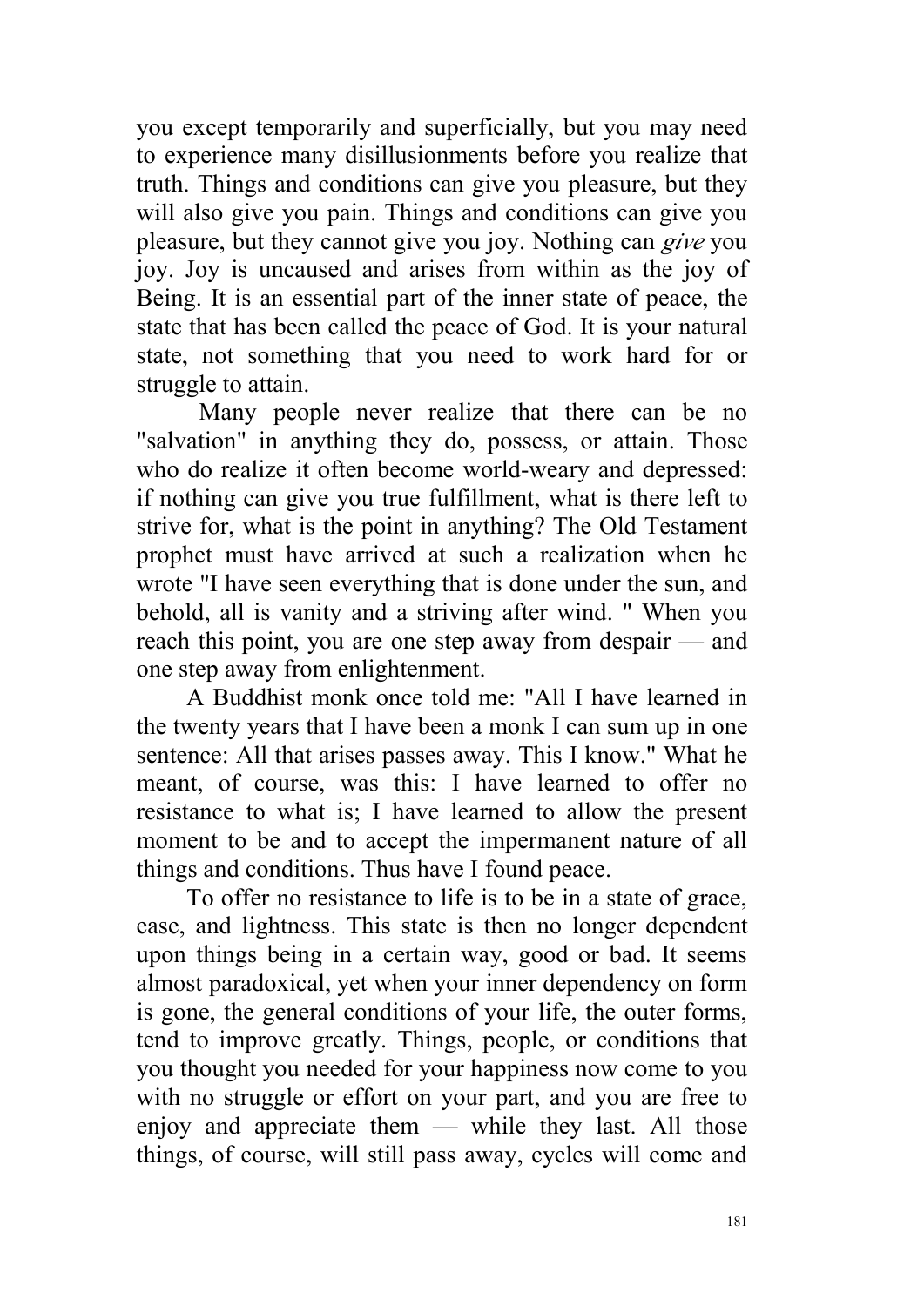you except temporarily and superficially, but you may need to experience many disillusionments before you realize that truth. Things and conditions can give you pleasure, but they will also give you pain. Things and conditions can give you pleasure, but they cannot give you joy. Nothing can *give* you joy. Joy is uncaused and arises from within as the joy of Being. It is an essential part of the inner state of peace, the state that has been called the peace of God. It is your natural state, not something that you need to work hard for or struggle to attain.

Many people never realize that there can be no "salvation" in anything they do, possess, or attain. Those who do realize it often become world-weary and depressed: if nothing can give you true fulfillment, what is there left to strive for, what is the point in anything? The Old Testament prophet must have arrived at such a realization when he wrote "I have seen everything that is done under the sun, and behold, all is vanity and a striving after wind. " When you reach this point, you are one step away from despair — and one step away from enlightenment.

A Buddhist monk once told me: "All I have learned in the twenty years that I have been a monk I can sum up in one sentence: All that arises passes away. This I know." What he meant, of course, was this: I have learned to offer no resistance to what is; I have learned to allow the present moment to be and to accept the impermanent nature of all things and conditions. Thus have I found peace.

To offer no resistance to life is to be in a state of grace, ease, and lightness. This state is then no longer dependent upon things being in a certain way, good or bad. It seems almost paradoxical, yet when your inner dependency on form is gone, the general conditions of your life, the outer forms, tend to improve greatly. Things, people, or conditions that you thought you needed for your happiness now come to you with no struggle or effort on your part, and you are free to enjoy and appreciate them — while they last. All those things, of course, will still pass away, cycles will come and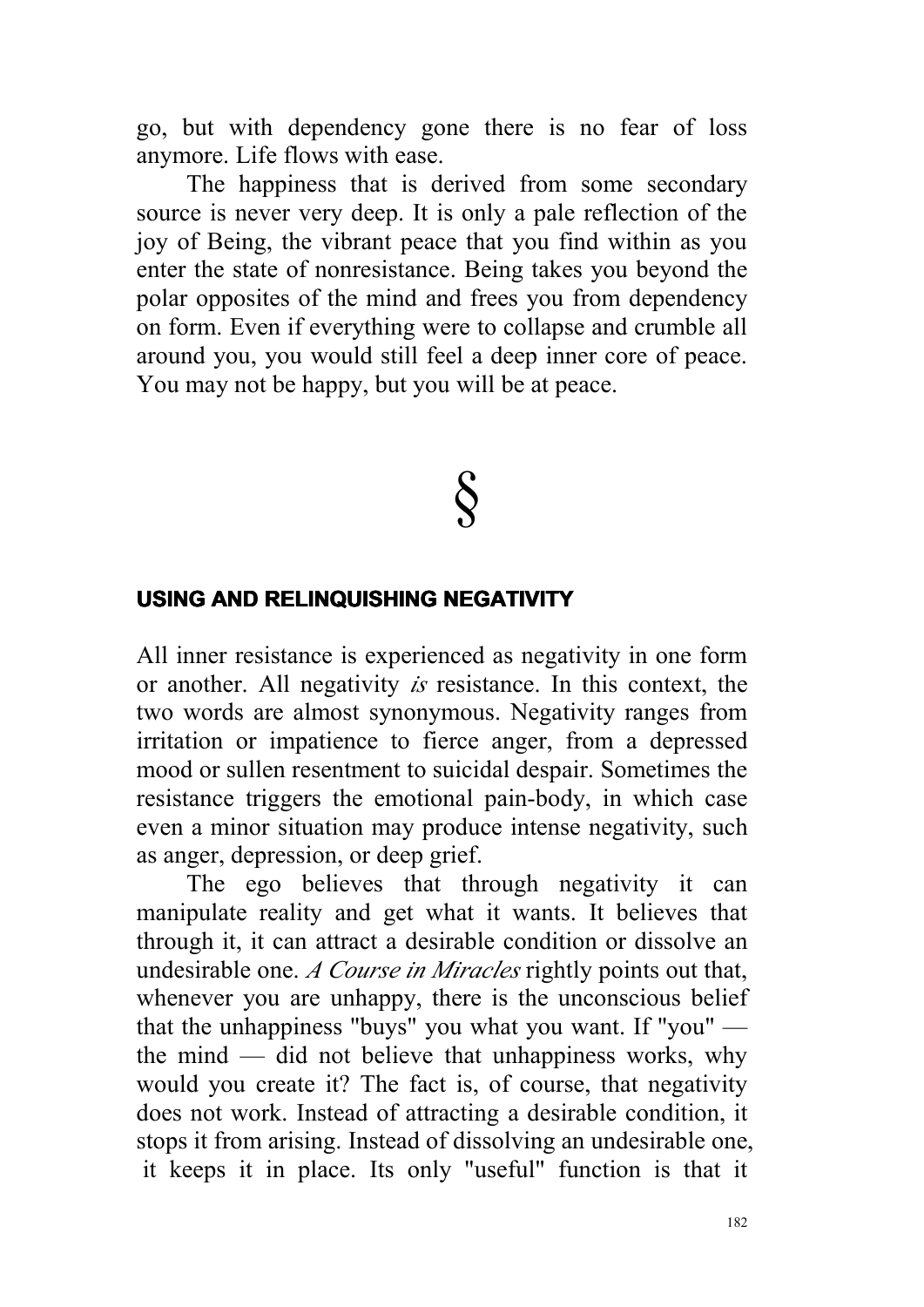go, but with dependency gone there is no fear of loss anymore. Life flows with ease.

The happiness that is derived from some secondary source is never very deep. It is only a pale reflection of the joy of Being, the vibrant peace that you find within as you enter the state of nonresistance. Being takes you beyond the polar opposites of the mind and frees you from dependency on form. Even if everything were to collapse and crumble all around you, you would still feel a deep inner core of peace. You may not be happy, but you will be at peace.

§

## USING AND RELINQUISHING NEGATIVITY

All inner resistance is experienced as negativity in one form or another. All negativity *is* resistance. In this context, the two words are almost synonymous. Negativity ranges from irritation or impatience to fierce anger, from a depressed mood or sullen resentment to suicidal despair. Sometimes the resistance triggers the emotional pain-body, in which case even a minor situation may produce intense negativity, such as anger, depression, or deep grief.

The ego believes that through negativity it can manipulate reality and get what it wants. It believes that through it, it can attract a desirable condition or dissolve an undesirable one. *A Course in Miracles* rightly points out that, whenever you are unhappy, there is the unconscious belief that the unhappiness "buys" you what you want. If "you" — the mind — did not believe that unhappiness works, why would you create it? The fact is, of course, that negativity does not work. Instead of attracting a desirable condition, it stops it from arising. Instead of dissolving an undesirable one, it keeps it in place. Its only "useful" function is that it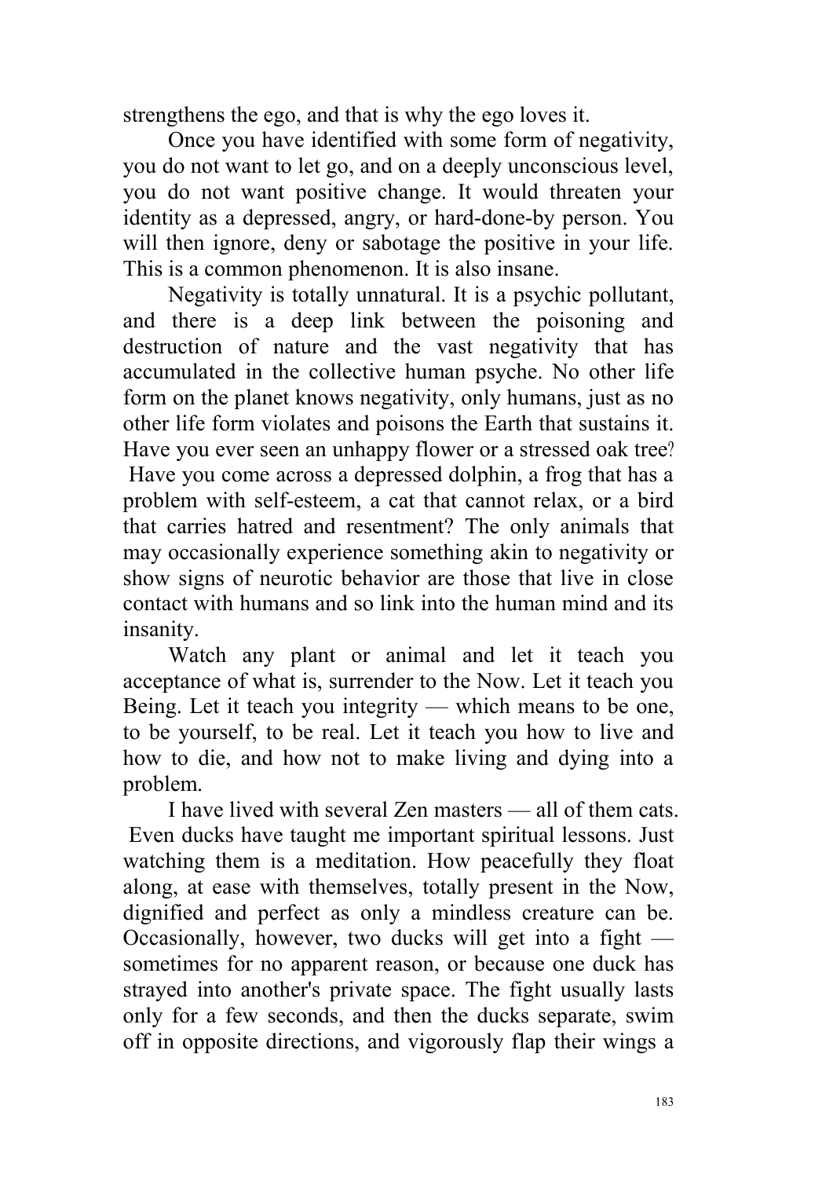strengthens the ego, and that is why the ego loves it.

Once you have identified with some form of negativity, you do not want to let go, and on a deeply unconscious level, you do not want positive change. It would threaten your identity as a depressed, angry, or hard-done-by person. You will then ignore, deny or sabotage the positive in your life. This is a common phenomenon. It is also insane.

Negativity is totally unnatural. It is a psychic pollutant, and there is a deep link between the poisoning and destruction of nature and the vast negativity that has accumulated in the collective human psyche. No other life form on the planet knows negativity, only humans, just as no other life form violates and poisons the Earth that sustains it. Have you ever seen an unhappy flower or a stressed oak tree? Have you come across a depressed dolphin, a frog that has a problem with self-esteem, a cat that cannot relax, or a bird that carries hatred and resentment? The only animals that may occasionally experience something akin to negativity or show signs of neurotic behavior are those that live in close contact with humans and so link into the human mind and its insanity.

Watch any plant or animal and let it teach you acceptance of what is, surrender to the Now. Let it teach you Being. Let it teach you integrity — which means to be one, to be yourself, to be real. Let it teach you how to live and how to die, and how not to make living and dying into a problem.

I have lived with several Zen masters — all of them cats. Even ducks have taught me important spiritual lessons. Just watching them is a meditation. How peacefully they float along, at ease with themselves, totally present in the Now, dignified and perfect as only a mindless creature can be. Occasionally, however, two ducks will get into a fight — sometimes for no apparent reason, or because one duck has strayed into another's private space. The fight usually lasts only for a few seconds, and then the ducks separate, swim off in opposite directions, and vigorously flap their wings a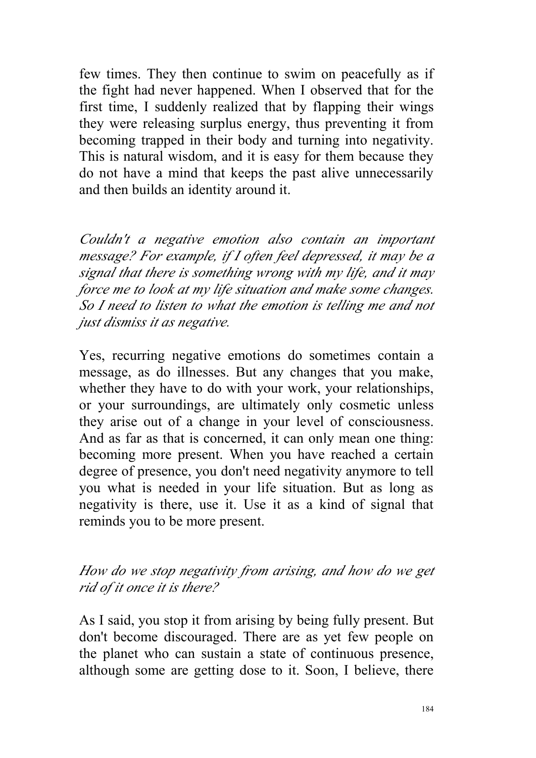few times. They then continue to swim on peacefully as if the fight had never happened. When I observed that for the first time, I suddenly realized that by flapping their wings they were releasing surplus energy, thus preventing it from becoming trapped in their body and turning into negativity. This is natural wisdom, and it is easy for them because they do not have a mind that keeps the past alive unnecessarily and then builds an identity around it.

*Couldn't a negative emotion also contain an important message? For example, if I often feel depressed, it may be a signal that there is something wrong with my life, and it may force me to look at my life situation and make some changes. So I need to listen to what the emotion is telling me and not just dismiss it as negative.*

Yes, recurring negative emotions do sometimes contain a message, as do illnesses. But any changes that you make, whether they have to do with your work, your relationships, or your surroundings, are ultimately only cosmetic unless they arise out of a change in your level of consciousness. And as far as that is concerned, it can only mean one thing: becoming more present. When you have reached a certain degree of presence, you don't need negativity anymore to tell you what is needed in your life situation. But as long as negativity is there, use it. Use it as a kind of signal that reminds you to be more present.

*How do we stop negativity from arising, and how do we get rid of it once it is there?*

As I said, you stop it from arising by being fully present. But don't become discouraged. There are as yet few people on the planet who can sustain a state of continuous presence, although some are getting dose to it. Soon, I believe, there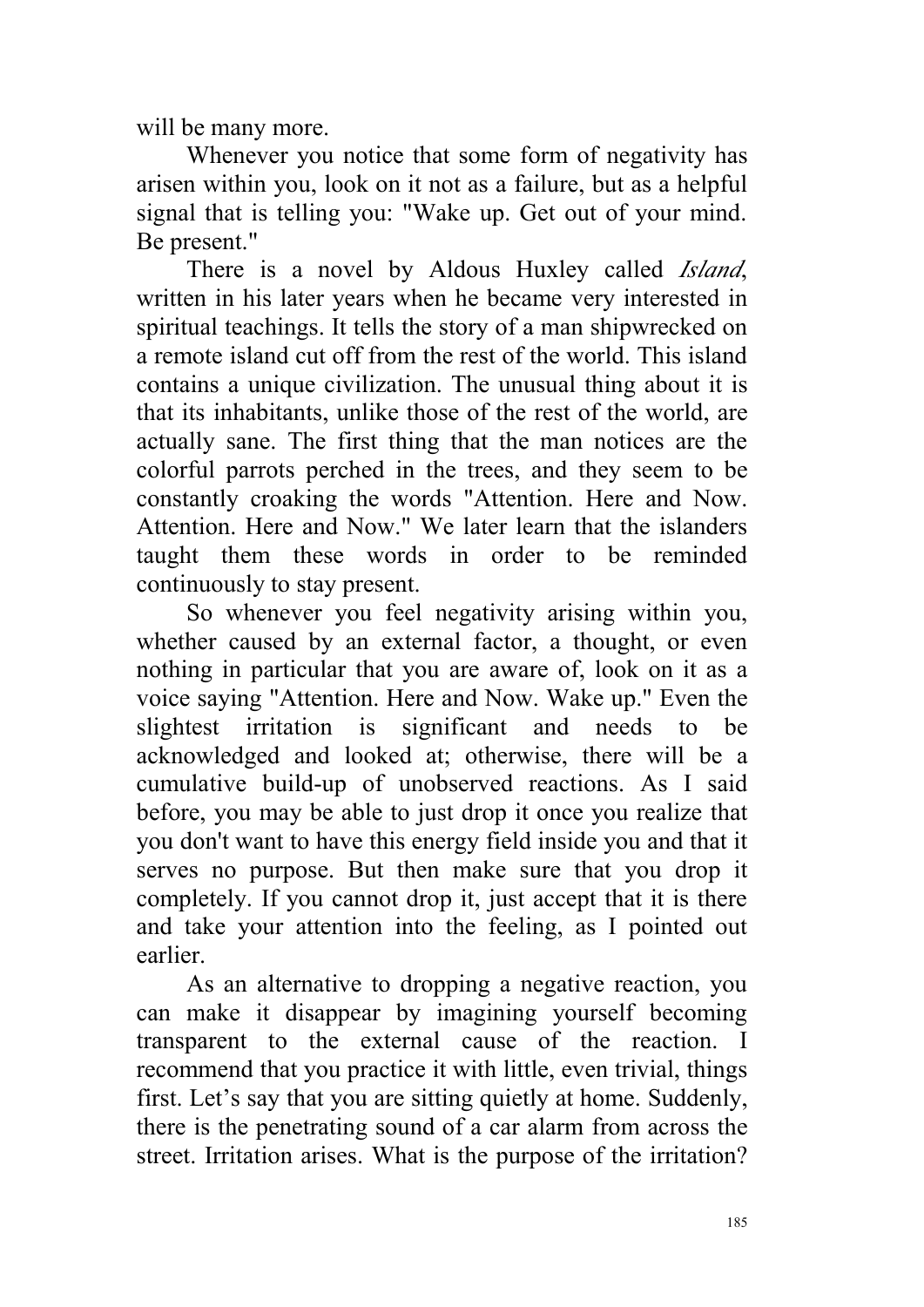will be many more.

Whenever you notice that some form of negativity has arisen within you, look on it not as a failure, but as a helpful signal that is telling you: "Wake up. Get out of your mind. Be present."

There is a novel by Aldous Huxley called *Island*, written in his later years when he became very interested in spiritual teachings. It tells the story of a man shipwrecked on a remote island cut off from the rest of the world. This island contains a unique civilization. The unusual thing about it is that its inhabitants, unlike those of the rest of the world, are actually sane. The first thing that the man notices are the colorful parrots perched in the trees, and they seem to be constantly croaking the words "Attention. Here and Now. Attention. Here and Now." We later learn that the islanders taught them these words in order to be reminded continuously to stay present.

So whenever you feel negativity arising within you, whether caused by an external factor, a thought, or even nothing in particular that you are aware of, look on it as a voice saying "Attention. Here and Now. Wake up." Even the slightest irritation is significant and needs to be acknowledged and looked at; otherwise, there will be a cumulative build-up of unobserved reactions. As I said before, you may be able to just drop it once you realize that you don't want to have this energy field inside you and that it serves no purpose. But then make sure that you drop it completely. If you cannot drop it, just accept that it is there and take your attention into the feeling, as I pointed out earlier.

As an alternative to dropping a negative reaction, you can make it disappear by imagining yourself becoming transparent to the external cause of the reaction. I recommend that you practice it with little, even trivial, things first. Let's say that you are sitting quietly at home. Suddenly, there is the penetrating sound of a car alarm from across the street. Irritation arises. What is the purpose of the irritation?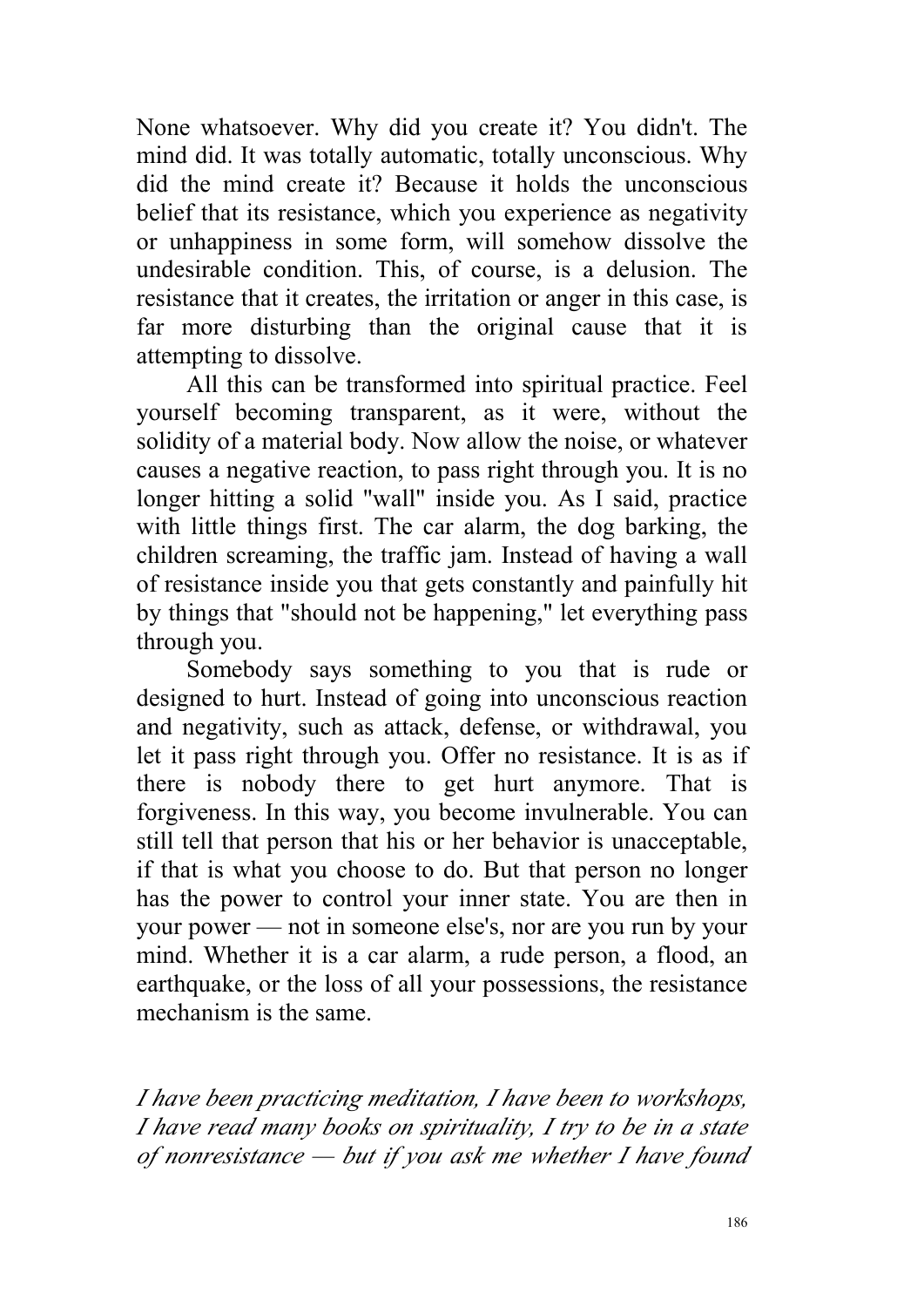None whatsoever. Why did you create it? You didn't. The mind did. It was totally automatic, totally unconscious. Why did the mind create it? Because it holds the unconscious belief that its resistance, which you experience as negativity or unhappiness in some form, will somehow dissolve the undesirable condition. This, of course, is a delusion. The resistance that it creates, the irritation or anger in this case, is far more disturbing than the original cause that it is attempting to dissolve.

All this can be transformed into spiritual practice. Feel yourself becoming transparent, as it were, without the solidity of a material body. Now allow the noise, or whatever causes a negative reaction, to pass right through you. It is no longer hitting a solid "wall" inside you. As I said, practice with little things first. The car alarm, the dog barking, the children screaming, the traffic jam. Instead of having a wall of resistance inside you that gets constantly and painfully hit by things that "should not be happening," let everything pass through you.

Somebody says something to you that is rude or designed to hurt. Instead of going into unconscious reaction and negativity, such as attack, defense, or withdrawal, you let it pass right through you. Offer no resistance. It is as if there is nobody there to get hurt anymore. That is forgiveness. In this way, you become invulnerable. You can still tell that person that his or her behavior is unacceptable, if that is what you choose to do. But that person no longer has the power to control your inner state. You are then in your power — not in someone else's, nor are you run by your mind. Whether it is a car alarm, a rude person, a flood, an earthquake, or the loss of all your possessions, the resistance mechanism is the same.

*I have been practicing meditation, I have been to workshops, I have read many books on spirituality, I try to be in a state of nonresistance — but if you ask me whether I have found*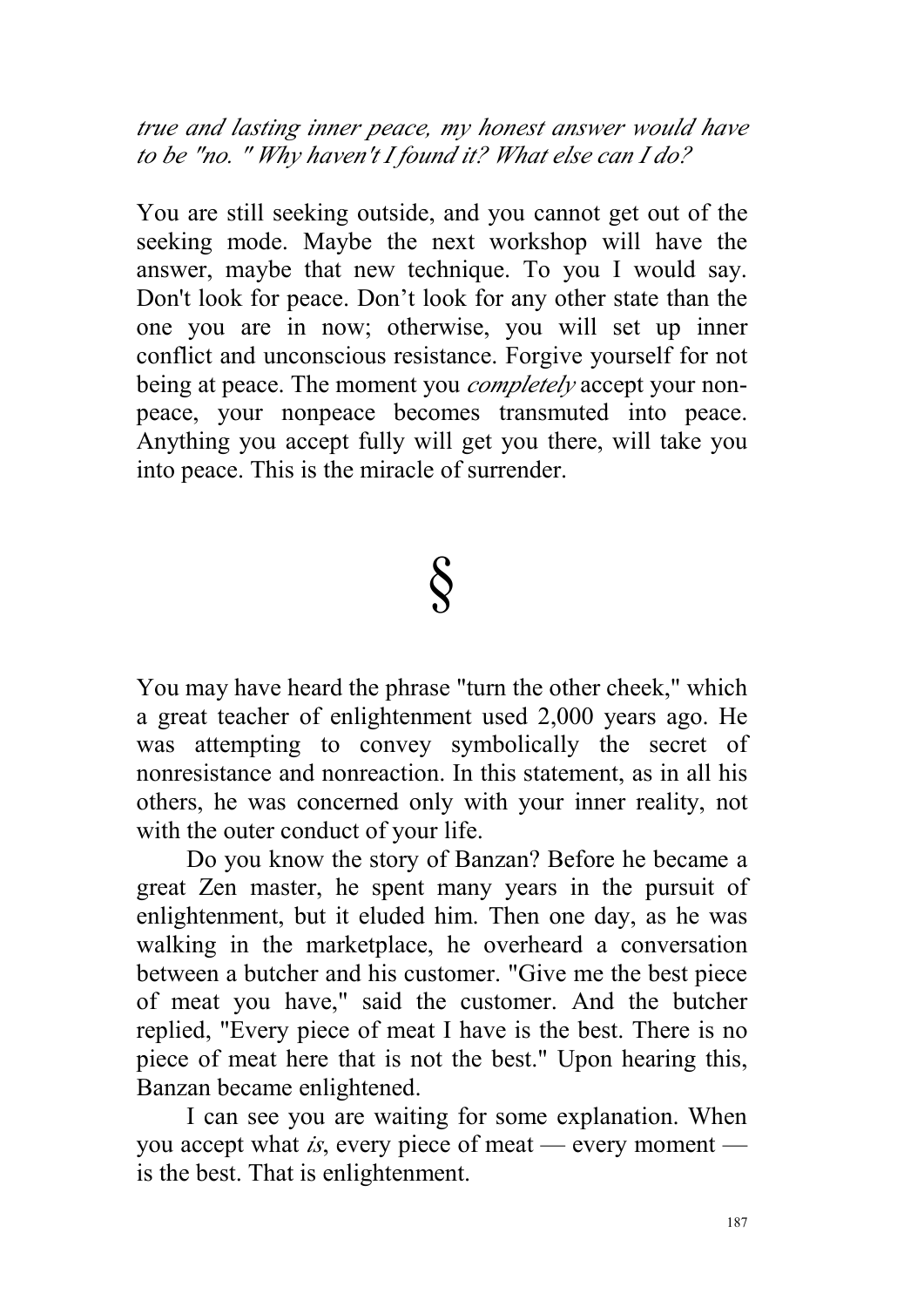*true and lasting inner peace, my honest answer would have to be "no. " Why haven't I found it? What else can I do?*

You are still seeking outside, and you cannot get out of the seeking mode. Maybe the next workshop will have the answer, maybe that new technique. To you I would say. Don't look for peace. Don't look for any other state than the one you are in now; otherwise, you will set up inner conflict and unconscious resistance. Forgive yourself for not being at peace. The moment you *completely* accept your non-peace, your nonpeace becomes transmuted into peace. Anything you accept fully will get you there, will take you into peace. This is the miracle of surrender.

§

You may have heard the phrase "turn the other cheek," which a great teacher of enlightenment used 2,000 years ago. He was attempting to convey symbolically the secret of nonresistance and nonreaction. In this statement, as in all his others, he was concerned only with your inner reality, not with the outer conduct of your life.

Do you know the story of Banzan? Before he became a great Zen master, he spent many years in the pursuit of enlightenment, but it eluded him. Then one day, as he was walking in the marketplace, he overheard a conversation between a butcher and his customer. "Give me the best piece of meat you have," said the customer. And the butcher replied, "Every piece of meat I have is the best. There is no piece of meat here that is not the best." Upon hearing this, Banzan became enlightened.

I can see you are waiting for some explanation. When you accept what *is*, every piece of meat — every moment — is the best. That is enlightenment.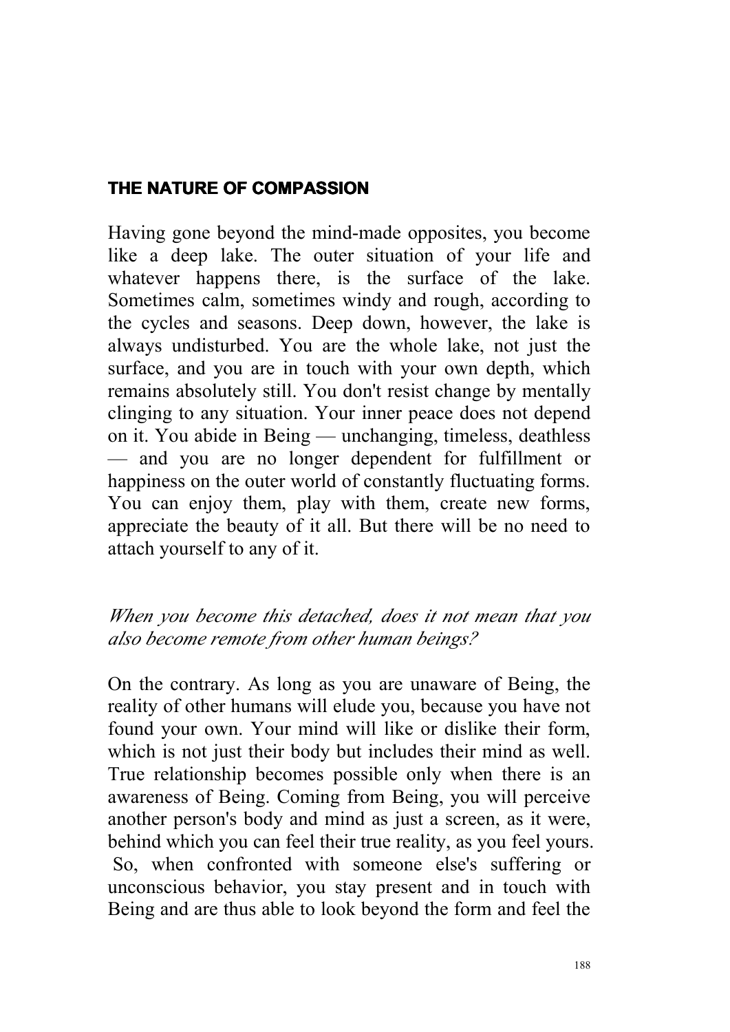## THE NATURE OF COMPASSION

Having gone beyond the mind-made opposites, you become like a deep lake. The outer situation of your life and whatever happens there, is the surface of the lake. Sometimes calm, sometimes windy and rough, according to the cycles and seasons. Deep down, however, the lake is always undisturbed. You are the whole lake, not just the surface, and you are in touch with your own depth, which remains absolutely still. You don't resist change by mentally clinging to any situation. Your inner peace does not depend on it. You abide in Being — unchanging, timeless, deathless — and you are no longer dependent for fulfillment or happiness on the outer world of constantly fluctuating forms. You can enjoy them, play with them, create new forms, appreciate the beauty of it all. But there will be no need to attach yourself to any of it.

*When you become this detached, does it not mean that you also become remote from other human beings?*

On the contrary. As long as you are unaware of Being, the reality of other humans will elude you, because you have not found your own. Your mind will like or dislike their form, which is not just their body but includes their mind as well. True relationship becomes possible only when there is an awareness of Being. Coming from Being, you will perceive another person's body and mind as just a screen, as it were, behind which you can feel their true reality, as you feel yours. So, when confronted with someone else's suffering or unconscious behavior, you stay present and in touch with Being and are thus able to look beyond the form and feel the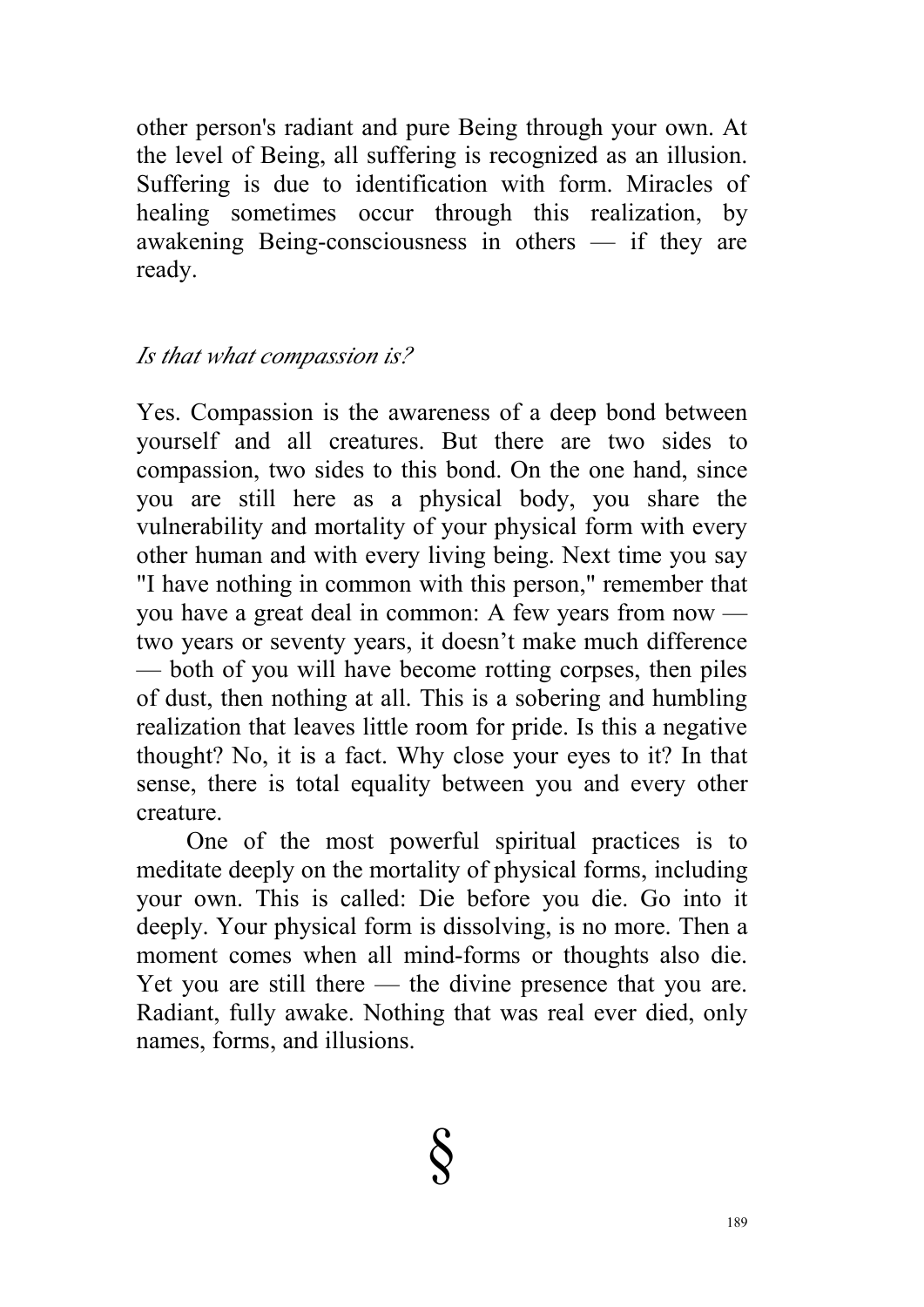other person's radiant and pure Being through your own. At the level of Being, all suffering is recognized as an illusion. Suffering is due to identification with form. Miracles of healing sometimes occur through this realization, by awakening Being-consciousness in others — if they are ready.

*Is that what compassion is?*

Yes. Compassion is the awareness of a deep bond between yourself and all creatures. But there are two sides to compassion, two sides to this bond. On the one hand, since you are still here as a physical body, you share the vulnerability and mortality of your physical form with every other human and with every living being. Next time you say "I have nothing in common with this person," remember that you have a great deal in common: A few years from now — two years or seventy years, it doesn't make much difference — both of you will have become rotting corpses, then piles of dust, then nothing at all. This is a sobering and humbling realization that leaves little room for pride. Is this a negative thought? No, it is a fact. Why close your eyes to it? In that sense, there is total equality between you and every other creature.

One of the most powerful spiritual practices is to meditate deeply on the mortality of physical forms, including your own. This is called: Die before you die. Go into it deeply. Your physical form is dissolving, is no more. Then a moment comes when all mind-forms or thoughts also die. Yet you are still there — the divine presence that you are. Radiant, fully awake. Nothing that was real ever died, only names, forms, and illusions.

§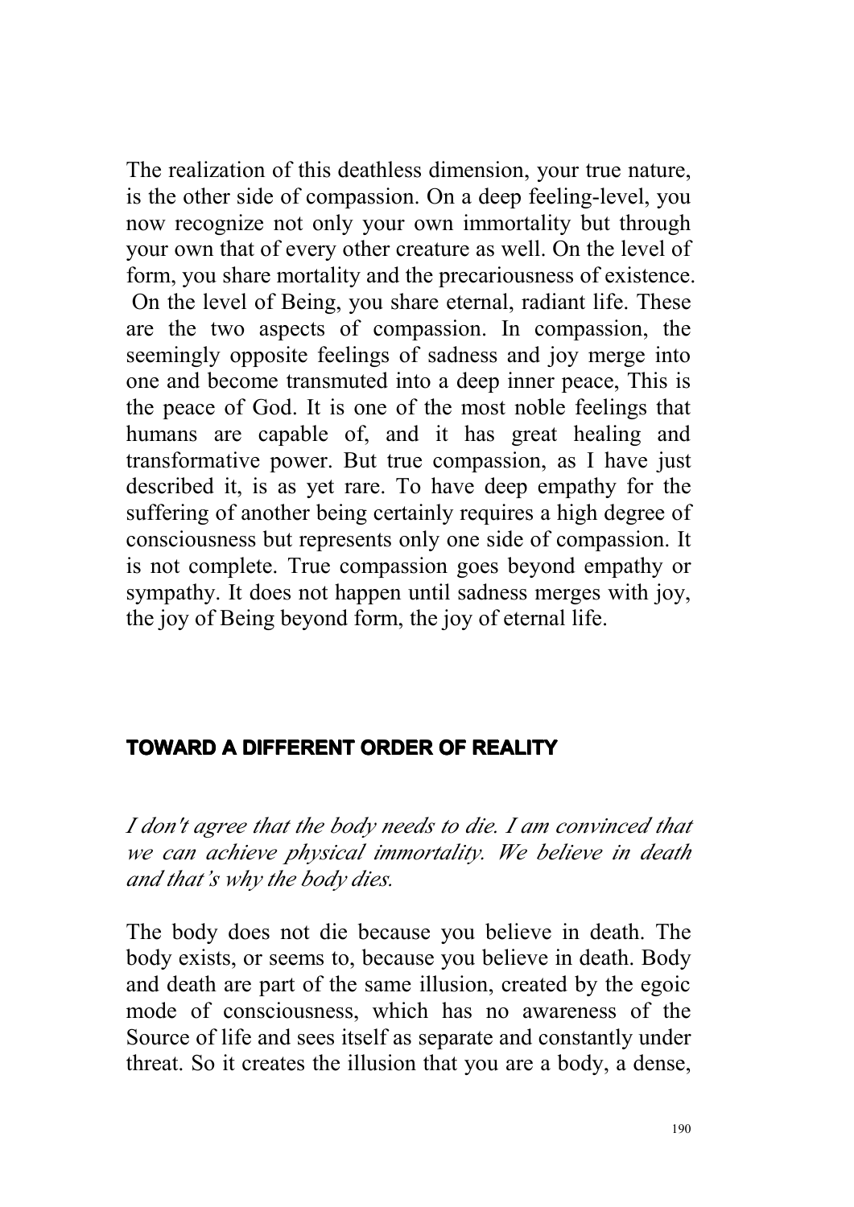The realization of this deathless dimension, your true nature, is the other side of compassion. On a deep feeling-level, you now recognize not only your own immortality but through your own that of every other creature as well. On the level of form, you share mortality and the precariousness of existence. On the level of Being, you share eternal, radiant life. These are the two aspects of compassion. In compassion, the seemingly opposite feelings of sadness and joy merge into one and become transmuted into a deep inner peace, This is the peace of God. It is one of the most noble feelings that humans are capable of, and it has great healing and transformative power. But true compassion, as I have just described it, is as yet rare. To have deep empathy for the suffering of another being certainly requires a high degree of consciousness but represents only one side of compassion. It is not complete. True compassion goes beyond empathy or sympathy. It does not happen until sadness merges with joy, the joy of Being beyond form, the joy of eternal life.

## TOWARD A DIFFERENT ORDER OF REALITY

*I don't agree that the body needs to die. I am convinced that we can achieve physical immortality. We believe in death and that's why the body dies.*

The body does not die because you believe in death. The body exists, or seems to, because you believe in death. Body and death are part of the same illusion, created by the egoic mode of consciousness, which has no awareness of the Source of life and sees itself as separate and constantly under threat. So it creates the illusion that you are a body, a dense,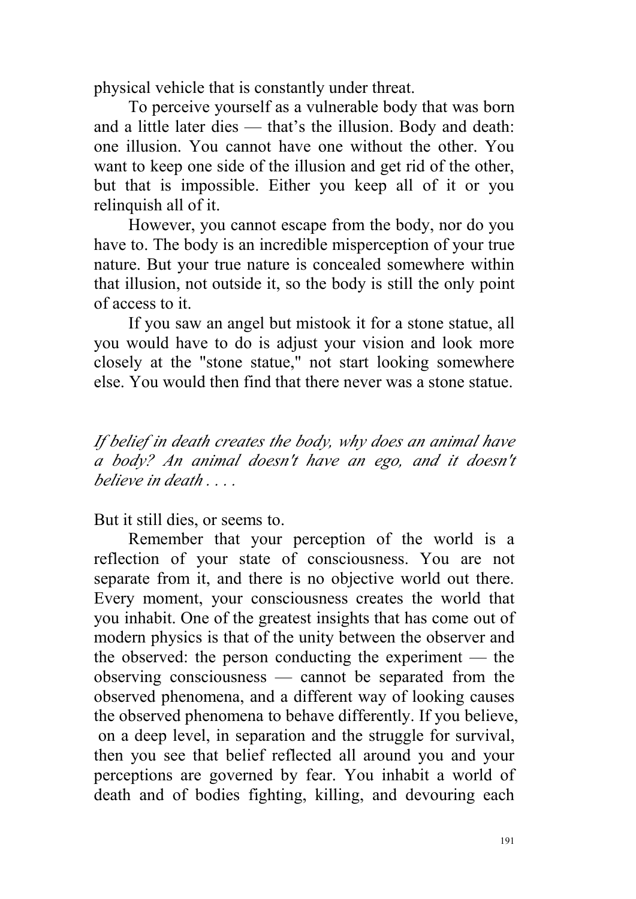physical vehicle that is constantly under threat.

To perceive yourself as a vulnerable body that was born and a little later dies — that's the illusion. Body and death: one illusion. You cannot have one without the other. You want to keep one side of the illusion and get rid of the other, but that is impossible. Either you keep all of it or you relinquish all of it.

However, you cannot escape from the body, nor do you have to. The body is an incredible misperception of your true nature. But your true nature is concealed somewhere within that illusion, not outside it, so the body is still the only point of access to it.

If you saw an angel but mistook it for a stone statue, all you would have to do is adjust your vision and look more closely at the "stone statue," not start looking somewhere else. You would then find that there never was a stone statue.

*If belief in death creates the body, why does an animal have a body? An animal doesn't have an ego, and it doesn't believe in death . . . .*

But it still dies, or seems to.

Remember that your perception of the world is a reflection of your state of consciousness. You are not separate from it, and there is no objective world out there. Every moment, your consciousness creates the world that you inhabit. One of the greatest insights that has come out of modern physics is that of the unity between the observer and the observed: the person conducting the experiment — the observing consciousness — cannot be separated from the observed phenomena, and a different way of looking causes the observed phenomena to behave differently. If you believe, on a deep level, in separation and the struggle for survival, then you see that belief reflected all around you and your perceptions are governed by fear. You inhabit a world of death and of bodies fighting, killing, and devouring each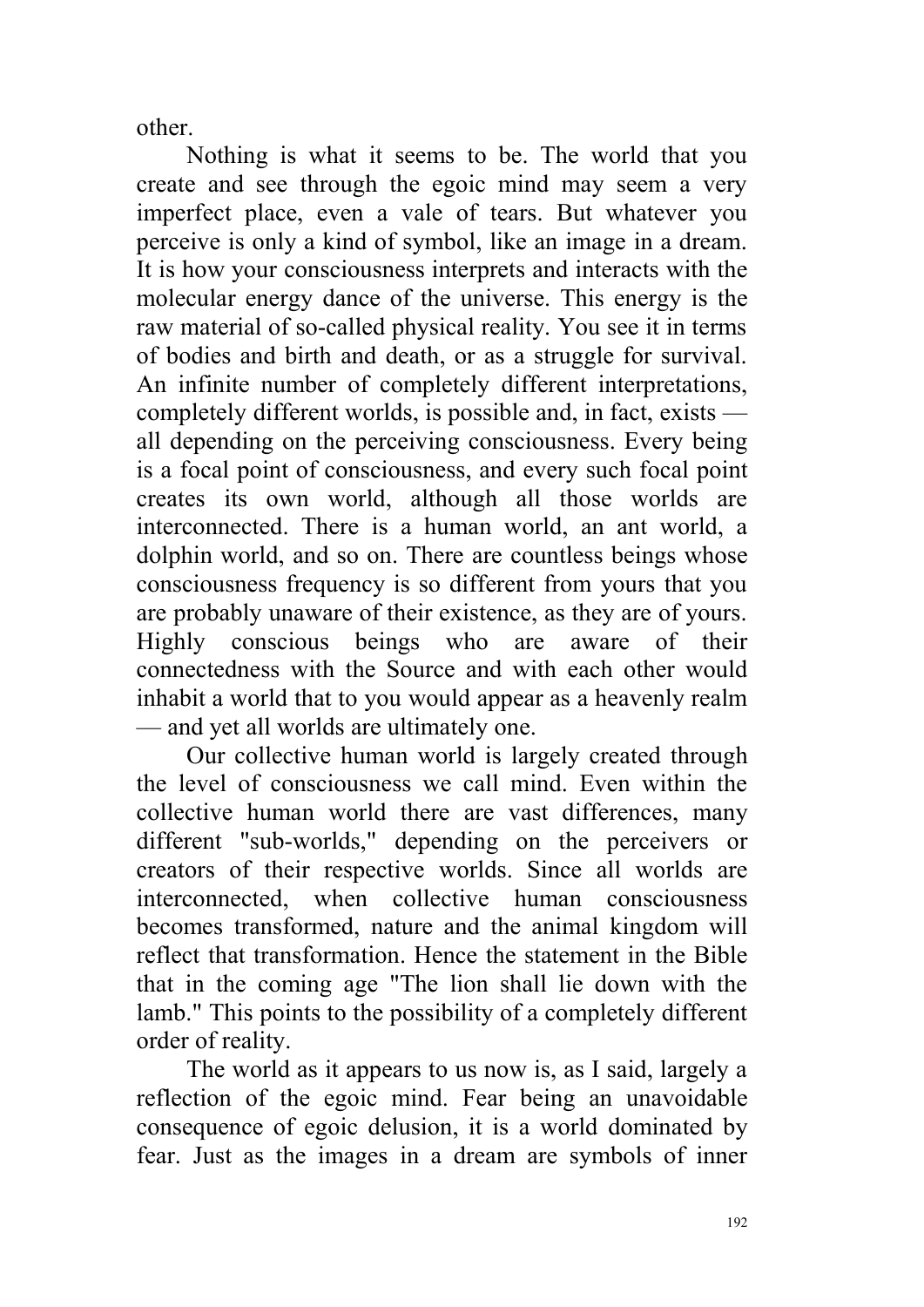other.

Nothing is what it seems to be. The world that you create and see through the egoic mind may seem a very imperfect place, even a vale of tears. But whatever you perceive is only a kind of symbol, like an image in a dream. It is how your consciousness interprets and interacts with the molecular energy dance of the universe. This energy is the raw material of so-called physical reality. You see it in terms of bodies and birth and death, or as a struggle for survival. An infinite number of completely different interpretations, completely different worlds, is possible and, in fact, exists — all depending on the perceiving consciousness. Every being is a focal point of consciousness, and every such focal point creates its own world, although all those worlds are interconnected. There is a human world, an ant world, a dolphin world, and so on. There are countless beings whose consciousness frequency is so different from yours that you are probably unaware of their existence, as they are of yours. Highly conscious beings who are aware of their connectedness with the Source and with each other would inhabit a world that to you would appear as a heavenly realm — and yet all worlds are ultimately one.

Our collective human world is largely created through the level of consciousness we call mind. Even within the collective human world there are vast differences, many different "sub-worlds," depending on the perceivers or creators of their respective worlds. Since all worlds are interconnected, when collective human consciousness becomes transformed, nature and the animal kingdom will reflect that transformation. Hence the statement in the Bible that in the coming age "The lion shall lie down with the lamb." This points to the possibility of a completely different order of reality.

The world as it appears to us now is, as I said, largely a reflection of the egoic mind. Fear being an unavoidable consequence of egoic delusion, it is a world dominated by fear. Just as the images in a dream are symbols of inner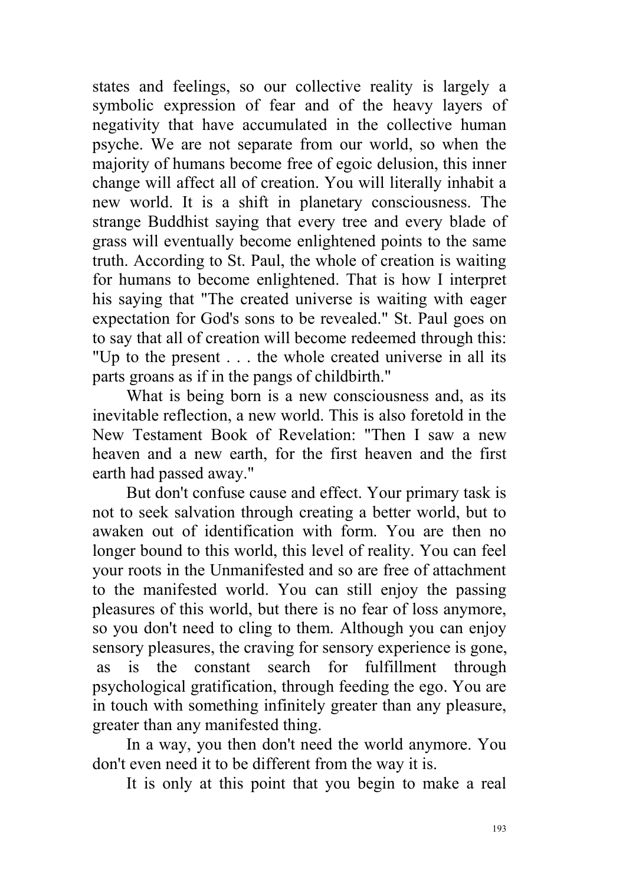states and feelings, so our collective reality is largely a symbolic expression of fear and of the heavy layers of negativity that have accumulated in the collective human psyche. We are not separate from our world, so when the majority of humans become free of egoic delusion, this inner change will affect all of creation. You will literally inhabit a new world. It is a shift in planetary consciousness. The strange Buddhist saying that every tree and every blade of grass will eventually become enlightened points to the same truth. According to St. Paul, the whole of creation is waiting for humans to become enlightened. That is how I interpret his saying that "The created universe is waiting with eager expectation for God's sons to be revealed." St. Paul goes on to say that all of creation will become redeemed through this: "Up to the present . . . the whole created universe in all its parts groans as if in the pangs of childbirth."

What is being born is a new consciousness and, as its inevitable reflection, a new world. This is also foretold in the New Testament Book of Revelation: "Then I saw a new heaven and a new earth, for the first heaven and the first earth had passed away."

But don't confuse cause and effect. Your primary task is not to seek salvation through creating a better world, but to awaken out of identification with form. You are then no longer bound to this world, this level of reality. You can feel your roots in the Unmanifested and so are free of attachment to the manifested world. You can still enjoy the passing pleasures of this world, but there is no fear of loss anymore, so you don't need to cling to them. Although you can enjoy sensory pleasures, the craving for sensory experience is gone, as is the constant search for fulfillment through psychological gratification, through feeding the ego. You are in touch with something infinitely greater than any pleasure, greater than any manifested thing.

In a way, you then don't need the world anymore. You don't even need it to be different from the way it is.

It is only at this point that you begin to make a real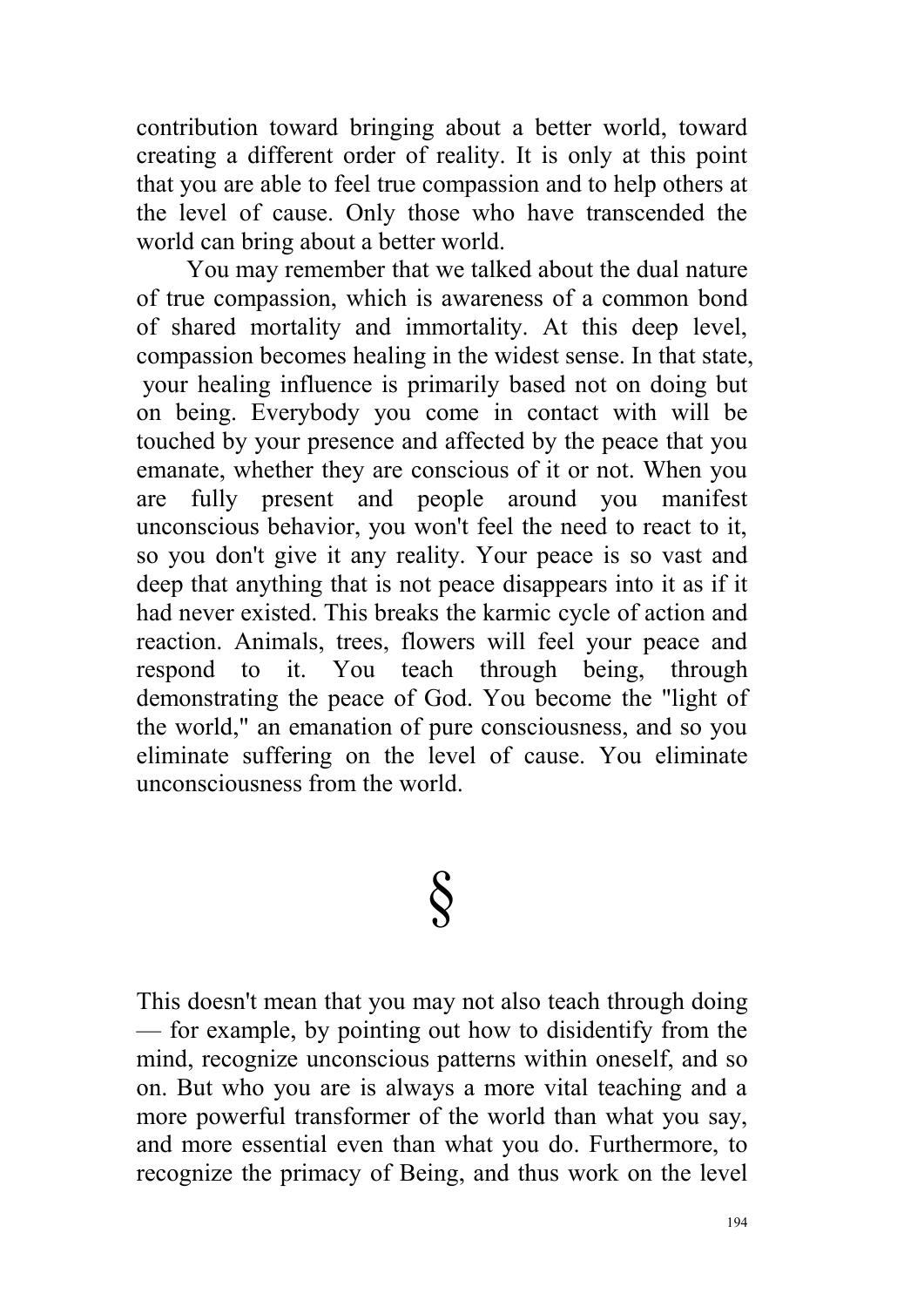contribution toward bringing about a better world, toward creating a different order of reality. It is only at this point that you are able to feel true compassion and to help others at the level of cause. Only those who have transcended the world can bring about a better world.

You may remember that we talked about the dual nature of true compassion, which is awareness of a common bond of shared mortality and immortality. At this deep level, compassion becomes healing in the widest sense. In that state, your healing influence is primarily based not on doing but on being. Everybody you come in contact with will be touched by your presence and affected by the peace that you emanate, whether they are conscious of it or not. When you are fully present and people around you manifest unconscious behavior, you won't feel the need to react to it, so you don't give it any reality. Your peace is so vast and deep that anything that is not peace disappears into it as if it had never existed. This breaks the karmic cycle of action and reaction. Animals, trees, flowers will feel your peace and respond to it. You teach through being, through demonstrating the peace of God. You become the "light of the world," an emanation of pure consciousness, and so you eliminate suffering on the level of cause. You eliminate unconsciousness from the world.

§

This doesn't mean that you may not also teach through doing — for example, by pointing out how to disidentify from the mind, recognize unconscious patterns within oneself, and so on. But who you are is always a more vital teaching and a more powerful transformer of the world than what you say, and more essential even than what you do. Furthermore, to recognize the primacy of Being, and thus work on the level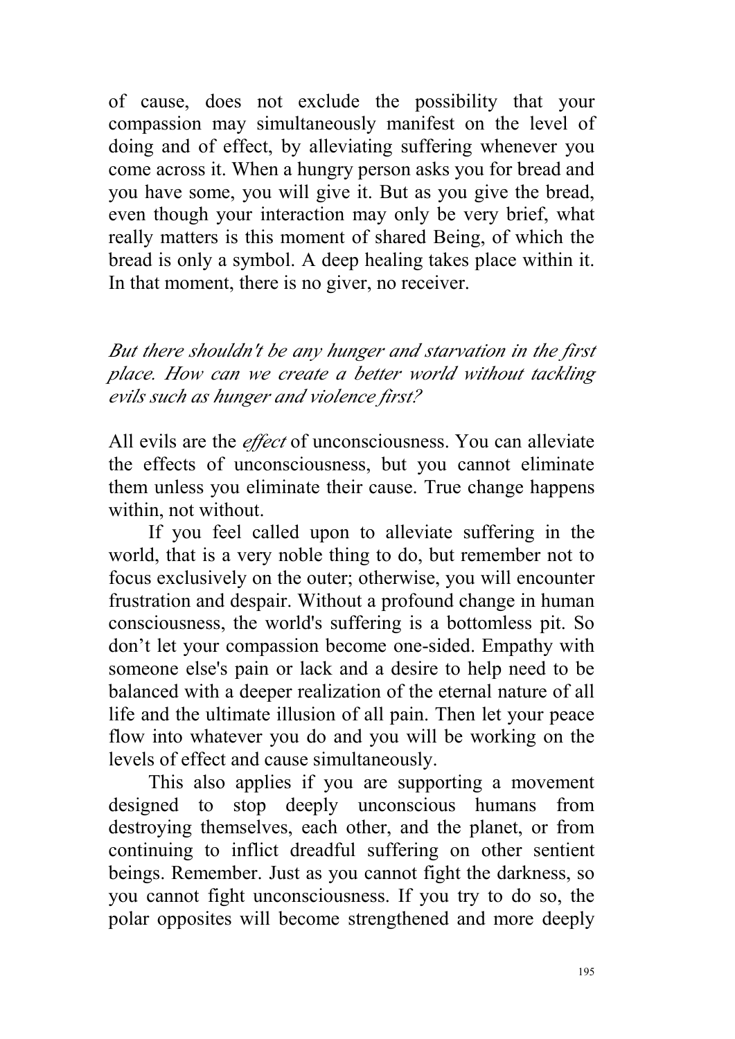of cause, does not exclude the possibility that your compassion may simultaneously manifest on the level of doing and of effect, by alleviating suffering whenever you come across it. When a hungry person asks you for bread and you have some, you will give it. But as you give the bread, even though your interaction may only be very brief, what really matters is this moment of shared Being, of which the bread is only a symbol. A deep healing takes place within it. In that moment, there is no giver, no receiver.

*But there shouldn't be any hunger and starvation in the first place. How can we create a better world without tackling evils such as hunger and violence first?*

All evils are the *effect* of unconsciousness. You can alleviate the effects of unconsciousness, but you cannot eliminate them unless you eliminate their cause. True change happens within, not without.

If you feel called upon to alleviate suffering in the world, that is a very noble thing to do, but remember not to focus exclusively on the outer; otherwise, you will encounter frustration and despair. Without a profound change in human consciousness, the world's suffering is a bottomless pit. So don't let your compassion become one-sided. Empathy with someone else's pain or lack and a desire to help need to be balanced with a deeper realization of the eternal nature of all life and the ultimate illusion of all pain. Then let your peace flow into whatever you do and you will be working on the levels of effect and cause simultaneously.

This also applies if you are supporting a movement designed to stop deeply unconscious humans from destroying themselves, each other, and the planet, or from continuing to inflict dreadful suffering on other sentient beings. Remember. Just as you cannot fight the darkness, so you cannot fight unconsciousness. If you try to do so, the polar opposites will become strengthened and more deeply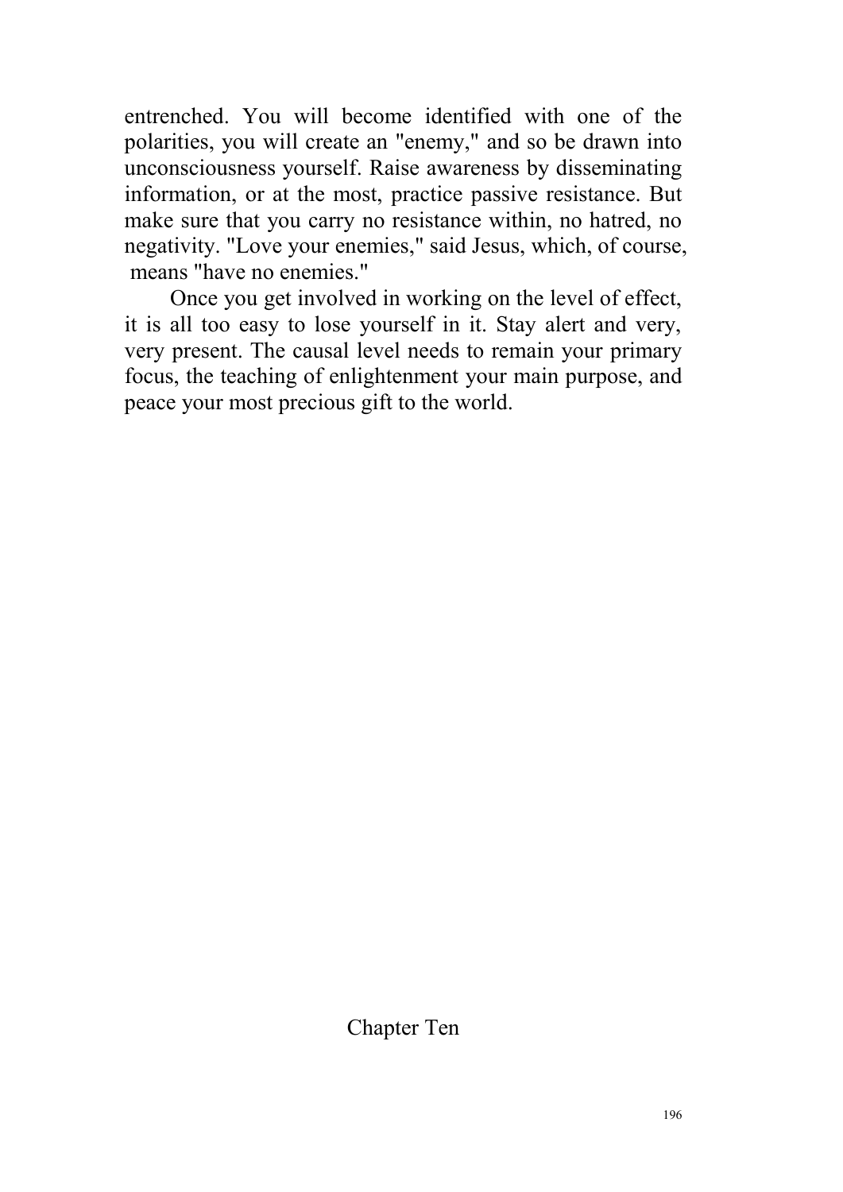entrenched. You will become identified with one of the polarities, you will create an "enemy," and so be drawn into unconsciousness yourself. Raise awareness by disseminating information, or at the most, practice passive resistance. But make sure that you carry no resistance within, no hatred, no negativity. "Love your enemies," said Jesus, which, of course, means "have no enemies."

Once you get involved in working on the level of effect, it is all too easy to lose yourself in it. Stay alert and very, very present. The causal level needs to remain your primary focus, the teaching of enlightenment your main purpose, and peace your most precious gift to the world.

# Chapter Ten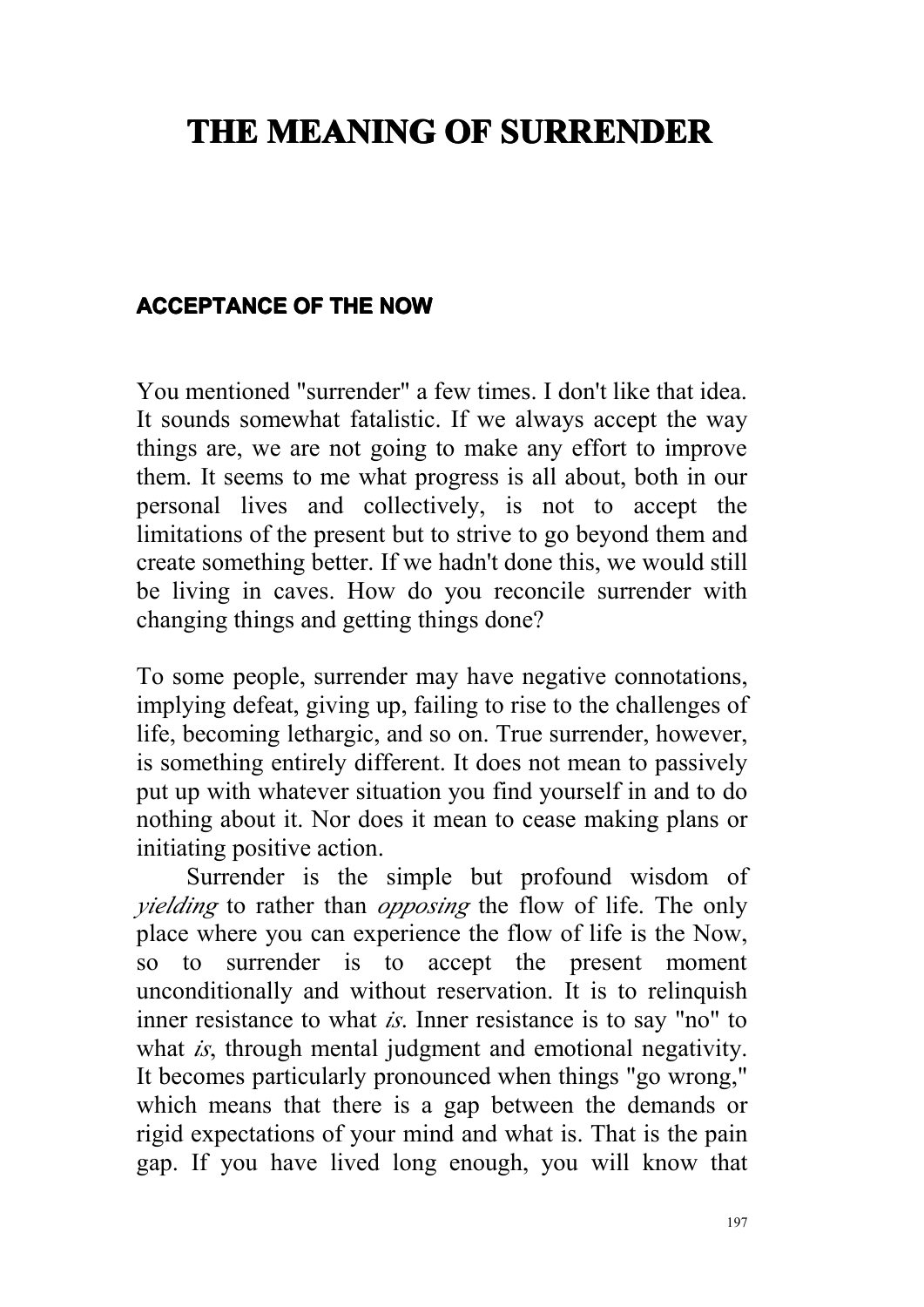# THE MEANING OF SURRENDER

## ACCEPTANCE OF THE NOW

You mentioned "surrender" a few times. I don't like that idea. It sounds somewhat fatalistic. If we always accept the way things are, we are not going to make any effort to improve them. It seems to me what progress is all about, both in our personal lives and collectively, is not to accept the limitations of the present but to strive to go beyond them and create something better. If we hadn't done this, we would still be living in caves. How do you reconcile surrender with changing things and getting things done?

To some people, surrender may have negative connotations, implying defeat, giving up, failing to rise to the challenges of life, becoming lethargic, and so on. True surrender, however, is something entirely different. It does not mean to passively put up with whatever situation you find yourself in and to do nothing about it. Nor does it mean to cease making plans or initiating positive action.

Surrender is the simple but profound wisdom of *yielding* to rather than *opposing* the flow of life. The only place where you can experience the flow of life is the Now, so to surrender is to accept the present moment unconditionally and without reservation. It is to relinquish inner resistance to what *is*. Inner resistance is to say "no" to what *is*, through mental judgment and emotional negativity. It becomes particularly pronounced when things "go wrong," which means that there is a gap between the demands or rigid expectations of your mind and what is. That is the pain gap. If you have lived long enough, you will know that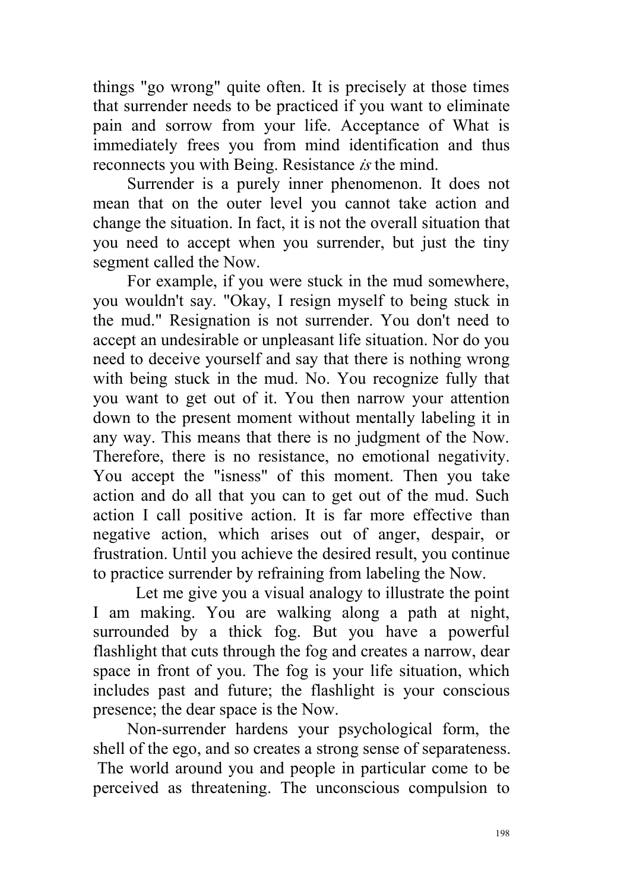things "go wrong" quite often. It is precisely at those times that surrender needs to be practiced if you want to eliminate pain and sorrow from your life. Acceptance of What is immediately frees you from mind identification and thus reconnects you with Being. Resistance *is* the mind.

Surrender is a purely inner phenomenon. It does not mean that on the outer level you cannot take action and change the situation. In fact, it is not the overall situation that you need to accept when you surrender, but just the tiny segment called the Now.

For example, if you were stuck in the mud somewhere, you wouldn't say. "Okay, I resign myself to being stuck in the mud." Resignation is not surrender. You don't need to accept an undesirable or unpleasant life situation. Nor do you need to deceive yourself and say that there is nothing wrong with being stuck in the mud. No. You recognize fully that you want to get out of it. You then narrow your attention down to the present moment without mentally labeling it in any way. This means that there is no judgment of the Now. Therefore, there is no resistance, no emotional negativity. You accept the "isness" of this moment. Then you take action and do all that you can to get out of the mud. Such action I call positive action. It is far more effective than negative action, which arises out of anger, despair, or frustration. Until you achieve the desired result, you continue to practice surrender by refraining from labeling the Now.

Let me give you a visual analogy to illustrate the point I am making. You are walking along a path at night, surrounded by a thick fog. But you have a powerful flashlight that cuts through the fog and creates a narrow, dear space in front of you. The fog is your life situation, which includes past and future; the flashlight is your conscious presence; the dear space is the Now.

Non-surrender hardens your psychological form, the shell of the ego, and so creates a strong sense of separateness. The world around you and people in particular come to be perceived as threatening. The unconscious compulsion to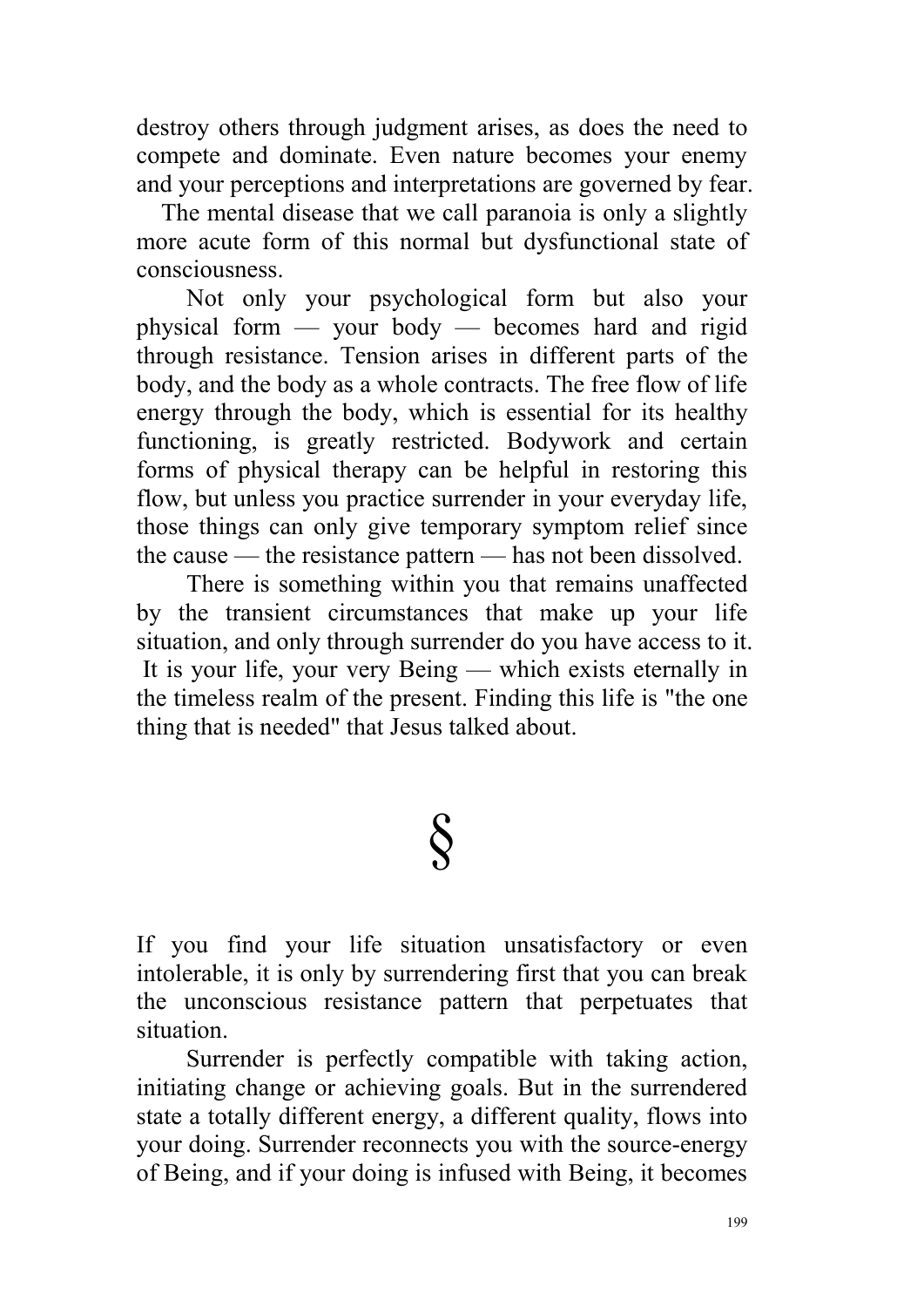destroy others through judgment arises, as does the need to compete and dominate. Even nature becomes your enemy and your perceptions and interpretations are governed by fear.

The mental disease that we call paranoia is only a slightly more acute form of this normal but dysfunctional state of consciousness.

Not only your psychological form but also your physical form — your body — becomes hard and rigid through resistance. Tension arises in different parts of the body, and the body as a whole contracts. The free flow of life energy through the body, which is essential for its healthy functioning, is greatly restricted. Bodywork and certain forms of physical therapy can be helpful in restoring this flow, but unless you practice surrender in your everyday life, those things can only give temporary symptom relief since the cause — the resistance pattern — has not been dissolved.

There is something within you that remains unaffected by the transient circumstances that make up your life situation, and only through surrender do you have access to it. It is your life, your very Being — which exists eternally in the timeless realm of the present. Finding this life is "the one thing that is needed" that Jesus talked about.

§

If you find your life situation unsatisfactory or even intolerable, it is only by surrendering first that you can break the unconscious resistance pattern that perpetuates that situation.

Surrender is perfectly compatible with taking action, initiating change or achieving goals. But in the surrendered state a totally different energy, a different quality, flows into your doing. Surrender reconnects you with the source-energy of Being, and if your doing is infused with Being, it becomes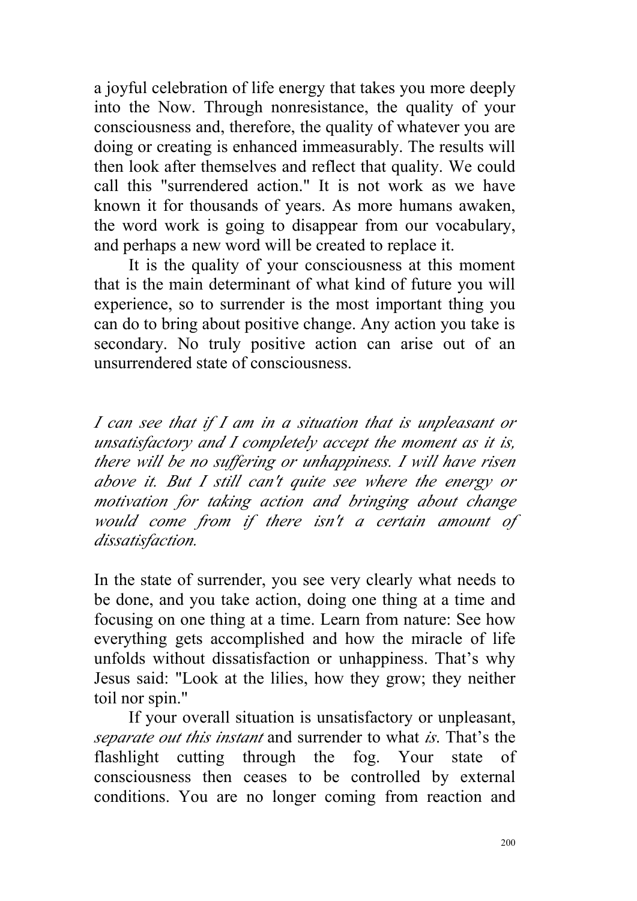a joyful celebration of life energy that takes you more deeply into the Now. Through nonresistance, the quality of your consciousness and, therefore, the quality of whatever you are doing or creating is enhanced immeasurably. The results will then look after themselves and reflect that quality. We could call this "surrendered action." It is not work as we have known it for thousands of years. As more humans awaken, the word work is going to disappear from our vocabulary, and perhaps a new word will be created to replace it.

It is the quality of your consciousness at this moment that is the main determinant of what kind of future you will experience, so to surrender is the most important thing you can do to bring about positive change. Any action you take is secondary. No truly positive action can arise out of an unsurrendered state of consciousness.

*I can see that if I am in a situation that is unpleasant or unsatisfactory and I completely accept the moment as it is, there will be no suffering or unhappiness. I will have risen above it. But I still can't quite see where the energy or motivation for taking action and bringing about change would come from if there isn't a certain amount of dissatisfaction.*

In the state of surrender, you see very clearly what needs to be done, and you take action, doing one thing at a time and focusing on one thing at a time. Learn from nature: See how everything gets accomplished and how the miracle of life unfolds without dissatisfaction or unhappiness. That's why Jesus said: "Look at the lilies, how they grow; they neither toil nor spin."

If your overall situation is unsatisfactory or unpleasant, *separate out this instant* and surrender to what *is*. That's the flashlight cutting through the fog. Your state of consciousness then ceases to be controlled by external conditions. You are no longer coming from reaction and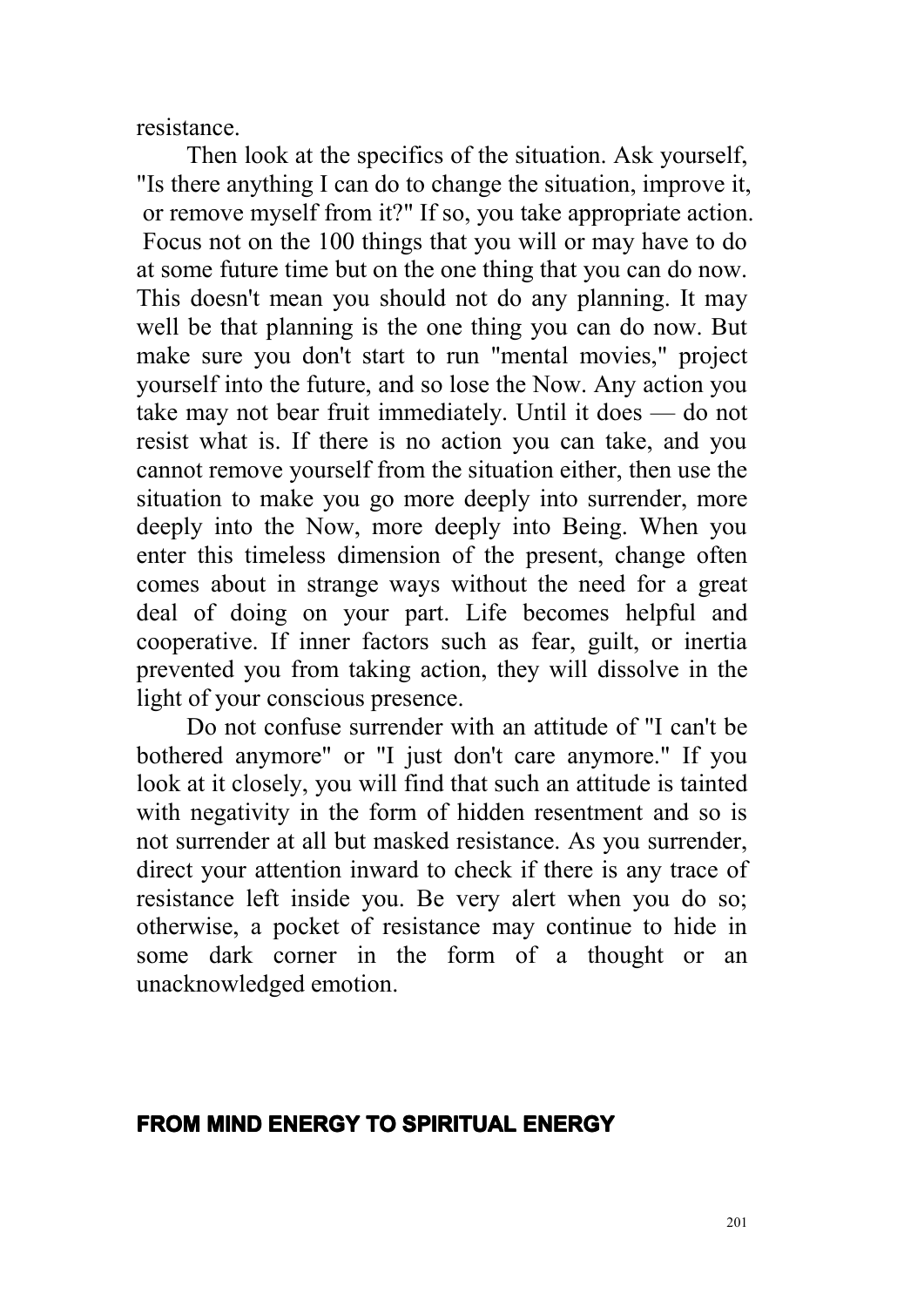resistance.

Then look at the specifics of the situation. Ask yourself, "Is there anything I can do to change the situation, improve it, or remove myself from it?" If so, you take appropriate action. Focus not on the 100 things that you will or may have to do at some future time but on the one thing that you can do now. This doesn't mean you should not do any planning. It may well be that planning is the one thing you can do now. But make sure you don't start to run "mental movies," project yourself into the future, and so lose the Now. Any action you take may not bear fruit immediately. Until it does — do not resist what is. If there is no action you can take, and you cannot remove yourself from the situation either, then use the situation to make you go more deeply into surrender, more deeply into the Now, more deeply into Being. When you enter this timeless dimension of the present, change often comes about in strange ways without the need for a great deal of doing on your part. Life becomes helpful and cooperative. If inner factors such as fear, guilt, or inertia prevented you from taking action, they will dissolve in the light of your conscious presence.

Do not confuse surrender with an attitude of "I can't be bothered anymore" or "I just don't care anymore." If you look at it closely, you will find that such an attitude is tainted with negativity in the form of hidden resentment and so is not surrender at all but masked resistance. As you surrender, direct your attention inward to check if there is any trace of resistance left inside you. Be very alert when you do so; otherwise, a pocket of resistance may continue to hide in some dark corner in the form of a thought or an unacknowledged emotion.

## FROM MIND ENERGY TO SPIRITUAL ENERGY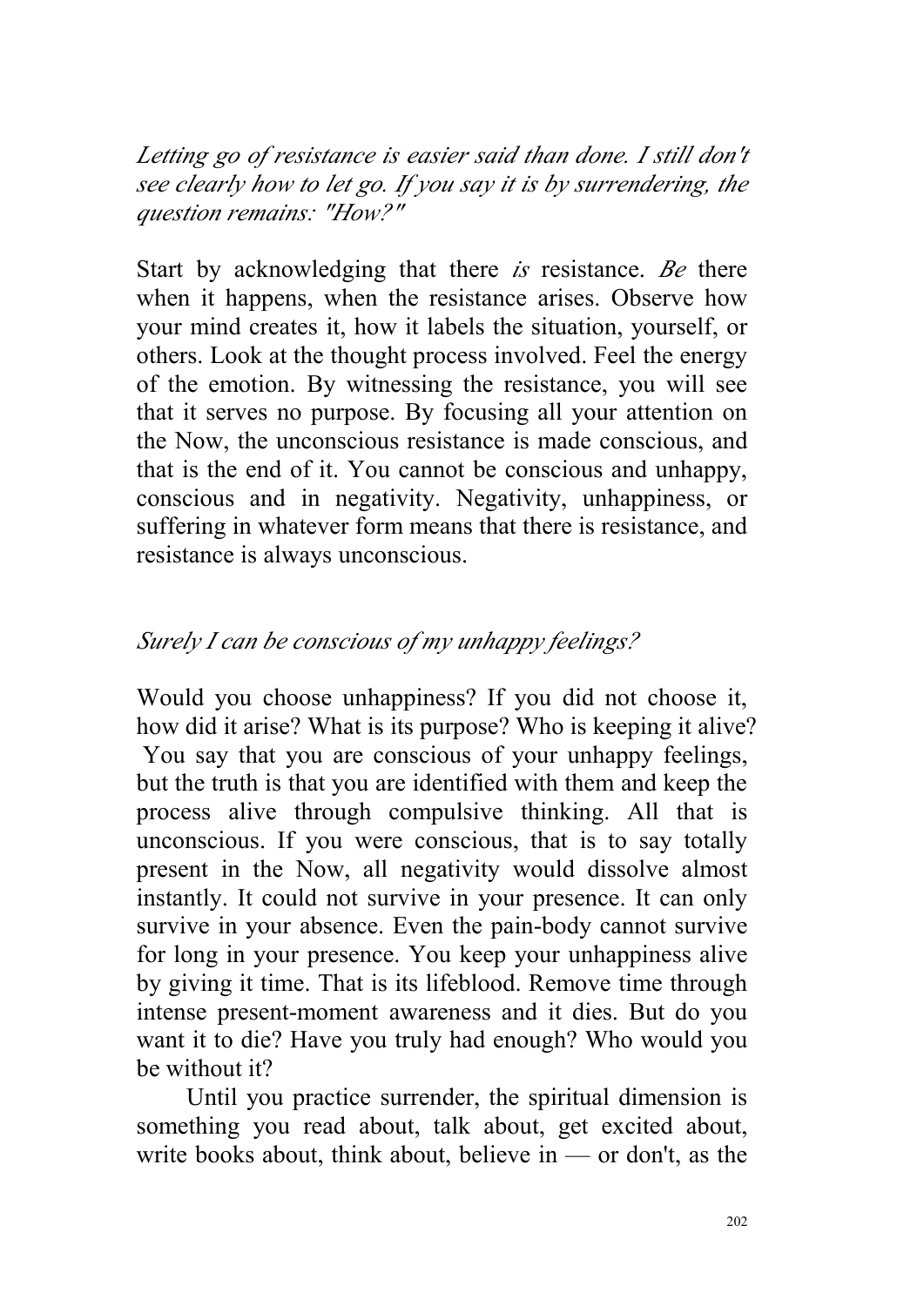*Letting go of resistance is easier said than done. I still don't see clearly how to let go. If you say it is by surrendering, the question remains: "How?"*

Start by acknowledging that there *is* resistance. *Be* there when it happens, when the resistance arises. Observe how your mind creates it, how it labels the situation, yourself, or others. Look at the thought process involved. Feel the energy of the emotion. By witnessing the resistance, you will see that it serves no purpose. By focusing all your attention on the Now, the unconscious resistance is made conscious, and that is the end of it. You cannot be conscious and unhappy, conscious and in negativity. Negativity, unhappiness, or suffering in whatever form means that there is resistance, and resistance is always unconscious.

*Surely I can be conscious of my unhappy feelings?*

Would you choose unhappiness? If you did not choose it, how did it arise? What is its purpose? Who is keeping it alive? You say that you are conscious of your unhappy feelings, but the truth is that you are identified with them and keep the process alive through compulsive thinking. All that is unconscious. If you were conscious, that is to say totally present in the Now, all negativity would dissolve almost instantly. It could not survive in your presence. It can only survive in your absence. Even the pain-body cannot survive for long in your presence. You keep your unhappiness alive by giving it time. That is its lifeblood. Remove time through intense present-moment awareness and it dies. But do you want it to die? Have you truly had enough? Who would you be without it?

Until you practice surrender, the spiritual dimension is something you read about, talk about, get excited about, write books about, think about, believe in — or don't, as the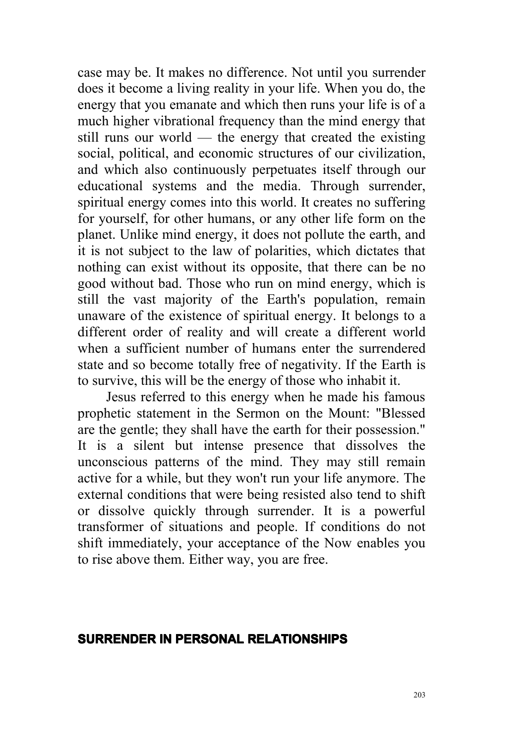case may be. It makes no difference. Not until you surrender does it become a living reality in your life. When you do, the energy that you emanate and which then runs your life is of a much higher vibrational frequency than the mind energy that still runs our world — the energy that created the existing social, political, and economic structures of our civilization, and which also continuously perpetuates itself through our educational systems and the media. Through surrender, spiritual energy comes into this world. It creates no suffering for yourself, for other humans, or any other life form on the planet. Unlike mind energy, it does not pollute the earth, and it is not subject to the law of polarities, which dictates that nothing can exist without its opposite, that there can be no good without bad. Those who run on mind energy, which is still the vast majority of the Earth's population, remain unaware of the existence of spiritual energy. It belongs to a different order of reality and will create a different world when a sufficient number of humans enter the surrendered state and so become totally free of negativity. If the Earth is to survive, this will be the energy of those who inhabit it.

Jesus referred to this energy when he made his famous prophetic statement in the Sermon on the Mount: "Blessed are the gentle; they shall have the earth for their possession." It is a silent but intense presence that dissolves the unconscious patterns of the mind. They may still remain active for a while, but they won't run your life anymore. The external conditions that were being resisted also tend to shift or dissolve quickly through surrender. It is a powerful transformer of situations and people. If conditions do not shift immediately, your acceptance of the Now enables you to rise above them. Either way, you are free.

## SURRENDER IN PERSONAL RELATIONSHIPS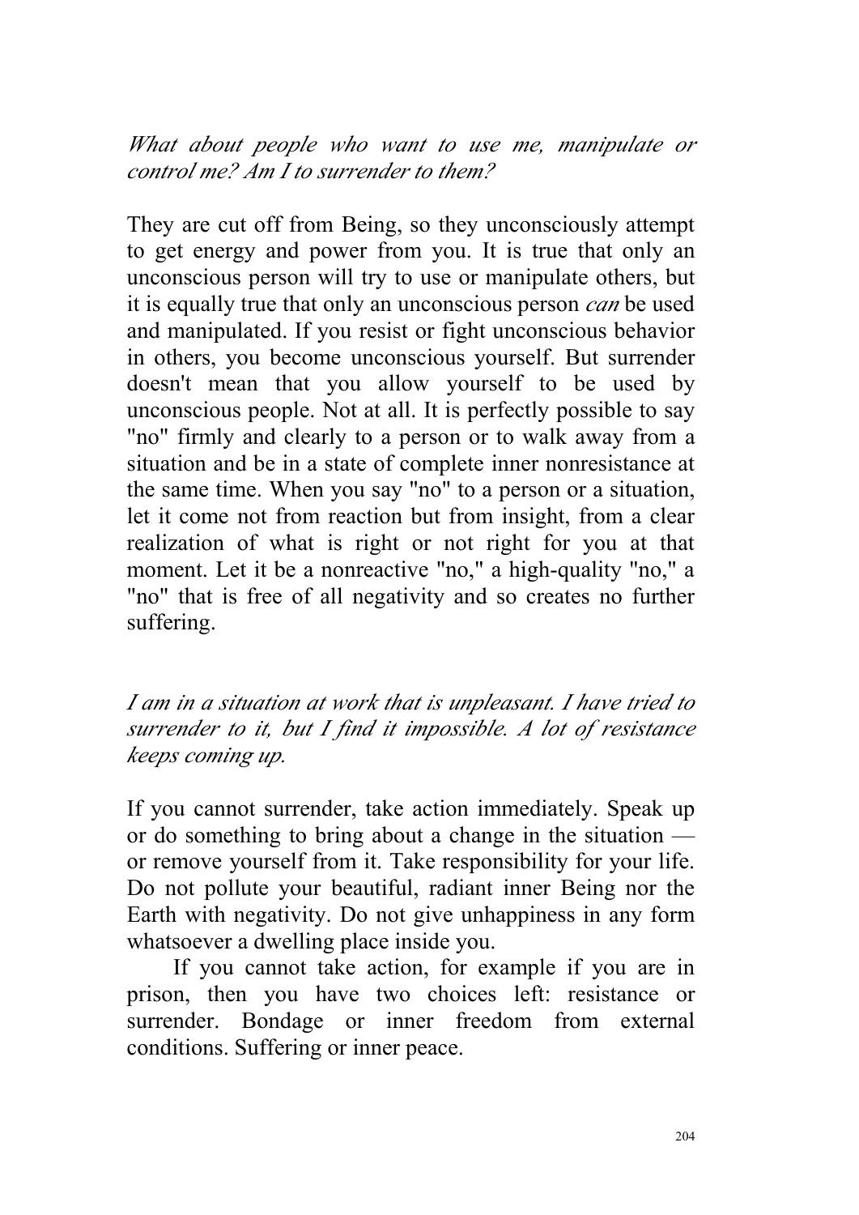*What about people who want to use me, manipulate or control me? Am I to surrender to them?*

They are cut off from Being, so they unconsciously attempt to get energy and power from you. It is true that only an unconscious person will try to use or manipulate others, but it is equally true that only an unconscious person *can* be used and manipulated. If you resist or fight unconscious behavior in others, you become unconscious yourself. But surrender doesn't mean that you allow yourself to be used by unconscious people. Not at all. It is perfectly possible to say "no" firmly and clearly to a person or to walk away from a situation and be in a state of complete inner nonresistance at the same time. When you say "no" to a person or a situation, let it come not from reaction but from insight, from a clear realization of what is right or not right for you at that moment. Let it be a nonreactive "no," a high-quality "no," a "no" that is free of all negativity and so creates no further suffering.

*I am in a situation at work that is unpleasant. I have tried to surrender to it, but I find it impossible. A lot of resistance keeps coming up.*

If you cannot surrender, take action immediately. Speak up or do something to bring about a change in the situation — or remove yourself from it. Take responsibility for your life. Do not pollute your beautiful, radiant inner Being nor the Earth with negativity. Do not give unhappiness in any form whatsoever a dwelling place inside you.

If you cannot take action, for example if you are in prison, then you have two choices left: resistance or surrender. Bondage or inner freedom from external conditions. Suffering or inner peace.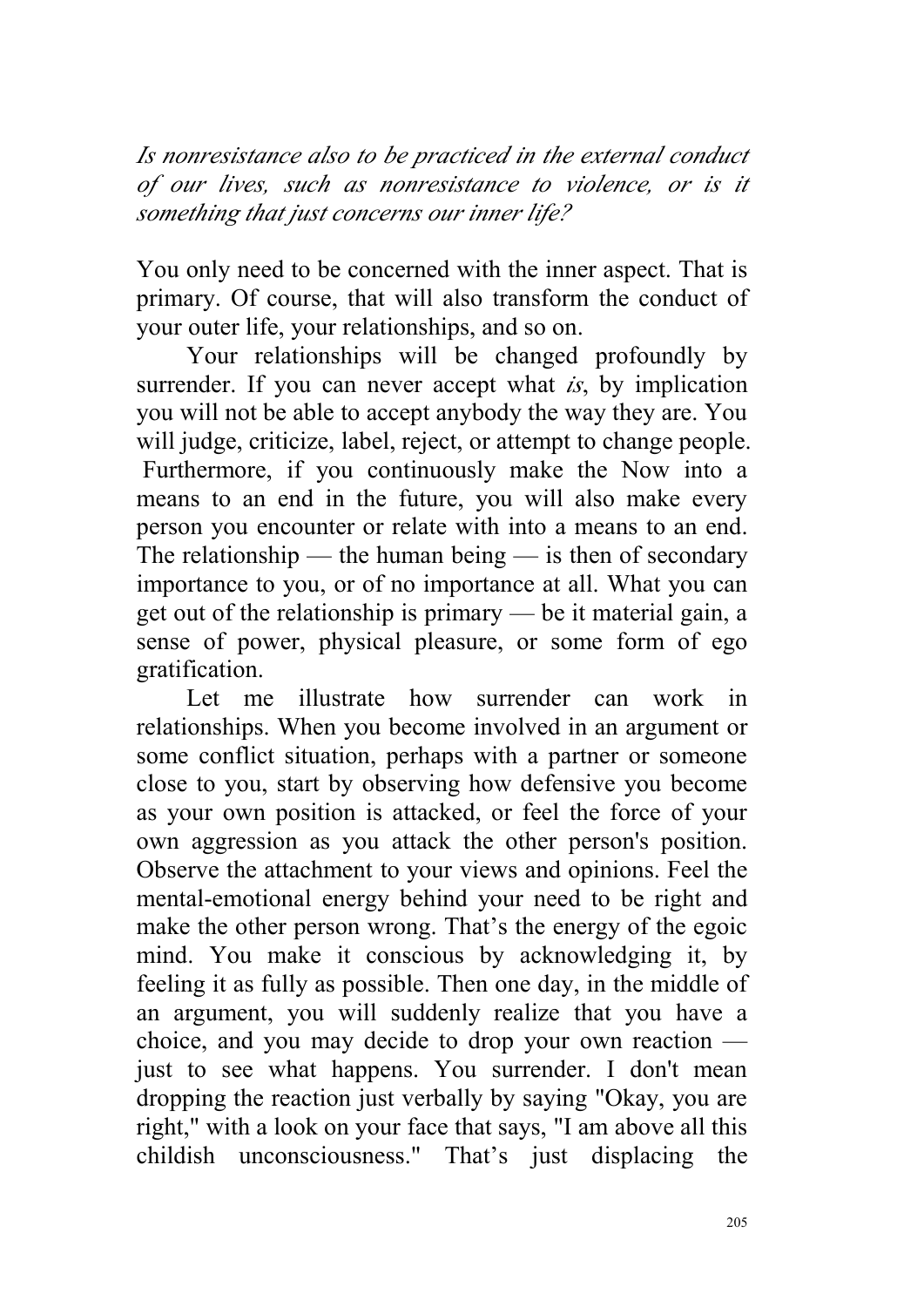*Is nonresistance also to be practiced in the external conduct of our lives, such as nonresistance to violence, or is it something that just concerns our inner life?*

You only need to be concerned with the inner aspect. That is primary. Of course, that will also transform the conduct of your outer life, your relationships, and so on.

Your relationships will be changed profoundly by surrender. If you can never accept what *is*, by implication you will not be able to accept anybody the way they are. You will judge, criticize, label, reject, or attempt to change people. Furthermore, if you continuously make the Now into a means to an end in the future, you will also make every person you encounter or relate with into a means to an end. The relationship — the human being — is then of secondary importance to you, or of no importance at all. What you can get out of the relationship is primary — be it material gain, a sense of power, physical pleasure, or some form of ego gratification.

Let me illustrate how surrender can work in relationships. When you become involved in an argument or some conflict situation, perhaps with a partner or someone close to you, start by observing how defensive you become as your own position is attacked, or feel the force of your own aggression as you attack the other person's position. Observe the attachment to your views and opinions. Feel the mental-emotional energy behind your need to be right and make the other person wrong. That's the energy of the egoic mind. You make it conscious by acknowledging it, by feeling it as fully as possible. Then one day, in the middle of an argument, you will suddenly realize that you have a choice, and you may decide to drop your own reaction — just to see what happens. You surrender. I don't mean dropping the reaction just verbally by saying "Okay, you are right," with a look on your face that says, "I am above all this childish unconsciousness." That's just displacing the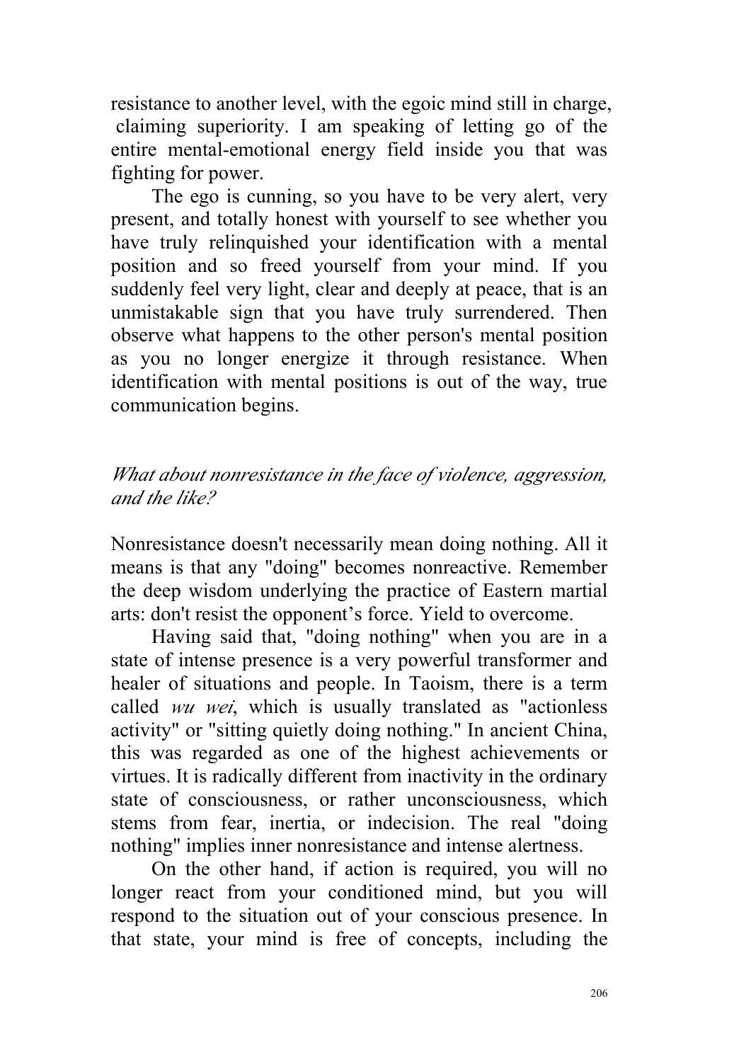resistance to another level, with the egoic mind still in charge, claiming superiority. I am speaking of letting go of the entire mental-emotional energy field inside you that was fighting for power.

The ego is cunning, so you have to be very alert, very present, and totally honest with yourself to see whether you have truly relinquished your identification with a mental position and so freed yourself from your mind. If you suddenly feel very light, clear and deeply at peace, that is an unmistakable sign that you have truly surrendered. Then observe what happens to the other person's mental position as you no longer energize it through resistance. When identification with mental positions is out of the way, true communication begins.

*What about nonresistance in the face of violence, aggression, and the like?*

Nonresistance doesn't necessarily mean doing nothing. All it means is that any "doing" becomes nonreactive. Remember the deep wisdom underlying the practice of Eastern martial arts: don't resist the opponent's force. Yield to overcome.

Having said that, "doing nothing" when you are in a state of intense presence is a very powerful transformer and healer of situations and people. In Taoism, there is a term called *wu wei*, which is usually translated as "actionless activity" or "sitting quietly doing nothing." In ancient China, this was regarded as one of the highest achievements or virtues. It is radically different from inactivity in the ordinary state of consciousness, or rather unconsciousness, which stems from fear, inertia, or indecision. The real "doing nothing" implies inner nonresistance and intense alertness.

On the other hand, if action is required, you will no longer react from your conditioned mind, but you will respond to the situation out of your conscious presence. In that state, your mind is free of concepts, including the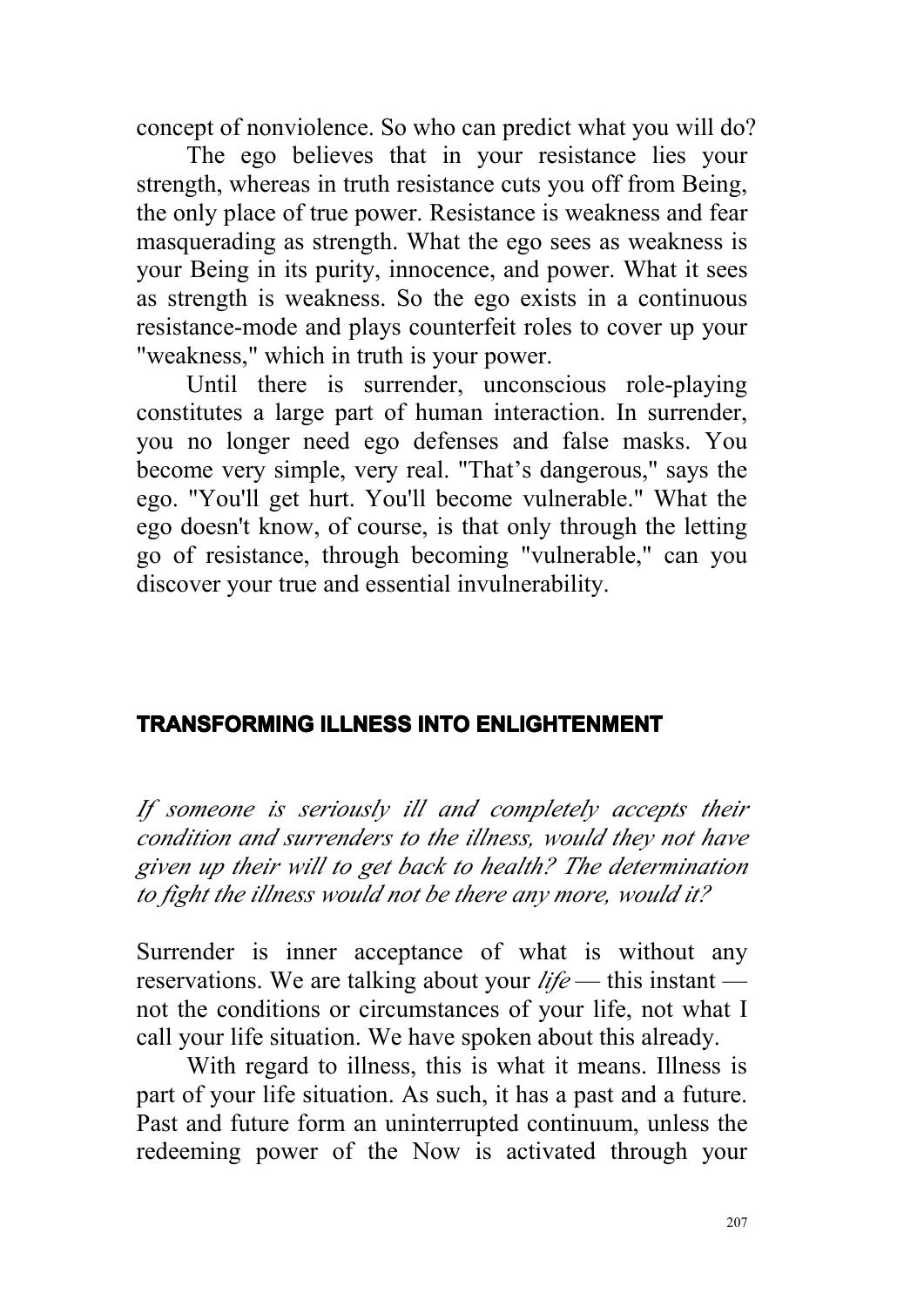concept of nonviolence. So who can predict what you will do?

The ego believes that in your resistance lies your strength, whereas in truth resistance cuts you off from Being, the only place of true power. Resistance is weakness and fear masquerading as strength. What the ego sees as weakness is your Being in its purity, innocence, and power. What it sees as strength is weakness. So the ego exists in a continuous resistance-mode and plays counterfeit roles to cover up your "weakness," which in truth is your power.

Until there is surrender, unconscious role-playing constitutes a large part of human interaction. In surrender, you no longer need ego defenses and false masks. You become very simple, very real. "That's dangerous," says the ego. "You'll get hurt. You'll become vulnerable." What the ego doesn't know, of course, is that only through the letting go of resistance, through becoming "vulnerable," can you discover your true and essential invulnerability.

## TRANSFORMING ILLNESS INTO ENLIGHTENMENT

*If someone is seriously ill and completely accepts their condition and surrenders to the illness, would they not have given up their will to get back to health? The determination to fight the illness would not be there any more, would it?*

Surrender is inner acceptance of what is without any reservations. We are talking about your *life* — this instant — not the conditions or circumstances of your life, not what I call your life situation. We have spoken about this already.

With regard to illness, this is what it means. Illness is part of your life situation. As such, it has a past and a future. Past and future form an uninterrupted continuum, unless the redeeming power of the Now is activated through your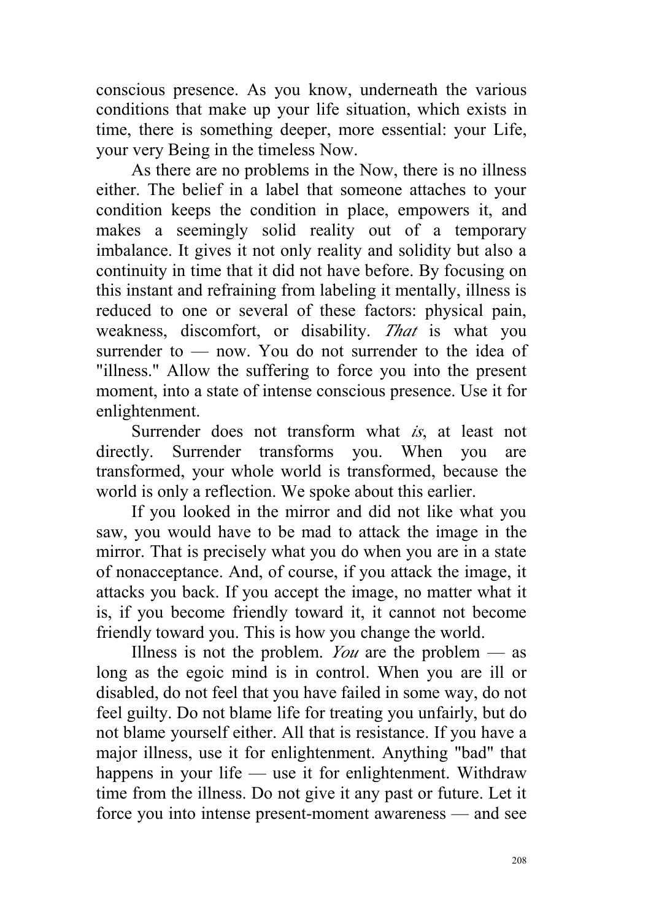conscious presence. As you know, underneath the various conditions that make up your life situation, which exists in time, there is something deeper, more essential: your Life, your very Being in the timeless Now.

As there are no problems in the Now, there is no illness either. The belief in a label that someone attaches to your condition keeps the condition in place, empowers it, and makes a seemingly solid reality out of a temporary imbalance. It gives it not only reality and solidity but also a continuity in time that it did not have before. By focusing on this instant and refraining from labeling it mentally, illness is reduced to one or several of these factors: physical pain, weakness, discomfort, or disability. *That* is what you surrender to — now. You do not surrender to the idea of "illness." Allow the suffering to force you into the present moment, into a state of intense conscious presence. Use it for enlightenment.

Surrender does not transform what *is*, at least not directly. Surrender transforms you. When you are transformed, your whole world is transformed, because the world is only a reflection. We spoke about this earlier.

If you looked in the mirror and did not like what you saw, you would have to be mad to attack the image in the mirror. That is precisely what you do when you are in a state of nonacceptance. And, of course, if you attack the image, it attacks you back. If you accept the image, no matter what it is, if you become friendly toward it, it cannot not become friendly toward you. This is how you change the world.

Illness is not the problem. *You* are the problem — as long as the egoic mind is in control. When you are ill or disabled, do not feel that you have failed in some way, do not feel guilty. Do not blame life for treating you unfairly, but do not blame yourself either. All that is resistance. If you have a major illness, use it for enlightenment. Anything "bad" that happens in your life — use it for enlightenment. Withdraw time from the illness. Do not give it any past or future. Let it force you into intense present-moment awareness — and see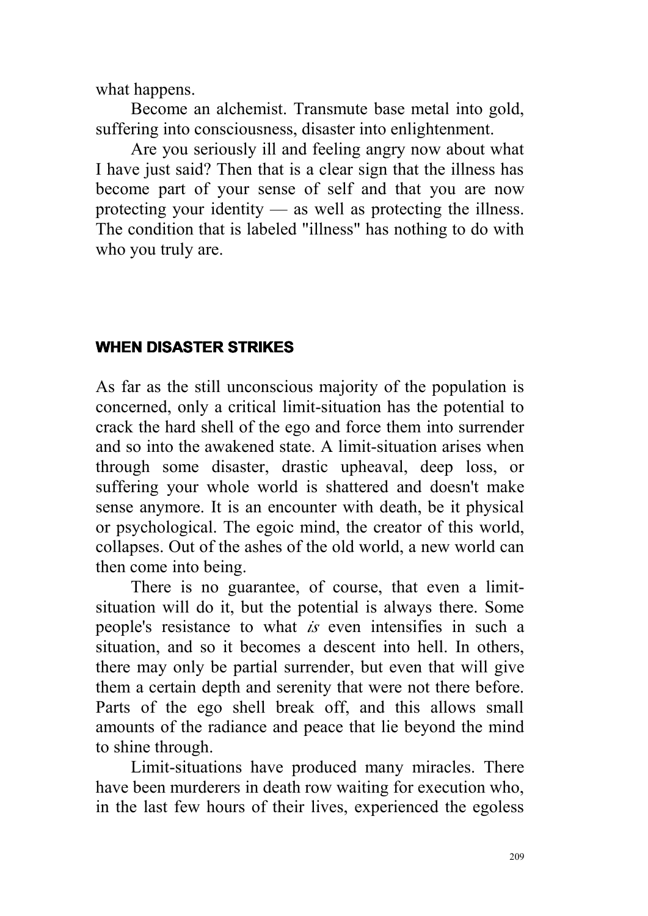what happens.

Become an alchemist. Transmute base metal into gold, suffering into consciousness, disaster into enlightenment.

Are you seriously ill and feeling angry now about what I have just said? Then that is a clear sign that the illness has become part of your sense of self and that you are now protecting your identity — as well as protecting the illness. The condition that is labeled "illness" has nothing to do with who you truly are.

## WHEN DISASTER STRIKES

As far as the still unconscious majority of the population is concerned, only a critical limit-situation has the potential to crack the hard shell of the ego and force them into surrender and so into the awakened state. A limit-situation arises when through some disaster, drastic upheaval, deep loss, or suffering your whole world is shattered and doesn't make sense anymore. It is an encounter with death, be it physical or psychological. The egoic mind, the creator of this world, collapses. Out of the ashes of the old world, a new world can then come into being.

There is no guarantee, of course, that even a limit-situation will do it, but the potential is always there. Some people's resistance to what *is* even intensifies in such a situation, and so it becomes a descent into hell. In others, there may only be partial surrender, but even that will give them a certain depth and serenity that were not there before. Parts of the ego shell break off, and this allows small amounts of the radiance and peace that lie beyond the mind to shine through.

Limit-situations have produced many miracles. There have been murderers in death row waiting for execution who, in the last few hours of their lives, experienced the egoless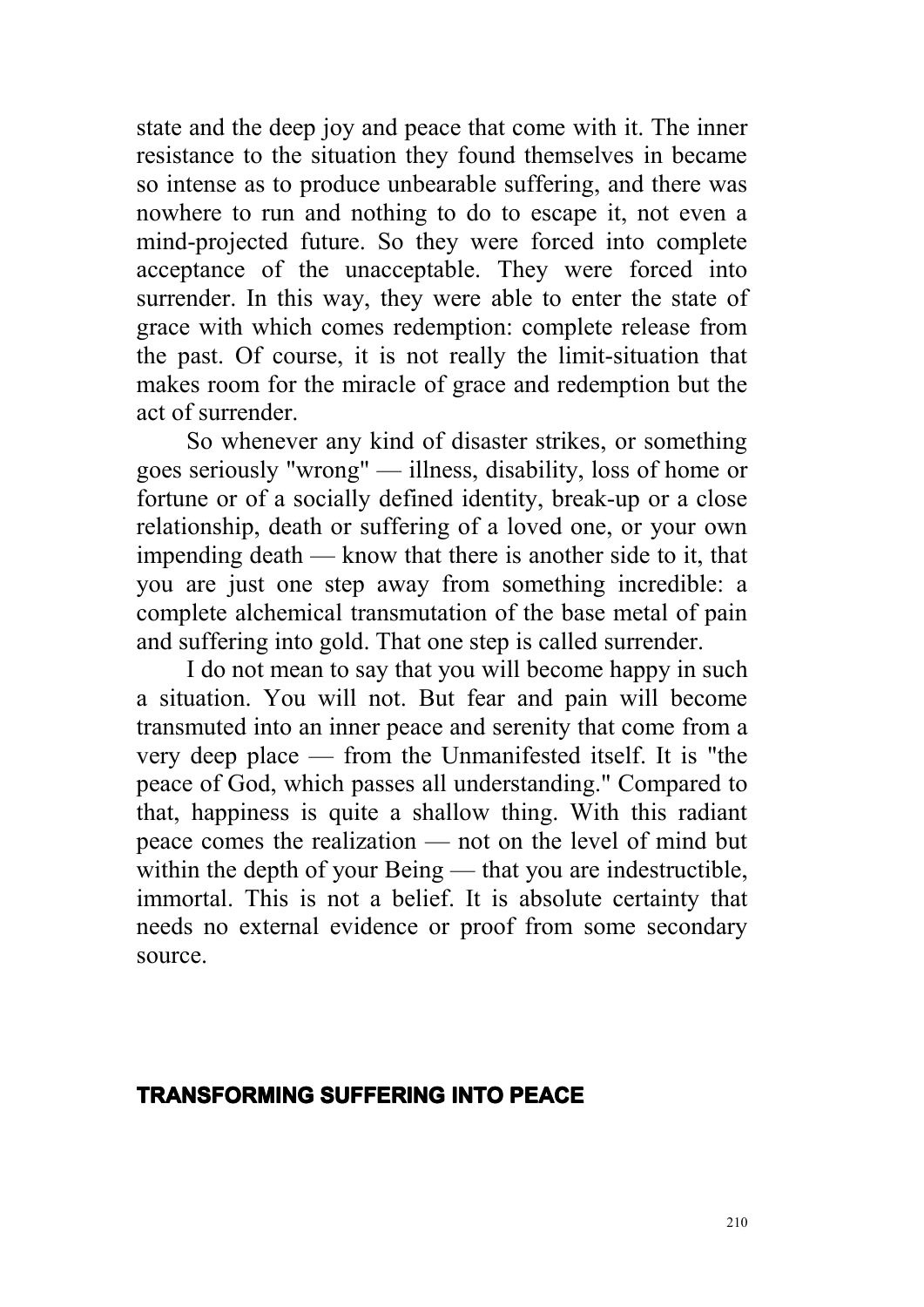state and the deep joy and peace that come with it. The inner resistance to the situation they found themselves in became so intense as to produce unbearable suffering, and there was nowhere to run and nothing to do to escape it, not even a mind-projected future. So they were forced into complete acceptance of the unacceptable. They were forced into surrender. In this way, they were able to enter the state of grace with which comes redemption: complete release from the past. Of course, it is not really the limit-situation that makes room for the miracle of grace and redemption but the act of surrender.

So whenever any kind of disaster strikes, or something goes seriously "wrong" — illness, disability, loss of home or fortune or of a socially defined identity, break-up or a close relationship, death or suffering of a loved one, or your own impending death — know that there is another side to it, that you are just one step away from something incredible: a complete alchemical transmutation of the base metal of pain and suffering into gold. That one step is called surrender.

I do not mean to say that you will become happy in such a situation. You will not. But fear and pain will become transmuted into an inner peace and serenity that come from a very deep place — from the Unmanifested itself. It is "the peace of God, which passes all understanding." Compared to that, happiness is quite a shallow thing. With this radiant peace comes the realization — not on the level of mind but within the depth of your Being — that you are indestructible, immortal. This is not a belief. It is absolute certainty that needs no external evidence or proof from some secondary source.

## TRANSFORMING SUFFERING INTO PEACE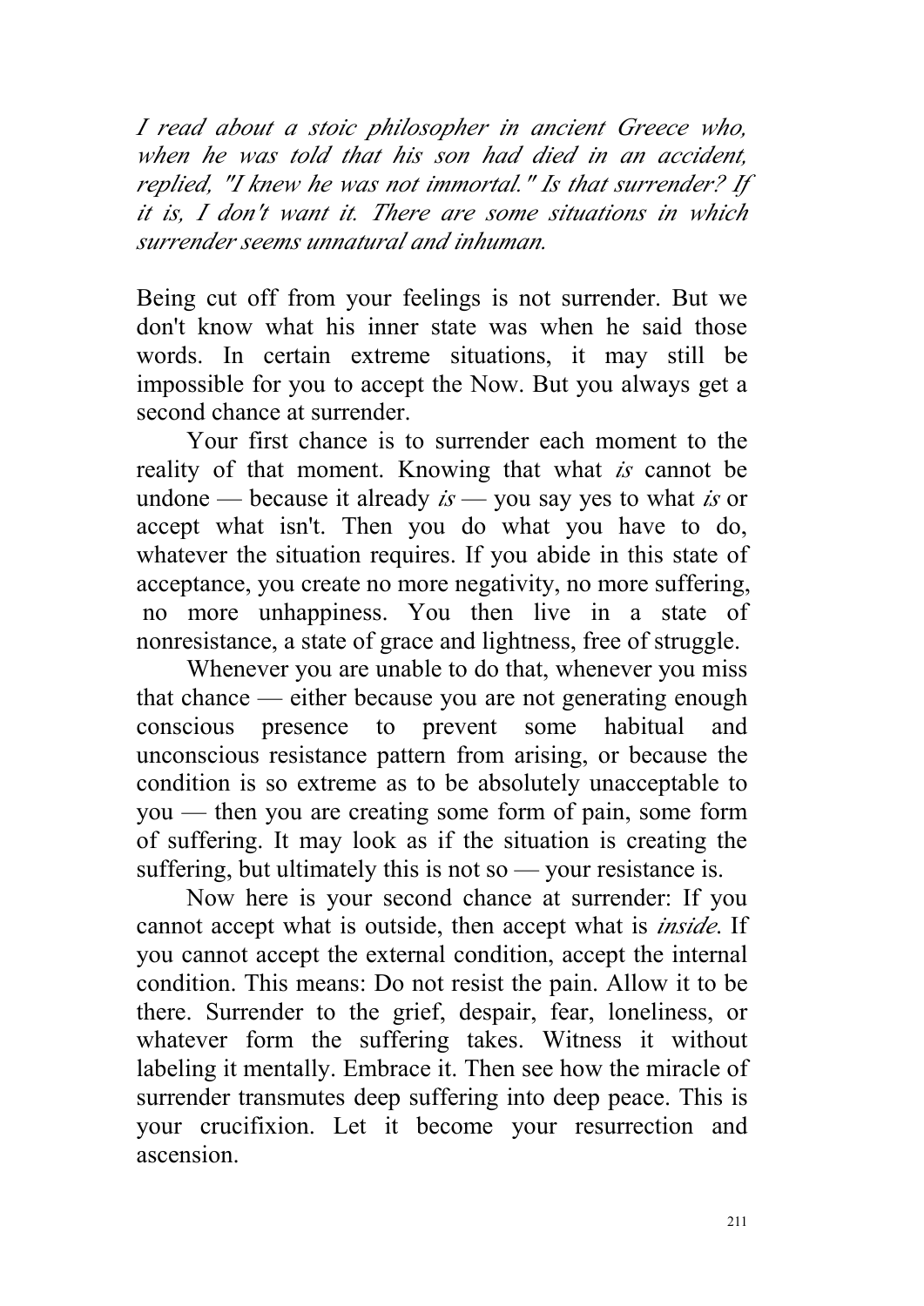*I read about a stoic philosopher in ancient Greece who, when he was told that his son had died in an accident, replied, "I knew he was not immortal." Is that surrender? If it is, I don't want it. There are some situations in which surrender seems unnatural and inhuman.*

Being cut off from your feelings is not surrender. But we don't know what his inner state was when he said those words. In certain extreme situations, it may still be impossible for you to accept the Now. But you always get a second chance at surrender.

Your first chance is to surrender each moment to the reality of that moment. Knowing that what *is* cannot be undone — because it already *is* — you say yes to what *is* or accept what isn't. Then you do what you have to do, whatever the situation requires. If you abide in this state of acceptance, you create no more negativity, no more suffering, no more unhappiness. You then live in a state of nonresistance, a state of grace and lightness, free of struggle.

Whenever you are unable to do that, whenever you miss that chance — either because you are not generating enough conscious presence to prevent some habitual and unconscious resistance pattern from arising, or because the condition is so extreme as to be absolutely unacceptable to you — then you are creating some form of pain, some form of suffering. It may look as if the situation is creating the suffering, but ultimately this is not so — your resistance is.

Now here is your second chance at surrender: If you cannot accept what is outside, then accept what is *inside*. If you cannot accept the external condition, accept the internal condition. This means: Do not resist the pain. Allow it to be there. Surrender to the grief, despair, fear, loneliness, or whatever form the suffering takes. Witness it without labeling it mentally. Embrace it. Then see how the miracle of surrender transmutes deep suffering into deep peace. This is your crucifixion. Let it become your resurrection and ascension.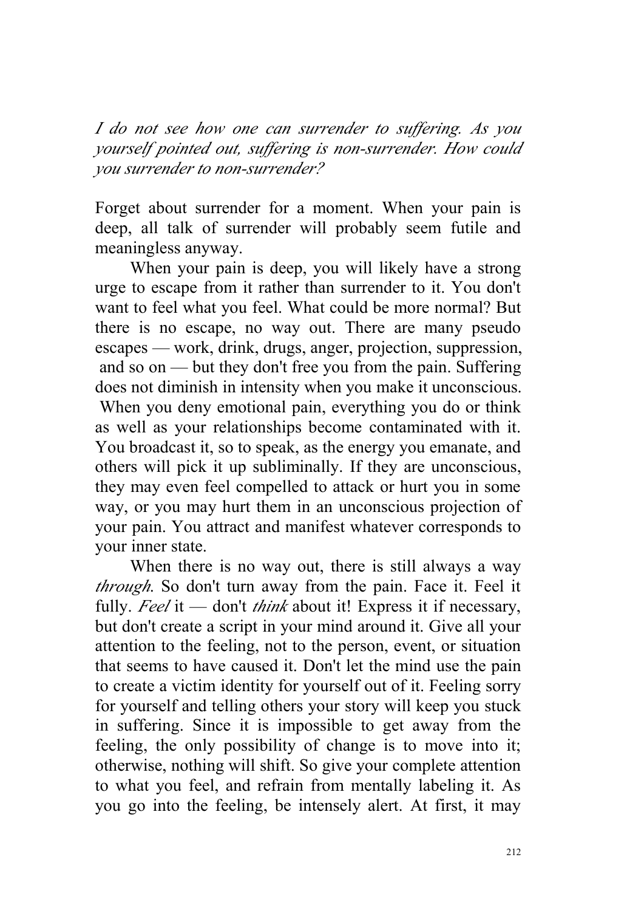*I do not see how one can surrender to suffering. As you yourself pointed out, suffering is non-surrender. How could you surrender to non-surrender?*

Forget about surrender for a moment. When your pain is deep, all talk of surrender will probably seem futile and meaningless anyway.

When your pain is deep, you will likely have a strong urge to escape from it rather than surrender to it. You don't want to feel what you feel. What could be more normal? But there is no escape, no way out. There are many pseudo escapes — work, drink, drugs, anger, projection, suppression, and so on — but they don't free you from the pain. Suffering does not diminish in intensity when you make it unconscious. When you deny emotional pain, everything you do or think as well as your relationships become contaminated with it. You broadcast it, so to speak, as the energy you emanate, and others will pick it up subliminally. If they are unconscious, they may even feel compelled to attack or hurt you in some way, or you may hurt them in an unconscious projection of your pain. You attract and manifest whatever corresponds to your inner state.

When there is no way out, there is still always a way *through.* So don't turn away from the pain. Face it. Feel it fully. *Feel* it — don't *think* about it! Express it if necessary, but don't create a script in your mind around it. Give all your attention to the feeling, not to the person, event, or situation that seems to have caused it. Don't let the mind use the pain to create a victim identity for yourself out of it. Feeling sorry for yourself and telling others your story will keep you stuck in suffering. Since it is impossible to get away from the feeling, the only possibility of change is to move into it; otherwise, nothing will shift. So give your complete attention to what you feel, and refrain from mentally labeling it. As you go into the feeling, be intensely alert. At first, it may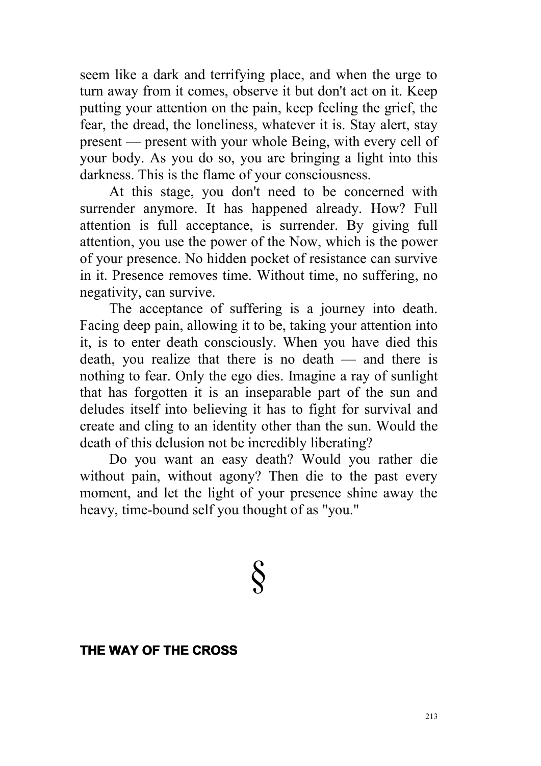seem like a dark and terrifying place, and when the urge to turn away from it comes, observe it but don't act on it. Keep putting your attention on the pain, keep feeling the grief, the fear, the dread, the loneliness, whatever it is. Stay alert, stay present — present with your whole Being, with every cell of your body. As you do so, you are bringing a light into this darkness. This is the flame of your consciousness.

At this stage, you don't need to be concerned with surrender anymore. It has happened already. How? Full attention is full acceptance, is surrender. By giving full attention, you use the power of the Now, which is the power of your presence. No hidden pocket of resistance can survive in it. Presence removes time. Without time, no suffering, no negativity, can survive.

The acceptance of suffering is a journey into death. Facing deep pain, allowing it to be, taking your attention into it, is to enter death consciously. When you have died this death, you realize that there is no death — and there is nothing to fear. Only the ego dies. Imagine a ray of sunlight that has forgotten it is an inseparable part of the sun and deludes itself into believing it has to fight for survival and create and cling to an identity other than the sun. Would the death of this delusion not be incredibly liberating?

Do you want an easy death? Would you rather die without pain, without agony? Then die to the past every moment, and let the light of your presence shine away the heavy, time-bound self you thought of as "you."

§

## THE WAY OF THE CROSS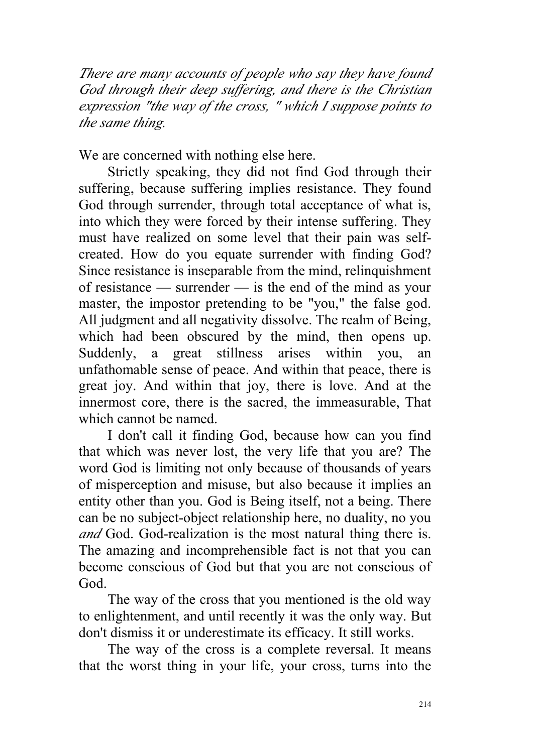*There are many accounts of people who say they have found God through their deep suffering, and there is the Christian expression "the way of the cross, " which I suppose points to the same thing.*

We are concerned with nothing else here.

Strictly speaking, they did not find God through their suffering, because suffering implies resistance. They found God through surrender, through total acceptance of what is, into which they were forced by their intense suffering. They must have realized on some level that their pain was self-created. How do you equate surrender with finding God? Since resistance is inseparable from the mind, relinquishment of resistance — surrender — is the end of the mind as your master, the impostor pretending to be "you," the false god. All judgment and all negativity dissolve. The realm of Being, which had been obscured by the mind, then opens up. Suddenly, a great stillness arises within you, an unfathomable sense of peace. And within that peace, there is great joy. And within that joy, there is love. And at the innermost core, there is the sacred, the immeasurable, That which cannot be named.

I don't call it finding God, because how can you find that which was never lost, the very life that you are? The word God is limiting not only because of thousands of years of misperception and misuse, but also because it implies an entity other than you. God is Being itself, not a being. There can be no subject-object relationship here, no duality, no you *and* God. God-realization is the most natural thing there is. The amazing and incomprehensible fact is not that you can become conscious of God but that you are not conscious of God.

The way of the cross that you mentioned is the old way to enlightenment, and until recently it was the only way. But don't dismiss it or underestimate its efficacy. It still works.

The way of the cross is a complete reversal. It means that the worst thing in your life, your cross, turns into the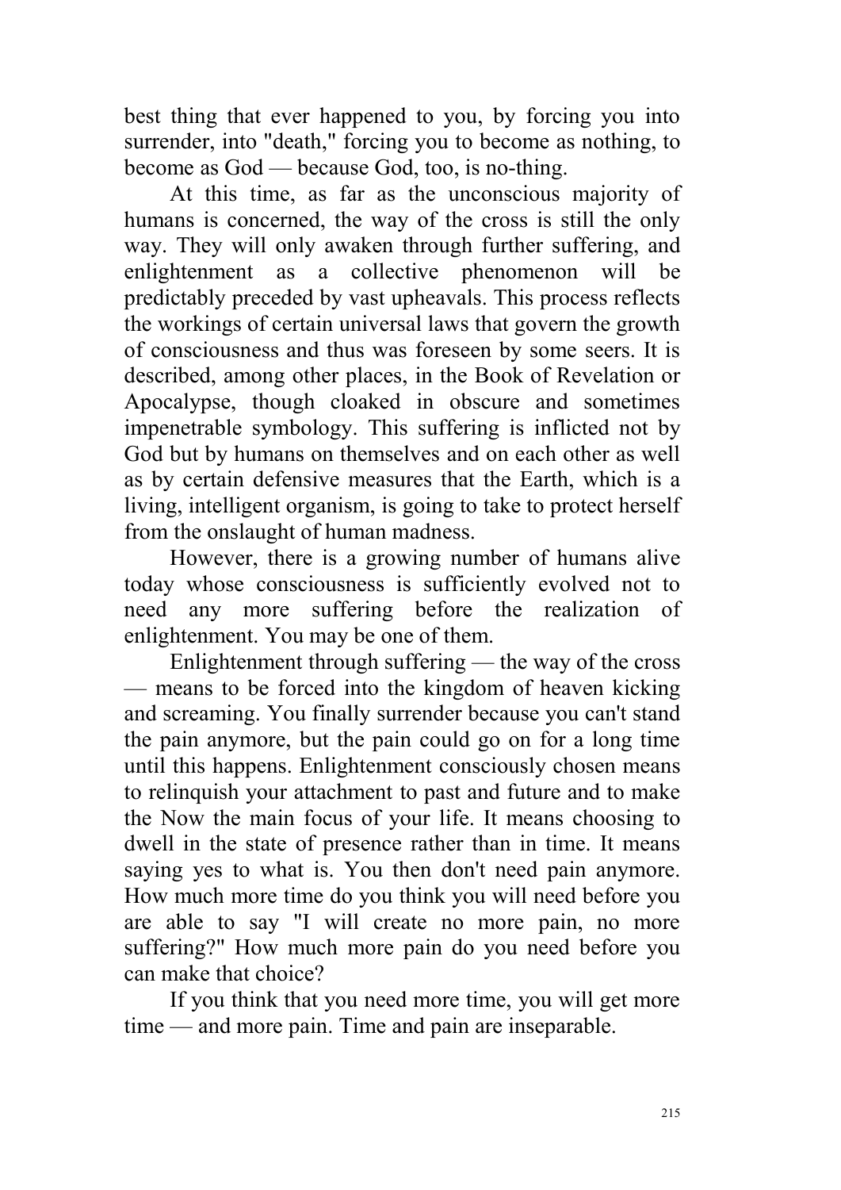best thing that ever happened to you, by forcing you into surrender, into "death," forcing you to become as nothing, to become as God — because God, too, is no-thing.

At this time, as far as the unconscious majority of humans is concerned, the way of the cross is still the only way. They will only awaken through further suffering, and enlightenment as a collective phenomenon will be predictably preceded by vast upheavals. This process reflects the workings of certain universal laws that govern the growth of consciousness and thus was foreseen by some seers. It is described, among other places, in the Book of Revelation or Apocalypse, though cloaked in obscure and sometimes impenetrable symbology. This suffering is inflicted not by God but by humans on themselves and on each other as well as by certain defensive measures that the Earth, which is a living, intelligent organism, is going to take to protect herself from the onslaught of human madness.

However, there is a growing number of humans alive today whose consciousness is sufficiently evolved not to need any more suffering before the realization of enlightenment. You may be one of them.

Enlightenment through suffering — the way of the cross — means to be forced into the kingdom of heaven kicking and screaming. You finally surrender because you can't stand the pain anymore, but the pain could go on for a long time until this happens. Enlightenment consciously chosen means to relinquish your attachment to past and future and to make the Now the main focus of your life. It means choosing to dwell in the state of presence rather than in time. It means saying yes to what is. You then don't need pain anymore. How much more time do you think you will need before you are able to say "I will create no more pain, no more suffering?" How much more pain do you need before you can make that choice?

If you think that you need more time, you will get more time — and more pain. Time and pain are inseparable.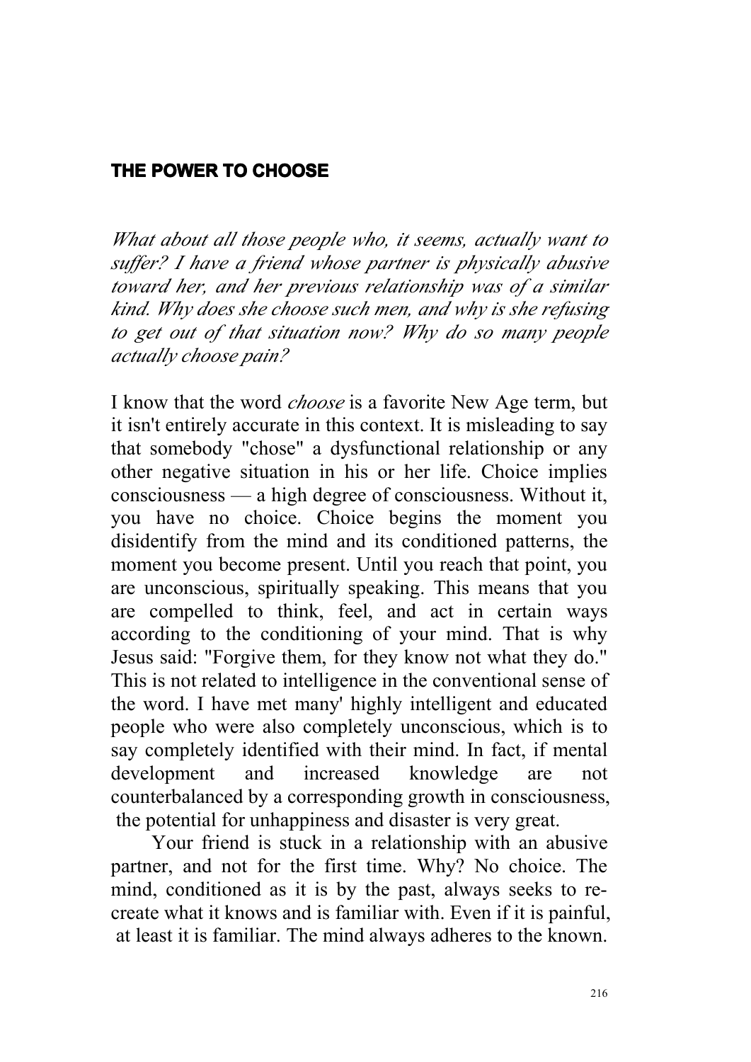## THE POWER TO CHOOSE

*What about all those people who, it seems, actually want to suffer? I have a friend whose partner is physically abusive toward her, and her previous relationship was of a similar kind. Why does she choose such men, and why is she refusing to get out of that situation now? Why do so many people actually choose pain?*

I know that the word *choose* is a favorite New Age term, but it isn't entirely accurate in this context. It is misleading to say that somebody "chose" a dysfunctional relationship or any other negative situation in his or her life. Choice implies consciousness — a high degree of consciousness. Without it, you have no choice. Choice begins the moment you disidentify from the mind and its conditioned patterns, the moment you become present. Until you reach that point, you are unconscious, spiritually speaking. This means that you are compelled to think, feel, and act in certain ways according to the conditioning of your mind. That is why Jesus said: "Forgive them, for they know not what they do." This is not related to intelligence in the conventional sense of the word. I have met many' highly intelligent and educated people who were also completely unconscious, which is to say completely identified with their mind. In fact, if mental development and increased knowledge are not counterbalanced by a corresponding growth in consciousness, the potential for unhappiness and disaster is very great.

Your friend is stuck in a relationship with an abusive partner, and not for the first time. Why? No choice. The mind, conditioned as it is by the past, always seeks to re-create what it knows and is familiar with. Even if it is painful, at least it is familiar. The mind always adheres to the known.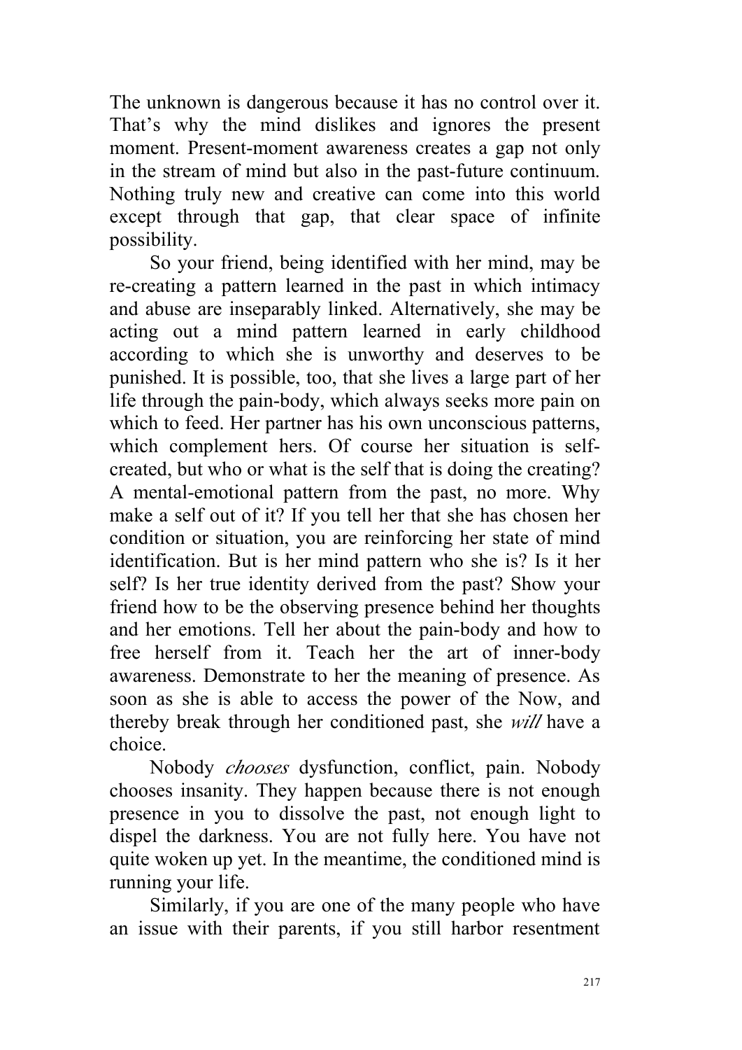The unknown is dangerous because it has no control over it. That's why the mind dislikes and ignores the present moment. Present-moment awareness creates a gap not only in the stream of mind but also in the past-future continuum. Nothing truly new and creative can come into this world except through that gap, that clear space of infinite possibility.

So your friend, being identified with her mind, may be re-creating a pattern learned in the past in which intimacy and abuse are inseparably linked. Alternatively, she may be acting out a mind pattern learned in early childhood according to which she is unworthy and deserves to be punished. It is possible, too, that she lives a large part of her life through the pain-body, which always seeks more pain on which to feed. Her partner has his own unconscious patterns, which complement hers. Of course her situation is self-created, but who or what is the self that is doing the creating? A mental-emotional pattern from the past, no more. Why make a self out of it? If you tell her that she has chosen her condition or situation, you are reinforcing her state of mind identification. But is her mind pattern who she is? Is it her self? Is her true identity derived from the past? Show your friend how to be the observing presence behind her thoughts and her emotions. Tell her about the pain-body and how to free herself from it. Teach her the art of inner-body awareness. Demonstrate to her the meaning of presence. As soon as she is able to access the power of the Now, and thereby break through her conditioned past, she *will* have a choice.

Nobody *chooses* dysfunction, conflict, pain. Nobody chooses insanity. They happen because there is not enough presence in you to dissolve the past, not enough light to dispel the darkness. You are not fully here. You have not quite woken up yet. In the meantime, the conditioned mind is running your life.

Similarly, if you are one of the many people who have an issue with their parents, if you still harbor resentment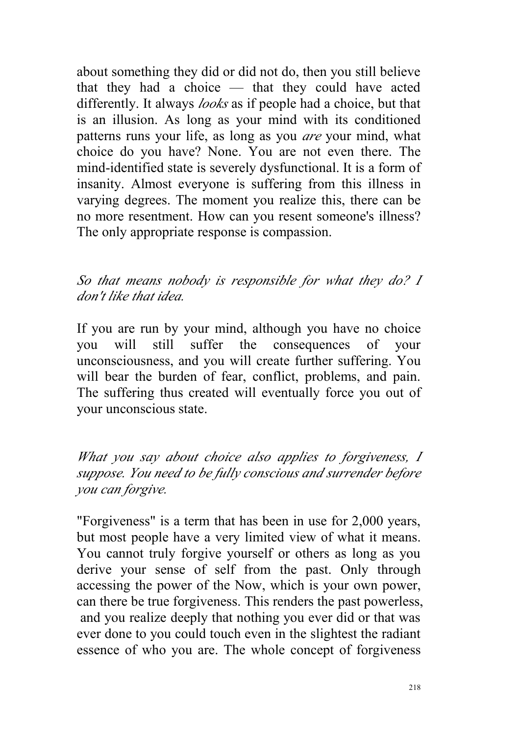about something they did or did not do, then you still believe that they had a choice — that they could have acted differently. It always *looks* as if people had a choice, but that is an illusion. As long as your mind with its conditioned patterns runs your life, as long as you *are* your mind, what choice do you have? None. You are not even there. The mind-identified state is severely dysfunctional. It is a form of insanity. Almost everyone is suffering from this illness in varying degrees. The moment you realize this, there can be no more resentment. How can you resent someone's illness? The only appropriate response is compassion.

*So that means nobody is responsible for what they do? I don't like that idea.*

If you are run by your mind, although you have no choice you will still suffer the consequences of your unconsciousness, and you will create further suffering. You will bear the burden of fear, conflict, problems, and pain. The suffering thus created will eventually force you out of your unconscious state.

*What you say about choice also applies to forgiveness, I suppose. You need to be fully conscious and surrender before you can forgive.*

"Forgiveness" is a term that has been in use for 2,000 years, but most people have a very limited view of what it means. You cannot truly forgive yourself or others as long as you derive your sense of self from the past. Only through accessing the power of the Now, which is your own power, can there be true forgiveness. This renders the past powerless, and you realize deeply that nothing you ever did or that was ever done to you could touch even in the slightest the radiant essence of who you are. The whole concept of forgiveness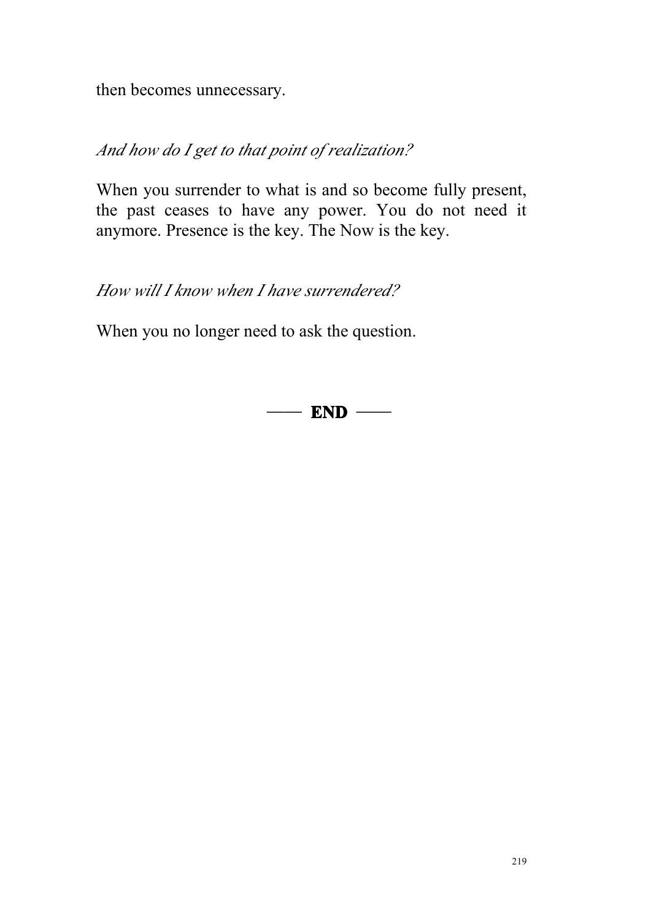then becomes unnecessary.

*And how do I get to that point of realization?*

When you surrender to what is and so become fully present, the past ceases to have any power. You do not need it anymore. Presence is the key. The Now is the key.

*How will I know when I have surrendered?*

When you no longer need to ask the question.

—— **END** ——